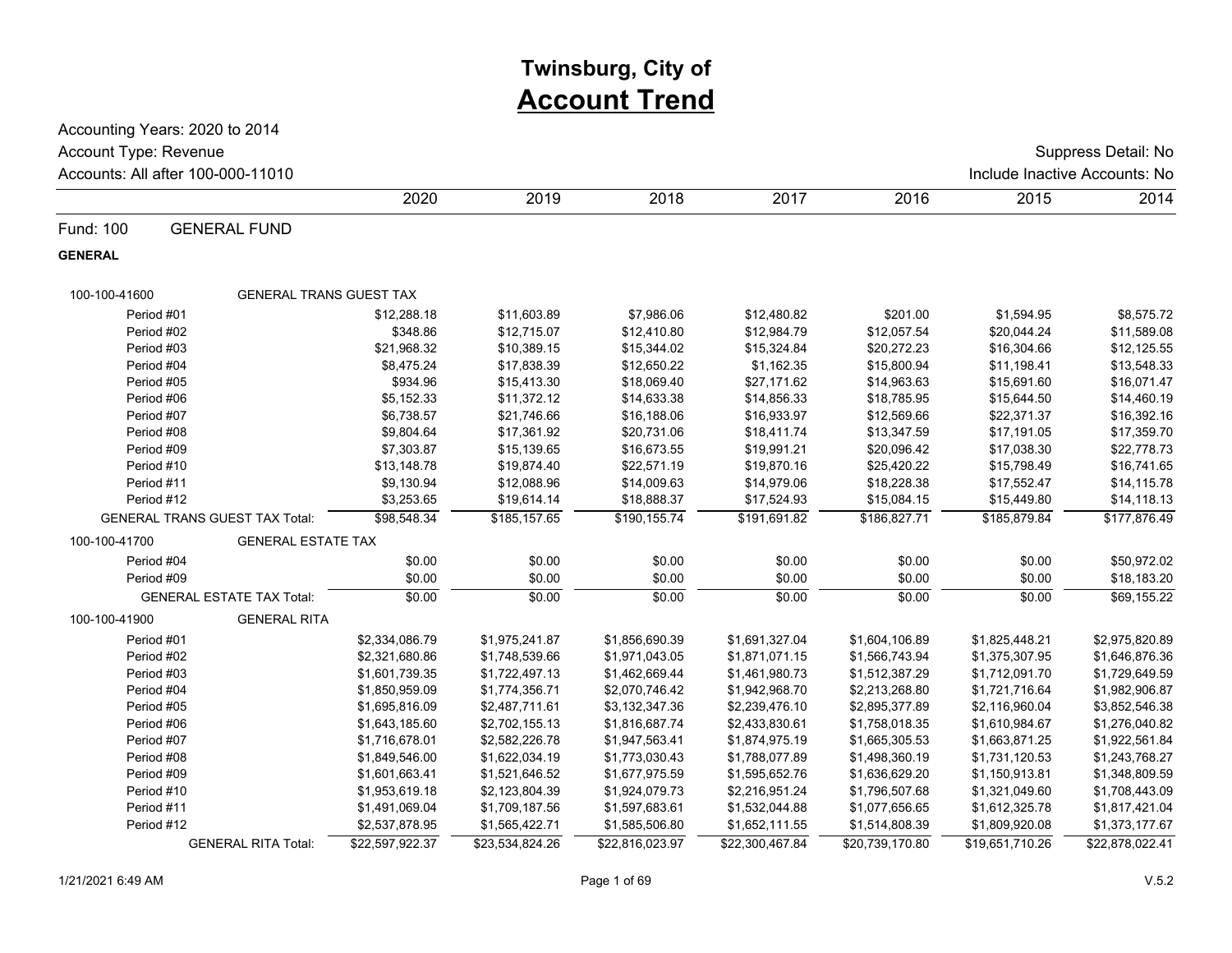# Twinsburg, City of
## Account Trend

Accounting Years: 2020 to 2014

Account Type: Revenue

Accounts: All after 100-000-11010

Suppress Detail: No

Include Inactive Accounts: No

**Fund: 100 GENERAL FUND**

**GENERAL**

| | 2020 | 2019 | 2018 | 2017 | 2016 | 2015 | 2014 |
|---|---|---|---|---|---|---|---|
| **100-100-41600 GENERAL TRANS GUEST TAX** | | | | | | | |
| Period #01 | $12,288.18 | $11,603.89 | $7,986.06 | $12,480.82 | $201.00 | $1,594.95 | $8,575.72 |
| Period #02 | $348.86 | $12,715.07 | $12,410.80 | $12,984.79 | $12,057.54 | $20,044.24 | $11,589.08 |
| Period #03 | $21,968.32 | $10,389.15 | $15,344.02 | $15,324.84 | $20,272.23 | $16,304.66 | $12,125.55 |
| Period #04 | $8,475.24 | $17,838.39 | $12,650.22 | $1,162.35 | $15,800.94 | $11,198.41 | $13,548.33 |
| Period #05 | $934.96 | $15,413.30 | $18,069.40 | $27,171.62 | $14,963.63 | $15,691.60 | $16,071.47 |
| Period #06 | $5,152.33 | $11,372.12 | $14,633.38 | $14,856.33 | $18,785.95 | $15,644.50 | $14,460.19 |
| Period #07 | $6,738.57 | $21,746.66 | $16,188.06 | $16,933.97 | $12,569.66 | $22,371.37 | $16,392.16 |
| Period #08 | $9,804.64 | $17,361.92 | $20,731.06 | $18,411.74 | $13,347.59 | $17,191.05 | $17,359.70 |
| Period #09 | $7,303.87 | $15,139.65 | $16,673.55 | $19,991.21 | $20,096.42 | $17,038.30 | $22,778.73 |
| Period #10 | $13,148.78 | $19,874.40 | $22,571.19 | $19,870.16 | $25,420.22 | $15,798.49 | $16,741.65 |
| Period #11 | $9,130.94 | $12,088.96 | $14,009.63 | $14,979.06 | $18,228.38 | $17,552.47 | $14,115.78 |
| Period #12 | $3,253.65 | $19,614.14 | $18,888.37 | $17,524.93 | $15,084.15 | $15,449.80 | $14,118.13 |
| GENERAL TRANS GUEST TAX Total: | $98,548.34 | $185,157.65 | $190,155.74 | $191,691.82 | $186,827.71 | $185,879.84 | $177,876.49 |
| **100-100-41700 GENERAL ESTATE TAX** | | | | | | | |
| Period #04 | $0.00 | $0.00 | $0.00 | $0.00 | $0.00 | $0.00 | $50,972.02 |
| Period #09 | $0.00 | $0.00 | $0.00 | $0.00 | $0.00 | $0.00 | $18,183.20 |
| GENERAL ESTATE TAX Total: | $0.00 | $0.00 | $0.00 | $0.00 | $0.00 | $0.00 | $69,155.22 |
| **100-100-41900 GENERAL RITA** | | | | | | | |
| Period #01 | $2,334,086.79 | $1,975,241.87 | $1,856,690.39 | $1,691,327.04 | $1,604,106.89 | $1,825,448.21 | $2,975,820.89 |
| Period #02 | $2,321,680.86 | $1,748,539.66 | $1,971,043.05 | $1,871,071.15 | $1,566,743.94 | $1,375,307.95 | $1,646,876.36 |
| Period #03 | $1,601,739.35 | $1,722,497.13 | $1,462,669.44 | $1,461,980.73 | $1,512,387.29 | $1,712,091.70 | $1,729,649.59 |
| Period #04 | $1,850,959.09 | $1,774,356.71 | $2,070,746.42 | $1,942,968.70 | $2,213,268.80 | $1,721,716.64 | $1,982,906.87 |
| Period #05 | $1,695,816.09 | $2,487,711.61 | $3,132,347.36 | $2,239,476.10 | $2,895,377.89 | $2,116,960.04 | $3,852,546.38 |
| Period #06 | $1,643,185.60 | $2,702,155.13 | $1,816,687.74 | $2,433,830.61 | $1,758,018.35 | $1,610,984.67 | $1,276,040.82 |
| Period #07 | $1,716,678.01 | $2,582,226.78 | $1,947,563.41 | $1,874,975.19 | $1,665,305.53 | $1,663,871.25 | $1,922,561.84 |
| Period #08 | $1,849,546.00 | $1,622,034.19 | $1,773,030.43 | $1,788,077.89 | $1,498,360.19 | $1,731,120.53 | $1,243,768.27 |
| Period #09 | $1,601,663.41 | $1,521,646.52 | $1,677,975.59 | $1,595,652.76 | $1,636,629.20 | $1,150,913.81 | $1,348,809.59 |
| Period #10 | $1,953,619.18 | $2,123,804.39 | $1,924,079.73 | $2,216,951.24 | $1,796,507.68 | $1,321,049.60 | $1,708,443.09 |
| Period #11 | $1,491,069.04 | $1,709,187.56 | $1,597,683.61 | $1,532,044.88 | $1,077,656.65 | $1,612,325.78 | $1,817,421.04 |
| Period #12 | $2,537,878.95 | $1,565,422.71 | $1,585,506.80 | $1,652,111.55 | $1,514,808.39 | $1,809,920.08 | $1,373,177.67 |
| GENERAL RITA Total: | $22,597,922.37 | $23,534,824.26 | $22,816,023.97 | $22,300,467.84 | $20,739,170.80 | $19,651,710.26 | $22,878,022.41 |

1/21/2021 6:49 AM

V.5.2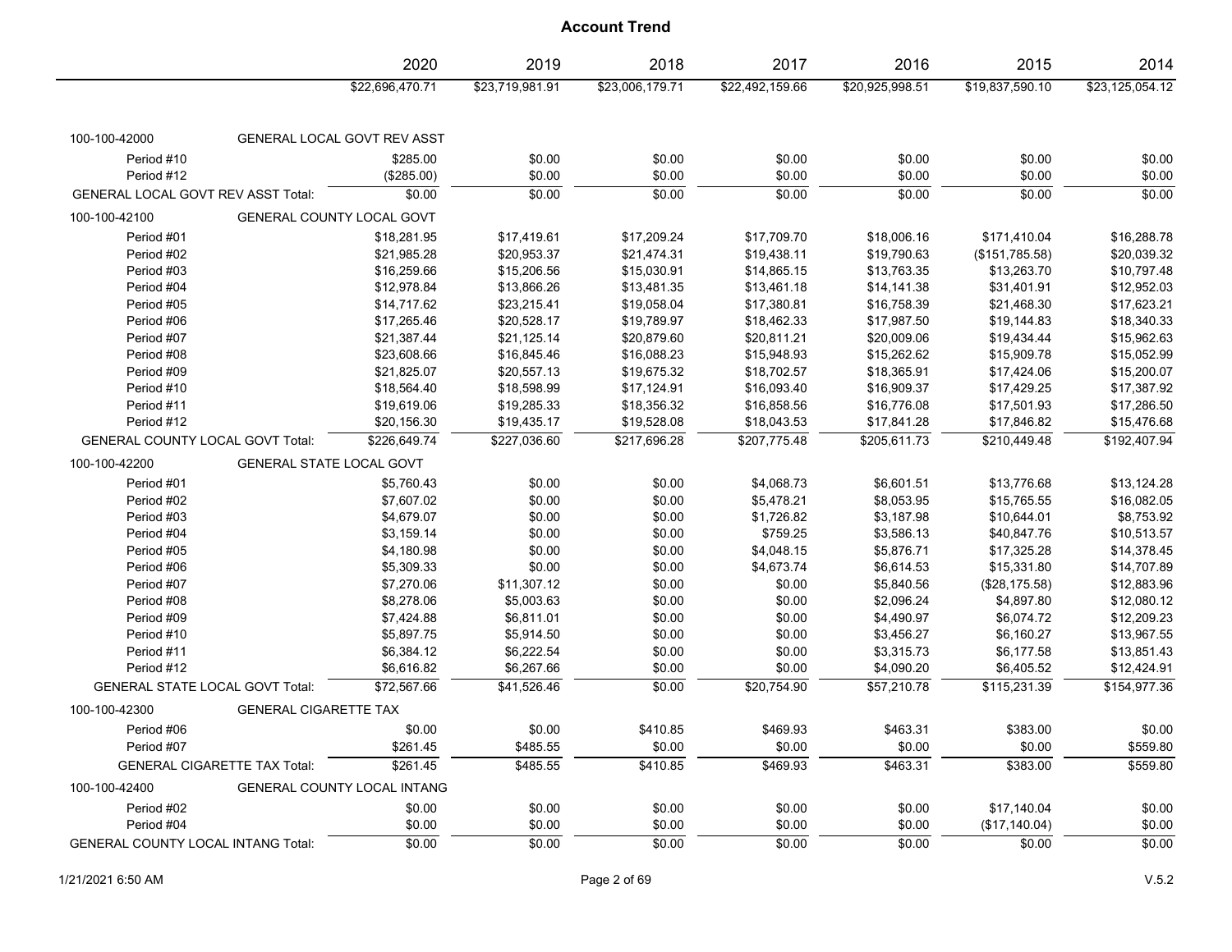# Account Trend

| | 2020 | 2019 | 2018 | 2017 | 2016 | 2015 | 2014 |
|---|---|---|---|---|---|---|---|
| | $22,696,470.71 | $23,719,981.91 | $23,006,179.71 | $22,492,159.66 | $20,925,998.51 | $19,837,590.10 | $23,125,054.12 |
| **100-100-42000 GENERAL LOCAL GOVT REV ASST** | | | | | | | |
| Period #10 | $285.00 | $0.00 | $0.00 | $0.00 | $0.00 | $0.00 | $0.00 |
| Period #12 | ($285.00) | $0.00 | $0.00 | $0.00 | $0.00 | $0.00 | $0.00 |
| GENERAL LOCAL GOVT REV ASST Total: | $0.00 | $0.00 | $0.00 | $0.00 | $0.00 | $0.00 | $0.00 |
| **100-100-42100 GENERAL COUNTY LOCAL GOVT** | | | | | | | |
| Period #01 | $18,281.95 | $17,419.61 | $17,209.24 | $17,709.70 | $18,006.16 | $171,410.04 | $16,288.78 |
| Period #02 | $21,985.28 | $20,953.37 | $21,474.31 | $19,438.11 | $19,790.63 | ($151,785.58) | $20,039.32 |
| Period #03 | $16,259.66 | $15,206.56 | $15,030.91 | $14,865.15 | $13,763.35 | $13,263.70 | $10,797.48 |
| Period #04 | $12,978.84 | $13,866.26 | $13,481.35 | $13,461.18 | $14,141.38 | $31,401.91 | $12,952.03 |
| Period #05 | $14,717.62 | $23,215.41 | $19,058.04 | $17,380.81 | $16,758.39 | $21,468.30 | $17,623.21 |
| Period #06 | $17,265.46 | $20,528.17 | $19,789.97 | $18,462.33 | $17,987.50 | $19,144.83 | $18,340.33 |
| Period #07 | $21,387.44 | $21,125.14 | $20,879.60 | $20,811.21 | $20,009.06 | $19,434.44 | $15,962.63 |
| Period #08 | $23,608.66 | $16,845.46 | $16,088.23 | $15,948.93 | $15,262.62 | $15,909.78 | $15,052.99 |
| Period #09 | $21,825.07 | $20,557.13 | $19,675.32 | $18,702.57 | $18,365.91 | $17,424.06 | $15,200.07 |
| Period #10 | $18,564.40 | $18,598.99 | $17,124.91 | $16,093.40 | $16,909.37 | $17,429.25 | $17,387.92 |
| Period #11 | $19,619.06 | $19,285.33 | $18,356.32 | $16,858.56 | $16,776.08 | $17,501.93 | $17,286.50 |
| Period #12 | $20,156.30 | $19,435.17 | $19,528.08 | $18,043.53 | $17,841.28 | $17,846.82 | $15,476.68 |
| GENERAL COUNTY LOCAL GOVT Total: | $226,649.74 | $227,036.60 | $217,696.28 | $207,775.48 | $205,611.73 | $210,449.48 | $192,407.94 |
| **100-100-42200 GENERAL STATE LOCAL GOVT** | | | | | | | |
| Period #01 | $5,760.43 | $0.00 | $0.00 | $4,068.73 | $6,601.51 | $13,776.68 | $13,124.28 |
| Period #02 | $7,607.02 | $0.00 | $0.00 | $5,478.21 | $8,053.95 | $15,765.55 | $16,082.05 |
| Period #03 | $4,679.07 | $0.00 | $0.00 | $1,726.82 | $3,187.98 | $10,644.01 | $8,753.92 |
| Period #04 | $3,159.14 | $0.00 | $0.00 | $759.25 | $3,586.13 | $40,847.76 | $10,513.57 |
| Period #05 | $4,180.98 | $0.00 | $0.00 | $4,048.15 | $5,876.71 | $17,325.28 | $14,378.45 |
| Period #06 | $5,309.33 | $0.00 | $0.00 | $4,673.74 | $6,614.53 | $15,331.80 | $14,707.89 |
| Period #07 | $7,270.06 | $11,307.12 | $0.00 | $0.00 | $5,840.56 | ($28,175.58) | $12,883.96 |
| Period #08 | $8,278.06 | $5,003.63 | $0.00 | $0.00 | $2,096.24 | $4,897.80 | $12,080.12 |
| Period #09 | $7,424.88 | $6,811.01 | $0.00 | $0.00 | $4,490.97 | $6,074.72 | $12,209.23 |
| Period #10 | $5,897.75 | $5,914.50 | $0.00 | $0.00 | $3,456.27 | $6,160.27 | $13,967.55 |
| Period #11 | $6,384.12 | $6,222.54 | $0.00 | $0.00 | $3,315.73 | $6,177.58 | $13,851.43 |
| Period #12 | $6,616.82 | $6,267.66 | $0.00 | $0.00 | $4,090.20 | $6,405.52 | $12,424.91 |
| GENERAL STATE LOCAL GOVT Total: | $72,567.66 | $41,526.46 | $0.00 | $20,754.90 | $57,210.78 | $115,231.39 | $154,977.36 |
| **100-100-42300 GENERAL CIGARETTE TAX** | | | | | | | |
| Period #06 | $0.00 | $0.00 | $410.85 | $469.93 | $463.31 | $383.00 | $0.00 |
| Period #07 | $261.45 | $485.55 | $0.00 | $0.00 | $0.00 | $0.00 | $559.80 |
| GENERAL CIGARETTE TAX Total: | $261.45 | $485.55 | $410.85 | $469.93 | $463.31 | $383.00 | $559.80 |
| **100-100-42400 GENERAL COUNTY LOCAL INTANG** | | | | | | | |
| Period #02 | $0.00 | $0.00 | $0.00 | $0.00 | $0.00 | $17,140.04 | $0.00 |
| Period #04 | $0.00 | $0.00 | $0.00 | $0.00 | $0.00 | ($17,140.04) | $0.00 |
| GENERAL COUNTY LOCAL INTANG Total: | $0.00 | $0.00 | $0.00 | $0.00 | $0.00 | $0.00 | $0.00 |

1/21/2021 6:50 AM V.5.2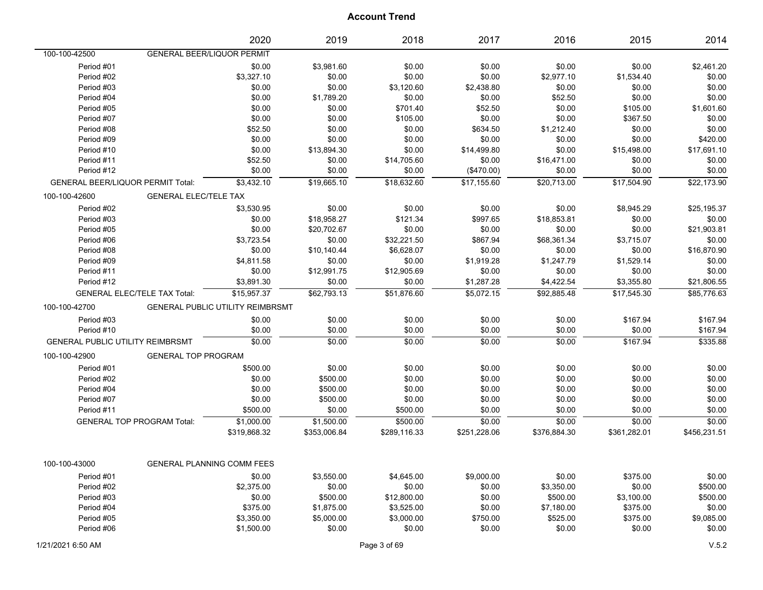# Account Trend

| | 2020 | 2019 | 2018 | 2017 | 2016 | 2015 | 2014 |
|---|---|---|---|---|---|---|---|
| **100-100-42500 GENERAL BEER/LIQUOR PERMIT** | | | | | | | |
| Period #01 | $0.00 | $3,981.60 | $0.00 | $0.00 | $0.00 | $0.00 | $2,461.20 |
| Period #02 | $3,327.10 | $0.00 | $0.00 | $0.00 | $2,977.10 | $1,534.40 | $0.00 |
| Period #03 | $0.00 | $0.00 | $3,120.60 | $2,438.80 | $0.00 | $0.00 | $0.00 |
| Period #04 | $0.00 | $1,789.20 | $0.00 | $0.00 | $52.50 | $0.00 | $0.00 |
| Period #05 | $0.00 | $0.00 | $701.40 | $52.50 | $0.00 | $105.00 | $1,601.60 |
| Period #07 | $0.00 | $0.00 | $105.00 | $0.00 | $0.00 | $367.50 | $0.00 |
| Period #08 | $52.50 | $0.00 | $0.00 | $634.50 | $1,212.40 | $0.00 | $0.00 |
| Period #09 | $0.00 | $0.00 | $0.00 | $0.00 | $0.00 | $0.00 | $420.00 |
| Period #10 | $0.00 | $13,894.30 | $0.00 | $14,499.80 | $0.00 | $15,498.00 | $17,691.10 |
| Period #11 | $52.50 | $0.00 | $14,705.60 | $0.00 | $16,471.00 | $0.00 | $0.00 |
| Period #12 | $0.00 | $0.00 | $0.00 | ($470.00) | $0.00 | $0.00 | $0.00 |
| GENERAL BEER/LIQUOR PERMIT Total: | $3,432.10 | $19,665.10 | $18,632.60 | $17,155.60 | $20,713.00 | $17,504.90 | $22,173.90 |
| **100-100-42600 GENERAL ELEC/TELE TAX** | | | | | | | |
| Period #02 | $3,530.95 | $0.00 | $0.00 | $0.00 | $0.00 | $8,945.29 | $25,195.37 |
| Period #03 | $0.00 | $18,958.27 | $121.34 | $997.65 | $18,853.81 | $0.00 | $0.00 |
| Period #05 | $0.00 | $20,702.67 | $0.00 | $0.00 | $0.00 | $0.00 | $21,903.81 |
| Period #06 | $3,723.54 | $0.00 | $32,221.50 | $867.94 | $68,361.34 | $3,715.07 | $0.00 |
| Period #08 | $0.00 | $10,140.44 | $6,628.07 | $0.00 | $0.00 | $0.00 | $16,870.90 |
| Period #09 | $4,811.58 | $0.00 | $0.00 | $1,919.28 | $1,247.79 | $1,529.14 | $0.00 |
| Period #11 | $0.00 | $12,991.75 | $12,905.69 | $0.00 | $0.00 | $0.00 | $0.00 |
| Period #12 | $3,891.30 | $0.00 | $0.00 | $1,287.28 | $4,422.54 | $3,355.80 | $21,806.55 |
| GENERAL ELEC/TELE TAX Total: | $15,957.37 | $62,793.13 | $51,876.60 | $5,072.15 | $92,885.48 | $17,545.30 | $85,776.63 |
| **100-100-42700 GENERAL PUBLIC UTILITY REIMBRSMT** | | | | | | | |
| Period #03 | $0.00 | $0.00 | $0.00 | $0.00 | $0.00 | $167.94 | $167.94 |
| Period #10 | $0.00 | $0.00 | $0.00 | $0.00 | $0.00 | $0.00 | $167.94 |
| GENERAL PUBLIC UTILITY REIMBRSMT | $0.00 | $0.00 | $0.00 | $0.00 | $0.00 | $167.94 | $335.88 |
| **100-100-42900 GENERAL TOP PROGRAM** | | | | | | | |
| Period #01 | $500.00 | $0.00 | $0.00 | $0.00 | $0.00 | $0.00 | $0.00 |
| Period #02 | $0.00 | $500.00 | $0.00 | $0.00 | $0.00 | $0.00 | $0.00 |
| Period #04 | $0.00 | $500.00 | $0.00 | $0.00 | $0.00 | $0.00 | $0.00 |
| Period #07 | $0.00 | $500.00 | $0.00 | $0.00 | $0.00 | $0.00 | $0.00 |
| Period #11 | $500.00 | $0.00 | $500.00 | $0.00 | $0.00 | $0.00 | $0.00 |
| GENERAL TOP PROGRAM Total: | $1,000.00 | $1,500.00 | $500.00 | $0.00 | $0.00 | $0.00 | $0.00 |
| | $319,868.32 | $353,006.84 | $289,116.33 | $251,228.06 | $376,884.30 | $361,282.01 | $456,231.51 |
| **100-100-43000 GENERAL PLANNING COMM FEES** | | | | | | | |
| Period #01 | $0.00 | $3,550.00 | $4,645.00 | $9,000.00 | $0.00 | $375.00 | $0.00 |
| Period #02 | $2,375.00 | $0.00 | $0.00 | $0.00 | $3,350.00 | $0.00 | $500.00 |
| Period #03 | $0.00 | $500.00 | $12,800.00 | $0.00 | $500.00 | $3,100.00 | $500.00 |
| Period #04 | $375.00 | $1,875.00 | $3,525.00 | $0.00 | $7,180.00 | $375.00 | $0.00 |
| Period #05 | $3,350.00 | $5,000.00 | $3,000.00 | $750.00 | $525.00 | $375.00 | $9,085.00 |
| Period #06 | $1,500.00 | $0.00 | $0.00 | $0.00 | $0.00 | $0.00 | $0.00 |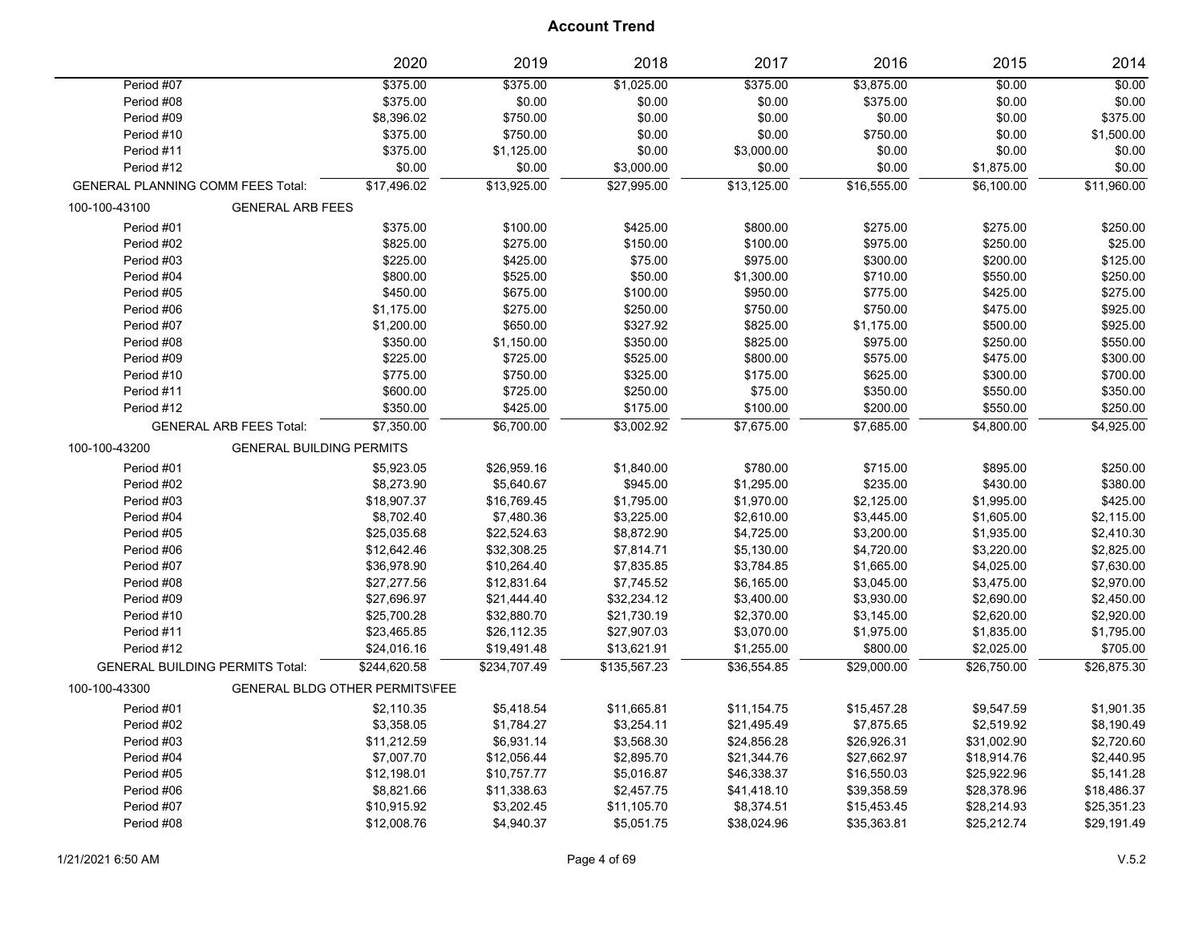## Account Trend

| | 2020 | 2019 | 2018 | 2017 | 2016 | 2015 | 2014 |
|---|---|---|---|---|---|---|---|
| Period #07 | $375.00 | $375.00 | $1,025.00 | $375.00 | $3,875.00 | $0.00 | $0.00 |
| Period #08 | $375.00 | $0.00 | $0.00 | $0.00 | $375.00 | $0.00 | $0.00 |
| Period #09 | $8,396.02 | $750.00 | $0.00 | $0.00 | $0.00 | $0.00 | $375.00 |
| Period #10 | $375.00 | $750.00 | $0.00 | $0.00 | $750.00 | $0.00 | $1,500.00 |
| Period #11 | $375.00 | $1,125.00 | $0.00 | $3,000.00 | $0.00 | $0.00 | $0.00 |
| Period #12 | $0.00 | $0.00 | $3,000.00 | $0.00 | $0.00 | $1,875.00 | $0.00 |
| GENERAL PLANNING COMM FEES Total: | $17,496.02 | $13,925.00 | $27,995.00 | $13,125.00 | $16,555.00 | $6,100.00 | $11,960.00 |
| **100-100-43100 GENERAL ARB FEES** | | | | | | | |
| Period #01 | $375.00 | $100.00 | $425.00 | $800.00 | $275.00 | $275.00 | $250.00 |
| Period #02 | $825.00 | $275.00 | $150.00 | $100.00 | $975.00 | $250.00 | $25.00 |
| Period #03 | $225.00 | $425.00 | $75.00 | $975.00 | $300.00 | $200.00 | $125.00 |
| Period #04 | $800.00 | $525.00 | $50.00 | $1,300.00 | $710.00 | $550.00 | $250.00 |
| Period #05 | $450.00 | $675.00 | $100.00 | $950.00 | $775.00 | $425.00 | $275.00 |
| Period #06 | $1,175.00 | $275.00 | $250.00 | $750.00 | $750.00 | $475.00 | $925.00 |
| Period #07 | $1,200.00 | $650.00 | $327.92 | $825.00 | $1,175.00 | $500.00 | $925.00 |
| Period #08 | $350.00 | $1,150.00 | $350.00 | $825.00 | $975.00 | $250.00 | $550.00 |
| Period #09 | $225.00 | $725.00 | $525.00 | $800.00 | $575.00 | $475.00 | $300.00 |
| Period #10 | $775.00 | $750.00 | $325.00 | $175.00 | $625.00 | $300.00 | $700.00 |
| Period #11 | $600.00 | $725.00 | $250.00 | $75.00 | $350.00 | $550.00 | $350.00 |
| Period #12 | $350.00 | $425.00 | $175.00 | $100.00 | $200.00 | $550.00 | $250.00 |
| GENERAL ARB FEES Total: | $7,350.00 | $6,700.00 | $3,002.92 | $7,675.00 | $7,685.00 | $4,800.00 | $4,925.00 |
| **100-100-43200 GENERAL BUILDING PERMITS** | | | | | | | |
| Period #01 | $5,923.05 | $26,959.16 | $1,840.00 | $780.00 | $715.00 | $895.00 | $250.00 |
| Period #02 | $8,273.90 | $5,640.67 | $945.00 | $1,295.00 | $235.00 | $430.00 | $380.00 |
| Period #03 | $18,907.37 | $16,769.45 | $1,795.00 | $1,970.00 | $2,125.00 | $1,995.00 | $425.00 |
| Period #04 | $8,702.40 | $7,480.36 | $3,225.00 | $2,610.00 | $3,445.00 | $1,605.00 | $2,115.00 |
| Period #05 | $25,035.68 | $22,524.63 | $8,872.90 | $4,725.00 | $3,200.00 | $1,935.00 | $2,410.30 |
| Period #06 | $12,642.46 | $32,308.25 | $7,814.71 | $5,130.00 | $4,720.00 | $3,220.00 | $2,825.00 |
| Period #07 | $36,978.90 | $10,264.40 | $7,835.85 | $3,784.85 | $1,665.00 | $4,025.00 | $7,630.00 |
| Period #08 | $27,277.56 | $12,831.64 | $7,745.52 | $6,165.00 | $3,045.00 | $3,475.00 | $2,970.00 |
| Period #09 | $27,696.97 | $21,444.40 | $32,234.12 | $3,400.00 | $3,930.00 | $2,690.00 | $2,450.00 |
| Period #10 | $25,700.28 | $32,880.70 | $21,730.19 | $2,370.00 | $3,145.00 | $2,620.00 | $2,920.00 |
| Period #11 | $23,465.85 | $26,112.35 | $27,907.03 | $3,070.00 | $1,975.00 | $1,835.00 | $1,795.00 |
| Period #12 | $24,016.16 | $19,491.48 | $13,621.91 | $1,255.00 | $800.00 | $2,025.00 | $705.00 |
| GENERAL BUILDING PERMITS Total: | $244,620.58 | $234,707.49 | $135,567.23 | $36,554.85 | $29,000.00 | $26,750.00 | $26,875.30 |
| **100-100-43300 GENERAL BLDG OTHER PERMITS\FEE** | | | | | | | |
| Period #01 | $2,110.35 | $5,418.54 | $11,665.81 | $11,154.75 | $15,457.28 | $9,547.59 | $1,901.35 |
| Period #02 | $3,358.05 | $1,784.27 | $3,254.11 | $21,495.49 | $7,875.65 | $2,519.92 | $8,190.49 |
| Period #03 | $11,212.59 | $6,931.14 | $3,568.30 | $24,856.28 | $26,926.31 | $31,002.90 | $2,720.60 |
| Period #04 | $7,007.70 | $12,056.44 | $2,895.70 | $21,344.76 | $27,662.97 | $18,914.76 | $2,440.95 |
| Period #05 | $12,198.01 | $10,757.77 | $5,016.87 | $46,338.37 | $16,550.03 | $25,922.96 | $5,141.28 |
| Period #06 | $8,821.66 | $11,338.63 | $2,457.75 | $41,418.10 | $39,358.59 | $28,378.96 | $18,486.37 |
| Period #07 | $10,915.92 | $3,202.45 | $11,105.70 | $8,374.51 | $15,453.45 | $28,214.93 | $25,351.23 |
| Period #08 | $12,008.76 | $4,940.37 | $5,051.75 | $38,024.96 | $35,363.81 | $25,212.74 | $29,191.49 |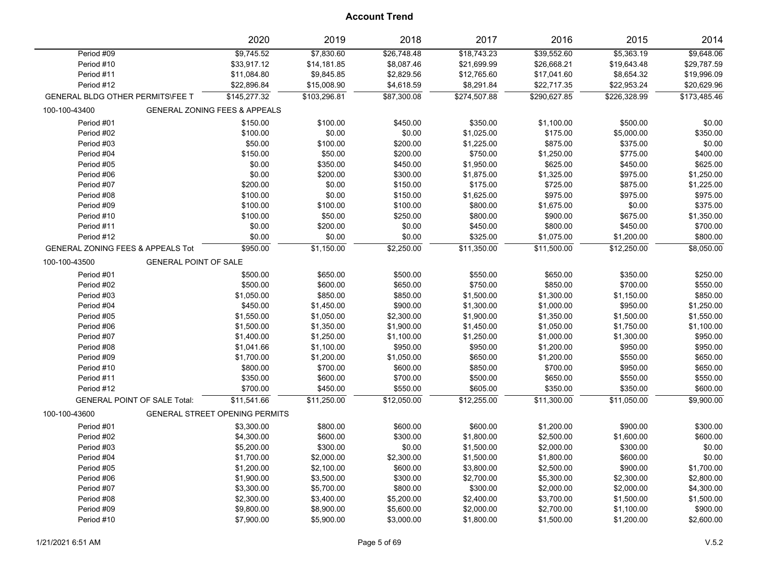## Account Trend

| | 2020 | 2019 | 2018 | 2017 | 2016 | 2015 | 2014 |
|---|---|---|---|---|---|---|---|
| Period #09 | $9,745.52 | $7,830.60 | $26,748.48 | $18,743.23 | $39,552.60 | $5,363.19 | $9,648.06 |
| Period #10 | $33,917.12 | $14,181.85 | $8,087.46 | $21,699.99 | $26,668.21 | $19,643.48 | $29,787.59 |
| Period #11 | $11,084.80 | $9,845.85 | $2,829.56 | $12,765.60 | $17,041.60 | $8,654.32 | $19,996.09 |
| Period #12 | $22,896.84 | $15,008.90 | $4,618.59 | $8,291.84 | $22,717.35 | $22,953.24 | $20,629.96 |
| GENERAL BLDG OTHER PERMITS\FEE T | $145,277.32 | $103,296.81 | $87,300.08 | $274,507.88 | $290,627.85 | $226,328.99 | $173,485.46 |
| **100-100-43400 GENERAL ZONING FEES & APPEALS** | | | | | | | |
| Period #01 | $150.00 | $100.00 | $450.00 | $350.00 | $1,100.00 | $500.00 | $0.00 |
| Period #02 | $100.00 | $0.00 | $0.00 | $1,025.00 | $175.00 | $5,000.00 | $350.00 |
| Period #03 | $50.00 | $100.00 | $200.00 | $1,225.00 | $875.00 | $375.00 | $0.00 |
| Period #04 | $150.00 | $50.00 | $200.00 | $750.00 | $1,250.00 | $775.00 | $400.00 |
| Period #05 | $0.00 | $350.00 | $450.00 | $1,950.00 | $625.00 | $450.00 | $625.00 |
| Period #06 | $0.00 | $200.00 | $300.00 | $1,875.00 | $1,325.00 | $975.00 | $1,250.00 |
| Period #07 | $200.00 | $0.00 | $150.00 | $175.00 | $725.00 | $875.00 | $1,225.00 |
| Period #08 | $100.00 | $0.00 | $150.00 | $1,625.00 | $975.00 | $975.00 | $975.00 |
| Period #09 | $100.00 | $100.00 | $100.00 | $800.00 | $1,675.00 | $0.00 | $375.00 |
| Period #10 | $100.00 | $50.00 | $250.00 | $800.00 | $900.00 | $675.00 | $1,350.00 |
| Period #11 | $0.00 | $200.00 | $0.00 | $450.00 | $800.00 | $450.00 | $700.00 |
| Period #12 | $0.00 | $0.00 | $0.00 | $325.00 | $1,075.00 | $1,200.00 | $800.00 |
| GENERAL ZONING FEES & APPEALS Tot | $950.00 | $1,150.00 | $2,250.00 | $11,350.00 | $11,500.00 | $12,250.00 | $8,050.00 |
| **100-100-43500 GENERAL POINT OF SALE** | | | | | | | |
| Period #01 | $500.00 | $650.00 | $500.00 | $550.00 | $650.00 | $350.00 | $250.00 |
| Period #02 | $500.00 | $600.00 | $650.00 | $750.00 | $850.00 | $700.00 | $550.00 |
| Period #03 | $1,050.00 | $850.00 | $850.00 | $1,500.00 | $1,300.00 | $1,150.00 | $850.00 |
| Period #04 | $450.00 | $1,450.00 | $900.00 | $1,300.00 | $1,000.00 | $950.00 | $1,250.00 |
| Period #05 | $1,550.00 | $1,050.00 | $2,300.00 | $1,900.00 | $1,350.00 | $1,500.00 | $1,550.00 |
| Period #06 | $1,500.00 | $1,350.00 | $1,900.00 | $1,450.00 | $1,050.00 | $1,750.00 | $1,100.00 |
| Period #07 | $1,400.00 | $1,250.00 | $1,100.00 | $1,250.00 | $1,000.00 | $1,300.00 | $950.00 |
| Period #08 | $1,041.66 | $1,100.00 | $950.00 | $950.00 | $1,200.00 | $950.00 | $950.00 |
| Period #09 | $1,700.00 | $1,200.00 | $1,050.00 | $650.00 | $1,200.00 | $550.00 | $650.00 |
| Period #10 | $800.00 | $700.00 | $600.00 | $850.00 | $700.00 | $950.00 | $650.00 |
| Period #11 | $350.00 | $600.00 | $700.00 | $500.00 | $650.00 | $550.00 | $550.00 |
| Period #12 | $700.00 | $450.00 | $550.00 | $605.00 | $350.00 | $350.00 | $600.00 |
| GENERAL POINT OF SALE Total: | $11,541.66 | $11,250.00 | $12,050.00 | $12,255.00 | $11,300.00 | $11,050.00 | $9,900.00 |
| **100-100-43600 GENERAL STREET OPENING PERMITS** | | | | | | | |
| Period #01 | $3,300.00 | $800.00 | $600.00 | $600.00 | $1,200.00 | $900.00 | $300.00 |
| Period #02 | $4,300.00 | $600.00 | $300.00 | $1,800.00 | $2,500.00 | $1,600.00 | $600.00 |
| Period #03 | $5,200.00 | $300.00 | $0.00 | $1,500.00 | $2,000.00 | $300.00 | $0.00 |
| Period #04 | $1,700.00 | $2,000.00 | $2,300.00 | $1,500.00 | $1,800.00 | $600.00 | $0.00 |
| Period #05 | $1,200.00 | $2,100.00 | $600.00 | $3,800.00 | $2,500.00 | $900.00 | $1,700.00 |
| Period #06 | $1,900.00 | $3,500.00 | $300.00 | $2,700.00 | $5,300.00 | $2,300.00 | $2,800.00 |
| Period #07 | $3,300.00 | $5,700.00 | $800.00 | $300.00 | $2,000.00 | $2,000.00 | $4,300.00 |
| Period #08 | $2,300.00 | $3,400.00 | $5,200.00 | $2,400.00 | $3,700.00 | $1,500.00 | $1,500.00 |
| Period #09 | $9,800.00 | $8,900.00 | $5,600.00 | $2,000.00 | $2,700.00 | $1,100.00 | $900.00 |
| Period #10 | $7,900.00 | $5,900.00 | $3,000.00 | $1,800.00 | $1,500.00 | $1,200.00 | $2,600.00 |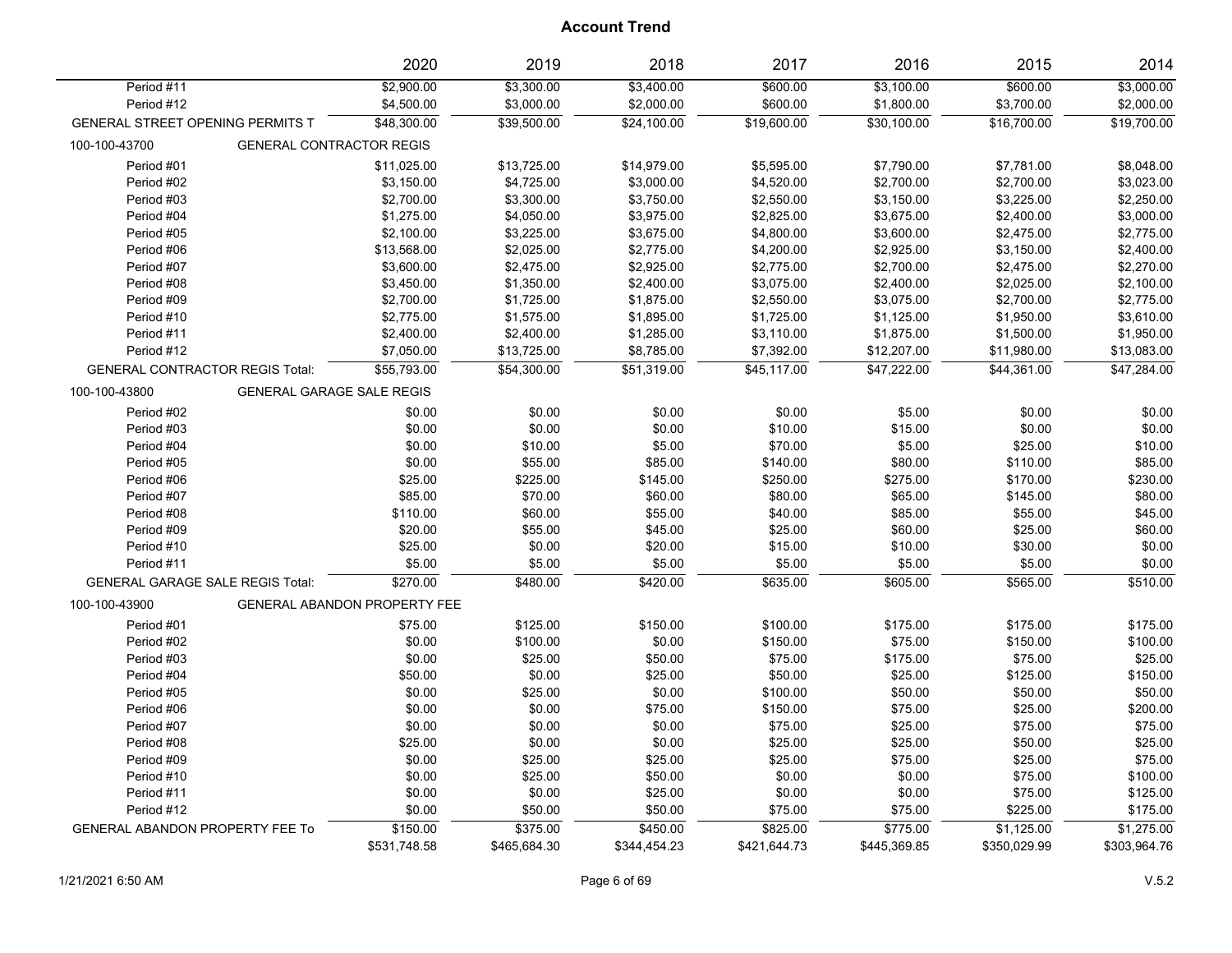# Account Trend

| | 2020 | 2019 | 2018 | 2017 | 2016 | 2015 | 2014 |
|---|---|---|---|---|---|---|---|
| Period #11 | $2,900.00 | $3,300.00 | $3,400.00 | $600.00 | $3,100.00 | $600.00 | $3,000.00 |
| Period #12 | $4,500.00 | $3,000.00 | $2,000.00 | $600.00 | $1,800.00 | $3,700.00 | $2,000.00 |
| GENERAL STREET OPENING PERMITS T | $48,300.00 | $39,500.00 | $24,100.00 | $19,600.00 | $30,100.00 | $16,700.00 | $19,700.00 |
| 100-100-43700 GENERAL CONTRACTOR REGIS | | | | | | | |
| Period #01 | $11,025.00 | $13,725.00 | $14,979.00 | $5,595.00 | $7,790.00 | $7,781.00 | $8,048.00 |
| Period #02 | $3,150.00 | $4,725.00 | $3,000.00 | $4,520.00 | $2,700.00 | $2,700.00 | $3,023.00 |
| Period #03 | $2,700.00 | $3,300.00 | $3,750.00 | $2,550.00 | $3,150.00 | $3,225.00 | $2,250.00 |
| Period #04 | $1,275.00 | $4,050.00 | $3,975.00 | $2,825.00 | $3,675.00 | $2,400.00 | $3,000.00 |
| Period #05 | $2,100.00 | $3,225.00 | $3,675.00 | $4,800.00 | $3,600.00 | $2,475.00 | $2,775.00 |
| Period #06 | $13,568.00 | $2,025.00 | $2,775.00 | $4,200.00 | $2,925.00 | $3,150.00 | $2,400.00 |
| Period #07 | $3,600.00 | $2,475.00 | $2,925.00 | $2,775.00 | $2,700.00 | $2,475.00 | $2,270.00 |
| Period #08 | $3,450.00 | $1,350.00 | $2,400.00 | $3,075.00 | $2,400.00 | $2,025.00 | $2,100.00 |
| Period #09 | $2,700.00 | $1,725.00 | $1,875.00 | $2,550.00 | $3,075.00 | $2,700.00 | $2,775.00 |
| Period #10 | $2,775.00 | $1,575.00 | $1,895.00 | $1,725.00 | $1,125.00 | $1,950.00 | $3,610.00 |
| Period #11 | $2,400.00 | $2,400.00 | $1,285.00 | $3,110.00 | $1,875.00 | $1,500.00 | $1,950.00 |
| Period #12 | $7,050.00 | $13,725.00 | $8,785.00 | $7,392.00 | $12,207.00 | $11,980.00 | $13,083.00 |
| GENERAL CONTRACTOR REGIS Total: | $55,793.00 | $54,300.00 | $51,319.00 | $45,117.00 | $47,222.00 | $44,361.00 | $47,284.00 |
| 100-100-43800 GENERAL GARAGE SALE REGIS | | | | | | | |
| Period #02 | $0.00 | $0.00 | $0.00 | $0.00 | $5.00 | $0.00 | $0.00 |
| Period #03 | $0.00 | $0.00 | $0.00 | $10.00 | $15.00 | $0.00 | $0.00 |
| Period #04 | $0.00 | $10.00 | $5.00 | $70.00 | $5.00 | $25.00 | $10.00 |
| Period #05 | $0.00 | $55.00 | $85.00 | $140.00 | $80.00 | $110.00 | $85.00 |
| Period #06 | $25.00 | $225.00 | $145.00 | $250.00 | $275.00 | $170.00 | $230.00 |
| Period #07 | $85.00 | $70.00 | $60.00 | $80.00 | $65.00 | $145.00 | $80.00 |
| Period #08 | $110.00 | $60.00 | $55.00 | $40.00 | $85.00 | $55.00 | $45.00 |
| Period #09 | $20.00 | $55.00 | $45.00 | $25.00 | $60.00 | $25.00 | $60.00 |
| Period #10 | $25.00 | $0.00 | $20.00 | $15.00 | $10.00 | $30.00 | $0.00 |
| Period #11 | $5.00 | $5.00 | $5.00 | $5.00 | $5.00 | $5.00 | $0.00 |
| GENERAL GARAGE SALE REGIS Total: | $270.00 | $480.00 | $420.00 | $635.00 | $605.00 | $565.00 | $510.00 |
| 100-100-43900 GENERAL ABANDON PROPERTY FEE | | | | | | | |
| Period #01 | $75.00 | $125.00 | $150.00 | $100.00 | $175.00 | $175.00 | $175.00 |
| Period #02 | $0.00 | $100.00 | $0.00 | $150.00 | $75.00 | $150.00 | $100.00 |
| Period #03 | $0.00 | $25.00 | $50.00 | $75.00 | $175.00 | $75.00 | $25.00 |
| Period #04 | $50.00 | $0.00 | $25.00 | $50.00 | $25.00 | $125.00 | $150.00 |
| Period #05 | $0.00 | $25.00 | $0.00 | $100.00 | $50.00 | $50.00 | $50.00 |
| Period #06 | $0.00 | $0.00 | $75.00 | $150.00 | $75.00 | $25.00 | $200.00 |
| Period #07 | $0.00 | $0.00 | $0.00 | $75.00 | $25.00 | $75.00 | $75.00 |
| Period #08 | $25.00 | $0.00 | $0.00 | $25.00 | $25.00 | $50.00 | $25.00 |
| Period #09 | $0.00 | $25.00 | $25.00 | $25.00 | $75.00 | $25.00 | $75.00 |
| Period #10 | $0.00 | $25.00 | $50.00 | $0.00 | $0.00 | $75.00 | $100.00 |
| Period #11 | $0.00 | $0.00 | $25.00 | $0.00 | $0.00 | $75.00 | $125.00 |
| Period #12 | $0.00 | $50.00 | $50.00 | $75.00 | $75.00 | $225.00 | $175.00 |
| GENERAL ABANDON PROPERTY FEE To | $150.00 | $375.00 | $450.00 | $825.00 | $775.00 | $1,125.00 | $1,275.00 |
| | $531,748.58 | $465,684.30 | $344,454.23 | $421,644.73 | $445,369.85 | $350,029.99 | $303,964.76 |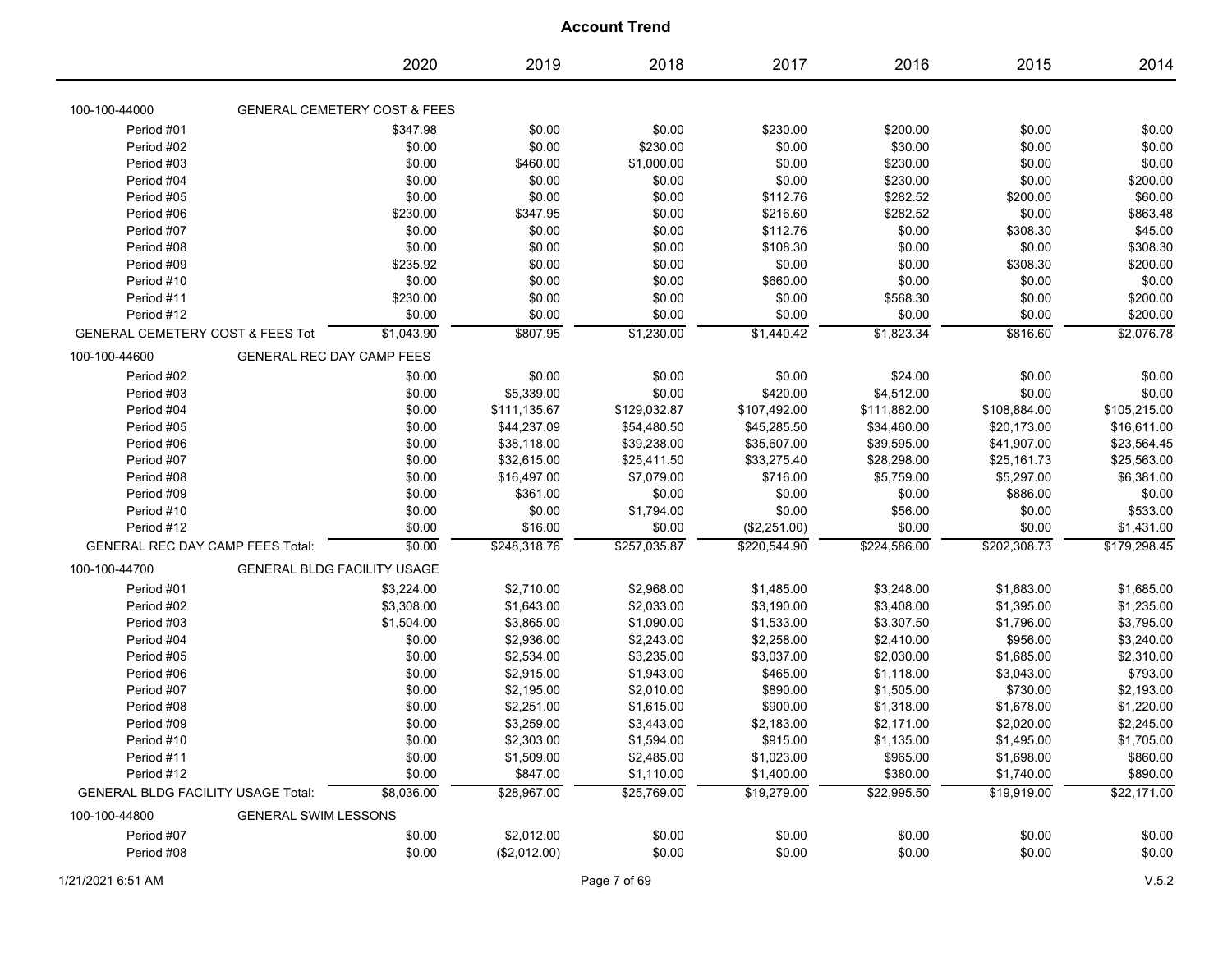# Account Trend

| | 2020 | 2019 | 2018 | 2017 | 2016 | 2015 | 2014 |
|---|---|---|---|---|---|---|---|
| **100-100-44000 GENERAL CEMETERY COST & FEES** | | | | | | | |
| Period #01 | $347.98 | $0.00 | $0.00 | $230.00 | $200.00 | $0.00 | $0.00 |
| Period #02 | $0.00 | $0.00 | $230.00 | $0.00 | $30.00 | $0.00 | $0.00 |
| Period #03 | $0.00 | $460.00 | $1,000.00 | $0.00 | $230.00 | $0.00 | $0.00 |
| Period #04 | $0.00 | $0.00 | $0.00 | $0.00 | $230.00 | $0.00 | $200.00 |
| Period #05 | $0.00 | $0.00 | $0.00 | $112.76 | $282.52 | $200.00 | $60.00 |
| Period #06 | $230.00 | $347.95 | $0.00 | $216.60 | $282.52 | $0.00 | $863.48 |
| Period #07 | $0.00 | $0.00 | $0.00 | $112.76 | $0.00 | $308.30 | $45.00 |
| Period #08 | $0.00 | $0.00 | $0.00 | $108.30 | $0.00 | $0.00 | $308.30 |
| Period #09 | $235.92 | $0.00 | $0.00 | $0.00 | $0.00 | $308.30 | $200.00 |
| Period #10 | $0.00 | $0.00 | $0.00 | $660.00 | $0.00 | $0.00 | $0.00 |
| Period #11 | $230.00 | $0.00 | $0.00 | $0.00 | $568.30 | $0.00 | $200.00 |
| Period #12 | $0.00 | $0.00 | $0.00 | $0.00 | $0.00 | $0.00 | $200.00 |
| GENERAL CEMETERY COST & FEES Tot | $1,043.90 | $807.95 | $1,230.00 | $1,440.42 | $1,823.34 | $816.60 | $2,076.78 |
| **100-100-44600 GENERAL REC DAY CAMP FEES** | | | | | | | |
| Period #02 | $0.00 | $0.00 | $0.00 | $0.00 | $24.00 | $0.00 | $0.00 |
| Period #03 | $0.00 | $5,339.00 | $0.00 | $420.00 | $4,512.00 | $0.00 | $0.00 |
| Period #04 | $0.00 | $111,135.67 | $129,032.87 | $107,492.00 | $111,882.00 | $108,884.00 | $105,215.00 |
| Period #05 | $0.00 | $44,237.09 | $54,480.50 | $45,285.50 | $34,460.00 | $20,173.00 | $16,611.00 |
| Period #06 | $0.00 | $38,118.00 | $39,238.00 | $35,607.00 | $39,595.00 | $41,907.00 | $23,564.45 |
| Period #07 | $0.00 | $32,615.00 | $25,411.50 | $33,275.40 | $28,298.00 | $25,161.73 | $25,563.00 |
| Period #08 | $0.00 | $16,497.00 | $7,079.00 | $716.00 | $5,759.00 | $5,297.00 | $6,381.00 |
| Period #09 | $0.00 | $361.00 | $0.00 | $0.00 | $0.00 | $886.00 | $0.00 |
| Period #10 | $0.00 | $0.00 | $1,794.00 | $0.00 | $56.00 | $0.00 | $533.00 |
| Period #12 | $0.00 | $16.00 | $0.00 | ($2,251.00) | $0.00 | $0.00 | $1,431.00 |
| GENERAL REC DAY CAMP FEES Total: | $0.00 | $248,318.76 | $257,035.87 | $220,544.90 | $224,586.00 | $202,308.73 | $179,298.45 |
| **100-100-44700 GENERAL BLDG FACILITY USAGE** | | | | | | | |
| Period #01 | $3,224.00 | $2,710.00 | $2,968.00 | $1,485.00 | $3,248.00 | $1,683.00 | $1,685.00 |
| Period #02 | $3,308.00 | $1,643.00 | $2,033.00 | $3,190.00 | $3,408.00 | $1,395.00 | $1,235.00 |
| Period #03 | $1,504.00 | $3,865.00 | $1,090.00 | $1,533.00 | $3,307.50 | $1,796.00 | $3,795.00 |
| Period #04 | $0.00 | $2,936.00 | $2,243.00 | $2,258.00 | $2,410.00 | $956.00 | $3,240.00 |
| Period #05 | $0.00 | $2,534.00 | $3,235.00 | $3,037.00 | $2,030.00 | $1,685.00 | $2,310.00 |
| Period #06 | $0.00 | $2,915.00 | $1,943.00 | $465.00 | $1,118.00 | $3,043.00 | $793.00 |
| Period #07 | $0.00 | $2,195.00 | $2,010.00 | $890.00 | $1,505.00 | $730.00 | $2,193.00 |
| Period #08 | $0.00 | $2,251.00 | $1,615.00 | $900.00 | $1,318.00 | $1,678.00 | $1,220.00 |
| Period #09 | $0.00 | $3,259.00 | $3,443.00 | $2,183.00 | $2,171.00 | $2,020.00 | $2,245.00 |
| Period #10 | $0.00 | $2,303.00 | $1,594.00 | $915.00 | $1,135.00 | $1,495.00 | $1,705.00 |
| Period #11 | $0.00 | $1,509.00 | $2,485.00 | $1,023.00 | $965.00 | $1,698.00 | $860.00 |
| Period #12 | $0.00 | $847.00 | $1,110.00 | $1,400.00 | $380.00 | $1,740.00 | $890.00 |
| GENERAL BLDG FACILITY USAGE Total: | $8,036.00 | $28,967.00 | $25,769.00 | $19,279.00 | $22,995.50 | $19,919.00 | $22,171.00 |
| **100-100-44800 GENERAL SWIM LESSONS** | | | | | | | |
| Period #07 | $0.00 | $2,012.00 | $0.00 | $0.00 | $0.00 | $0.00 | $0.00 |
| Period #08 | $0.00 | ($2,012.00) | $0.00 | $0.00 | $0.00 | $0.00 | $0.00 |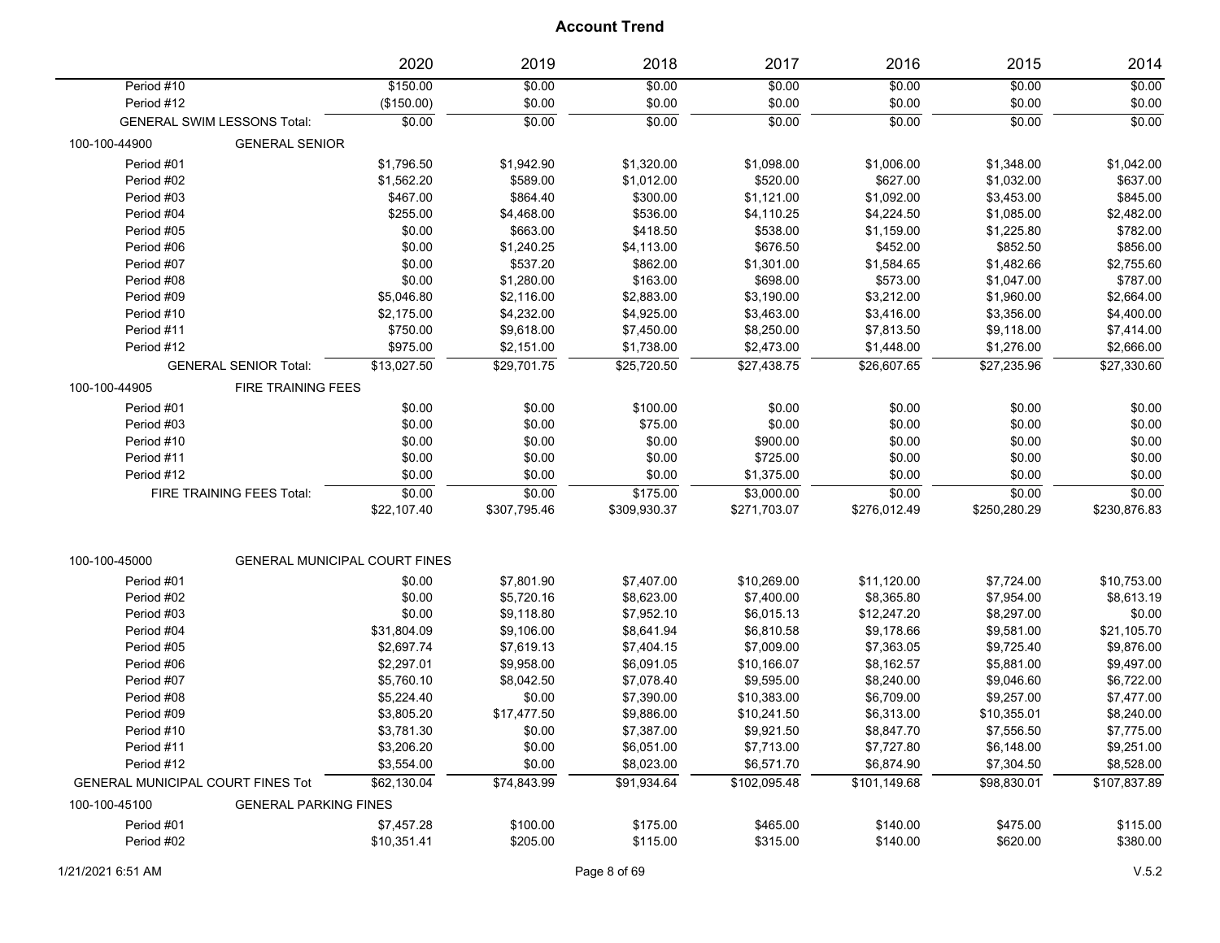# Account Trend

| | 2020 | 2019 | 2018 | 2017 | 2016 | 2015 | 2014 |
|---|---|---|---|---|---|---|---|
| Period #10 | $150.00 | $0.00 | $0.00 | $0.00 | $0.00 | $0.00 | $0.00 |
| Period #12 | ($150.00) | $0.00 | $0.00 | $0.00 | $0.00 | $0.00 | $0.00 |
| GENERAL SWIM LESSONS Total: | $0.00 | $0.00 | $0.00 | $0.00 | $0.00 | $0.00 | $0.00 |
| **100-100-44900 GENERAL SENIOR** | | | | | | | |
| Period #01 | $1,796.50 | $1,942.90 | $1,320.00 | $1,098.00 | $1,006.00 | $1,348.00 | $1,042.00 |
| Period #02 | $1,562.20 | $589.00 | $1,012.00 | $520.00 | $627.00 | $1,032.00 | $637.00 |
| Period #03 | $467.00 | $864.40 | $300.00 | $1,121.00 | $1,092.00 | $3,453.00 | $845.00 |
| Period #04 | $255.00 | $4,468.00 | $536.00 | $4,110.25 | $4,224.50 | $1,085.00 | $2,482.00 |
| Period #05 | $0.00 | $663.00 | $418.50 | $538.00 | $1,159.00 | $1,225.80 | $782.00 |
| Period #06 | $0.00 | $1,240.25 | $4,113.00 | $676.50 | $452.00 | $852.50 | $856.00 |
| Period #07 | $0.00 | $537.20 | $862.00 | $1,301.00 | $1,584.65 | $1,482.66 | $2,755.60 |
| Period #08 | $0.00 | $1,280.00 | $163.00 | $698.00 | $573.00 | $1,047.00 | $787.00 |
| Period #09 | $5,046.80 | $2,116.00 | $2,883.00 | $3,190.00 | $3,212.00 | $1,960.00 | $2,664.00 |
| Period #10 | $2,175.00 | $4,232.00 | $4,925.00 | $3,463.00 | $3,416.00 | $3,356.00 | $4,400.00 |
| Period #11 | $750.00 | $9,618.00 | $7,450.00 | $8,250.00 | $7,813.50 | $9,118.00 | $7,414.00 |
| Period #12 | $975.00 | $2,151.00 | $1,738.00 | $2,473.00 | $1,448.00 | $1,276.00 | $2,666.00 |
| GENERAL SENIOR Total: | $13,027.50 | $29,701.75 | $25,720.50 | $27,438.75 | $26,607.65 | $27,235.96 | $27,330.60 |
| **100-100-44905 FIRE TRAINING FEES** | | | | | | | |
| Period #01 | $0.00 | $0.00 | $100.00 | $0.00 | $0.00 | $0.00 | $0.00 |
| Period #03 | $0.00 | $0.00 | $75.00 | $0.00 | $0.00 | $0.00 | $0.00 |
| Period #10 | $0.00 | $0.00 | $0.00 | $900.00 | $0.00 | $0.00 | $0.00 |
| Period #11 | $0.00 | $0.00 | $0.00 | $725.00 | $0.00 | $0.00 | $0.00 |
| Period #12 | $0.00 | $0.00 | $0.00 | $1,375.00 | $0.00 | $0.00 | $0.00 |
| FIRE TRAINING FEES Total: | $0.00 | $0.00 | $175.00 | $3,000.00 | $0.00 | $0.00 | $0.00 |
| | $22,107.40 | $307,795.46 | $309,930.37 | $271,703.07 | $276,012.49 | $250,280.29 | $230,876.83 |
| **100-100-45000 GENERAL MUNICIPAL COURT FINES** | | | | | | | |
| Period #01 | $0.00 | $7,801.90 | $7,407.00 | $10,269.00 | $11,120.00 | $7,724.00 | $10,753.00 |
| Period #02 | $0.00 | $5,720.16 | $8,623.00 | $7,400.00 | $8,365.80 | $7,954.00 | $8,613.19 |
| Period #03 | $0.00 | $9,118.80 | $7,952.10 | $6,015.13 | $12,247.20 | $8,297.00 | $0.00 |
| Period #04 | $31,804.09 | $9,106.00 | $8,641.94 | $6,810.58 | $9,178.66 | $9,581.00 | $21,105.70 |
| Period #05 | $2,697.74 | $7,619.13 | $7,404.15 | $7,009.00 | $7,363.05 | $9,725.40 | $9,876.00 |
| Period #06 | $2,297.01 | $9,958.00 | $6,091.05 | $10,166.07 | $8,162.57 | $5,881.00 | $9,497.00 |
| Period #07 | $5,760.10 | $8,042.50 | $7,078.40 | $9,595.00 | $8,240.00 | $9,046.60 | $6,722.00 |
| Period #08 | $5,224.40 | $0.00 | $7,390.00 | $10,383.00 | $6,709.00 | $9,257.00 | $7,477.00 |
| Period #09 | $3,805.20 | $17,477.50 | $9,886.00 | $10,241.50 | $6,313.00 | $10,355.01 | $8,240.00 |
| Period #10 | $3,781.30 | $0.00 | $7,387.00 | $9,921.50 | $8,847.70 | $7,556.50 | $7,775.00 |
| Period #11 | $3,206.20 | $0.00 | $6,051.00 | $7,713.00 | $7,727.80 | $6,148.00 | $9,251.00 |
| Period #12 | $3,554.00 | $0.00 | $8,023.00 | $6,571.70 | $6,874.90 | $7,304.50 | $8,528.00 |
| GENERAL MUNICIPAL COURT FINES Tot | $62,130.04 | $74,843.99 | $91,934.64 | $102,095.48 | $101,149.68 | $98,830.01 | $107,837.89 |
| **100-100-45100 GENERAL PARKING FINES** | | | | | | | |
| Period #01 | $7,457.28 | $100.00 | $175.00 | $465.00 | $140.00 | $475.00 | $115.00 |
| Period #02 | $10,351.41 | $205.00 | $115.00 | $315.00 | $140.00 | $620.00 | $380.00 |

1/21/2021 6:51 AM V.5.2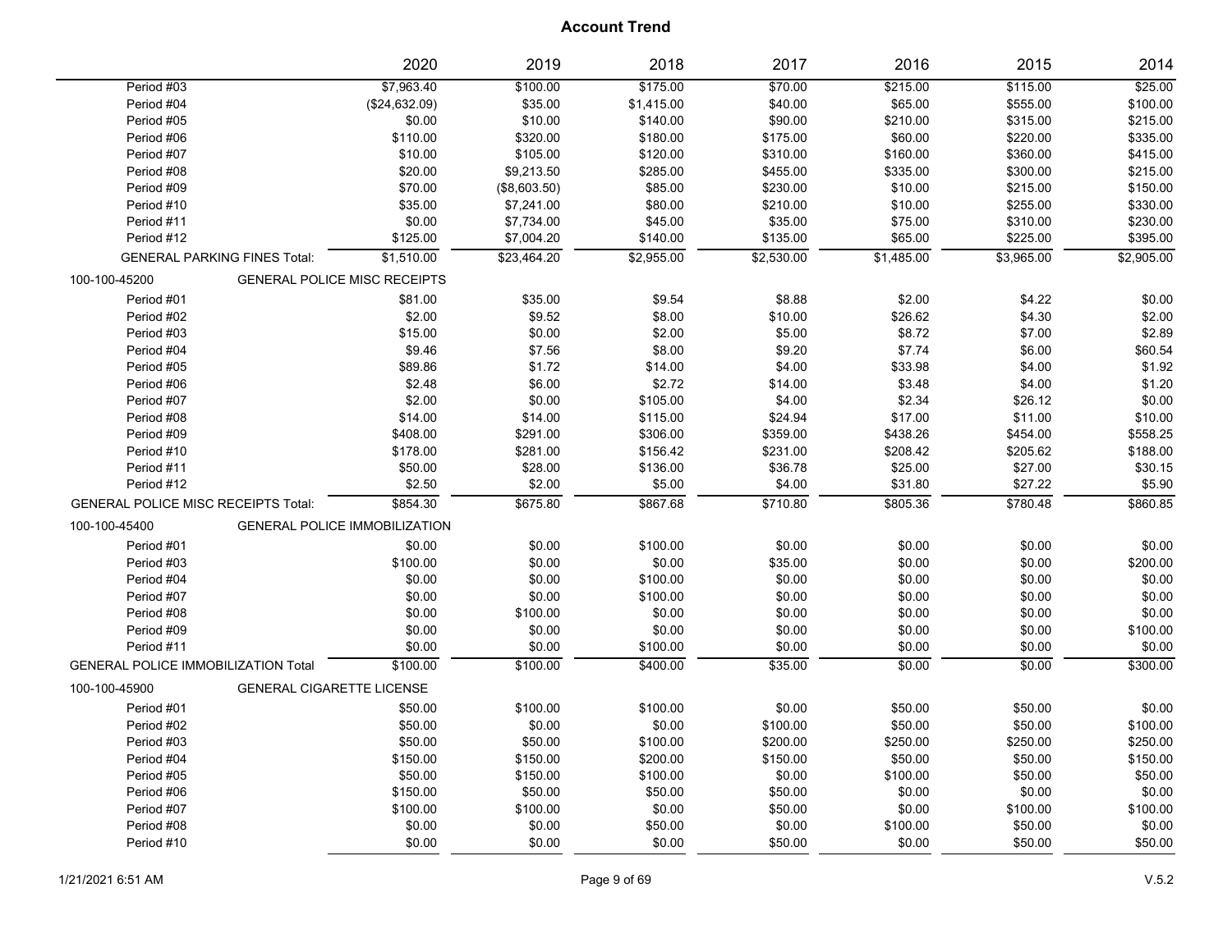# Account Trend

| | 2020 | 2019 | 2018 | 2017 | 2016 | 2015 | 2014 |
|---|---|---|---|---|---|---|---|
| Period #03 | $7,963.40 | $100.00 | $175.00 | $70.00 | $215.00 | $115.00 | $25.00 |
| Period #04 | ($24,632.09) | $35.00 | $1,415.00 | $40.00 | $65.00 | $555.00 | $100.00 |
| Period #05 | $0.00 | $10.00 | $140.00 | $90.00 | $210.00 | $315.00 | $215.00 |
| Period #06 | $110.00 | $320.00 | $180.00 | $175.00 | $60.00 | $220.00 | $335.00 |
| Period #07 | $10.00 | $105.00 | $120.00 | $310.00 | $160.00 | $360.00 | $415.00 |
| Period #08 | $20.00 | $9,213.50 | $285.00 | $455.00 | $335.00 | $300.00 | $215.00 |
| Period #09 | $70.00 | ($8,603.50) | $85.00 | $230.00 | $10.00 | $215.00 | $150.00 |
| Period #10 | $35.00 | $7,241.00 | $80.00 | $210.00 | $10.00 | $255.00 | $330.00 |
| Period #11 | $0.00 | $7,734.00 | $45.00 | $35.00 | $75.00 | $310.00 | $230.00 |
| Period #12 | $125.00 | $7,004.20 | $140.00 | $135.00 | $65.00 | $225.00 | $395.00 |
| GENERAL PARKING FINES Total: | $1,510.00 | $23,464.20 | $2,955.00 | $2,530.00 | $1,485.00 | $3,965.00 | $2,905.00 |
| **100-100-45200 GENERAL POLICE MISC RECEIPTS** | | | | | | | |
| Period #01 | $81.00 | $35.00 | $9.54 | $8.88 | $2.00 | $4.22 | $0.00 |
| Period #02 | $2.00 | $9.52 | $8.00 | $10.00 | $26.62 | $4.30 | $2.00 |
| Period #03 | $15.00 | $0.00 | $2.00 | $5.00 | $8.72 | $7.00 | $2.89 |
| Period #04 | $9.46 | $7.56 | $8.00 | $9.20 | $7.74 | $6.00 | $60.54 |
| Period #05 | $89.86 | $1.72 | $14.00 | $4.00 | $33.98 | $4.00 | $1.92 |
| Period #06 | $2.48 | $6.00 | $2.72 | $14.00 | $3.48 | $4.00 | $1.20 |
| Period #07 | $2.00 | $0.00 | $105.00 | $4.00 | $2.34 | $26.12 | $0.00 |
| Period #08 | $14.00 | $14.00 | $115.00 | $24.94 | $17.00 | $11.00 | $10.00 |
| Period #09 | $408.00 | $291.00 | $306.00 | $359.00 | $438.26 | $454.00 | $558.25 |
| Period #10 | $178.00 | $281.00 | $156.42 | $231.00 | $208.42 | $205.62 | $188.00 |
| Period #11 | $50.00 | $28.00 | $136.00 | $36.78 | $25.00 | $27.00 | $30.15 |
| Period #12 | $2.50 | $2.00 | $5.00 | $4.00 | $31.80 | $27.22 | $5.90 |
| GENERAL POLICE MISC RECEIPTS Total: | $854.30 | $675.80 | $867.68 | $710.80 | $805.36 | $780.48 | $860.85 |
| **100-100-45400 GENERAL POLICE IMMOBILIZATION** | | | | | | | |
| Period #01 | $0.00 | $0.00 | $100.00 | $0.00 | $0.00 | $0.00 | $0.00 |
| Period #03 | $100.00 | $0.00 | $0.00 | $35.00 | $0.00 | $0.00 | $200.00 |
| Period #04 | $0.00 | $0.00 | $100.00 | $0.00 | $0.00 | $0.00 | $0.00 |
| Period #07 | $0.00 | $0.00 | $100.00 | $0.00 | $0.00 | $0.00 | $0.00 |
| Period #08 | $0.00 | $100.00 | $0.00 | $0.00 | $0.00 | $0.00 | $0.00 |
| Period #09 | $0.00 | $0.00 | $0.00 | $0.00 | $0.00 | $0.00 | $100.00 |
| Period #11 | $0.00 | $0.00 | $100.00 | $0.00 | $0.00 | $0.00 | $0.00 |
| GENERAL POLICE IMMOBILIZATION Total | $100.00 | $100.00 | $400.00 | $35.00 | $0.00 | $0.00 | $300.00 |
| **100-100-45900 GENERAL CIGARETTE LICENSE** | | | | | | | |
| Period #01 | $50.00 | $100.00 | $100.00 | $0.00 | $50.00 | $50.00 | $0.00 |
| Period #02 | $50.00 | $0.00 | $0.00 | $100.00 | $50.00 | $50.00 | $100.00 |
| Period #03 | $50.00 | $50.00 | $100.00 | $200.00 | $250.00 | $250.00 | $250.00 |
| Period #04 | $150.00 | $150.00 | $200.00 | $150.00 | $50.00 | $50.00 | $150.00 |
| Period #05 | $50.00 | $150.00 | $100.00 | $0.00 | $100.00 | $50.00 | $50.00 |
| Period #06 | $150.00 | $50.00 | $50.00 | $50.00 | $0.00 | $0.00 | $0.00 |
| Period #07 | $100.00 | $100.00 | $0.00 | $50.00 | $0.00 | $100.00 | $100.00 |
| Period #08 | $0.00 | $0.00 | $50.00 | $0.00 | $100.00 | $50.00 | $0.00 |
| Period #10 | $0.00 | $0.00 | $0.00 | $50.00 | $0.00 | $50.00 | $50.00 |

1/21/2021 6:51 AM V.5.2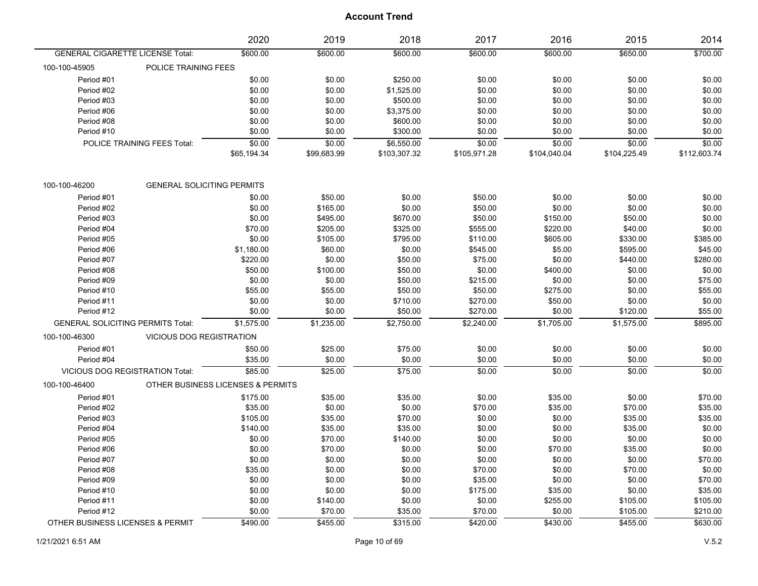# Account Trend

| | | 2020 | 2019 | 2018 | 2017 | 2016 | 2015 | 2014 |
|---|---|---|---|---|---|---|---|---|
| GENERAL CIGARETTE LICENSE Total: | | $600.00 | $600.00 | $600.00 | $600.00 | $600.00 | $650.00 | $700.00 |
| 100-100-45905 | POLICE TRAINING FEES | | | | | | | |
| Period #01 | | $0.00 | $0.00 | $250.00 | $0.00 | $0.00 | $0.00 | $0.00 |
| Period #02 | | $0.00 | $0.00 | $1,525.00 | $0.00 | $0.00 | $0.00 | $0.00 |
| Period #03 | | $0.00 | $0.00 | $500.00 | $0.00 | $0.00 | $0.00 | $0.00 |
| Period #06 | | $0.00 | $0.00 | $3,375.00 | $0.00 | $0.00 | $0.00 | $0.00 |
| Period #08 | | $0.00 | $0.00 | $600.00 | $0.00 | $0.00 | $0.00 | $0.00 |
| Period #10 | | $0.00 | $0.00 | $300.00 | $0.00 | $0.00 | $0.00 | $0.00 |
| POLICE TRAINING FEES Total: | | $0.00 | $0.00 | $6,550.00 | $0.00 | $0.00 | $0.00 | $0.00 |
| | | $65,194.34 | $99,683.99 | $103,307.32 | $105,971.28 | $104,040.04 | $104,225.49 | $112,603.74 |
| 100-100-46200 | GENERAL SOLICITING PERMITS | | | | | | | |
| Period #01 | | $0.00 | $50.00 | $0.00 | $50.00 | $0.00 | $0.00 | $0.00 |
| Period #02 | | $0.00 | $165.00 | $0.00 | $50.00 | $0.00 | $0.00 | $0.00 |
| Period #03 | | $0.00 | $495.00 | $670.00 | $50.00 | $150.00 | $50.00 | $0.00 |
| Period #04 | | $70.00 | $205.00 | $325.00 | $555.00 | $220.00 | $40.00 | $0.00 |
| Period #05 | | $0.00 | $105.00 | $795.00 | $110.00 | $605.00 | $330.00 | $385.00 |
| Period #06 | | $1,180.00 | $60.00 | $0.00 | $545.00 | $5.00 | $595.00 | $45.00 |
| Period #07 | | $220.00 | $0.00 | $50.00 | $75.00 | $0.00 | $440.00 | $280.00 |
| Period #08 | | $50.00 | $100.00 | $50.00 | $0.00 | $400.00 | $0.00 | $0.00 |
| Period #09 | | $0.00 | $0.00 | $50.00 | $215.00 | $0.00 | $0.00 | $75.00 |
| Period #10 | | $55.00 | $55.00 | $50.00 | $50.00 | $275.00 | $0.00 | $55.00 |
| Period #11 | | $0.00 | $0.00 | $710.00 | $270.00 | $50.00 | $0.00 | $0.00 |
| Period #12 | | $0.00 | $0.00 | $50.00 | $270.00 | $0.00 | $120.00 | $55.00 |
| GENERAL SOLICITING PERMITS Total: | | $1,575.00 | $1,235.00 | $2,750.00 | $2,240.00 | $1,705.00 | $1,575.00 | $895.00 |
| 100-100-46300 | VICIOUS DOG REGISTRATION | | | | | | | |
| Period #01 | | $50.00 | $25.00 | $75.00 | $0.00 | $0.00 | $0.00 | $0.00 |
| Period #04 | | $35.00 | $0.00 | $0.00 | $0.00 | $0.00 | $0.00 | $0.00 |
| VICIOUS DOG REGISTRATION Total: | | $85.00 | $25.00 | $75.00 | $0.00 | $0.00 | $0.00 | $0.00 |
| 100-100-46400 | OTHER BUSINESS LICENSES & PERMITS | | | | | | | |
| Period #01 | | $175.00 | $35.00 | $35.00 | $0.00 | $35.00 | $0.00 | $70.00 |
| Period #02 | | $35.00 | $0.00 | $0.00 | $70.00 | $35.00 | $70.00 | $35.00 |
| Period #03 | | $105.00 | $35.00 | $70.00 | $0.00 | $0.00 | $35.00 | $35.00 |
| Period #04 | | $140.00 | $35.00 | $35.00 | $0.00 | $0.00 | $35.00 | $0.00 |
| Period #05 | | $0.00 | $70.00 | $140.00 | $0.00 | $0.00 | $0.00 | $0.00 |
| Period #06 | | $0.00 | $70.00 | $0.00 | $0.00 | $70.00 | $35.00 | $0.00 |
| Period #07 | | $0.00 | $0.00 | $0.00 | $0.00 | $0.00 | $0.00 | $70.00 |
| Period #08 | | $35.00 | $0.00 | $0.00 | $70.00 | $0.00 | $70.00 | $0.00 |
| Period #09 | | $0.00 | $0.00 | $0.00 | $35.00 | $0.00 | $0.00 | $70.00 |
| Period #10 | | $0.00 | $0.00 | $0.00 | $175.00 | $35.00 | $0.00 | $35.00 |
| Period #11 | | $0.00 | $140.00 | $0.00 | $0.00 | $255.00 | $105.00 | $105.00 |
| Period #12 | | $0.00 | $70.00 | $35.00 | $70.00 | $0.00 | $105.00 | $210.00 |
| OTHER BUSINESS LICENSES & PERMIT | | $490.00 | $455.00 | $315.00 | $420.00 | $430.00 | $455.00 | $630.00 |

1/21/2021 6:51 AM V.5.2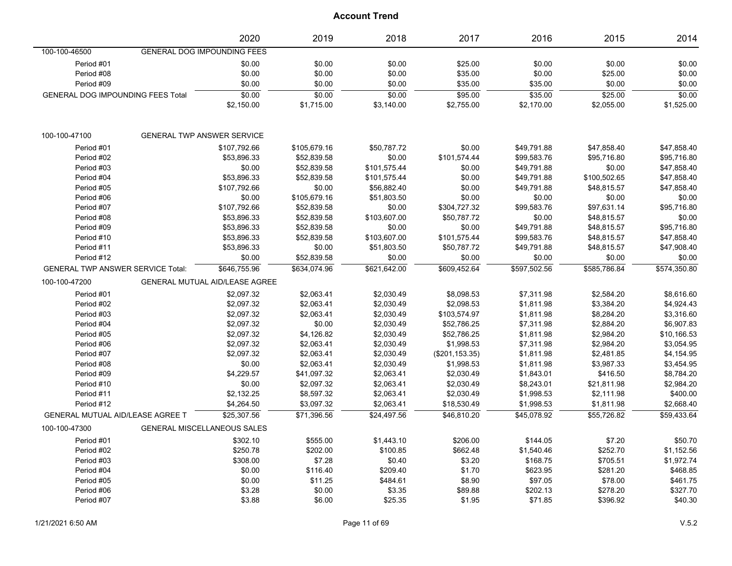# Account Trend

| | | 2020 | 2019 | 2018 | 2017 | 2016 | 2015 | 2014 |
|---|---|---|---|---|---|---|---|---|
| 100-100-46500 | GENERAL DOG IMPOUNDING FEES | | | | | | | |
| Period #01 | | $0.00 | $0.00 | $0.00 | $25.00 | $0.00 | $0.00 | $0.00 |
| Period #08 | | $0.00 | $0.00 | $0.00 | $35.00 | $0.00 | $25.00 | $0.00 |
| Period #09 | | $0.00 | $0.00 | $0.00 | $35.00 | $35.00 | $0.00 | $0.00 |
| GENERAL DOG IMPOUNDING FEES Total | | $0.00 | $0.00 | $0.00 | $95.00 | $35.00 | $25.00 | $0.00 |
| | | $2,150.00 | $1,715.00 | $3,140.00 | $2,755.00 | $2,170.00 | $2,055.00 | $1,525.00 |
| 100-100-47100 | GENERAL TWP ANSWER SERVICE | | | | | | | |
| Period #01 | | $107,792.66 | $105,679.16 | $50,787.72 | $0.00 | $49,791.88 | $47,858.40 | $47,858.40 |
| Period #02 | | $53,896.33 | $52,839.58 | $0.00 | $101,574.44 | $99,583.76 | $95,716.80 | $95,716.80 |
| Period #03 | | $0.00 | $52,839.58 | $101,575.44 | $0.00 | $49,791.88 | $0.00 | $47,858.40 |
| Period #04 | | $53,896.33 | $52,839.58 | $101,575.44 | $0.00 | $49,791.88 | $100,502.65 | $47,858.40 |
| Period #05 | | $107,792.66 | $0.00 | $56,882.40 | $0.00 | $49,791.88 | $48,815.57 | $47,858.40 |
| Period #06 | | $0.00 | $105,679.16 | $51,803.50 | $0.00 | $0.00 | $0.00 | $0.00 |
| Period #07 | | $107,792.66 | $52,839.58 | $0.00 | $304,727.32 | $99,583.76 | $97,631.14 | $95,716.80 |
| Period #08 | | $53,896.33 | $52,839.58 | $103,607.00 | $50,787.72 | $0.00 | $48,815.57 | $0.00 |
| Period #09 | | $53,896.33 | $52,839.58 | $0.00 | $0.00 | $49,791.88 | $48,815.57 | $95,716.80 |
| Period #10 | | $53,896.33 | $52,839.58 | $103,607.00 | $101,575.44 | $99,583.76 | $48,815.57 | $47,858.40 |
| Period #11 | | $53,896.33 | $0.00 | $51,803.50 | $50,787.72 | $49,791.88 | $48,815.57 | $47,908.40 |
| Period #12 | | $0.00 | $52,839.58 | $0.00 | $0.00 | $0.00 | $0.00 | $0.00 |
| GENERAL TWP ANSWER SERVICE Total: | | $646,755.96 | $634,074.96 | $621,642.00 | $609,452.64 | $597,502.56 | $585,786.84 | $574,350.80 |
| 100-100-47200 | GENERAL MUTUAL AID/LEASE AGREE | | | | | | | |
| Period #01 | | $2,097.32 | $2,063.41 | $2,030.49 | $8,098.53 | $7,311.98 | $2,584.20 | $8,616.60 |
| Period #02 | | $2,097.32 | $2,063.41 | $2,030.49 | $2,098.53 | $1,811.98 | $3,384.20 | $4,924.43 |
| Period #03 | | $2,097.32 | $2,063.41 | $2,030.49 | $103,574.97 | $1,811.98 | $8,284.20 | $3,316.60 |
| Period #04 | | $2,097.32 | $0.00 | $2,030.49 | $52,786.25 | $7,311.98 | $2,884.20 | $6,907.83 |
| Period #05 | | $2,097.32 | $4,126.82 | $2,030.49 | $52,786.25 | $1,811.98 | $2,984.20 | $10,166.53 |
| Period #06 | | $2,097.32 | $2,063.41 | $2,030.49 | $1,998.53 | $7,311.98 | $2,984.20 | $3,054.95 |
| Period #07 | | $2,097.32 | $2,063.41 | $2,030.49 | ($201,153.35) | $1,811.98 | $2,481.85 | $4,154.95 |
| Period #08 | | $0.00 | $2,063.41 | $2,030.49 | $1,998.53 | $1,811.98 | $3,987.33 | $3,454.95 |
| Period #09 | | $4,229.57 | $41,097.32 | $2,063.41 | $2,030.49 | $1,843.01 | $416.50 | $8,784.20 |
| Period #10 | | $0.00 | $2,097.32 | $2,063.41 | $2,030.49 | $8,243.01 | $21,811.98 | $2,984.20 |
| Period #11 | | $2,132.25 | $8,597.32 | $2,063.41 | $2,030.49 | $1,998.53 | $2,111.98 | $400.00 |
| Period #12 | | $4,264.50 | $3,097.32 | $2,063.41 | $18,530.49 | $1,998.53 | $1,811.98 | $2,668.40 |
| GENERAL MUTUAL AID/LEASE AGREE T | | $25,307.56 | $71,396.56 | $24,497.56 | $46,810.20 | $45,078.92 | $55,726.82 | $59,433.64 |
| 100-100-47300 | GENERAL MISCELLANEOUS SALES | | | | | | | |
| Period #01 | | $302.10 | $555.00 | $1,443.10 | $206.00 | $144.05 | $7.20 | $50.70 |
| Period #02 | | $250.78 | $202.00 | $100.85 | $662.48 | $1,540.46 | $252.70 | $1,152.56 |
| Period #03 | | $308.00 | $7.28 | $0.40 | $3.20 | $168.75 | $705.51 | $1,972.74 |
| Period #04 | | $0.00 | $116.40 | $209.40 | $1.70 | $623.95 | $281.20 | $468.85 |
| Period #05 | | $0.00 | $11.25 | $484.61 | $8.90 | $97.05 | $78.00 | $461.75 |
| Period #06 | | $3.28 | $0.00 | $3.35 | $89.88 | $202.13 | $278.20 | $327.70 |
| Period #07 | | $3.88 | $6.00 | $25.35 | $1.95 | $71.85 | $396.92 | $40.30 |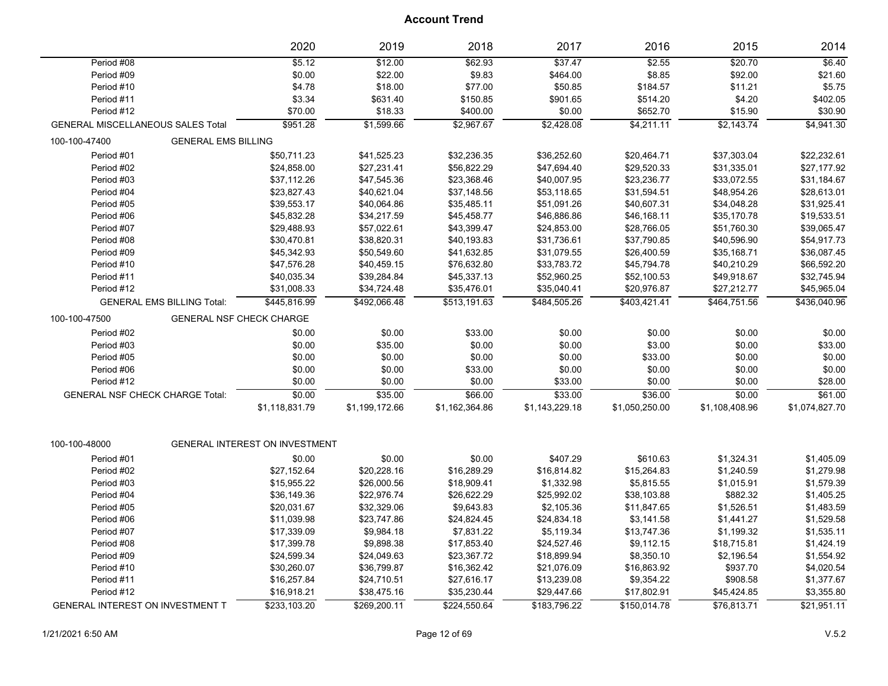# Account Trend

| | 2020 | 2019 | 2018 | 2017 | 2016 | 2015 | 2014 |
|---|---|---|---|---|---|---|---|
| Period #08 | $5.12 | $12.00 | $62.93 | $37.47 | $2.55 | $20.70 | $6.40 |
| Period #09 | $0.00 | $22.00 | $9.83 | $464.00 | $8.85 | $92.00 | $21.60 |
| Period #10 | $4.78 | $18.00 | $77.00 | $50.85 | $184.57 | $11.21 | $5.75 |
| Period #11 | $3.34 | $631.40 | $150.85 | $901.65 | $514.20 | $4.20 | $402.05 |
| Period #12 | $70.00 | $18.33 | $400.00 | $0.00 | $652.70 | $15.90 | $30.90 |
| GENERAL MISCELLANEOUS SALES Total | $951.28 | $1,599.66 | $2,967.67 | $2,428.08 | $4,211.11 | $2,143.74 | $4,941.30 |
| 100-100-47400 GENERAL EMS BILLING | | | | | | | |
| Period #01 | $50,711.23 | $41,525.23 | $32,236.35 | $36,252.60 | $20,464.71 | $37,303.04 | $22,232.61 |
| Period #02 | $24,858.00 | $27,231.41 | $56,822.29 | $47,694.40 | $29,520.33 | $31,335.01 | $27,177.92 |
| Period #03 | $37,112.26 | $47,545.36 | $23,368.46 | $40,007.95 | $23,236.77 | $33,072.55 | $31,184.67 |
| Period #04 | $23,827.43 | $40,621.04 | $37,148.56 | $53,118.65 | $31,594.51 | $48,954.26 | $28,613.01 |
| Period #05 | $39,553.17 | $40,064.86 | $35,485.11 | $51,091.26 | $40,607.31 | $34,048.28 | $31,925.41 |
| Period #06 | $45,832.28 | $34,217.59 | $45,458.77 | $46,886.86 | $46,168.11 | $35,170.78 | $19,533.51 |
| Period #07 | $29,488.93 | $57,022.61 | $43,399.47 | $24,853.00 | $28,766.05 | $51,760.30 | $39,065.47 |
| Period #08 | $30,470.81 | $38,820.31 | $40,193.83 | $31,736.61 | $37,790.85 | $40,596.90 | $54,917.73 |
| Period #09 | $45,342.93 | $50,549.60 | $41,632.85 | $31,079.55 | $26,400.59 | $35,168.71 | $36,087.45 |
| Period #10 | $47,576.28 | $40,459.15 | $76,632.80 | $33,783.72 | $45,794.78 | $40,210.29 | $66,592.20 |
| Period #11 | $40,035.34 | $39,284.84 | $45,337.13 | $52,960.25 | $52,100.53 | $49,918.67 | $32,745.94 |
| Period #12 | $31,008.33 | $34,724.48 | $35,476.01 | $35,040.41 | $20,976.87 | $27,212.77 | $45,965.04 |
| GENERAL EMS BILLING Total: | $445,816.99 | $492,066.48 | $513,191.63 | $484,505.26 | $403,421.41 | $464,751.56 | $436,040.96 |
| 100-100-47500 GENERAL NSF CHECK CHARGE | | | | | | | |
| Period #02 | $0.00 | $0.00 | $33.00 | $0.00 | $0.00 | $0.00 | $0.00 |
| Period #03 | $0.00 | $35.00 | $0.00 | $0.00 | $3.00 | $0.00 | $33.00 |
| Period #05 | $0.00 | $0.00 | $0.00 | $0.00 | $33.00 | $0.00 | $0.00 |
| Period #06 | $0.00 | $0.00 | $33.00 | $0.00 | $0.00 | $0.00 | $0.00 |
| Period #12 | $0.00 | $0.00 | $0.00 | $33.00 | $0.00 | $0.00 | $28.00 |
| GENERAL NSF CHECK CHARGE Total: | $0.00 | $35.00 | $66.00 | $33.00 | $36.00 | $0.00 | $61.00 |
| | $1,118,831.79 | $1,199,172.66 | $1,162,364.86 | $1,143,229.18 | $1,050,250.00 | $1,108,408.96 | $1,074,827.70 |
| 100-100-48000 GENERAL INTEREST ON INVESTMENT | | | | | | | |
| Period #01 | $0.00 | $0.00 | $0.00 | $407.29 | $610.63 | $1,324.31 | $1,405.09 |
| Period #02 | $27,152.64 | $20,228.16 | $16,289.29 | $16,814.82 | $15,264.83 | $1,240.59 | $1,279.98 |
| Period #03 | $15,955.22 | $26,000.56 | $18,909.41 | $1,332.98 | $5,815.55 | $1,015.91 | $1,579.39 |
| Period #04 | $36,149.36 | $22,976.74 | $26,622.29 | $25,992.02 | $38,103.88 | $882.32 | $1,405.25 |
| Period #05 | $20,031.67 | $32,329.06 | $9,643.83 | $2,105.36 | $11,847.65 | $1,526.51 | $1,483.59 |
| Period #06 | $11,039.98 | $23,747.86 | $24,824.45 | $24,834.18 | $3,141.58 | $1,441.27 | $1,529.58 |
| Period #07 | $17,339.09 | $9,984.18 | $7,831.22 | $5,119.34 | $13,747.36 | $1,199.32 | $1,535.11 |
| Period #08 | $17,399.78 | $9,898.38 | $17,853.40 | $24,527.46 | $9,112.15 | $18,715.81 | $1,424.19 |
| Period #09 | $24,599.34 | $24,049.63 | $23,367.72 | $18,899.94 | $8,350.10 | $2,196.54 | $1,554.92 |
| Period #10 | $30,260.07 | $36,799.87 | $16,362.42 | $21,076.09 | $16,863.92 | $937.70 | $4,020.54 |
| Period #11 | $16,257.84 | $24,710.51 | $27,616.17 | $13,239.08 | $9,354.22 | $908.58 | $1,377.67 |
| Period #12 | $16,918.21 | $38,475.16 | $35,230.44 | $29,447.66 | $17,802.91 | $45,424.85 | $3,355.80 |
| GENERAL INTEREST ON INVESTMENT T | $233,103.20 | $269,200.11 | $224,550.64 | $183,796.22 | $150,014.78 | $76,813.71 | $21,951.11 |

1/21/2021 6:50 AM

V.5.2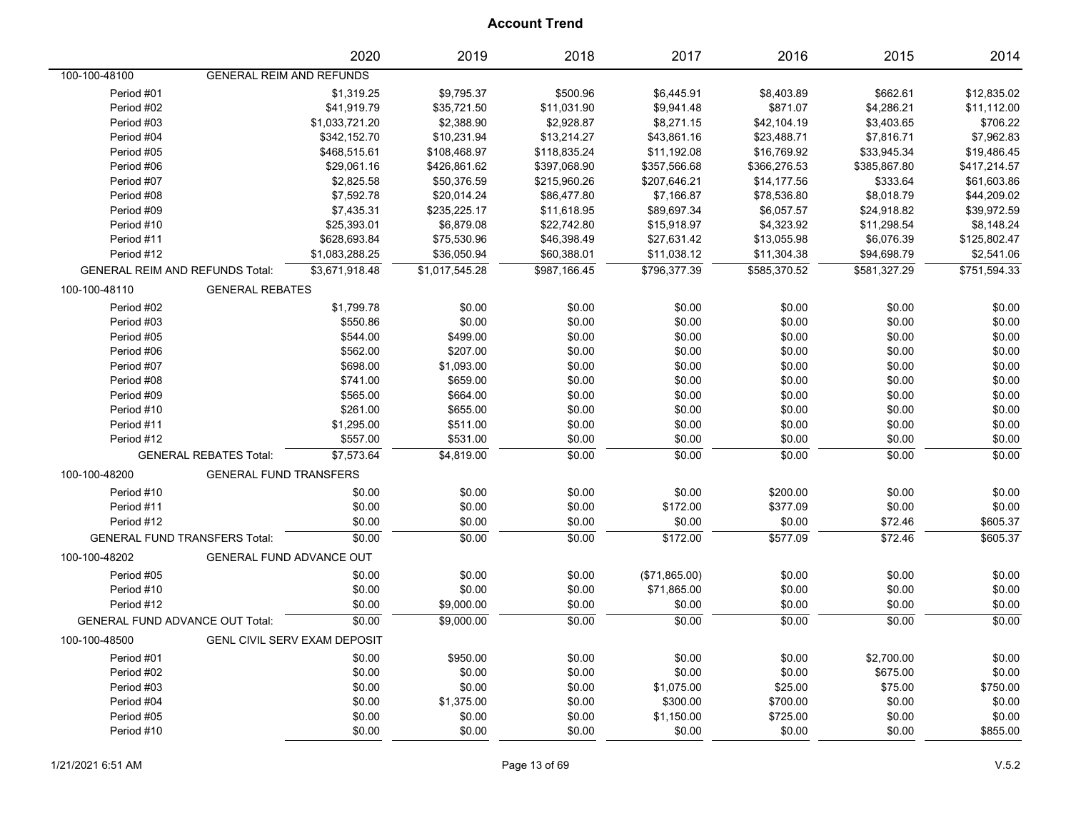# Account Trend

| | 2020 | 2019 | 2018 | 2017 | 2016 | 2015 | 2014 |
|---|---|---|---|---|---|---|---|
| **100-100-48100 GENERAL REIM AND REFUNDS** | | | | | | | |
| Period #01 | $1,319.25 | $9,795.37 | $500.96 | $6,445.91 | $8,403.89 | $662.61 | $12,835.02 |
| Period #02 | $41,919.79 | $35,721.50 | $11,031.90 | $9,941.48 | $871.07 | $4,286.21 | $11,112.00 |
| Period #03 | $1,033,721.20 | $2,388.90 | $2,928.87 | $8,271.15 | $42,104.19 | $3,403.65 | $706.22 |
| Period #04 | $342,152.70 | $10,231.94 | $13,214.27 | $43,861.16 | $23,488.71 | $7,816.71 | $7,962.83 |
| Period #05 | $468,515.61 | $108,468.97 | $118,835.24 | $11,192.08 | $16,769.92 | $33,945.34 | $19,486.45 |
| Period #06 | $29,061.16 | $426,861.62 | $397,068.90 | $357,566.68 | $366,276.53 | $385,867.80 | $417,214.57 |
| Period #07 | $2,825.58 | $50,376.59 | $215,960.26 | $207,646.21 | $14,177.56 | $333.64 | $61,603.86 |
| Period #08 | $7,592.78 | $20,014.24 | $86,477.80 | $7,166.87 | $78,536.80 | $8,018.79 | $44,209.02 |
| Period #09 | $7,435.31 | $235,225.17 | $11,618.95 | $89,697.34 | $6,057.57 | $24,918.82 | $39,972.59 |
| Period #10 | $25,393.01 | $6,879.08 | $22,742.80 | $15,918.97 | $4,323.92 | $11,298.54 | $8,148.24 |
| Period #11 | $628,693.84 | $75,530.96 | $46,398.49 | $27,631.42 | $13,055.98 | $6,076.39 | $125,802.47 |
| Period #12 | $1,083,288.25 | $36,050.94 | $60,388.01 | $11,038.12 | $11,304.38 | $94,698.79 | $2,541.06 |
| GENERAL REIM AND REFUNDS Total: | $3,671,918.48 | $1,017,545.28 | $987,166.45 | $796,377.39 | $585,370.52 | $581,327.29 | $751,594.33 |
| **100-100-48110 GENERAL REBATES** | | | | | | | |
| Period #02 | $1,799.78 | $0.00 | $0.00 | $0.00 | $0.00 | $0.00 | $0.00 |
| Period #03 | $550.86 | $0.00 | $0.00 | $0.00 | $0.00 | $0.00 | $0.00 |
| Period #05 | $544.00 | $499.00 | $0.00 | $0.00 | $0.00 | $0.00 | $0.00 |
| Period #06 | $562.00 | $207.00 | $0.00 | $0.00 | $0.00 | $0.00 | $0.00 |
| Period #07 | $698.00 | $1,093.00 | $0.00 | $0.00 | $0.00 | $0.00 | $0.00 |
| Period #08 | $741.00 | $659.00 | $0.00 | $0.00 | $0.00 | $0.00 | $0.00 |
| Period #09 | $565.00 | $664.00 | $0.00 | $0.00 | $0.00 | $0.00 | $0.00 |
| Period #10 | $261.00 | $655.00 | $0.00 | $0.00 | $0.00 | $0.00 | $0.00 |
| Period #11 | $1,295.00 | $511.00 | $0.00 | $0.00 | $0.00 | $0.00 | $0.00 |
| Period #12 | $557.00 | $531.00 | $0.00 | $0.00 | $0.00 | $0.00 | $0.00 |
| GENERAL REBATES Total: | $7,573.64 | $4,819.00 | $0.00 | $0.00 | $0.00 | $0.00 | $0.00 |
| **100-100-48200 GENERAL FUND TRANSFERS** | | | | | | | |
| Period #10 | $0.00 | $0.00 | $0.00 | $0.00 | $200.00 | $0.00 | $0.00 |
| Period #11 | $0.00 | $0.00 | $0.00 | $172.00 | $377.09 | $0.00 | $0.00 |
| Period #12 | $0.00 | $0.00 | $0.00 | $0.00 | $0.00 | $72.46 | $605.37 |
| GENERAL FUND TRANSFERS Total: | $0.00 | $0.00 | $0.00 | $172.00 | $577.09 | $72.46 | $605.37 |
| **100-100-48202 GENERAL FUND ADVANCE OUT** | | | | | | | |
| Period #05 | $0.00 | $0.00 | $0.00 | ($71,865.00) | $0.00 | $0.00 | $0.00 |
| Period #10 | $0.00 | $0.00 | $0.00 | $71,865.00 | $0.00 | $0.00 | $0.00 |
| Period #12 | $0.00 | $9,000.00 | $0.00 | $0.00 | $0.00 | $0.00 | $0.00 |
| GENERAL FUND ADVANCE OUT Total: | $0.00 | $9,000.00 | $0.00 | $0.00 | $0.00 | $0.00 | $0.00 |
| **100-100-48500 GENL CIVIL SERV EXAM DEPOSIT** | | | | | | | |
| Period #01 | $0.00 | $950.00 | $0.00 | $0.00 | $0.00 | $2,700.00 | $0.00 |
| Period #02 | $0.00 | $0.00 | $0.00 | $0.00 | $0.00 | $675.00 | $0.00 |
| Period #03 | $0.00 | $0.00 | $0.00 | $1,075.00 | $25.00 | $75.00 | $750.00 |
| Period #04 | $0.00 | $1,375.00 | $0.00 | $300.00 | $700.00 | $0.00 | $0.00 |
| Period #05 | $0.00 | $0.00 | $0.00 | $1,150.00 | $725.00 | $0.00 | $0.00 |
| Period #10 | $0.00 | $0.00 | $0.00 | $0.00 | $0.00 | $0.00 | $855.00 |

1/21/2021 6:51 AM

V.5.2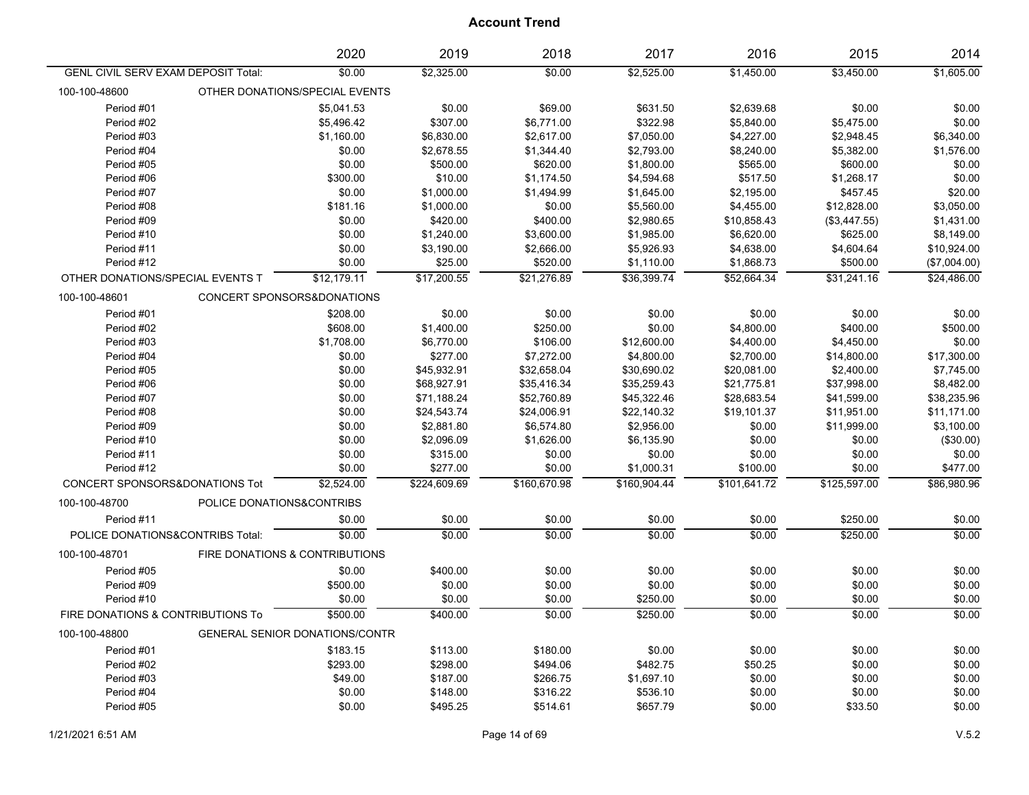# Account Trend

| | 2020 | 2019 | 2018 | 2017 | 2016 | 2015 | 2014 |
|---|---|---|---|---|---|---|---|
| GENL CIVIL SERV EXAM DEPOSIT Total: | $0.00 | $2,325.00 | $0.00 | $2,525.00 | $1,450.00 | $3,450.00 | $1,605.00 |
| 100-100-48600 OTHER DONATIONS/SPECIAL EVENTS | | | | | | | |
| Period #01 | $5,041.53 | $0.00 | $69.00 | $631.50 | $2,639.68 | $0.00 | $0.00 |
| Period #02 | $5,496.42 | $307.00 | $6,771.00 | $322.98 | $5,840.00 | $5,475.00 | $0.00 |
| Period #03 | $1,160.00 | $6,830.00 | $2,617.00 | $7,050.00 | $4,227.00 | $2,948.45 | $6,340.00 |
| Period #04 | $0.00 | $2,678.55 | $1,344.40 | $2,793.00 | $8,240.00 | $5,382.00 | $1,576.00 |
| Period #05 | $0.00 | $500.00 | $620.00 | $1,800.00 | $565.00 | $600.00 | $0.00 |
| Period #06 | $300.00 | $10.00 | $1,174.50 | $4,594.68 | $517.50 | $1,268.17 | $0.00 |
| Period #07 | $0.00 | $1,000.00 | $1,494.99 | $1,645.00 | $2,195.00 | $457.45 | $20.00 |
| Period #08 | $181.16 | $1,000.00 | $0.00 | $5,560.00 | $4,455.00 | $12,828.00 | $3,050.00 |
| Period #09 | $0.00 | $420.00 | $400.00 | $2,980.65 | $10,858.43 | ($3,447.55) | $1,431.00 |
| Period #10 | $0.00 | $1,240.00 | $3,600.00 | $1,985.00 | $6,620.00 | $625.00 | $8,149.00 |
| Period #11 | $0.00 | $3,190.00 | $2,666.00 | $5,926.93 | $4,638.00 | $4,604.64 | $10,924.00 |
| Period #12 | $0.00 | $25.00 | $520.00 | $1,110.00 | $1,868.73 | $500.00 | ($7,004.00) |
| OTHER DONATIONS/SPECIAL EVENTS T | $12,179.11 | $17,200.55 | $21,276.89 | $36,399.74 | $52,664.34 | $31,241.16 | $24,486.00 |
| 100-100-48601 CONCERT SPONSORS&DONATIONS | | | | | | | |
| Period #01 | $208.00 | $0.00 | $0.00 | $0.00 | $0.00 | $0.00 | $0.00 |
| Period #02 | $608.00 | $1,400.00 | $250.00 | $0.00 | $4,800.00 | $400.00 | $500.00 |
| Period #03 | $1,708.00 | $6,770.00 | $106.00 | $12,600.00 | $4,400.00 | $4,450.00 | $0.00 |
| Period #04 | $0.00 | $277.00 | $7,272.00 | $4,800.00 | $2,700.00 | $14,800.00 | $17,300.00 |
| Period #05 | $0.00 | $45,932.91 | $32,658.04 | $30,690.02 | $20,081.00 | $2,400.00 | $7,745.00 |
| Period #06 | $0.00 | $68,927.91 | $35,416.34 | $35,259.43 | $21,775.81 | $37,998.00 | $8,482.00 |
| Period #07 | $0.00 | $71,188.24 | $52,760.89 | $45,322.46 | $28,683.54 | $41,599.00 | $38,235.96 |
| Period #08 | $0.00 | $24,543.74 | $24,006.91 | $22,140.32 | $19,101.37 | $11,951.00 | $11,171.00 |
| Period #09 | $0.00 | $2,881.80 | $6,574.80 | $2,956.00 | $0.00 | $11,999.00 | $3,100.00 |
| Period #10 | $0.00 | $2,096.09 | $1,626.00 | $6,135.90 | $0.00 | $0.00 | ($30.00) |
| Period #11 | $0.00 | $315.00 | $0.00 | $0.00 | $0.00 | $0.00 | $0.00 |
| Period #12 | $0.00 | $277.00 | $0.00 | $1,000.31 | $100.00 | $0.00 | $477.00 |
| CONCERT SPONSORS&DONATIONS Tot | $2,524.00 | $224,609.69 | $160,670.98 | $160,904.44 | $101,641.72 | $125,597.00 | $86,980.96 |
| 100-100-48700 POLICE DONATIONS&CONTRIBS | | | | | | | |
| Period #11 | $0.00 | $0.00 | $0.00 | $0.00 | $0.00 | $250.00 | $0.00 |
| POLICE DONATIONS&CONTRIBS Total: | $0.00 | $0.00 | $0.00 | $0.00 | $0.00 | $250.00 | $0.00 |
| 100-100-48701 FIRE DONATIONS & CONTRIBUTIONS | | | | | | | |
| Period #05 | $0.00 | $400.00 | $0.00 | $0.00 | $0.00 | $0.00 | $0.00 |
| Period #09 | $500.00 | $0.00 | $0.00 | $0.00 | $0.00 | $0.00 | $0.00 |
| Period #10 | $0.00 | $0.00 | $0.00 | $250.00 | $0.00 | $0.00 | $0.00 |
| FIRE DONATIONS & CONTRIBUTIONS To | $500.00 | $400.00 | $0.00 | $250.00 | $0.00 | $0.00 | $0.00 |
| 100-100-48800 GENERAL SENIOR DONATIONS/CONTR | | | | | | | |
| Period #01 | $183.15 | $113.00 | $180.00 | $0.00 | $0.00 | $0.00 | $0.00 |
| Period #02 | $293.00 | $298.00 | $494.06 | $482.75 | $50.25 | $0.00 | $0.00 |
| Period #03 | $49.00 | $187.00 | $266.75 | $1,697.10 | $0.00 | $0.00 | $0.00 |
| Period #04 | $0.00 | $148.00 | $316.22 | $536.10 | $0.00 | $0.00 | $0.00 |
| Period #05 | $0.00 | $495.25 | $514.61 | $657.79 | $0.00 | $33.50 | $0.00 |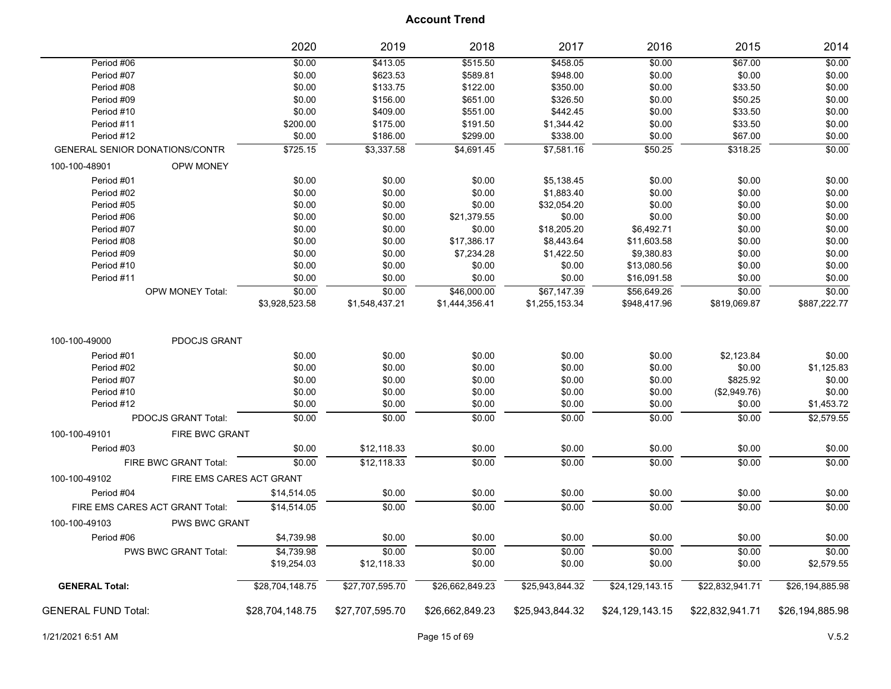# Account Trend

| | 2020 | 2019 | 2018 | 2017 | 2016 | 2015 | 2014 |
|---|---|---|---|---|---|---|---|
| Period #06 | $0.00 | $413.05 | $515.50 | $458.05 | $0.00 | $67.00 | $0.00 |
| Period #07 | $0.00 | $623.53 | $589.81 | $948.00 | $0.00 | $0.00 | $0.00 |
| Period #08 | $0.00 | $133.75 | $122.00 | $350.00 | $0.00 | $33.50 | $0.00 |
| Period #09 | $0.00 | $156.00 | $651.00 | $326.50 | $0.00 | $50.25 | $0.00 |
| Period #10 | $0.00 | $409.00 | $551.00 | $442.45 | $0.00 | $33.50 | $0.00 |
| Period #11 | $200.00 | $175.00 | $191.50 | $1,344.42 | $0.00 | $33.50 | $0.00 |
| Period #12 | $0.00 | $186.00 | $299.00 | $338.00 | $0.00 | $67.00 | $0.00 |
| GENERAL SENIOR DONATIONS/CONTR | $725.15 | $3,337.58 | $4,691.45 | $7,581.16 | $50.25 | $318.25 | $0.00 |
| 100-100-48901 OPW MONEY | | | | | | | |
| Period #01 | $0.00 | $0.00 | $0.00 | $5,138.45 | $0.00 | $0.00 | $0.00 |
| Period #02 | $0.00 | $0.00 | $0.00 | $1,883.40 | $0.00 | $0.00 | $0.00 |
| Period #05 | $0.00 | $0.00 | $0.00 | $32,054.20 | $0.00 | $0.00 | $0.00 |
| Period #06 | $0.00 | $0.00 | $21,379.55 | $0.00 | $0.00 | $0.00 | $0.00 |
| Period #07 | $0.00 | $0.00 | $0.00 | $18,205.20 | $6,492.71 | $0.00 | $0.00 |
| Period #08 | $0.00 | $0.00 | $17,386.17 | $8,443.64 | $11,603.58 | $0.00 | $0.00 |
| Period #09 | $0.00 | $0.00 | $7,234.28 | $1,422.50 | $9,380.83 | $0.00 | $0.00 |
| Period #10 | $0.00 | $0.00 | $0.00 | $0.00 | $13,080.56 | $0.00 | $0.00 |
| Period #11 | $0.00 | $0.00 | $0.00 | $0.00 | $16,091.58 | $0.00 | $0.00 |
| OPW MONEY Total: | $0.00 | $0.00 | $46,000.00 | $67,147.39 | $56,649.26 | $0.00 | $0.00 |
| | $3,928,523.58 | $1,548,437.21 | $1,444,356.41 | $1,255,153.34 | $948,417.96 | $819,069.87 | $887,222.77 |
| 100-100-49000 PDOCJS GRANT | | | | | | | |
| Period #01 | $0.00 | $0.00 | $0.00 | $0.00 | $0.00 | $2,123.84 | $0.00 |
| Period #02 | $0.00 | $0.00 | $0.00 | $0.00 | $0.00 | $0.00 | $1,125.83 |
| Period #07 | $0.00 | $0.00 | $0.00 | $0.00 | $0.00 | $825.92 | $0.00 |
| Period #10 | $0.00 | $0.00 | $0.00 | $0.00 | $0.00 | ($2,949.76) | $0.00 |
| Period #12 | $0.00 | $0.00 | $0.00 | $0.00 | $0.00 | $0.00 | $1,453.72 |
| PDOCJS GRANT Total: | $0.00 | $0.00 | $0.00 | $0.00 | $0.00 | $0.00 | $2,579.55 |
| 100-100-49101 FIRE BWC GRANT | | | | | | | |
| Period #03 | $0.00 | $12,118.33 | $0.00 | $0.00 | $0.00 | $0.00 | $0.00 |
| FIRE BWC GRANT Total: | $0.00 | $12,118.33 | $0.00 | $0.00 | $0.00 | $0.00 | $0.00 |
| 100-100-49102 FIRE EMS CARES ACT GRANT | | | | | | | |
| Period #04 | $14,514.05 | $0.00 | $0.00 | $0.00 | $0.00 | $0.00 | $0.00 |
| FIRE EMS CARES ACT GRANT Total: | $14,514.05 | $0.00 | $0.00 | $0.00 | $0.00 | $0.00 | $0.00 |
| 100-100-49103 PWS BWC GRANT | | | | | | | |
| Period #06 | $4,739.98 | $0.00 | $0.00 | $0.00 | $0.00 | $0.00 | $0.00 |
| PWS BWC GRANT Total: | $4,739.98 | $0.00 | $0.00 | $0.00 | $0.00 | $0.00 | $0.00 |
| | $19,254.03 | $12,118.33 | $0.00 | $0.00 | $0.00 | $0.00 | $2,579.55 |
| **GENERAL Total:** | $28,704,148.75 | $27,707,595.70 | $26,662,849.23 | $25,943,844.32 | $24,129,143.15 | $22,832,941.71 | $26,194,885.98 |
| GENERAL FUND Total: | $28,704,148.75 | $27,707,595.70 | $26,662,849.23 | $25,943,844.32 | $24,129,143.15 | $22,832,941.71 | $26,194,885.98 |

1/21/2021 6:51 AM

V.5.2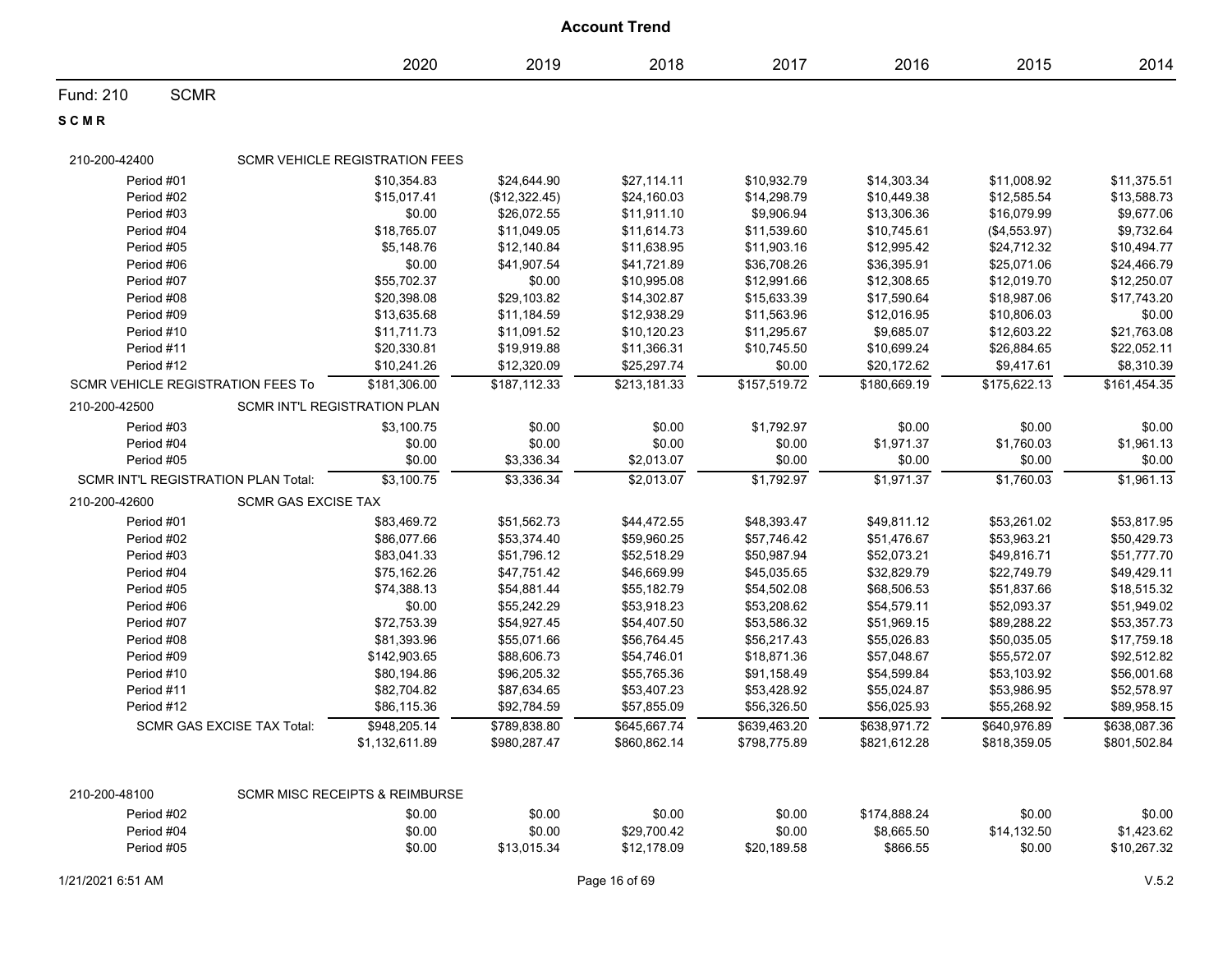# Account Trend

| | 2020 | 2019 | 2018 | 2017 | 2016 | 2015 | 2014 |
|---|---|---|---|---|---|---|---|
| **Fund: 210 SCMR** | | | | | | | |
| **S C M R** | | | | | | | |
| **210-200-42400 SCMR VEHICLE REGISTRATION FEES** | | | | | | | |
| Period #01 | $10,354.83 | $24,644.90 | $27,114.11 | $10,932.79 | $14,303.34 | $11,008.92 | $11,375.51 |
| Period #02 | $15,017.41 | ($12,322.45) | $24,160.03 | $14,298.79 | $10,449.38 | $12,585.54 | $13,588.73 |
| Period #03 | $0.00 | $26,072.55 | $11,911.10 | $9,906.94 | $13,306.36 | $16,079.99 | $9,677.06 |
| Period #04 | $18,765.07 | $11,049.05 | $11,614.73 | $11,539.60 | $10,745.61 | ($4,553.97) | $9,732.64 |
| Period #05 | $5,148.76 | $12,140.84 | $11,638.95 | $11,903.16 | $12,995.42 | $24,712.32 | $10,494.77 |
| Period #06 | $0.00 | $41,907.54 | $41,721.89 | $36,708.26 | $36,395.91 | $25,071.06 | $24,466.79 |
| Period #07 | $55,702.37 | $0.00 | $10,995.08 | $12,991.66 | $12,308.65 | $12,019.70 | $12,250.07 |
| Period #08 | $20,398.08 | $29,103.82 | $14,302.87 | $15,633.39 | $17,590.64 | $18,987.06 | $17,743.20 |
| Period #09 | $13,635.68 | $11,184.59 | $12,938.29 | $11,563.96 | $12,016.95 | $10,806.03 | $0.00 |
| Period #10 | $11,711.73 | $11,091.52 | $10,120.23 | $11,295.67 | $9,685.07 | $12,603.22 | $21,763.08 |
| Period #11 | $20,330.81 | $19,919.88 | $11,366.31 | $10,745.50 | $10,699.24 | $26,884.65 | $22,052.11 |
| Period #12 | $10,241.26 | $12,320.09 | $25,297.74 | $0.00 | $20,172.62 | $9,417.61 | $8,310.39 |
| SCMR VEHICLE REGISTRATION FEES To | $181,306.00 | $187,112.33 | $213,181.33 | $157,519.72 | $180,669.19 | $175,622.13 | $161,454.35 |
| **210-200-42500 SCMR INT'L REGISTRATION PLAN** | | | | | | | |
| Period #03 | $3,100.75 | $0.00 | $0.00 | $1,792.97 | $0.00 | $0.00 | $0.00 |
| Period #04 | $0.00 | $0.00 | $0.00 | $0.00 | $1,971.37 | $1,760.03 | $1,961.13 |
| Period #05 | $0.00 | $3,336.34 | $2,013.07 | $0.00 | $0.00 | $0.00 | $0.00 |
| SCMR INT'L REGISTRATION PLAN Total: | $3,100.75 | $3,336.34 | $2,013.07 | $1,792.97 | $1,971.37 | $1,760.03 | $1,961.13 |
| **210-200-42600 SCMR GAS EXCISE TAX** | | | | | | | |
| Period #01 | $83,469.72 | $51,562.73 | $44,472.55 | $48,393.47 | $49,811.12 | $53,261.02 | $53,817.95 |
| Period #02 | $86,077.66 | $53,374.40 | $59,960.25 | $57,746.42 | $51,476.67 | $53,963.21 | $50,429.73 |
| Period #03 | $83,041.33 | $51,796.12 | $52,518.29 | $50,987.94 | $52,073.21 | $49,816.71 | $51,777.70 |
| Period #04 | $75,162.26 | $47,751.42 | $46,669.99 | $45,035.65 | $32,829.79 | $22,749.79 | $49,429.11 |
| Period #05 | $74,388.13 | $54,881.44 | $55,182.79 | $54,502.08 | $68,506.53 | $51,837.66 | $18,515.32 |
| Period #06 | $0.00 | $55,242.29 | $53,918.23 | $53,208.62 | $54,579.11 | $52,093.37 | $51,949.02 |
| Period #07 | $72,753.39 | $54,927.45 | $54,407.50 | $53,586.32 | $51,969.15 | $89,288.22 | $53,357.73 |
| Period #08 | $81,393.96 | $55,071.66 | $56,764.45 | $56,217.43 | $55,026.83 | $50,035.05 | $17,759.18 |
| Period #09 | $142,903.65 | $88,606.73 | $54,746.01 | $18,871.36 | $57,048.67 | $55,572.07 | $92,512.82 |
| Period #10 | $80,194.86 | $96,205.32 | $55,765.36 | $91,158.49 | $54,599.84 | $53,103.92 | $56,001.68 |
| Period #11 | $82,704.82 | $87,634.65 | $53,407.23 | $53,428.92 | $55,024.87 | $53,986.95 | $52,578.97 |
| Period #12 | $86,115.36 | $92,784.59 | $57,855.09 | $56,326.50 | $56,025.93 | $55,268.92 | $89,958.15 |
| SCMR GAS EXCISE TAX Total: | $948,205.14 | $789,838.80 | $645,667.74 | $639,463.20 | $638,971.72 | $640,976.89 | $638,087.36 |
| | $1,132,611.89 | $980,287.47 | $860,862.14 | $798,775.89 | $821,612.28 | $818,359.05 | $801,502.84 |
| **210-200-48100 SCMR MISC RECEIPTS & REIMBURSE** | | | | | | | |
| Period #02 | $0.00 | $0.00 | $0.00 | $0.00 | $174,888.24 | $0.00 | $0.00 |
| Period #04 | $0.00 | $0.00 | $29,700.42 | $0.00 | $8,665.50 | $14,132.50 | $1,423.62 |
| Period #05 | $0.00 | $13,015.34 | $12,178.09 | $20,189.58 | $866.55 | $0.00 | $10,267.32 |

1/21/2021 6:51 AM

V.5.2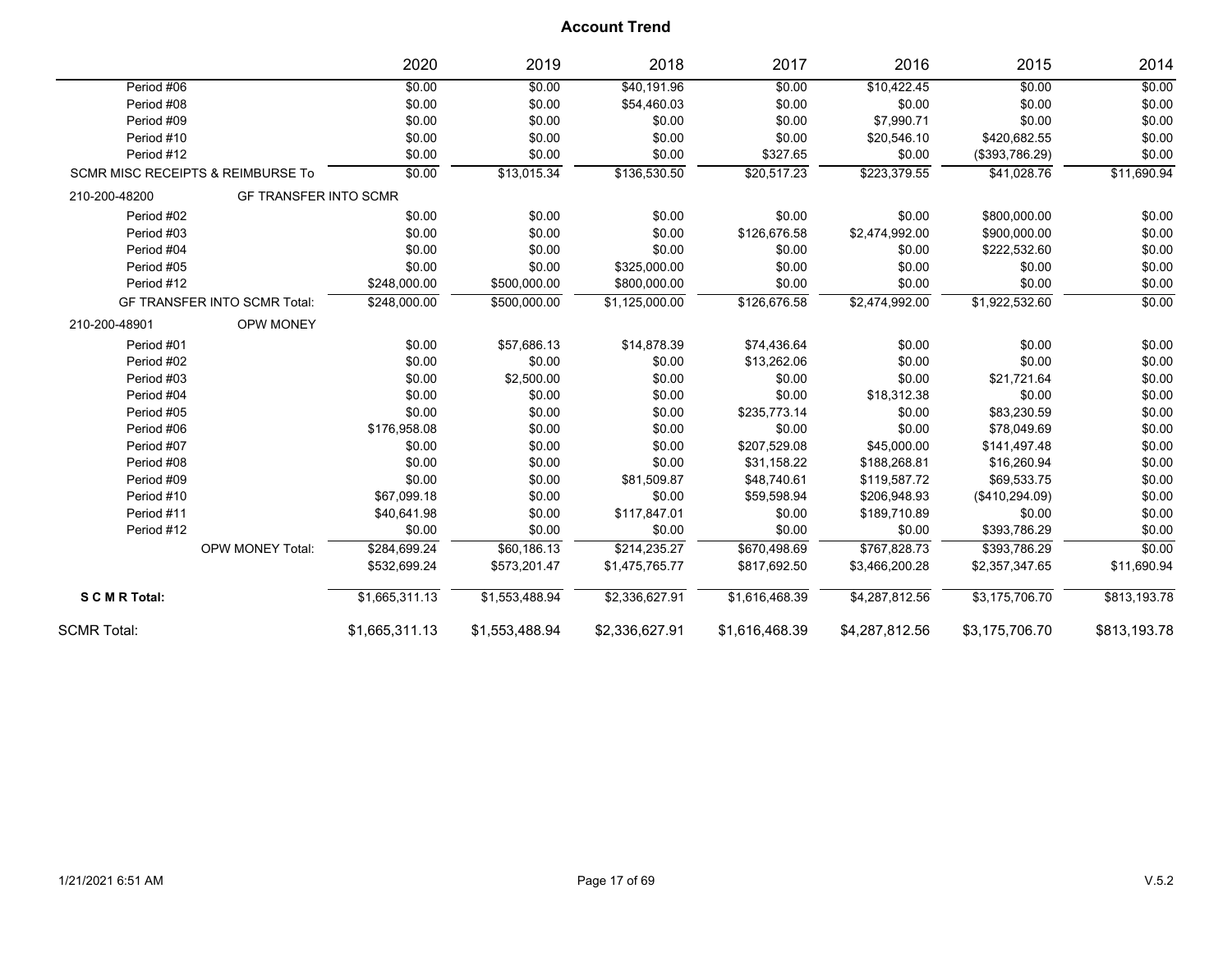# Account Trend

| | 2020 | 2019 | 2018 | 2017 | 2016 | 2015 | 2014 |
|---|---|---|---|---|---|---|---|
| Period #06 | $0.00 | $0.00 | $40,191.96 | $0.00 | $10,422.45 | $0.00 | $0.00 |
| Period #08 | $0.00 | $0.00 | $54,460.03 | $0.00 | $0.00 | $0.00 | $0.00 |
| Period #09 | $0.00 | $0.00 | $0.00 | $0.00 | $7,990.71 | $0.00 | $0.00 |
| Period #10 | $0.00 | $0.00 | $0.00 | $0.00 | $20,546.10 | $420,682.55 | $0.00 |
| Period #12 | $0.00 | $0.00 | $0.00 | $327.65 | $0.00 | ($393,786.29) | $0.00 |
| SCMR MISC RECEIPTS & REIMBURSE To | $0.00 | $13,015.34 | $136,530.50 | $20,517.23 | $223,379.55 | $41,028.76 | $11,690.94 |
| 210-200-48200 GF TRANSFER INTO SCMR | | | | | | | |
| Period #02 | $0.00 | $0.00 | $0.00 | $0.00 | $0.00 | $800,000.00 | $0.00 |
| Period #03 | $0.00 | $0.00 | $0.00 | $126,676.58 | $2,474,992.00 | $900,000.00 | $0.00 |
| Period #04 | $0.00 | $0.00 | $0.00 | $0.00 | $0.00 | $222,532.60 | $0.00 |
| Period #05 | $0.00 | $0.00 | $325,000.00 | $0.00 | $0.00 | $0.00 | $0.00 |
| Period #12 | $248,000.00 | $500,000.00 | $800,000.00 | $0.00 | $0.00 | $0.00 | $0.00 |
| GF TRANSFER INTO SCMR Total: | $248,000.00 | $500,000.00 | $1,125,000.00 | $126,676.58 | $2,474,992.00 | $1,922,532.60 | $0.00 |
| 210-200-48901 OPW MONEY | | | | | | | |
| Period #01 | $0.00 | $57,686.13 | $14,878.39 | $74,436.64 | $0.00 | $0.00 | $0.00 |
| Period #02 | $0.00 | $0.00 | $0.00 | $13,262.06 | $0.00 | $0.00 | $0.00 |
| Period #03 | $0.00 | $2,500.00 | $0.00 | $0.00 | $0.00 | $21,721.64 | $0.00 |
| Period #04 | $0.00 | $0.00 | $0.00 | $0.00 | $18,312.38 | $0.00 | $0.00 |
| Period #05 | $0.00 | $0.00 | $0.00 | $235,773.14 | $0.00 | $83,230.59 | $0.00 |
| Period #06 | $176,958.08 | $0.00 | $0.00 | $0.00 | $0.00 | $78,049.69 | $0.00 |
| Period #07 | $0.00 | $0.00 | $0.00 | $207,529.08 | $45,000.00 | $141,497.48 | $0.00 |
| Period #08 | $0.00 | $0.00 | $0.00 | $31,158.22 | $188,268.81 | $16,260.94 | $0.00 |
| Period #09 | $0.00 | $0.00 | $81,509.87 | $48,740.61 | $119,587.72 | $69,533.75 | $0.00 |
| Period #10 | $67,099.18 | $0.00 | $0.00 | $59,598.94 | $206,948.93 | ($410,294.09) | $0.00 |
| Period #11 | $40,641.98 | $0.00 | $117,847.01 | $0.00 | $189,710.89 | $0.00 | $0.00 |
| Period #12 | $0.00 | $0.00 | $0.00 | $0.00 | $0.00 | $393,786.29 | $0.00 |
| OPW MONEY Total: | $284,699.24 | $60,186.13 | $214,235.27 | $670,498.69 | $767,828.73 | $393,786.29 | $0.00 |
| | $532,699.24 | $573,201.47 | $1,475,765.77 | $817,692.50 | $3,466,200.28 | $2,357,347.65 | $11,690.94 |
| **S C M R Total:** | $1,665,311.13 | $1,553,488.94 | $2,336,627.91 | $1,616,468.39 | $4,287,812.56 | $3,175,706.70 | $813,193.78 |
| SCMR Total: | $1,665,311.13 | $1,553,488.94 | $2,336,627.91 | $1,616,468.39 | $4,287,812.56 | $3,175,706.70 | $813,193.78 |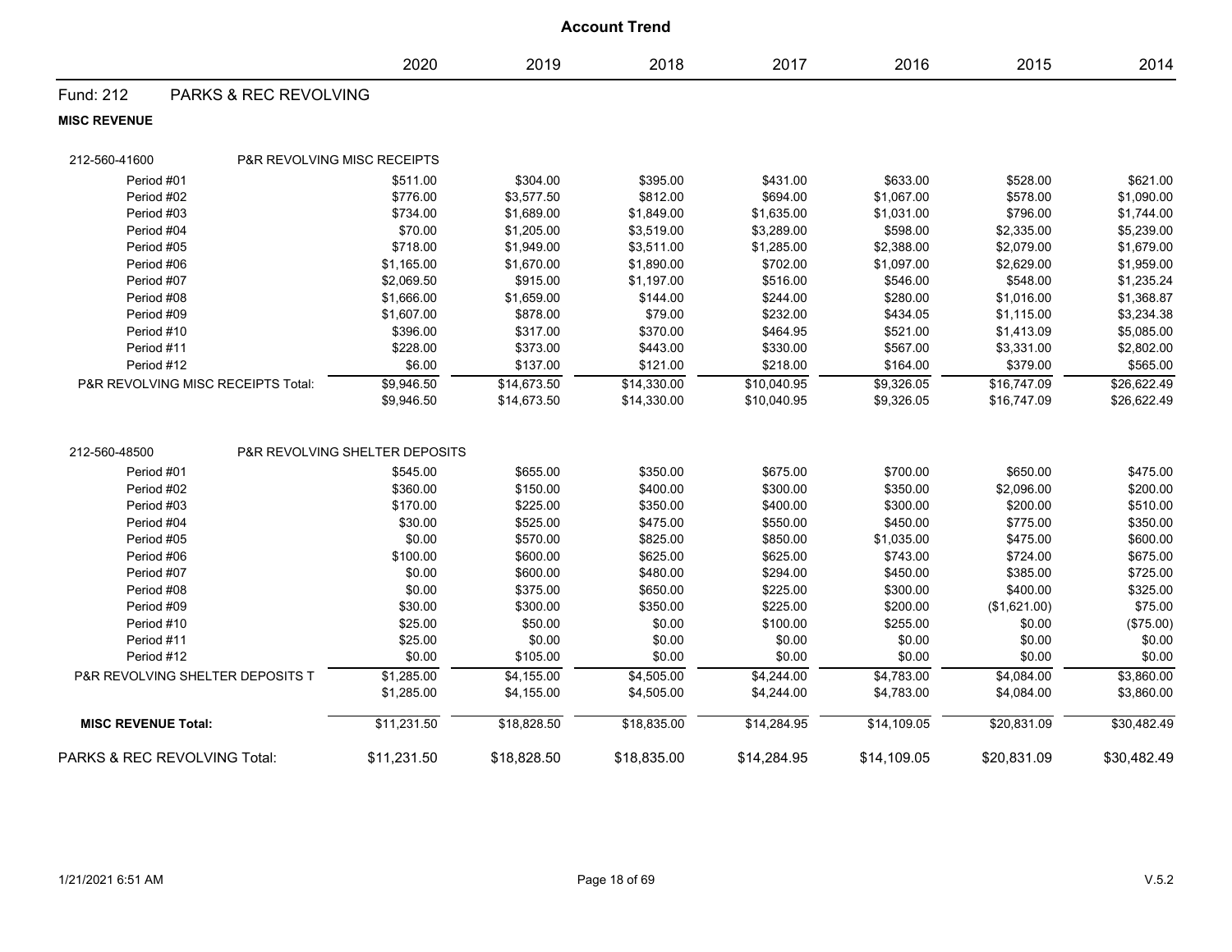# Account Trend

| | 2020 | 2019 | 2018 | 2017 | 2016 | 2015 | 2014 |
|---|---|---|---|---|---|---|---|
| **Fund: 212 PARKS & REC REVOLVING** | | | | | | | |
| **MISC REVENUE** | | | | | | | |
| 212-560-41600 P&R REVOLVING MISC RECEIPTS | | | | | | | |
| Period #01 | $511.00 | $304.00 | $395.00 | $431.00 | $633.00 | $528.00 | $621.00 |
| Period #02 | $776.00 | $3,577.50 | $812.00 | $694.00 | $1,067.00 | $578.00 | $1,090.00 |
| Period #03 | $734.00 | $1,689.00 | $1,849.00 | $1,635.00 | $1,031.00 | $796.00 | $1,744.00 |
| Period #04 | $70.00 | $1,205.00 | $3,519.00 | $3,289.00 | $598.00 | $2,335.00 | $5,239.00 |
| Period #05 | $718.00 | $1,949.00 | $3,511.00 | $1,285.00 | $2,388.00 | $2,079.00 | $1,679.00 |
| Period #06 | $1,165.00 | $1,670.00 | $1,890.00 | $702.00 | $1,097.00 | $2,629.00 | $1,959.00 |
| Period #07 | $2,069.50 | $915.00 | $1,197.00 | $516.00 | $546.00 | $548.00 | $1,235.24 |
| Period #08 | $1,666.00 | $1,659.00 | $144.00 | $244.00 | $280.00 | $1,016.00 | $1,368.87 |
| Period #09 | $1,607.00 | $878.00 | $79.00 | $232.00 | $434.05 | $1,115.00 | $3,234.38 |
| Period #10 | $396.00 | $317.00 | $370.00 | $464.95 | $521.00 | $1,413.09 | $5,085.00 |
| Period #11 | $228.00 | $373.00 | $443.00 | $330.00 | $567.00 | $3,331.00 | $2,802.00 |
| Period #12 | $6.00 | $137.00 | $121.00 | $218.00 | $164.00 | $379.00 | $565.00 |
| P&R REVOLVING MISC RECEIPTS Total: | $9,946.50 | $14,673.50 | $14,330.00 | $10,040.95 | $9,326.05 | $16,747.09 | $26,622.49 |
| | $9,946.50 | $14,673.50 | $14,330.00 | $10,040.95 | $9,326.05 | $16,747.09 | $26,622.49 |
| 212-560-48500 P&R REVOLVING SHELTER DEPOSITS | | | | | | | |
| Period #01 | $545.00 | $655.00 | $350.00 | $675.00 | $700.00 | $650.00 | $475.00 |
| Period #02 | $360.00 | $150.00 | $400.00 | $300.00 | $350.00 | $2,096.00 | $200.00 |
| Period #03 | $170.00 | $225.00 | $350.00 | $400.00 | $300.00 | $200.00 | $510.00 |
| Period #04 | $30.00 | $525.00 | $475.00 | $550.00 | $450.00 | $775.00 | $350.00 |
| Period #05 | $0.00 | $570.00 | $825.00 | $850.00 | $1,035.00 | $475.00 | $600.00 |
| Period #06 | $100.00 | $600.00 | $625.00 | $625.00 | $743.00 | $724.00 | $675.00 |
| Period #07 | $0.00 | $600.00 | $480.00 | $294.00 | $450.00 | $385.00 | $725.00 |
| Period #08 | $0.00 | $375.00 | $650.00 | $225.00 | $300.00 | $400.00 | $325.00 |
| Period #09 | $30.00 | $300.00 | $350.00 | $225.00 | $200.00 | ($1,621.00) | $75.00 |
| Period #10 | $25.00 | $50.00 | $0.00 | $100.00 | $255.00 | $0.00 | ($75.00) |
| Period #11 | $25.00 | $0.00 | $0.00 | $0.00 | $0.00 | $0.00 | $0.00 |
| Period #12 | $0.00 | $105.00 | $0.00 | $0.00 | $0.00 | $0.00 | $0.00 |
| P&R REVOLVING SHELTER DEPOSITS T | $1,285.00 | $4,155.00 | $4,505.00 | $4,244.00 | $4,783.00 | $4,084.00 | $3,860.00 |
| | $1,285.00 | $4,155.00 | $4,505.00 | $4,244.00 | $4,783.00 | $4,084.00 | $3,860.00 |
| **MISC REVENUE Total:** | $11,231.50 | $18,828.50 | $18,835.00 | $14,284.95 | $14,109.05 | $20,831.09 | $30,482.49 |
| PARKS & REC REVOLVING Total: | $11,231.50 | $18,828.50 | $18,835.00 | $14,284.95 | $14,109.05 | $20,831.09 | $30,482.49 |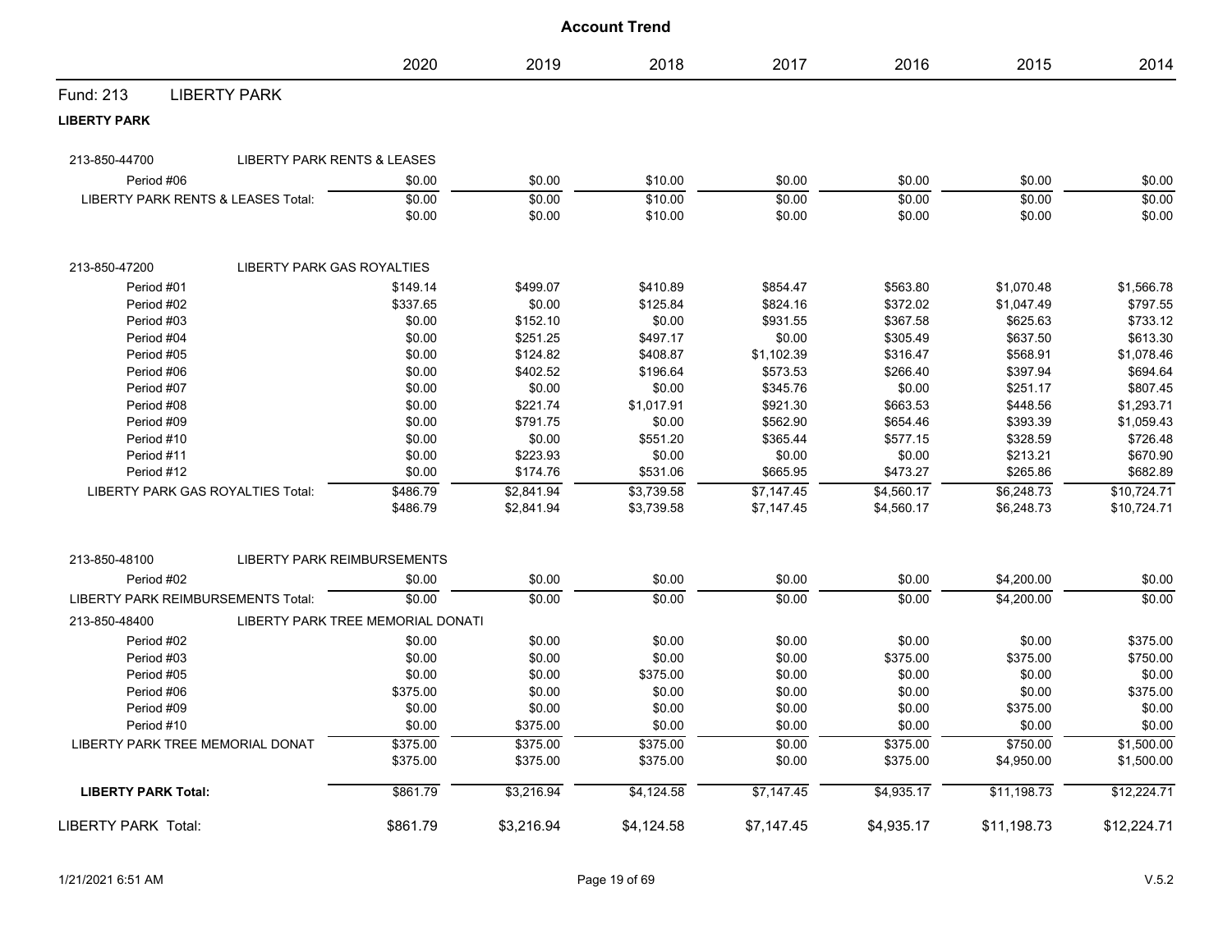# Account Trend

| | 2020 | 2019 | 2018 | 2017 | 2016 | 2015 | 2014 |
|---|---|---|---|---|---|---|---|
| **Fund: 213 LIBERTY PARK** | | | | | | | |
| **LIBERTY PARK** | | | | | | | |
| 213-850-44700 LIBERTY PARK RENTS & LEASES | | | | | | | |
| Period #06 | $0.00 | $0.00 | $10.00 | $0.00 | $0.00 | $0.00 | $0.00 |
| LIBERTY PARK RENTS & LEASES Total: | $0.00 | $0.00 | $10.00 | $0.00 | $0.00 | $0.00 | $0.00 |
| | $0.00 | $0.00 | $10.00 | $0.00 | $0.00 | $0.00 | $0.00 |
| 213-850-47200 LIBERTY PARK GAS ROYALTIES | | | | | | | |
| Period #01 | $149.14 | $499.07 | $410.89 | $854.47 | $563.80 | $1,070.48 | $1,566.78 |
| Period #02 | $337.65 | $0.00 | $125.84 | $824.16 | $372.02 | $1,047.49 | $797.55 |
| Period #03 | $0.00 | $152.10 | $0.00 | $931.55 | $367.58 | $625.63 | $733.12 |
| Period #04 | $0.00 | $251.25 | $497.17 | $0.00 | $305.49 | $637.50 | $613.30 |
| Period #05 | $0.00 | $124.82 | $408.87 | $1,102.39 | $316.47 | $568.91 | $1,078.46 |
| Period #06 | $0.00 | $402.52 | $196.64 | $573.53 | $266.40 | $397.94 | $694.64 |
| Period #07 | $0.00 | $0.00 | $0.00 | $345.76 | $0.00 | $251.17 | $807.45 |
| Period #08 | $0.00 | $221.74 | $1,017.91 | $921.30 | $663.53 | $448.56 | $1,293.71 |
| Period #09 | $0.00 | $791.75 | $0.00 | $562.90 | $654.46 | $393.39 | $1,059.43 |
| Period #10 | $0.00 | $0.00 | $551.20 | $365.44 | $577.15 | $328.59 | $726.48 |
| Period #11 | $0.00 | $223.93 | $0.00 | $0.00 | $0.00 | $213.21 | $670.90 |
| Period #12 | $0.00 | $174.76 | $531.06 | $665.95 | $473.27 | $265.86 | $682.89 |
| LIBERTY PARK GAS ROYALTIES Total: | $486.79 | $2,841.94 | $3,739.58 | $7,147.45 | $4,560.17 | $6,248.73 | $10,724.71 |
| | $486.79 | $2,841.94 | $3,739.58 | $7,147.45 | $4,560.17 | $6,248.73 | $10,724.71 |
| 213-850-48100 LIBERTY PARK REIMBURSEMENTS | | | | | | | |
| Period #02 | $0.00 | $0.00 | $0.00 | $0.00 | $0.00 | $4,200.00 | $0.00 |
| LIBERTY PARK REIMBURSEMENTS Total: | $0.00 | $0.00 | $0.00 | $0.00 | $0.00 | $4,200.00 | $0.00 |
| 213-850-48400 LIBERTY PARK TREE MEMORIAL DONATI | | | | | | | |
| Period #02 | $0.00 | $0.00 | $0.00 | $0.00 | $0.00 | $0.00 | $375.00 |
| Period #03 | $0.00 | $0.00 | $0.00 | $0.00 | $375.00 | $375.00 | $750.00 |
| Period #05 | $0.00 | $0.00 | $375.00 | $0.00 | $0.00 | $0.00 | $0.00 |
| Period #06 | $375.00 | $0.00 | $0.00 | $0.00 | $0.00 | $0.00 | $375.00 |
| Period #09 | $0.00 | $0.00 | $0.00 | $0.00 | $0.00 | $375.00 | $0.00 |
| Period #10 | $0.00 | $375.00 | $0.00 | $0.00 | $0.00 | $0.00 | $0.00 |
| LIBERTY PARK TREE MEMORIAL DONAT | $375.00 | $375.00 | $375.00 | $0.00 | $375.00 | $750.00 | $1,500.00 |
| | $375.00 | $375.00 | $375.00 | $0.00 | $375.00 | $4,950.00 | $1,500.00 |
| **LIBERTY PARK Total:** | $861.79 | $3,216.94 | $4,124.58 | $7,147.45 | $4,935.17 | $11,198.73 | $12,224.71 |
| LIBERTY PARK Total: | $861.79 | $3,216.94 | $4,124.58 | $7,147.45 | $4,935.17 | $11,198.73 | $12,224.71 |

1/21/2021 6:51 AM V.5.2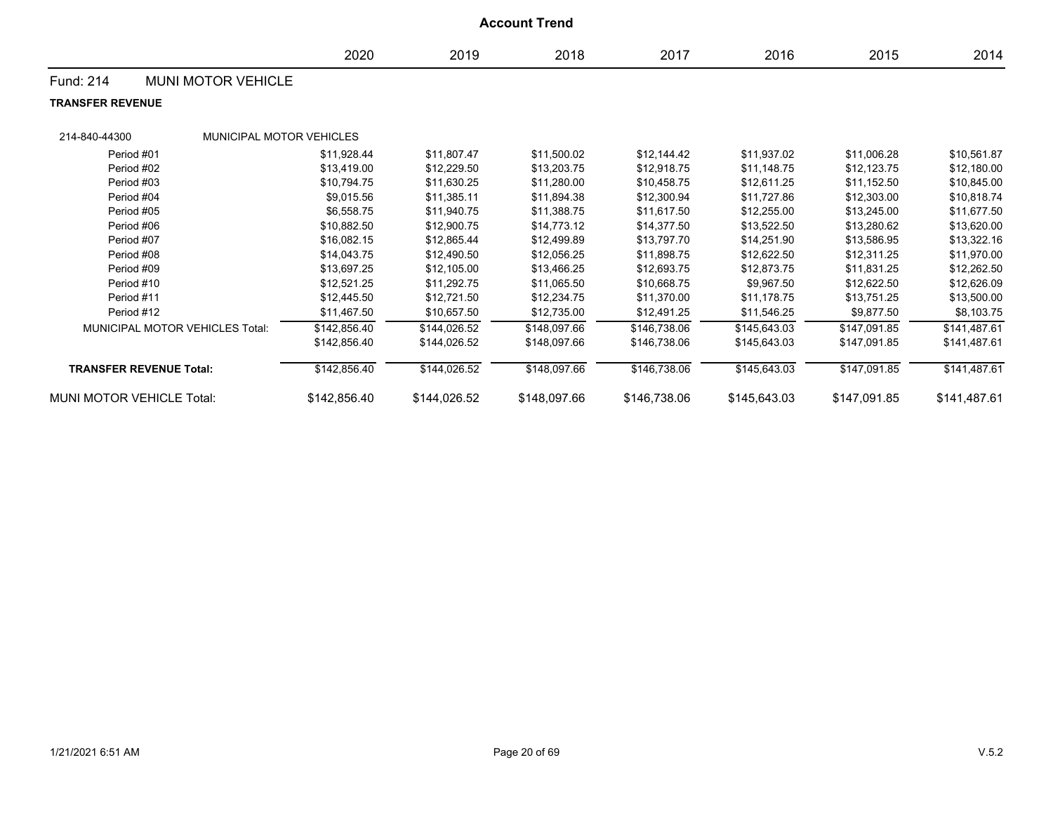# Account Trend

| | 2020 | 2019 | 2018 | 2017 | 2016 | 2015 | 2014 |
|---|---|---|---|---|---|---|---|
| **Fund: 214 MUNI MOTOR VEHICLE** | | | | | | | |
| **TRANSFER REVENUE** | | | | | | | |
| 214-840-44300 MUNICIPAL MOTOR VEHICLES | | | | | | | |
| Period #01 | $11,928.44 | $11,807.47 | $11,500.02 | $12,144.42 | $11,937.02 | $11,006.28 | $10,561.87 |
| Period #02 | $13,419.00 | $12,229.50 | $13,203.75 | $12,918.75 | $11,148.75 | $12,123.75 | $12,180.00 |
| Period #03 | $10,794.75 | $11,630.25 | $11,280.00 | $10,458.75 | $12,611.25 | $11,152.50 | $10,845.00 |
| Period #04 | $9,015.56 | $11,385.11 | $11,894.38 | $12,300.94 | $11,727.86 | $12,303.00 | $10,818.74 |
| Period #05 | $6,558.75 | $11,940.75 | $11,388.75 | $11,617.50 | $12,255.00 | $13,245.00 | $11,677.50 |
| Period #06 | $10,882.50 | $12,900.75 | $14,773.12 | $14,377.50 | $13,522.50 | $13,280.62 | $13,620.00 |
| Period #07 | $16,082.15 | $12,865.44 | $12,499.89 | $13,797.70 | $14,251.90 | $13,586.95 | $13,322.16 |
| Period #08 | $14,043.75 | $12,490.50 | $12,056.25 | $11,898.75 | $12,622.50 | $12,311.25 | $11,970.00 |
| Period #09 | $13,697.25 | $12,105.00 | $13,466.25 | $12,693.75 | $12,873.75 | $11,831.25 | $12,262.50 |
| Period #10 | $12,521.25 | $11,292.75 | $11,065.50 | $10,668.75 | $9,967.50 | $12,622.50 | $12,626.09 |
| Period #11 | $12,445.50 | $12,721.50 | $12,234.75 | $11,370.00 | $11,178.75 | $13,751.25 | $13,500.00 |
| Period #12 | $11,467.50 | $10,657.50 | $12,735.00 | $12,491.25 | $11,546.25 | $9,877.50 | $8,103.75 |
| MUNICIPAL MOTOR VEHICLES Total: | $142,856.40 | $144,026.52 | $148,097.66 | $146,738.06 | $145,643.03 | $147,091.85 | $141,487.61 |
| | $142,856.40 | $144,026.52 | $148,097.66 | $146,738.06 | $145,643.03 | $147,091.85 | $141,487.61 |
| **TRANSFER REVENUE Total:** | $142,856.40 | $144,026.52 | $148,097.66 | $146,738.06 | $145,643.03 | $147,091.85 | $141,487.61 |
| MUNI MOTOR VEHICLE Total: | $142,856.40 | $144,026.52 | $148,097.66 | $146,738.06 | $145,643.03 | $147,091.85 | $141,487.61 |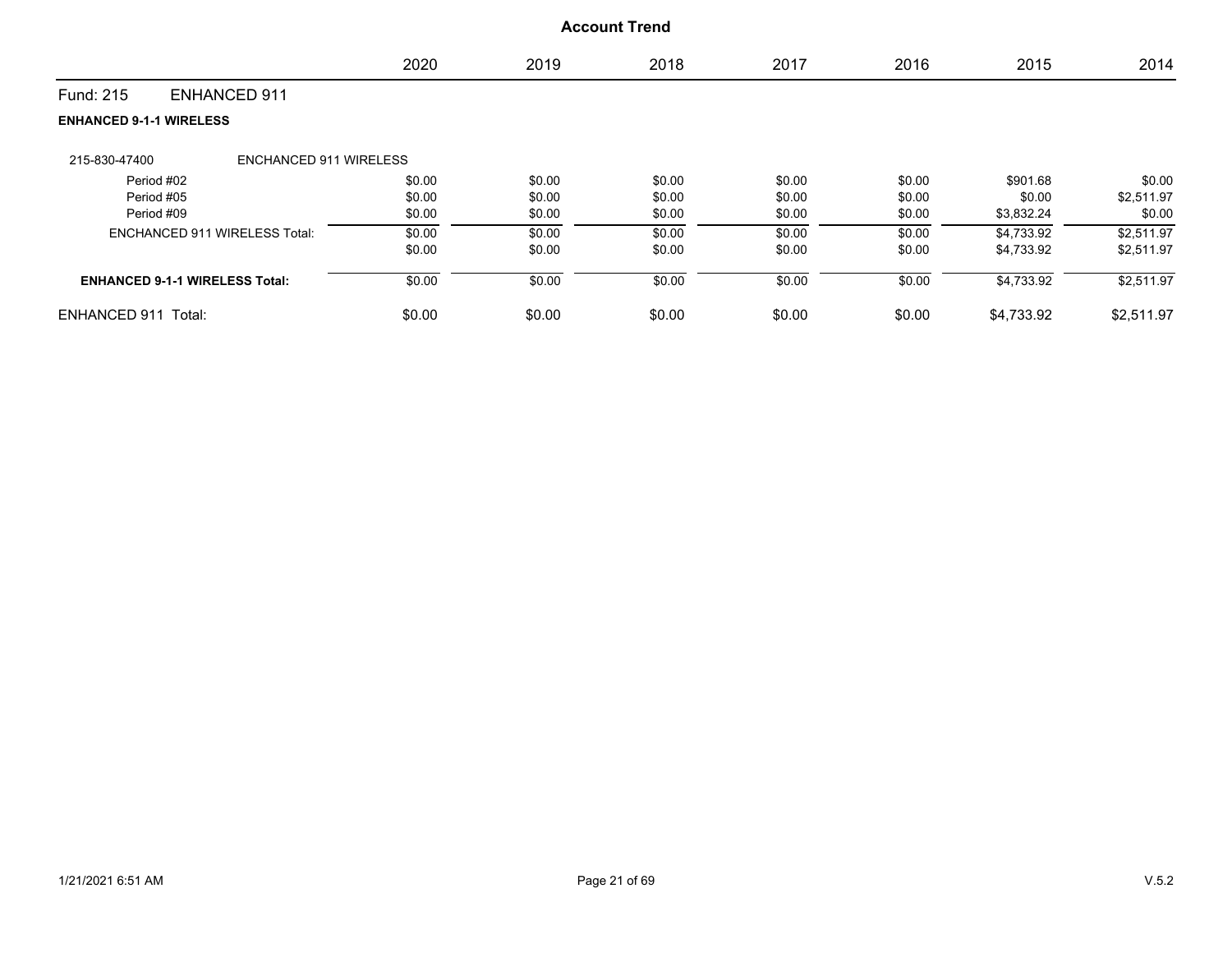# Account Trend

| | 2020 | 2019 | 2018 | 2017 | 2016 | 2015 | 2014 |
|---|---|---|---|---|---|---|---|
| **Fund: 215 ENHANCED 911** | | | | | | | |
| **ENHANCED 9-1-1 WIRELESS** | | | | | | | |
| 215-830-47400 ENCHANCED 911 WIRELESS | | | | | | | |
| Period #02 | $0.00 | $0.00 | $0.00 | $0.00 | $0.00 | $901.68 | $0.00 |
| Period #05 | $0.00 | $0.00 | $0.00 | $0.00 | $0.00 | $0.00 | $2,511.97 |
| Period #09 | $0.00 | $0.00 | $0.00 | $0.00 | $0.00 | $3,832.24 | $0.00 |
| ENCHANCED 911 WIRELESS Total: | $0.00 | $0.00 | $0.00 | $0.00 | $0.00 | $4,733.92 | $2,511.97 |
| | $0.00 | $0.00 | $0.00 | $0.00 | $0.00 | $4,733.92 | $2,511.97 |
| **ENHANCED 9-1-1 WIRELESS Total:** | $0.00 | $0.00 | $0.00 | $0.00 | $0.00 | $4,733.92 | $2,511.97 |
| ENHANCED 911 Total: | $0.00 | $0.00 | $0.00 | $0.00 | $0.00 | $4,733.92 | $2,511.97 |

1/21/2021 6:51 AM V.5.2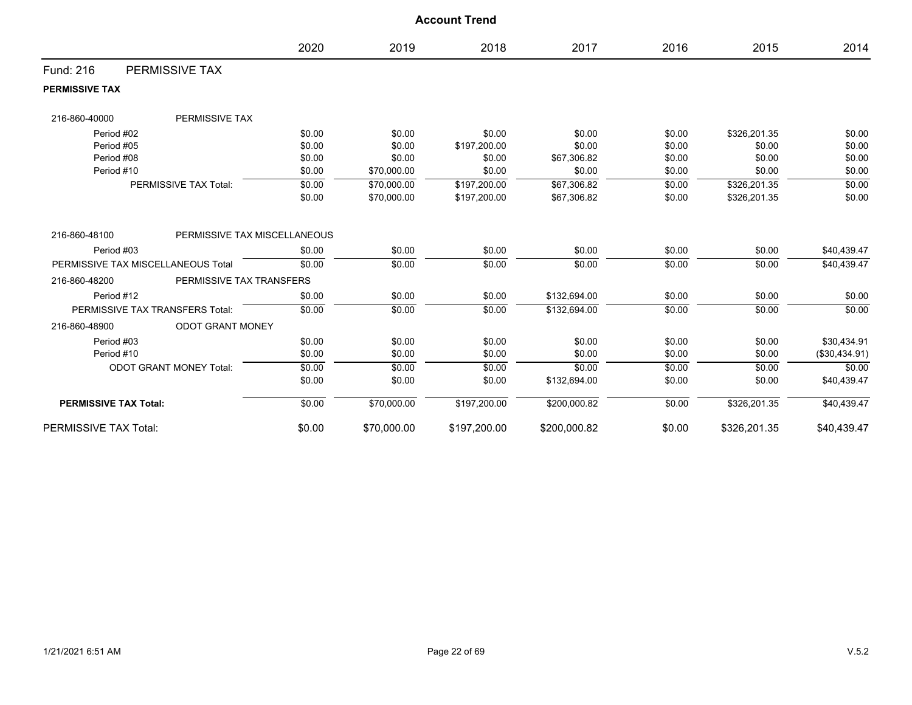## Account Trend

| | 2020 | 2019 | 2018 | 2017 | 2016 | 2015 | 2014 |
|---|---|---|---|---|---|---|---|
| **Fund: 216 PERMISSIVE TAX** | | | | | | | |
| **PERMISSIVE TAX** | | | | | | | |
| 216-860-40000 PERMISSIVE TAX | | | | | | | |
| Period #02 | $0.00 | $0.00 | $0.00 | $0.00 | $0.00 | $326,201.35 | $0.00 |
| Period #05 | $0.00 | $0.00 | $197,200.00 | $0.00 | $0.00 | $0.00 | $0.00 |
| Period #08 | $0.00 | $0.00 | $0.00 | $67,306.82 | $0.00 | $0.00 | $0.00 |
| Period #10 | $0.00 | $70,000.00 | $0.00 | $0.00 | $0.00 | $0.00 | $0.00 |
| PERMISSIVE TAX Total: | $0.00 | $70,000.00 | $197,200.00 | $67,306.82 | $0.00 | $326,201.35 | $0.00 |
| | $0.00 | $70,000.00 | $197,200.00 | $67,306.82 | $0.00 | $326,201.35 | $0.00 |
| 216-860-48100 PERMISSIVE TAX MISCELLANEOUS | | | | | | | |
| Period #03 | $0.00 | $0.00 | $0.00 | $0.00 | $0.00 | $0.00 | $40,439.47 |
| PERMISSIVE TAX MISCELLANEOUS Total | $0.00 | $0.00 | $0.00 | $0.00 | $0.00 | $0.00 | $40,439.47 |
| 216-860-48200 PERMISSIVE TAX TRANSFERS | | | | | | | |
| Period #12 | $0.00 | $0.00 | $0.00 | $132,694.00 | $0.00 | $0.00 | $0.00 |
| PERMISSIVE TAX TRANSFERS Total: | $0.00 | $0.00 | $0.00 | $132,694.00 | $0.00 | $0.00 | $0.00 |
| 216-860-48900 ODOT GRANT MONEY | | | | | | | |
| Period #03 | $0.00 | $0.00 | $0.00 | $0.00 | $0.00 | $0.00 | $30,434.91 |
| Period #10 | $0.00 | $0.00 | $0.00 | $0.00 | $0.00 | $0.00 | ($30,434.91) |
| ODOT GRANT MONEY Total: | $0.00 | $0.00 | $0.00 | $0.00 | $0.00 | $0.00 | $0.00 |
| | $0.00 | $0.00 | $0.00 | $132,694.00 | $0.00 | $0.00 | $40,439.47 |
| **PERMISSIVE TAX Total:** | $0.00 | $70,000.00 | $197,200.00 | $200,000.82 | $0.00 | $326,201.35 | $40,439.47 |
| PERMISSIVE TAX Total: | $0.00 | $70,000.00 | $197,200.00 | $200,000.82 | $0.00 | $326,201.35 | $40,439.47 |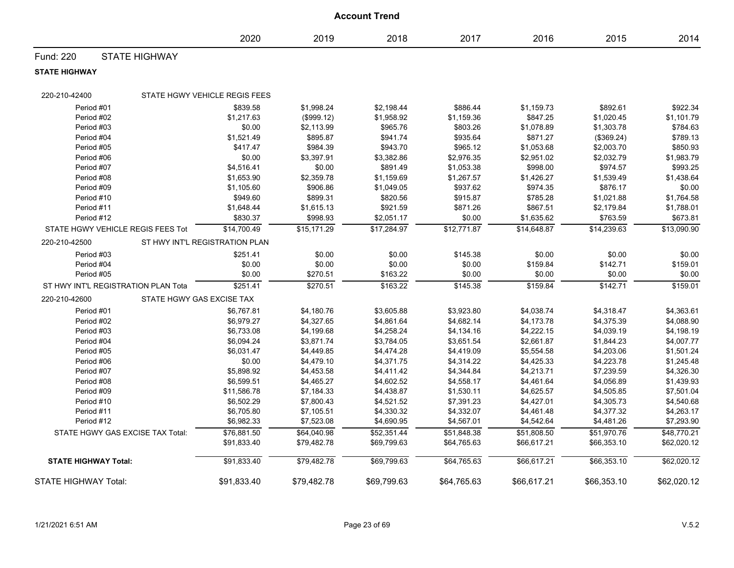# Account Trend

| | | 2020 | 2019 | 2018 | 2017 | 2016 | 2015 | 2014 |
|---|---|---|---|---|---|---|---|---|
| **Fund: 220** | **STATE HIGHWAY** | | | | | | | |
| **STATE HIGHWAY** | | | | | | | | |
| 220-210-42400 | STATE HGWY VEHICLE REGIS FEES | | | | | | | |
| Period #01 | | $839.58 | $1,998.24 | $2,198.44 | $886.44 | $1,159.73 | $892.61 | $922.34 |
| Period #02 | | $1,217.63 | ($999.12) | $1,958.92 | $1,159.36 | $847.25 | $1,020.45 | $1,101.79 |
| Period #03 | | $0.00 | $2,113.99 | $965.76 | $803.26 | $1,078.89 | $1,303.78 | $784.63 |
| Period #04 | | $1,521.49 | $895.87 | $941.74 | $935.64 | $871.27 | ($369.24) | $789.13 |
| Period #05 | | $417.47 | $984.39 | $943.70 | $965.12 | $1,053.68 | $2,003.70 | $850.93 |
| Period #06 | | $0.00 | $3,397.91 | $3,382.86 | $2,976.35 | $2,951.02 | $2,032.79 | $1,983.79 |
| Period #07 | | $4,516.41 | $0.00 | $891.49 | $1,053.38 | $998.00 | $974.57 | $993.25 |
| Period #08 | | $1,653.90 | $2,359.78 | $1,159.69 | $1,267.57 | $1,426.27 | $1,539.49 | $1,438.64 |
| Period #09 | | $1,105.60 | $906.86 | $1,049.05 | $937.62 | $974.35 | $876.17 | $0.00 |
| Period #10 | | $949.60 | $899.31 | $820.56 | $915.87 | $785.28 | $1,021.88 | $1,764.58 |
| Period #11 | | $1,648.44 | $1,615.13 | $921.59 | $871.26 | $867.51 | $2,179.84 | $1,788.01 |
| Period #12 | | $830.37 | $998.93 | $2,051.17 | $0.00 | $1,635.62 | $763.59 | $673.81 |
| STATE HGWY VEHICLE REGIS FEES Tot | | $14,700.49 | $15,171.29 | $17,284.97 | $12,771.87 | $14,648.87 | $14,239.63 | $13,090.90 |
| 220-210-42500 | ST HWY INT'L REGISTRATION PLAN | | | | | | | |
| Period #03 | | $251.41 | $0.00 | $0.00 | $145.38 | $0.00 | $0.00 | $0.00 |
| Period #04 | | $0.00 | $0.00 | $0.00 | $0.00 | $159.84 | $142.71 | $159.01 |
| Period #05 | | $0.00 | $270.51 | $163.22 | $0.00 | $0.00 | $0.00 | $0.00 |
| ST HWY INT'L REGISTRATION PLAN Tota | | $251.41 | $270.51 | $163.22 | $145.38 | $159.84 | $142.71 | $159.01 |
| 220-210-42600 | STATE HGWY GAS EXCISE TAX | | | | | | | |
| Period #01 | | $6,767.81 | $4,180.76 | $3,605.88 | $3,923.80 | $4,038.74 | $4,318.47 | $4,363.61 |
| Period #02 | | $6,979.27 | $4,327.65 | $4,861.64 | $4,682.14 | $4,173.78 | $4,375.39 | $4,088.90 |
| Period #03 | | $6,733.08 | $4,199.68 | $4,258.24 | $4,134.16 | $4,222.15 | $4,039.19 | $4,198.19 |
| Period #04 | | $6,094.24 | $3,871.74 | $3,784.05 | $3,651.54 | $2,661.87 | $1,844.23 | $4,007.77 |
| Period #05 | | $6,031.47 | $4,449.85 | $4,474.28 | $4,419.09 | $5,554.58 | $4,203.06 | $1,501.24 |
| Period #06 | | $0.00 | $4,479.10 | $4,371.75 | $4,314.22 | $4,425.33 | $4,223.78 | $1,245.48 |
| Period #07 | | $5,898.92 | $4,453.58 | $4,411.42 | $4,344.84 | $4,213.71 | $7,239.59 | $4,326.30 |
| Period #08 | | $6,599.51 | $4,465.27 | $4,602.52 | $4,558.17 | $4,461.64 | $4,056.89 | $1,439.93 |
| Period #09 | | $11,586.78 | $7,184.33 | $4,438.87 | $1,530.11 | $4,625.57 | $4,505.85 | $7,501.04 |
| Period #10 | | $6,502.29 | $7,800.43 | $4,521.52 | $7,391.23 | $4,427.01 | $4,305.73 | $4,540.68 |
| Period #11 | | $6,705.80 | $7,105.51 | $4,330.32 | $4,332.07 | $4,461.48 | $4,377.32 | $4,263.17 |
| Period #12 | | $6,982.33 | $7,523.08 | $4,690.95 | $4,567.01 | $4,542.64 | $4,481.26 | $7,293.90 |
| STATE HGWY GAS EXCISE TAX Total: | | $76,881.50 | $64,040.98 | $52,351.44 | $51,848.38 | $51,808.50 | $51,970.76 | $48,770.21 |
| | | $91,833.40 | $79,482.78 | $69,799.63 | $64,765.63 | $66,617.21 | $66,353.10 | $62,020.12 |
| **STATE HIGHWAY Total:** | | $91,833.40 | $79,482.78 | $69,799.63 | $64,765.63 | $66,617.21 | $66,353.10 | $62,020.12 |
| STATE HIGHWAY Total: | | $91,833.40 | $79,482.78 | $69,799.63 | $64,765.63 | $66,617.21 | $66,353.10 | $62,020.12 |

1/21/2021 6:51 AM V.5.2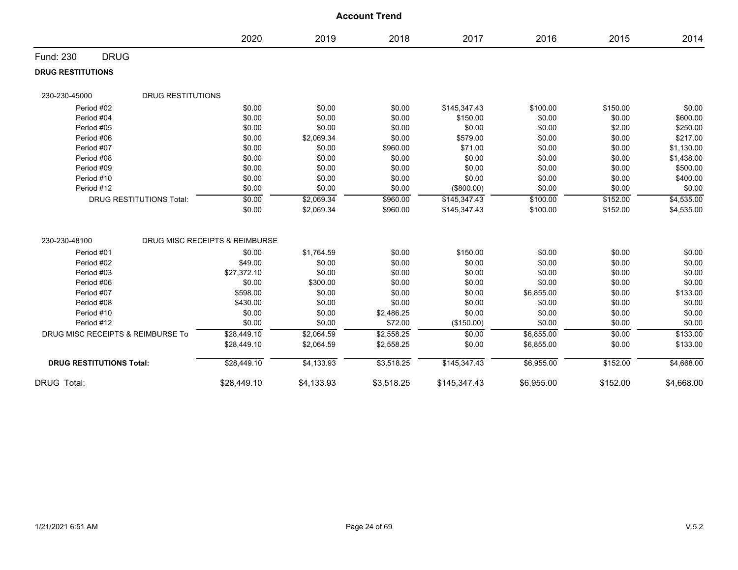# Account Trend

| | 2020 | 2019 | 2018 | 2017 | 2016 | 2015 | 2014 |
|---|---|---|---|---|---|---|---|
| **Fund: 230 DRUG** | | | | | | | |
| **DRUG RESTITUTIONS** | | | | | | | |
| 230-230-45000 DRUG RESTITUTIONS | | | | | | | |
| Period #02 | $0.00 | $0.00 | $0.00 | $145,347.43 | $100.00 | $150.00 | $0.00 |
| Period #04 | $0.00 | $0.00 | $0.00 | $150.00 | $0.00 | $0.00 | $600.00 |
| Period #05 | $0.00 | $0.00 | $0.00 | $0.00 | $0.00 | $2.00 | $250.00 |
| Period #06 | $0.00 | $2,069.34 | $0.00 | $579.00 | $0.00 | $0.00 | $217.00 |
| Period #07 | $0.00 | $0.00 | $960.00 | $71.00 | $0.00 | $0.00 | $1,130.00 |
| Period #08 | $0.00 | $0.00 | $0.00 | $0.00 | $0.00 | $0.00 | $1,438.00 |
| Period #09 | $0.00 | $0.00 | $0.00 | $0.00 | $0.00 | $0.00 | $500.00 |
| Period #10 | $0.00 | $0.00 | $0.00 | $0.00 | $0.00 | $0.00 | $400.00 |
| Period #12 | $0.00 | $0.00 | $0.00 | ($800.00) | $0.00 | $0.00 | $0.00 |
| DRUG RESTITUTIONS Total: | $0.00 | $2,069.34 | $960.00 | $145,347.43 | $100.00 | $152.00 | $4,535.00 |
| | $0.00 | $2,069.34 | $960.00 | $145,347.43 | $100.00 | $152.00 | $4,535.00 |
| 230-230-48100 DRUG MISC RECEIPTS & REIMBURSE | | | | | | | |
| Period #01 | $0.00 | $1,764.59 | $0.00 | $150.00 | $0.00 | $0.00 | $0.00 |
| Period #02 | $49.00 | $0.00 | $0.00 | $0.00 | $0.00 | $0.00 | $0.00 |
| Period #03 | $27,372.10 | $0.00 | $0.00 | $0.00 | $0.00 | $0.00 | $0.00 |
| Period #06 | $0.00 | $300.00 | $0.00 | $0.00 | $0.00 | $0.00 | $0.00 |
| Period #07 | $598.00 | $0.00 | $0.00 | $0.00 | $6,855.00 | $0.00 | $133.00 |
| Period #08 | $430.00 | $0.00 | $0.00 | $0.00 | $0.00 | $0.00 | $0.00 |
| Period #10 | $0.00 | $0.00 | $2,486.25 | $0.00 | $0.00 | $0.00 | $0.00 |
| Period #12 | $0.00 | $0.00 | $72.00 | ($150.00) | $0.00 | $0.00 | $0.00 |
| DRUG MISC RECEIPTS & REIMBURSE To | $28,449.10 | $2,064.59 | $2,558.25 | $0.00 | $6,855.00 | $0.00 | $133.00 |
| | $28,449.10 | $2,064.59 | $2,558.25 | $0.00 | $6,855.00 | $0.00 | $133.00 |
| **DRUG RESTITUTIONS Total:** | $28,449.10 | $4,133.93 | $3,518.25 | $145,347.43 | $6,955.00 | $152.00 | $4,668.00 |
| DRUG Total: | $28,449.10 | $4,133.93 | $3,518.25 | $145,347.43 | $6,955.00 | $152.00 | $4,668.00 |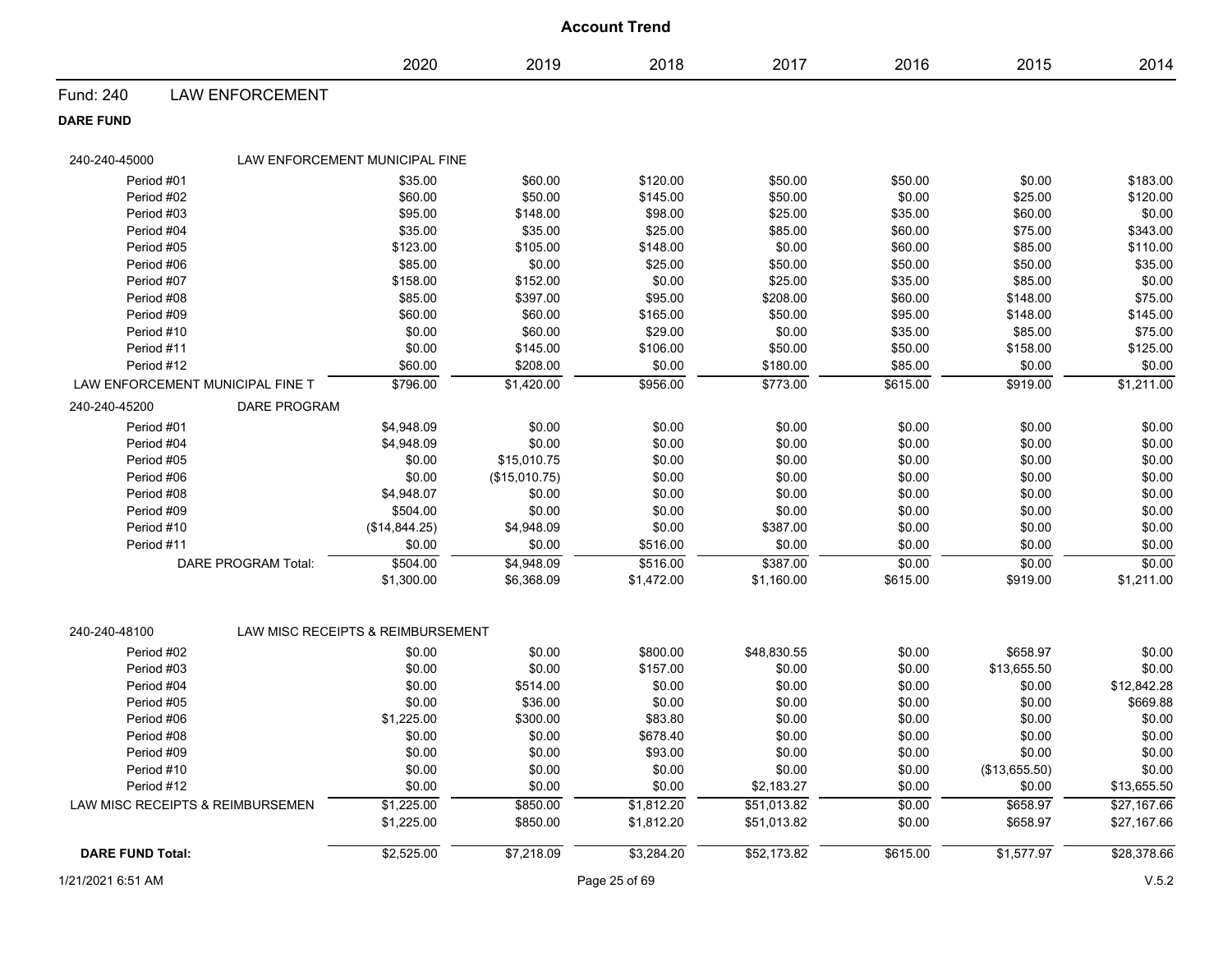# Account Trend

| | | 2020 | 2019 | 2018 | 2017 | 2016 | 2015 | 2014 |
|---|---|---|---|---|---|---|---|---|
| **Fund: 240** | **LAW ENFORCEMENT** | | | | | | | |
| **DARE FUND** | | | | | | | | |
| 240-240-45000 | LAW ENFORCEMENT MUNICIPAL FINE | | | | | | | |
| Period #01 | | $35.00 | $60.00 | $120.00 | $50.00 | $50.00 | $0.00 | $183.00 |
| Period #02 | | $60.00 | $50.00 | $145.00 | $50.00 | $0.00 | $25.00 | $120.00 |
| Period #03 | | $95.00 | $148.00 | $98.00 | $25.00 | $35.00 | $60.00 | $0.00 |
| Period #04 | | $35.00 | $35.00 | $25.00 | $85.00 | $60.00 | $75.00 | $343.00 |
| Period #05 | | $123.00 | $105.00 | $148.00 | $0.00 | $60.00 | $85.00 | $110.00 |
| Period #06 | | $85.00 | $0.00 | $25.00 | $50.00 | $50.00 | $50.00 | $35.00 |
| Period #07 | | $158.00 | $152.00 | $0.00 | $25.00 | $35.00 | $85.00 | $0.00 |
| Period #08 | | $85.00 | $397.00 | $95.00 | $208.00 | $60.00 | $148.00 | $75.00 |
| Period #09 | | $60.00 | $60.00 | $165.00 | $50.00 | $95.00 | $148.00 | $145.00 |
| Period #10 | | $0.00 | $60.00 | $29.00 | $0.00 | $35.00 | $85.00 | $75.00 |
| Period #11 | | $0.00 | $145.00 | $106.00 | $50.00 | $50.00 | $158.00 | $125.00 |
| Period #12 | | $60.00 | $208.00 | $0.00 | $180.00 | $85.00 | $0.00 | $0.00 |
| LAW ENFORCEMENT MUNICIPAL FINE T | | $796.00 | $1,420.00 | $956.00 | $773.00 | $615.00 | $919.00 | $1,211.00 |
| 240-240-45200 | DARE PROGRAM | | | | | | | |
| Period #01 | | $4,948.09 | $0.00 | $0.00 | $0.00 | $0.00 | $0.00 | $0.00 |
| Period #04 | | $4,948.09 | $0.00 | $0.00 | $0.00 | $0.00 | $0.00 | $0.00 |
| Period #05 | | $0.00 | $15,010.75 | $0.00 | $0.00 | $0.00 | $0.00 | $0.00 |
| Period #06 | | $0.00 | ($15,010.75) | $0.00 | $0.00 | $0.00 | $0.00 | $0.00 |
| Period #08 | | $4,948.07 | $0.00 | $0.00 | $0.00 | $0.00 | $0.00 | $0.00 |
| Period #09 | | $504.00 | $0.00 | $0.00 | $0.00 | $0.00 | $0.00 | $0.00 |
| Period #10 | | ($14,844.25) | $4,948.09 | $0.00 | $387.00 | $0.00 | $0.00 | $0.00 |
| Period #11 | | $0.00 | $0.00 | $516.00 | $0.00 | $0.00 | $0.00 | $0.00 |
| | DARE PROGRAM Total: | $504.00 | $4,948.09 | $516.00 | $387.00 | $0.00 | $0.00 | $0.00 |
| | | $1,300.00 | $6,368.09 | $1,472.00 | $1,160.00 | $615.00 | $919.00 | $1,211.00 |
| 240-240-48100 | LAW MISC RECEIPTS & REIMBURSEMENT | | | | | | | |
| Period #02 | | $0.00 | $0.00 | $800.00 | $48,830.55 | $0.00 | $658.97 | $0.00 |
| Period #03 | | $0.00 | $0.00 | $157.00 | $0.00 | $0.00 | $13,655.50 | $0.00 |
| Period #04 | | $0.00 | $514.00 | $0.00 | $0.00 | $0.00 | $0.00 | $12,842.28 |
| Period #05 | | $0.00 | $36.00 | $0.00 | $0.00 | $0.00 | $0.00 | $669.88 |
| Period #06 | | $1,225.00 | $300.00 | $83.80 | $0.00 | $0.00 | $0.00 | $0.00 |
| Period #08 | | $0.00 | $0.00 | $678.40 | $0.00 | $0.00 | $0.00 | $0.00 |
| Period #09 | | $0.00 | $0.00 | $93.00 | $0.00 | $0.00 | $0.00 | $0.00 |
| Period #10 | | $0.00 | $0.00 | $0.00 | $0.00 | $0.00 | ($13,655.50) | $0.00 |
| Period #12 | | $0.00 | $0.00 | $0.00 | $2,183.27 | $0.00 | $0.00 | $13,655.50 |
| LAW MISC RECEIPTS & REIMBURSEMEN | | $1,225.00 | $850.00 | $1,812.20 | $51,013.82 | $0.00 | $658.97 | $27,167.66 |
| | | $1,225.00 | $850.00 | $1,812.20 | $51,013.82 | $0.00 | $658.97 | $27,167.66 |
| **DARE FUND Total:** | | $2,525.00 | $7,218.09 | $3,284.20 | $52,173.82 | $615.00 | $1,577.97 | $28,378.66 |

1/21/2021 6:51 AM

V.5.2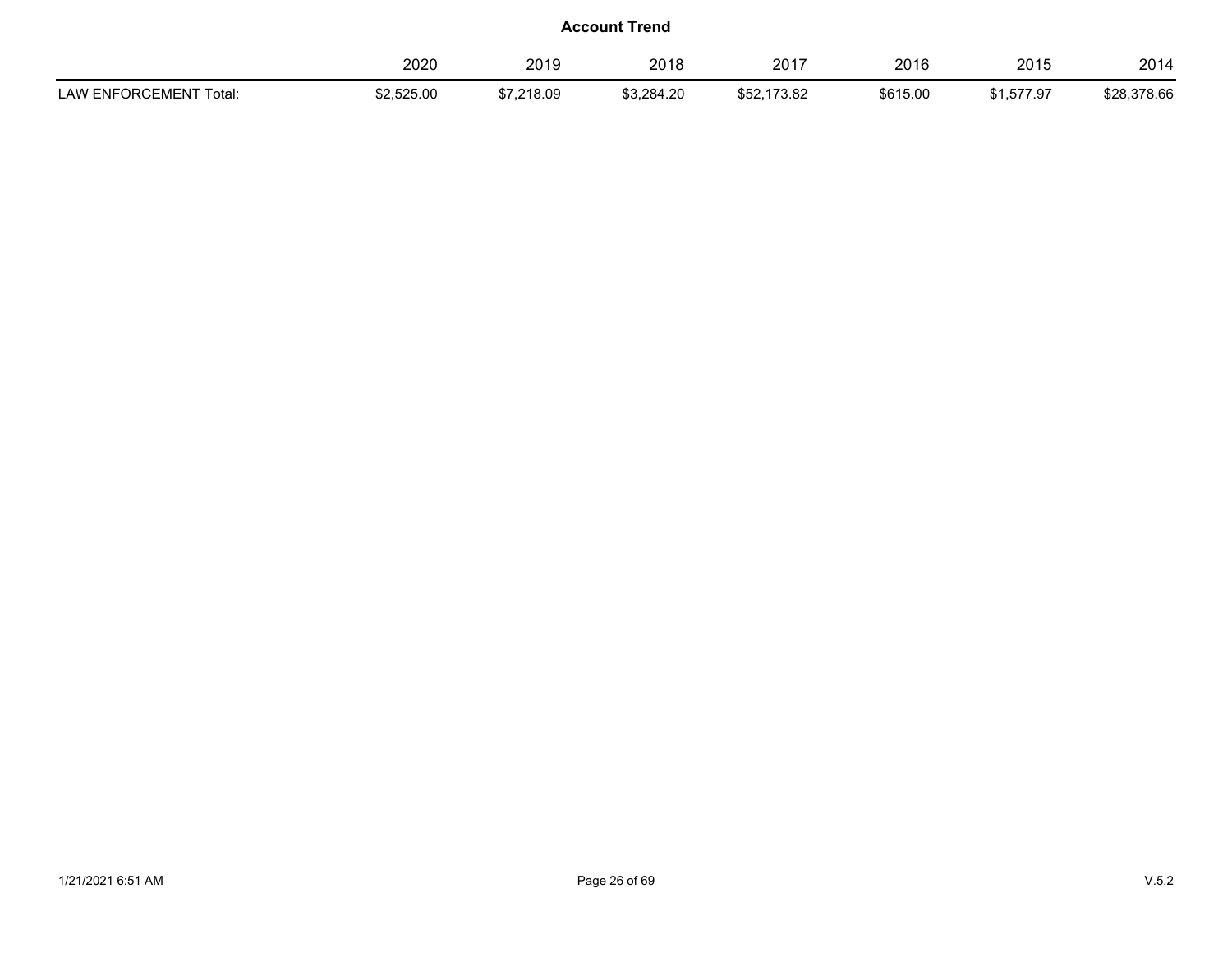**Account Trend**

| | 2020 | 2019 | 2018 | 2017 | 2016 | 2015 | 2014 |
|---|---|---|---|---|---|---|---|
| LAW ENFORCEMENT Total: | $2,525.00 | $7,218.09 | $3,284.20 | $52,173.82 | $615.00 | $1,577.97 | $28,378.66 |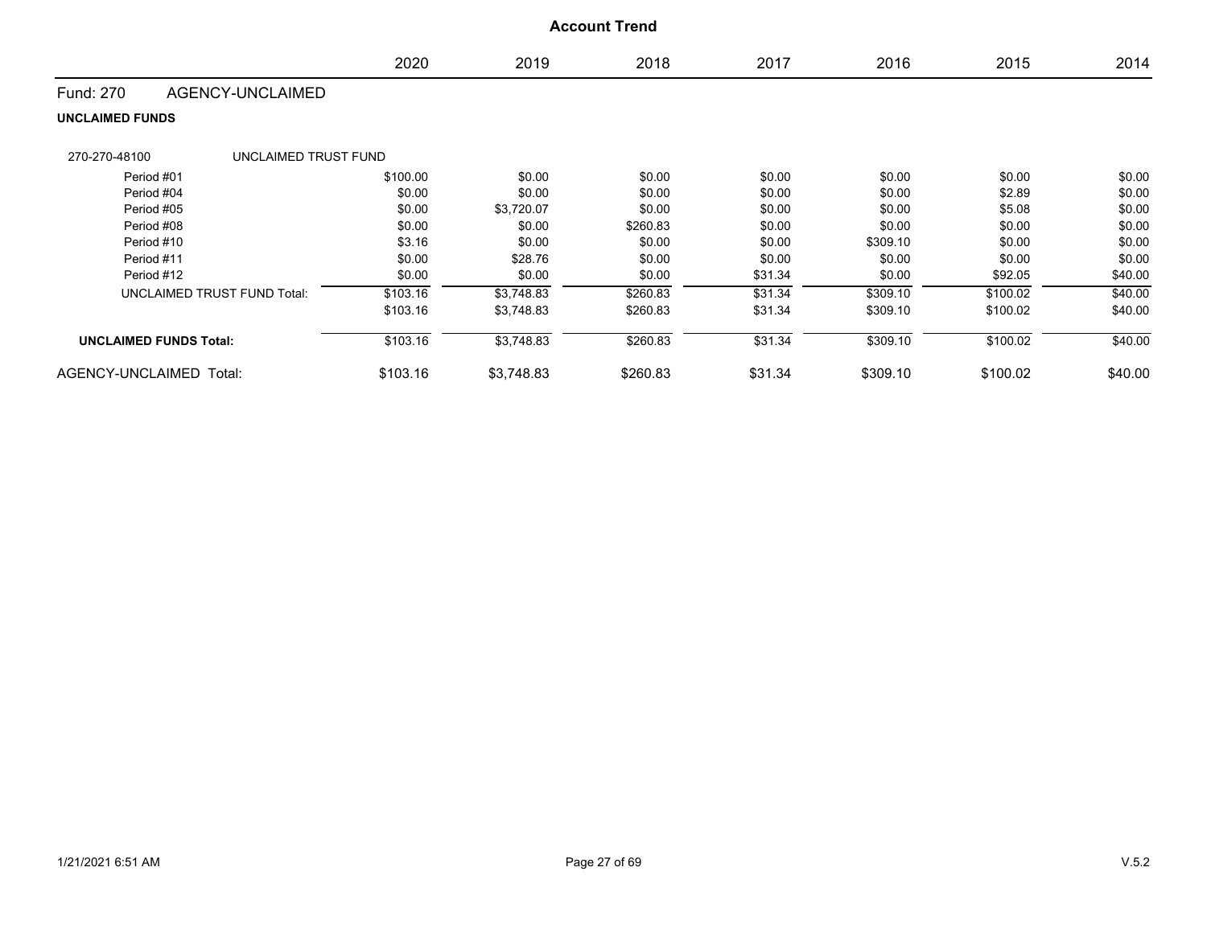# Account Trend

| | 2020 | 2019 | 2018 | 2017 | 2016 | 2015 | 2014 |
|---|---|---|---|---|---|---|---|
| **Fund: 270 AGENCY-UNCLAIMED** | | | | | | | |
| **UNCLAIMED FUNDS** | | | | | | | |
| 270-270-48100 UNCLAIMED TRUST FUND | | | | | | | |
| Period #01 | $100.00 | $0.00 | $0.00 | $0.00 | $0.00 | $0.00 | $0.00 |
| Period #04 | $0.00 | $0.00 | $0.00 | $0.00 | $0.00 | $2.89 | $0.00 |
| Period #05 | $0.00 | $3,720.07 | $0.00 | $0.00 | $0.00 | $5.08 | $0.00 |
| Period #08 | $0.00 | $0.00 | $260.83 | $0.00 | $0.00 | $0.00 | $0.00 |
| Period #10 | $3.16 | $0.00 | $0.00 | $0.00 | $309.10 | $0.00 | $0.00 |
| Period #11 | $0.00 | $28.76 | $0.00 | $0.00 | $0.00 | $0.00 | $0.00 |
| Period #12 | $0.00 | $0.00 | $0.00 | $31.34 | $0.00 | $92.05 | $40.00 |
| UNCLAIMED TRUST FUND Total: | $103.16 | $3,748.83 | $260.83 | $31.34 | $309.10 | $100.02 | $40.00 |
| | $103.16 | $3,748.83 | $260.83 | $31.34 | $309.10 | $100.02 | $40.00 |
| **UNCLAIMED FUNDS Total:** | $103.16 | $3,748.83 | $260.83 | $31.34 | $309.10 | $100.02 | $40.00 |
| AGENCY-UNCLAIMED Total: | $103.16 | $3,748.83 | $260.83 | $31.34 | $309.10 | $100.02 | $40.00 |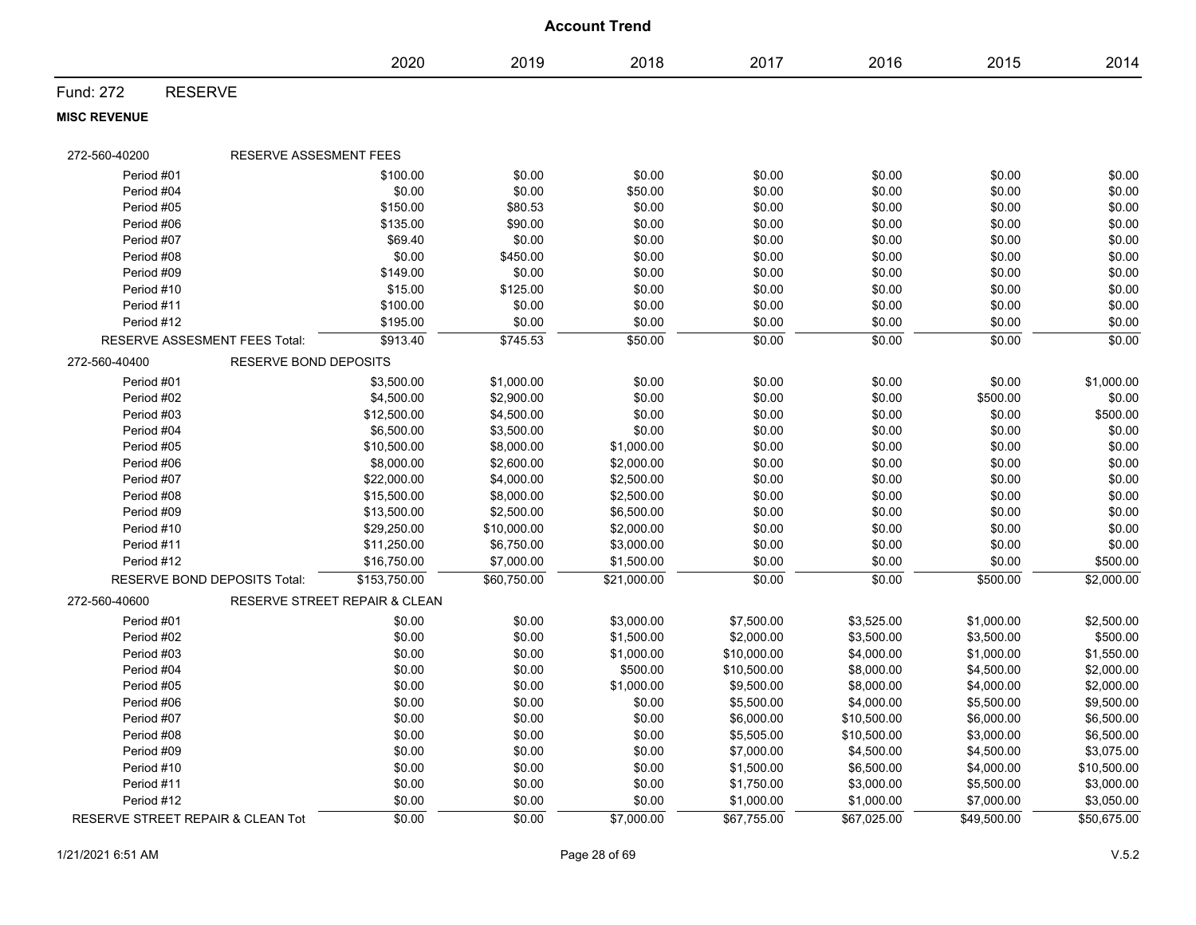# Account Trend

| | 2020 | 2019 | 2018 | 2017 | 2016 | 2015 | 2014 |
|---|---|---|---|---|---|---|---|
| **Fund: 272 RESERVE** | | | | | | | |
| **MISC REVENUE** | | | | | | | |
| **272-560-40200 RESERVE ASSESMENT FEES** | | | | | | | |
| Period #01 | $100.00 | $0.00 | $0.00 | $0.00 | $0.00 | $0.00 | $0.00 |
| Period #04 | $0.00 | $0.00 | $50.00 | $0.00 | $0.00 | $0.00 | $0.00 |
| Period #05 | $150.00 | $80.53 | $0.00 | $0.00 | $0.00 | $0.00 | $0.00 |
| Period #06 | $135.00 | $90.00 | $0.00 | $0.00 | $0.00 | $0.00 | $0.00 |
| Period #07 | $69.40 | $0.00 | $0.00 | $0.00 | $0.00 | $0.00 | $0.00 |
| Period #08 | $0.00 | $450.00 | $0.00 | $0.00 | $0.00 | $0.00 | $0.00 |
| Period #09 | $149.00 | $0.00 | $0.00 | $0.00 | $0.00 | $0.00 | $0.00 |
| Period #10 | $15.00 | $125.00 | $0.00 | $0.00 | $0.00 | $0.00 | $0.00 |
| Period #11 | $100.00 | $0.00 | $0.00 | $0.00 | $0.00 | $0.00 | $0.00 |
| Period #12 | $195.00 | $0.00 | $0.00 | $0.00 | $0.00 | $0.00 | $0.00 |
| RESERVE ASSESMENT FEES Total: | $913.40 | $745.53 | $50.00 | $0.00 | $0.00 | $0.00 | $0.00 |
| **272-560-40400 RESERVE BOND DEPOSITS** | | | | | | | |
| Period #01 | $3,500.00 | $1,000.00 | $0.00 | $0.00 | $0.00 | $0.00 | $1,000.00 |
| Period #02 | $4,500.00 | $2,900.00 | $0.00 | $0.00 | $0.00 | $500.00 | $0.00 |
| Period #03 | $12,500.00 | $4,500.00 | $0.00 | $0.00 | $0.00 | $0.00 | $500.00 |
| Period #04 | $6,500.00 | $3,500.00 | $0.00 | $0.00 | $0.00 | $0.00 | $0.00 |
| Period #05 | $10,500.00 | $8,000.00 | $1,000.00 | $0.00 | $0.00 | $0.00 | $0.00 |
| Period #06 | $8,000.00 | $2,600.00 | $2,000.00 | $0.00 | $0.00 | $0.00 | $0.00 |
| Period #07 | $22,000.00 | $4,000.00 | $2,500.00 | $0.00 | $0.00 | $0.00 | $0.00 |
| Period #08 | $15,500.00 | $8,000.00 | $2,500.00 | $0.00 | $0.00 | $0.00 | $0.00 |
| Period #09 | $13,500.00 | $2,500.00 | $6,500.00 | $0.00 | $0.00 | $0.00 | $0.00 |
| Period #10 | $29,250.00 | $10,000.00 | $2,000.00 | $0.00 | $0.00 | $0.00 | $0.00 |
| Period #11 | $11,250.00 | $6,750.00 | $3,000.00 | $0.00 | $0.00 | $0.00 | $0.00 |
| Period #12 | $16,750.00 | $7,000.00 | $1,500.00 | $0.00 | $0.00 | $0.00 | $500.00 |
| RESERVE BOND DEPOSITS Total: | $153,750.00 | $60,750.00 | $21,000.00 | $0.00 | $0.00 | $500.00 | $2,000.00 |
| **272-560-40600 RESERVE STREET REPAIR & CLEAN** | | | | | | | |
| Period #01 | $0.00 | $0.00 | $3,000.00 | $7,500.00 | $3,525.00 | $1,000.00 | $2,500.00 |
| Period #02 | $0.00 | $0.00 | $1,500.00 | $2,000.00 | $3,500.00 | $3,500.00 | $500.00 |
| Period #03 | $0.00 | $0.00 | $1,000.00 | $10,000.00 | $4,000.00 | $1,000.00 | $1,550.00 |
| Period #04 | $0.00 | $0.00 | $500.00 | $10,500.00 | $8,000.00 | $4,500.00 | $2,000.00 |
| Period #05 | $0.00 | $0.00 | $1,000.00 | $9,500.00 | $8,000.00 | $4,000.00 | $2,000.00 |
| Period #06 | $0.00 | $0.00 | $0.00 | $5,500.00 | $4,000.00 | $5,500.00 | $9,500.00 |
| Period #07 | $0.00 | $0.00 | $0.00 | $6,000.00 | $10,500.00 | $6,000.00 | $6,500.00 |
| Period #08 | $0.00 | $0.00 | $0.00 | $5,505.00 | $10,500.00 | $3,000.00 | $6,500.00 |
| Period #09 | $0.00 | $0.00 | $0.00 | $7,000.00 | $4,500.00 | $4,500.00 | $3,075.00 |
| Period #10 | $0.00 | $0.00 | $0.00 | $1,500.00 | $6,500.00 | $4,000.00 | $10,500.00 |
| Period #11 | $0.00 | $0.00 | $0.00 | $1,750.00 | $3,000.00 | $5,500.00 | $3,000.00 |
| Period #12 | $0.00 | $0.00 | $0.00 | $1,000.00 | $1,000.00 | $7,000.00 | $3,050.00 |
| RESERVE STREET REPAIR & CLEAN Tot | $0.00 | $0.00 | $7,000.00 | $67,755.00 | $67,025.00 | $49,500.00 | $50,675.00 |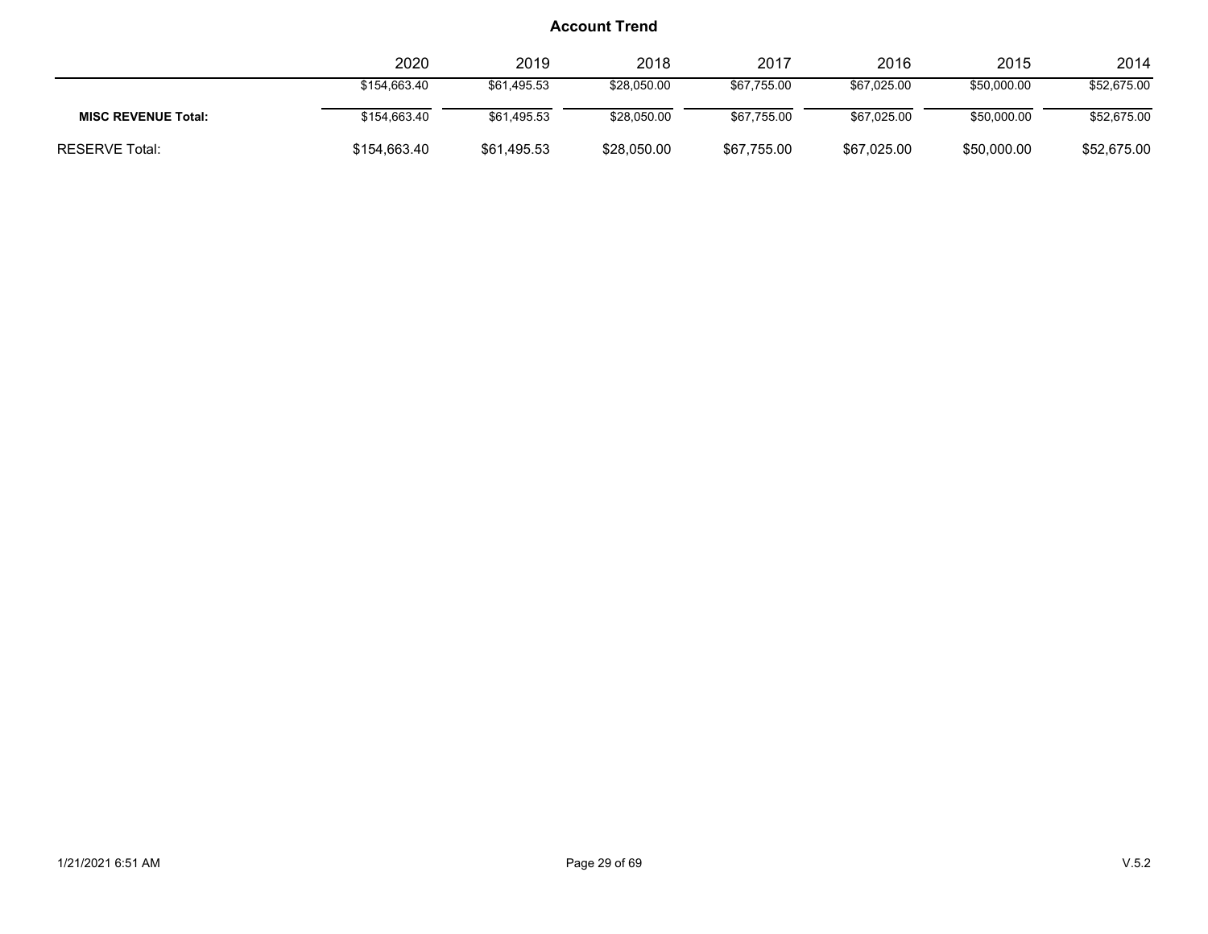## Account Trend

| | 2020 | 2019 | 2018 | 2017 | 2016 | 2015 | 2014 |
|---|---|---|---|---|---|---|---|
| | $154,663.40 | $61,495.53 | $28,050.00 | $67,755.00 | $67,025.00 | $50,000.00 | $52,675.00 |
| **MISC REVENUE Total:** | $154,663.40 | $61,495.53 | $28,050.00 | $67,755.00 | $67,025.00 | $50,000.00 | $52,675.00 |
| RESERVE Total: | $154,663.40 | $61,495.53 | $28,050.00 | $67,755.00 | $67,025.00 | $50,000.00 | $52,675.00 |

1/21/2021 6:51 AM V.5.2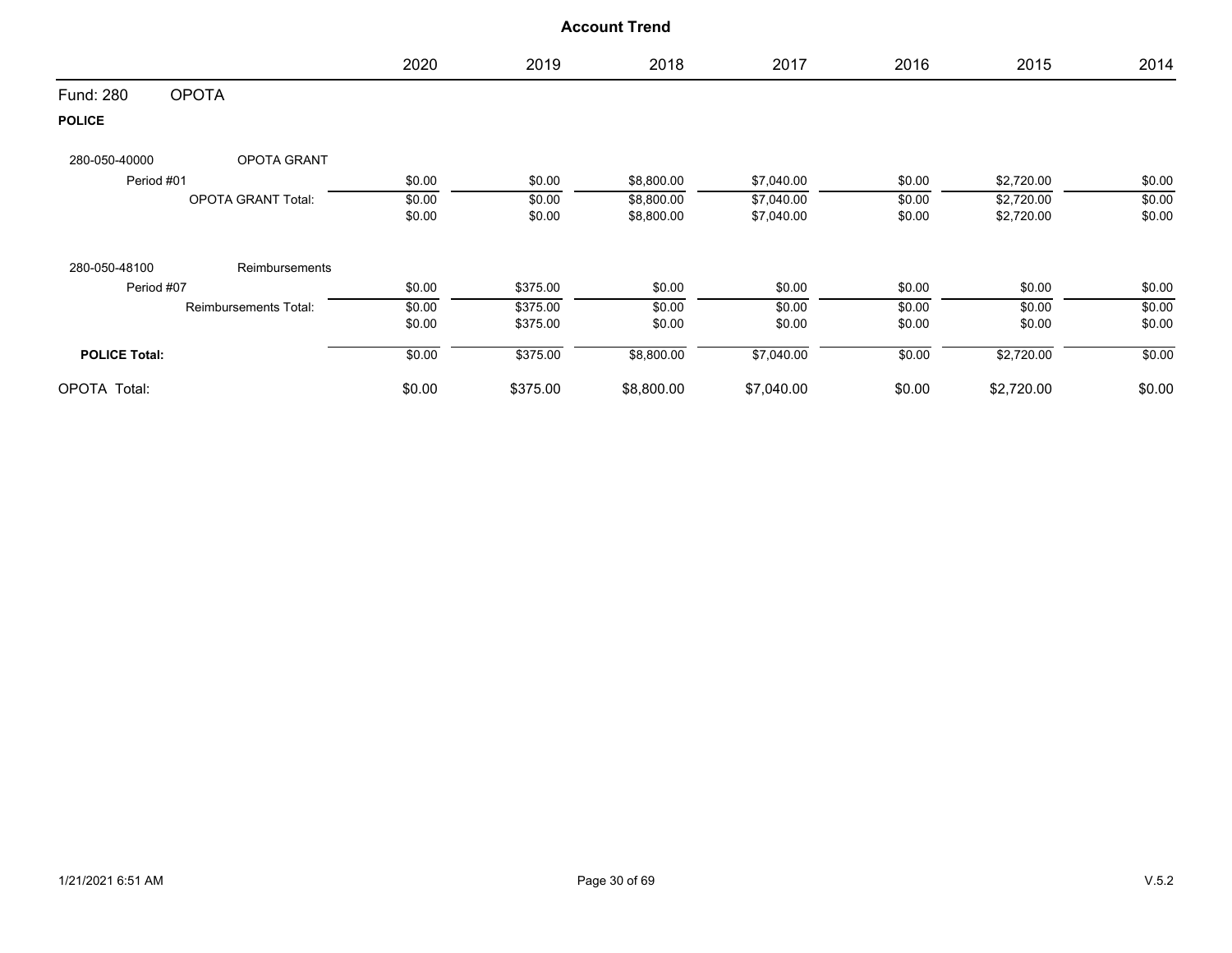# Account Trend

| | 2020 | 2019 | 2018 | 2017 | 2016 | 2015 | 2014 |
|---|---|---|---|---|---|---|---|
| **Fund: 280 OPOTA** | | | | | | | |
| **POLICE** | | | | | | | |
| 280-050-40000 OPOTA GRANT | | | | | | | |
| Period #01 | $0.00 | $0.00 | $8,800.00 | $7,040.00 | $0.00 | $2,720.00 | $0.00 |
| OPOTA GRANT Total: | $0.00 | $0.00 | $8,800.00 | $7,040.00 | $0.00 | $2,720.00 | $0.00 |
| | $0.00 | $0.00 | $8,800.00 | $7,040.00 | $0.00 | $2,720.00 | $0.00 |
| 280-050-48100 Reimbursements | | | | | | | |
| Period #07 | $0.00 | $375.00 | $0.00 | $0.00 | $0.00 | $0.00 | $0.00 |
| Reimbursements Total: | $0.00 | $375.00 | $0.00 | $0.00 | $0.00 | $0.00 | $0.00 |
| | $0.00 | $375.00 | $0.00 | $0.00 | $0.00 | $0.00 | $0.00 |
| **POLICE Total:** | $0.00 | $375.00 | $8,800.00 | $7,040.00 | $0.00 | $2,720.00 | $0.00 |
| OPOTA Total: | $0.00 | $375.00 | $8,800.00 | $7,040.00 | $0.00 | $2,720.00 | $0.00 |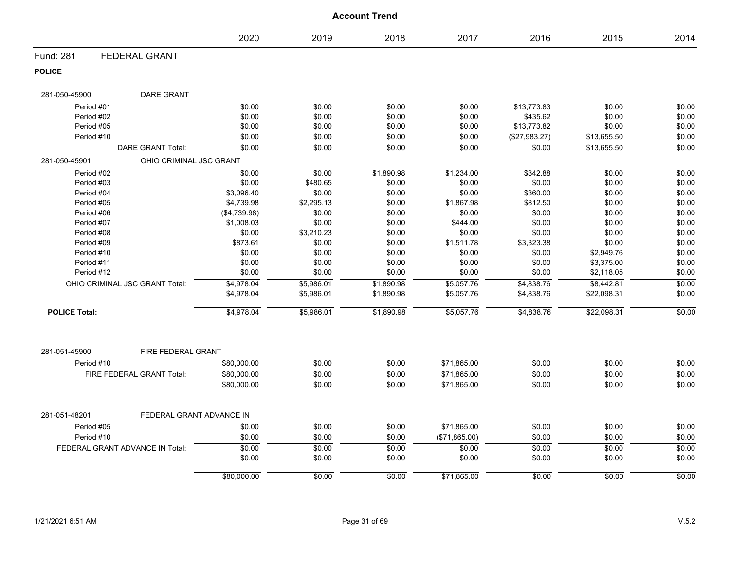# Account Trend

| | 2020 | 2019 | 2018 | 2017 | 2016 | 2015 | 2014 |
|---|---|---|---|---|---|---|---|
| **Fund: 281 FEDERAL GRANT** | | | | | | | |
| **POLICE** | | | | | | | |
| 281-050-45900 DARE GRANT | | | | | | | |
| Period #01 | $0.00 | $0.00 | $0.00 | $0.00 | $13,773.83 | $0.00 | $0.00 |
| Period #02 | $0.00 | $0.00 | $0.00 | $0.00 | $435.62 | $0.00 | $0.00 |
| Period #05 | $0.00 | $0.00 | $0.00 | $0.00 | $13,773.82 | $0.00 | $0.00 |
| Period #10 | $0.00 | $0.00 | $0.00 | $0.00 | ($27,983.27) | $13,655.50 | $0.00 |
| DARE GRANT Total: | $0.00 | $0.00 | $0.00 | $0.00 | $0.00 | $13,655.50 | $0.00 |
| 281-050-45901 OHIO CRIMINAL JSC GRANT | | | | | | | |
| Period #02 | $0.00 | $0.00 | $1,890.98 | $1,234.00 | $342.88 | $0.00 | $0.00 |
| Period #03 | $0.00 | $480.65 | $0.00 | $0.00 | $0.00 | $0.00 | $0.00 |
| Period #04 | $3,096.40 | $0.00 | $0.00 | $0.00 | $360.00 | $0.00 | $0.00 |
| Period #05 | $4,739.98 | $2,295.13 | $0.00 | $1,867.98 | $812.50 | $0.00 | $0.00 |
| Period #06 | ($4,739.98) | $0.00 | $0.00 | $0.00 | $0.00 | $0.00 | $0.00 |
| Period #07 | $1,008.03 | $0.00 | $0.00 | $444.00 | $0.00 | $0.00 | $0.00 |
| Period #08 | $0.00 | $3,210.23 | $0.00 | $0.00 | $0.00 | $0.00 | $0.00 |
| Period #09 | $873.61 | $0.00 | $0.00 | $1,511.78 | $3,323.38 | $0.00 | $0.00 |
| Period #10 | $0.00 | $0.00 | $0.00 | $0.00 | $0.00 | $2,949.76 | $0.00 |
| Period #11 | $0.00 | $0.00 | $0.00 | $0.00 | $0.00 | $3,375.00 | $0.00 |
| Period #12 | $0.00 | $0.00 | $0.00 | $0.00 | $0.00 | $2,118.05 | $0.00 |
| OHIO CRIMINAL JSC GRANT Total: | $4,978.04 | $5,986.01 | $1,890.98 | $5,057.76 | $4,838.76 | $8,442.81 | $0.00 |
| | $4,978.04 | $5,986.01 | $1,890.98 | $5,057.76 | $4,838.76 | $22,098.31 | $0.00 |
| **POLICE Total:** | $4,978.04 | $5,986.01 | $1,890.98 | $5,057.76 | $4,838.76 | $22,098.31 | $0.00 |
| 281-051-45900 FIRE FEDERAL GRANT | | | | | | | |
| Period #10 | $80,000.00 | $0.00 | $0.00 | $71,865.00 | $0.00 | $0.00 | $0.00 |
| FIRE FEDERAL GRANT Total: | $80,000.00 | $0.00 | $0.00 | $71,865.00 | $0.00 | $0.00 | $0.00 |
| | $80,000.00 | $0.00 | $0.00 | $71,865.00 | $0.00 | $0.00 | $0.00 |
| 281-051-48201 FEDERAL GRANT ADVANCE IN | | | | | | | |
| Period #05 | $0.00 | $0.00 | $0.00 | $71,865.00 | $0.00 | $0.00 | $0.00 |
| Period #10 | $0.00 | $0.00 | $0.00 | ($71,865.00) | $0.00 | $0.00 | $0.00 |
| FEDERAL GRANT ADVANCE IN Total: | $0.00 | $0.00 | $0.00 | $0.00 | $0.00 | $0.00 | $0.00 |
| | $0.00 | $0.00 | $0.00 | $0.00 | $0.00 | $0.00 | $0.00 |
| | $80,000.00 | $0.00 | $0.00 | $71,865.00 | $0.00 | $0.00 | $0.00 |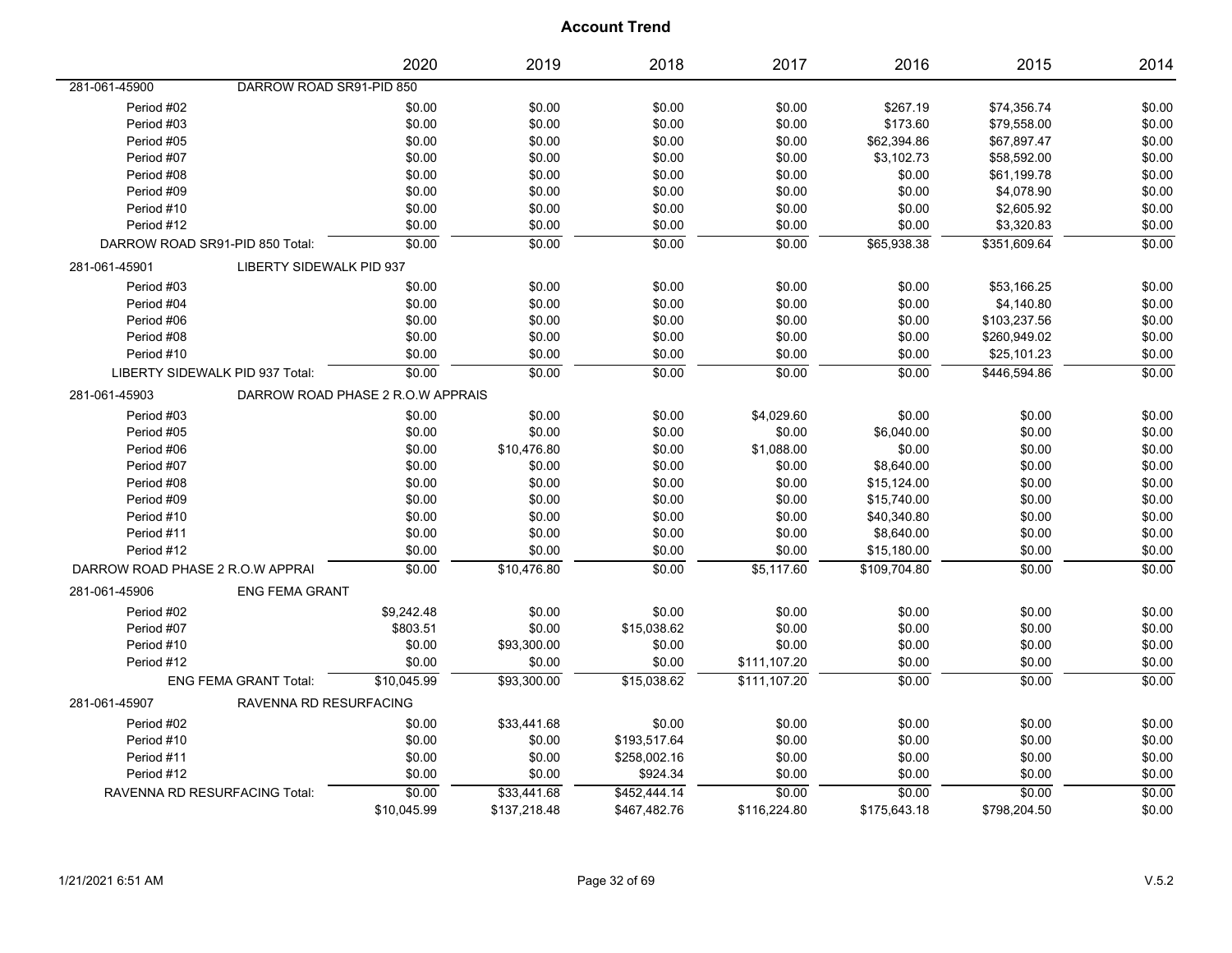# Account Trend

| | | 2020 | 2019 | 2018 | 2017 | 2016 | 2015 | 2014 |
|---|---|---|---|---|---|---|---|---|
| 281-061-45900 | DARROW ROAD SR91-PID 850 | | | | | | | |
| Period #02 | | $0.00 | $0.00 | $0.00 | $0.00 | $267.19 | $74,356.74 | $0.00 |
| Period #03 | | $0.00 | $0.00 | $0.00 | $0.00 | $173.60 | $79,558.00 | $0.00 |
| Period #05 | | $0.00 | $0.00 | $0.00 | $0.00 | $62,394.86 | $67,897.47 | $0.00 |
| Period #07 | | $0.00 | $0.00 | $0.00 | $0.00 | $3,102.73 | $58,592.00 | $0.00 |
| Period #08 | | $0.00 | $0.00 | $0.00 | $0.00 | $0.00 | $61,199.78 | $0.00 |
| Period #09 | | $0.00 | $0.00 | $0.00 | $0.00 | $0.00 | $4,078.90 | $0.00 |
| Period #10 | | $0.00 | $0.00 | $0.00 | $0.00 | $0.00 | $2,605.92 | $0.00 |
| Period #12 | | $0.00 | $0.00 | $0.00 | $0.00 | $0.00 | $3,320.83 | $0.00 |
| DARROW ROAD SR91-PID 850 Total: | | $0.00 | $0.00 | $0.00 | $0.00 | $65,938.38 | $351,609.64 | $0.00 |
| 281-061-45901 | LIBERTY SIDEWALK PID 937 | | | | | | | |
| Period #03 | | $0.00 | $0.00 | $0.00 | $0.00 | $0.00 | $53,166.25 | $0.00 |
| Period #04 | | $0.00 | $0.00 | $0.00 | $0.00 | $0.00 | $4,140.80 | $0.00 |
| Period #06 | | $0.00 | $0.00 | $0.00 | $0.00 | $0.00 | $103,237.56 | $0.00 |
| Period #08 | | $0.00 | $0.00 | $0.00 | $0.00 | $0.00 | $260,949.02 | $0.00 |
| Period #10 | | $0.00 | $0.00 | $0.00 | $0.00 | $0.00 | $25,101.23 | $0.00 |
| LIBERTY SIDEWALK PID 937 Total: | | $0.00 | $0.00 | $0.00 | $0.00 | $0.00 | $446,594.86 | $0.00 |
| 281-061-45903 | DARROW ROAD PHASE 2 R.O.W APPRAIS | | | | | | | |
| Period #03 | | $0.00 | $0.00 | $0.00 | $4,029.60 | $0.00 | $0.00 | $0.00 |
| Period #05 | | $0.00 | $0.00 | $0.00 | $0.00 | $6,040.00 | $0.00 | $0.00 |
| Period #06 | | $0.00 | $10,476.80 | $0.00 | $1,088.00 | $0.00 | $0.00 | $0.00 |
| Period #07 | | $0.00 | $0.00 | $0.00 | $0.00 | $8,640.00 | $0.00 | $0.00 |
| Period #08 | | $0.00 | $0.00 | $0.00 | $0.00 | $15,124.00 | $0.00 | $0.00 |
| Period #09 | | $0.00 | $0.00 | $0.00 | $0.00 | $15,740.00 | $0.00 | $0.00 |
| Period #10 | | $0.00 | $0.00 | $0.00 | $0.00 | $40,340.80 | $0.00 | $0.00 |
| Period #11 | | $0.00 | $0.00 | $0.00 | $0.00 | $8,640.00 | $0.00 | $0.00 |
| Period #12 | | $0.00 | $0.00 | $0.00 | $0.00 | $15,180.00 | $0.00 | $0.00 |
| DARROW ROAD PHASE 2 R.O.W APPRAI | | $0.00 | $10,476.80 | $0.00 | $5,117.60 | $109,704.80 | $0.00 | $0.00 |
| 281-061-45906 | ENG FEMA GRANT | | | | | | | |
| Period #02 | | $9,242.48 | $0.00 | $0.00 | $0.00 | $0.00 | $0.00 | $0.00 |
| Period #07 | | $803.51 | $0.00 | $15,038.62 | $0.00 | $0.00 | $0.00 | $0.00 |
| Period #10 | | $0.00 | $93,300.00 | $0.00 | $0.00 | $0.00 | $0.00 | $0.00 |
| Period #12 | | $0.00 | $0.00 | $0.00 | $111,107.20 | $0.00 | $0.00 | $0.00 |
| ENG FEMA GRANT Total: | | $10,045.99 | $93,300.00 | $15,038.62 | $111,107.20 | $0.00 | $0.00 | $0.00 |
| 281-061-45907 | RAVENNA RD RESURFACING | | | | | | | |
| Period #02 | | $0.00 | $33,441.68 | $0.00 | $0.00 | $0.00 | $0.00 | $0.00 |
| Period #10 | | $0.00 | $0.00 | $193,517.64 | $0.00 | $0.00 | $0.00 | $0.00 |
| Period #11 | | $0.00 | $0.00 | $258,002.16 | $0.00 | $0.00 | $0.00 | $0.00 |
| Period #12 | | $0.00 | $0.00 | $924.34 | $0.00 | $0.00 | $0.00 | $0.00 |
| RAVENNA RD RESURFACING Total: | | $0.00 | $33,441.68 | $452,444.14 | $0.00 | $0.00 | $0.00 | $0.00 |
| | | $10,045.99 | $137,218.48 | $467,482.76 | $116,224.80 | $175,643.18 | $798,204.50 | $0.00 |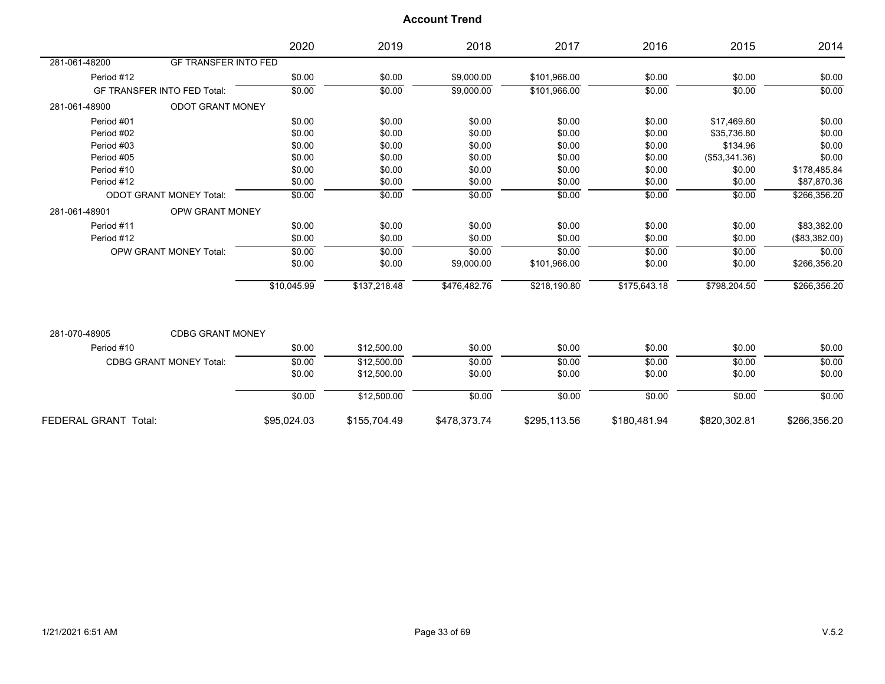## Account Trend

| | | 2020 | 2019 | 2018 | 2017 | 2016 | 2015 | 2014 |
|---|---|---|---|---|---|---|---|---|
| 281-061-48200 | GF TRANSFER INTO FED | | | | | | | |
| Period #12 | | $0.00 | $0.00 | $9,000.00 | $101,966.00 | $0.00 | $0.00 | $0.00 |
| GF TRANSFER INTO FED Total: | | $0.00 | $0.00 | $9,000.00 | $101,966.00 | $0.00 | $0.00 | $0.00 |
| 281-061-48900 | ODOT GRANT MONEY | | | | | | | |
| Period #01 | | $0.00 | $0.00 | $0.00 | $0.00 | $0.00 | $17,469.60 | $0.00 |
| Period #02 | | $0.00 | $0.00 | $0.00 | $0.00 | $0.00 | $35,736.80 | $0.00 |
| Period #03 | | $0.00 | $0.00 | $0.00 | $0.00 | $0.00 | $134.96 | $0.00 |
| Period #05 | | $0.00 | $0.00 | $0.00 | $0.00 | $0.00 | ($53,341.36) | $0.00 |
| Period #10 | | $0.00 | $0.00 | $0.00 | $0.00 | $0.00 | $0.00 | $178,485.84 |
| Period #12 | | $0.00 | $0.00 | $0.00 | $0.00 | $0.00 | $0.00 | $87,870.36 |
| ODOT GRANT MONEY Total: | | $0.00 | $0.00 | $0.00 | $0.00 | $0.00 | $0.00 | $266,356.20 |
| 281-061-48901 | OPW GRANT MONEY | | | | | | | |
| Period #11 | | $0.00 | $0.00 | $0.00 | $0.00 | $0.00 | $0.00 | $83,382.00 |
| Period #12 | | $0.00 | $0.00 | $0.00 | $0.00 | $0.00 | $0.00 | ($83,382.00) |
| OPW GRANT MONEY Total: | | $0.00 | $0.00 | $0.00 | $0.00 | $0.00 | $0.00 | $0.00 |
| | | $0.00 | $0.00 | $9,000.00 | $101,966.00 | $0.00 | $0.00 | $266,356.20 |
| | | $10,045.99 | $137,218.48 | $476,482.76 | $218,190.80 | $175,643.18 | $798,204.50 | $266,356.20 |
| 281-070-48905 | CDBG GRANT MONEY | | | | | | | |
| Period #10 | | $0.00 | $12,500.00 | $0.00 | $0.00 | $0.00 | $0.00 | $0.00 |
| CDBG GRANT MONEY Total: | | $0.00 | $12,500.00 | $0.00 | $0.00 | $0.00 | $0.00 | $0.00 |
| | | $0.00 | $12,500.00 | $0.00 | $0.00 | $0.00 | $0.00 | $0.00 |
| | | $0.00 | $12,500.00 | $0.00 | $0.00 | $0.00 | $0.00 | $0.00 |
| FEDERAL GRANT Total: | | $95,024.03 | $155,704.49 | $478,373.74 | $295,113.56 | $180,481.94 | $820,302.81 | $266,356.20 |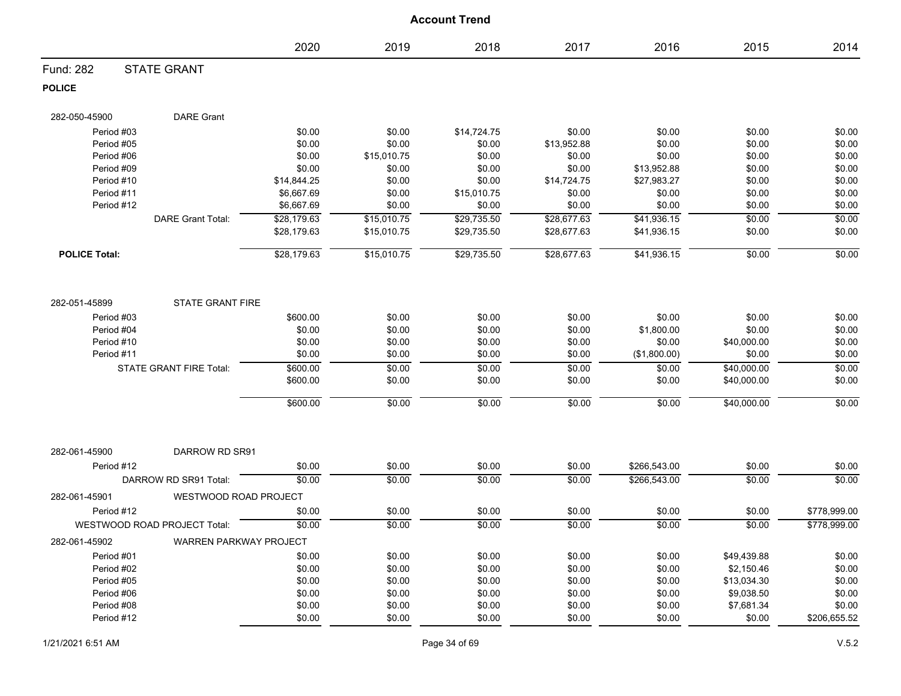# Account Trend

| | 2020 | 2019 | 2018 | 2017 | 2016 | 2015 | 2014 |
|---|---|---|---|---|---|---|---|
| **Fund: 282 STATE GRANT** | | | | | | | |
| **POLICE** | | | | | | | |
| 282-050-45900 DARE Grant | | | | | | | |
| Period #03 | $0.00 | $0.00 | $14,724.75 | $0.00 | $0.00 | $0.00 | $0.00 |
| Period #05 | $0.00 | $0.00 | $0.00 | $13,952.88 | $0.00 | $0.00 | $0.00 |
| Period #06 | $0.00 | $15,010.75 | $0.00 | $0.00 | $0.00 | $0.00 | $0.00 |
| Period #09 | $0.00 | $0.00 | $0.00 | $0.00 | $13,952.88 | $0.00 | $0.00 |
| Period #10 | $14,844.25 | $0.00 | $0.00 | $14,724.75 | $27,983.27 | $0.00 | $0.00 |
| Period #11 | $6,667.69 | $0.00 | $15,010.75 | $0.00 | $0.00 | $0.00 | $0.00 |
| Period #12 | $6,667.69 | $0.00 | $0.00 | $0.00 | $0.00 | $0.00 | $0.00 |
| DARE Grant Total: | $28,179.63 | $15,010.75 | $29,735.50 | $28,677.63 | $41,936.15 | $0.00 | $0.00 |
| | $28,179.63 | $15,010.75 | $29,735.50 | $28,677.63 | $41,936.15 | $0.00 | $0.00 |
| **POLICE Total:** | $28,179.63 | $15,010.75 | $29,735.50 | $28,677.63 | $41,936.15 | $0.00 | $0.00 |
| 282-051-45899 STATE GRANT FIRE | | | | | | | |
| Period #03 | $600.00 | $0.00 | $0.00 | $0.00 | $0.00 | $0.00 | $0.00 |
| Period #04 | $0.00 | $0.00 | $0.00 | $0.00 | $1,800.00 | $0.00 | $0.00 |
| Period #10 | $0.00 | $0.00 | $0.00 | $0.00 | $0.00 | $40,000.00 | $0.00 |
| Period #11 | $0.00 | $0.00 | $0.00 | $0.00 | ($1,800.00) | $0.00 | $0.00 |
| STATE GRANT FIRE Total: | $600.00 | $0.00 | $0.00 | $0.00 | $0.00 | $40,000.00 | $0.00 |
| | $600.00 | $0.00 | $0.00 | $0.00 | $0.00 | $40,000.00 | $0.00 |
| | $600.00 | $0.00 | $0.00 | $0.00 | $0.00 | $40,000.00 | $0.00 |
| 282-061-45900 DARROW RD SR91 | | | | | | | |
| Period #12 | $0.00 | $0.00 | $0.00 | $0.00 | $266,543.00 | $0.00 | $0.00 |
| DARROW RD SR91 Total: | $0.00 | $0.00 | $0.00 | $0.00 | $266,543.00 | $0.00 | $0.00 |
| 282-061-45901 WESTWOOD ROAD PROJECT | | | | | | | |
| Period #12 | $0.00 | $0.00 | $0.00 | $0.00 | $0.00 | $0.00 | $778,999.00 |
| WESTWOOD ROAD PROJECT Total: | $0.00 | $0.00 | $0.00 | $0.00 | $0.00 | $0.00 | $778,999.00 |
| 282-061-45902 WARREN PARKWAY PROJECT | | | | | | | |
| Period #01 | $0.00 | $0.00 | $0.00 | $0.00 | $0.00 | $49,439.88 | $0.00 |
| Period #02 | $0.00 | $0.00 | $0.00 | $0.00 | $0.00 | $2,150.46 | $0.00 |
| Period #05 | $0.00 | $0.00 | $0.00 | $0.00 | $0.00 | $13,034.30 | $0.00 |
| Period #06 | $0.00 | $0.00 | $0.00 | $0.00 | $0.00 | $9,038.50 | $0.00 |
| Period #08 | $0.00 | $0.00 | $0.00 | $0.00 | $0.00 | $7,681.34 | $0.00 |
| Period #12 | $0.00 | $0.00 | $0.00 | $0.00 | $0.00 | $0.00 | $206,655.52 |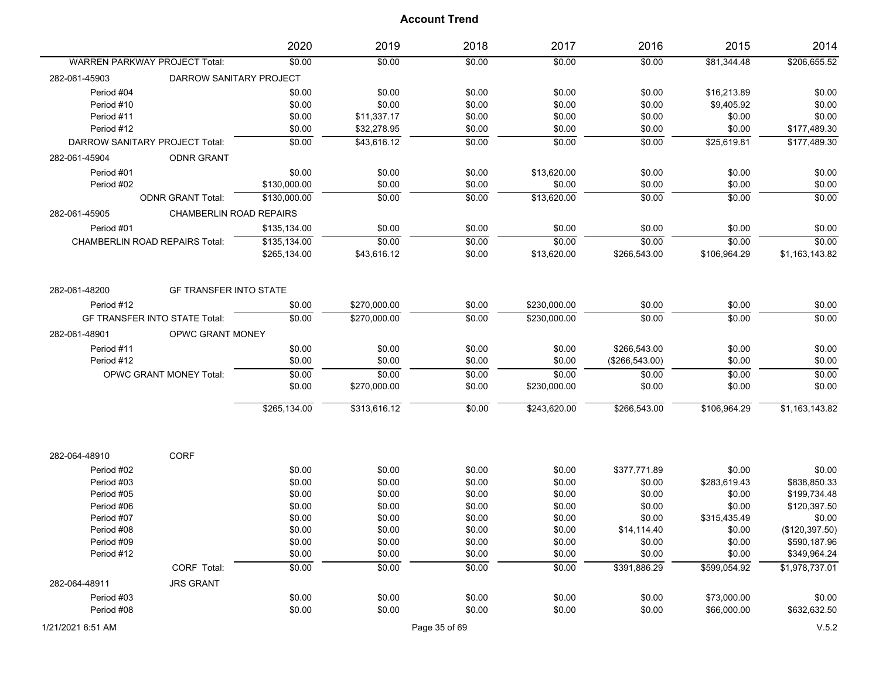## Account Trend

| | | 2020 | 2019 | 2018 | 2017 | 2016 | 2015 | 2014 |
|---|---|---|---|---|---|---|---|---|
| WARREN PARKWAY PROJECT Total: | | $0.00 | $0.00 | $0.00 | $0.00 | $0.00 | $81,344.48 | $206,655.52 |
| 282-061-45903 | DARROW SANITARY PROJECT | | | | | | | |
| Period #04 | | $0.00 | $0.00 | $0.00 | $0.00 | $0.00 | $16,213.89 | $0.00 |
| Period #10 | | $0.00 | $0.00 | $0.00 | $0.00 | $0.00 | $9,405.92 | $0.00 |
| Period #11 | | $0.00 | $11,337.17 | $0.00 | $0.00 | $0.00 | $0.00 | $0.00 |
| Period #12 | | $0.00 | $32,278.95 | $0.00 | $0.00 | $0.00 | $0.00 | $177,489.30 |
| DARROW SANITARY PROJECT Total: | | $0.00 | $43,616.12 | $0.00 | $0.00 | $0.00 | $25,619.81 | $177,489.30 |
| 282-061-45904 | ODNR GRANT | | | | | | | |
| Period #01 | | $0.00 | $0.00 | $0.00 | $13,620.00 | $0.00 | $0.00 | $0.00 |
| Period #02 | | $130,000.00 | $0.00 | $0.00 | $0.00 | $0.00 | $0.00 | $0.00 |
| | ODNR GRANT Total: | $130,000.00 | $0.00 | $0.00 | $13,620.00 | $0.00 | $0.00 | $0.00 |
| 282-061-45905 | CHAMBERLIN ROAD REPAIRS | | | | | | | |
| Period #01 | | $135,134.00 | $0.00 | $0.00 | $0.00 | $0.00 | $0.00 | $0.00 |
| CHAMBERLIN ROAD REPAIRS Total: | | $135,134.00 | $0.00 | $0.00 | $0.00 | $0.00 | $0.00 | $0.00 |
| | | $265,134.00 | $43,616.12 | $0.00 | $13,620.00 | $266,543.00 | $106,964.29 | $1,163,143.82 |
| 282-061-48200 | GF TRANSFER INTO STATE | | | | | | | |
| Period #12 | | $0.00 | $270,000.00 | $0.00 | $230,000.00 | $0.00 | $0.00 | $0.00 |
| GF TRANSFER INTO STATE Total: | | $0.00 | $270,000.00 | $0.00 | $230,000.00 | $0.00 | $0.00 | $0.00 |
| 282-061-48901 | OPWC GRANT MONEY | | | | | | | |
| Period #11 | | $0.00 | $0.00 | $0.00 | $0.00 | $266,543.00 | $0.00 | $0.00 |
| Period #12 | | $0.00 | $0.00 | $0.00 | $0.00 | ($266,543.00) | $0.00 | $0.00 |
| | OPWC GRANT MONEY Total: | $0.00 | $0.00 | $0.00 | $0.00 | $0.00 | $0.00 | $0.00 |
| | | $0.00 | $270,000.00 | $0.00 | $230,000.00 | $0.00 | $0.00 | $0.00 |
| | | $265,134.00 | $313,616.12 | $0.00 | $243,620.00 | $266,543.00 | $106,964.29 | $1,163,143.82 |
| 282-064-48910 | CORF | | | | | | | |
| Period #02 | | $0.00 | $0.00 | $0.00 | $0.00 | $377,771.89 | $0.00 | $0.00 |
| Period #03 | | $0.00 | $0.00 | $0.00 | $0.00 | $0.00 | $283,619.43 | $838,850.33 |
| Period #05 | | $0.00 | $0.00 | $0.00 | $0.00 | $0.00 | $0.00 | $199,734.48 |
| Period #06 | | $0.00 | $0.00 | $0.00 | $0.00 | $0.00 | $0.00 | $120,397.50 |
| Period #07 | | $0.00 | $0.00 | $0.00 | $0.00 | $0.00 | $315,435.49 | $0.00 |
| Period #08 | | $0.00 | $0.00 | $0.00 | $0.00 | $14,114.40 | $0.00 | ($120,397.50) |
| Period #09 | | $0.00 | $0.00 | $0.00 | $0.00 | $0.00 | $0.00 | $590,187.96 |
| Period #12 | | $0.00 | $0.00 | $0.00 | $0.00 | $0.00 | $0.00 | $349,964.24 |
| | CORF Total: | $0.00 | $0.00 | $0.00 | $0.00 | $391,886.29 | $599,054.92 | $1,978,737.01 |
| 282-064-48911 | JRS GRANT | | | | | | | |
| Period #03 | | $0.00 | $0.00 | $0.00 | $0.00 | $0.00 | $73,000.00 | $0.00 |
| Period #08 | | $0.00 | $0.00 | $0.00 | $0.00 | $0.00 | $66,000.00 | $632,632.50 |

1/21/2021 6:51 AM V.5.2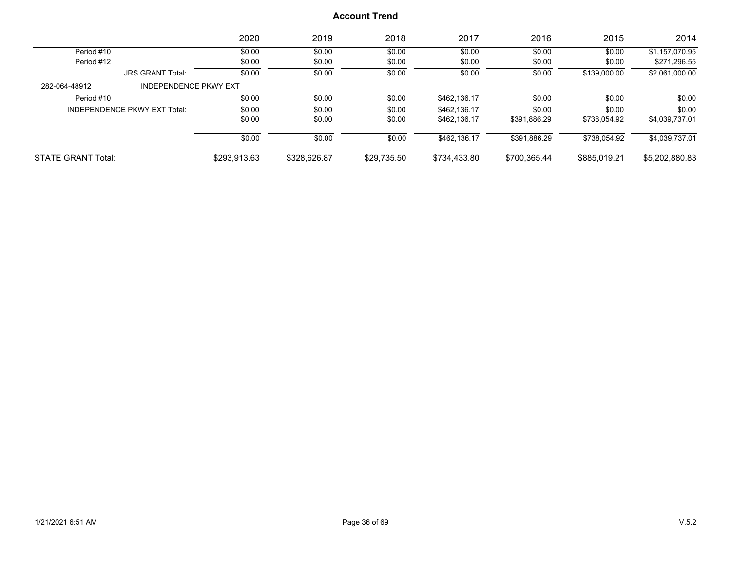## Account Trend

| | 2020 | 2019 | 2018 | 2017 | 2016 | 2015 | 2014 |
|---|---|---|---|---|---|---|---|
| Period #10 | $0.00 | $0.00 | $0.00 | $0.00 | $0.00 | $0.00 | $1,157,070.95 |
| Period #12 | $0.00 | $0.00 | $0.00 | $0.00 | $0.00 | $0.00 | $271,296.55 |
| JRS GRANT Total: | $0.00 | $0.00 | $0.00 | $0.00 | $0.00 | $139,000.00 | $2,061,000.00 |
| 282-064-48912 INDEPENDENCE PKWY EXT | | | | | | | |
| Period #10 | $0.00 | $0.00 | $0.00 | $462,136.17 | $0.00 | $0.00 | $0.00 |
| INDEPENDENCE PKWY EXT Total: | $0.00 | $0.00 | $0.00 | $462,136.17 | $0.00 | $0.00 | $0.00 |
| | $0.00 | $0.00 | $0.00 | $462,136.17 | $391,886.29 | $738,054.92 | $4,039,737.01 |
| | $0.00 | $0.00 | $0.00 | $462,136.17 | $391,886.29 | $738,054.92 | $4,039,737.01 |
| STATE GRANT Total: | $293,913.63 | $328,626.87 | $29,735.50 | $734,433.80 | $700,365.44 | $885,019.21 | $5,202,880.83 |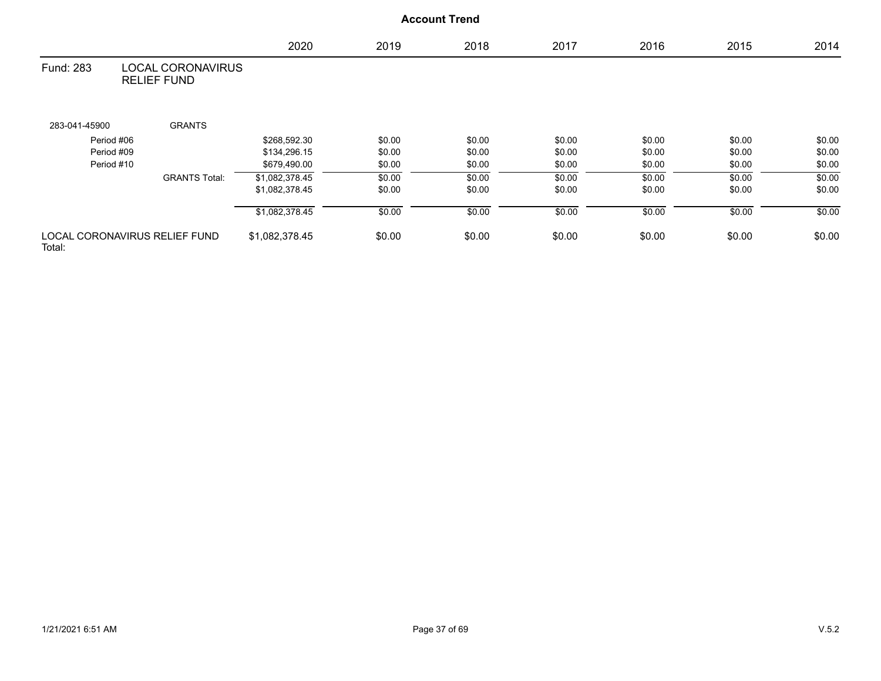## Account Trend

| | | 2020 | 2019 | 2018 | 2017 | 2016 | 2015 | 2014 |
|---|---|---|---|---|---|---|---|---|
| Fund: 283 | LOCAL CORONAVIRUS RELIEF FUND | | | | | | | |
| 283-041-45900 | GRANTS | | | | | | | |
| Period #06 | | $268,592.30 | $0.00 | $0.00 | $0.00 | $0.00 | $0.00 | $0.00 |
| Period #09 | | $134,296.15 | $0.00 | $0.00 | $0.00 | $0.00 | $0.00 | $0.00 |
| Period #10 | | $679,490.00 | $0.00 | $0.00 | $0.00 | $0.00 | $0.00 | $0.00 |
| | GRANTS Total: | $1,082,378.45 | $0.00 | $0.00 | $0.00 | $0.00 | $0.00 | $0.00 |
| | | $1,082,378.45 | $0.00 | $0.00 | $0.00 | $0.00 | $0.00 | $0.00 |
| | | $1,082,378.45 | $0.00 | $0.00 | $0.00 | $0.00 | $0.00 | $0.00 |
| LOCAL CORONAVIRUS RELIEF FUND Total: | | $1,082,378.45 | $0.00 | $0.00 | $0.00 | $0.00 | $0.00 | $0.00 |

1/21/2021 6:51 AM

V.5.2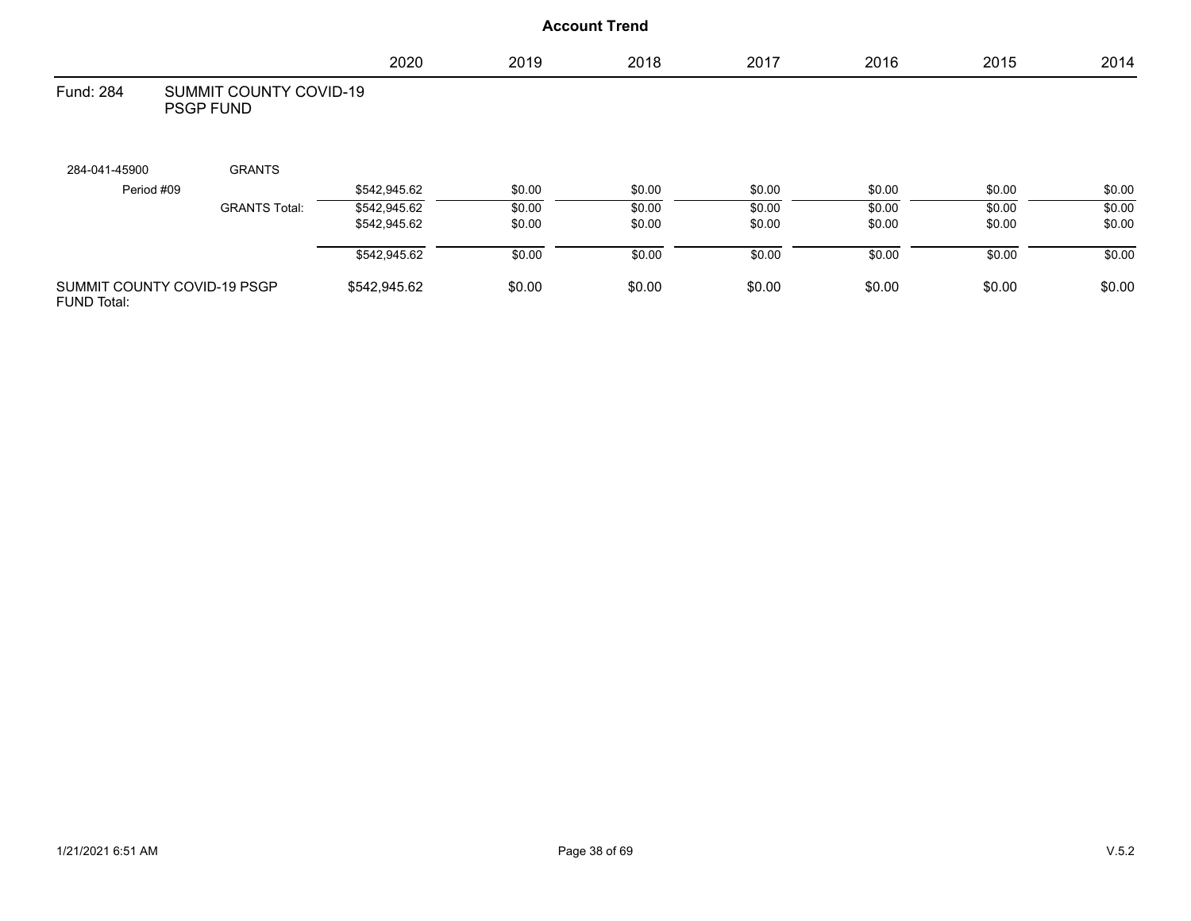## Account Trend

| | | 2020 | 2019 | 2018 | 2017 | 2016 | 2015 | 2014 |
|---|---|---|---|---|---|---|---|---|
| **Fund: 284** | **SUMMIT COUNTY COVID-19 PSGP FUND** | | | | | | | |
| 284-041-45900 | GRANTS | | | | | | | |
| Period #09 | | $542,945.62 | $0.00 | $0.00 | $0.00 | $0.00 | $0.00 | $0.00 |
| | GRANTS Total: | $542,945.62 | $0.00 | $0.00 | $0.00 | $0.00 | $0.00 | $0.00 |
| | | $542,945.62 | $0.00 | $0.00 | $0.00 | $0.00 | $0.00 | $0.00 |
| | | $542,945.62 | $0.00 | $0.00 | $0.00 | $0.00 | $0.00 | $0.00 |
| SUMMIT COUNTY COVID-19 PSGP FUND Total: | | $542,945.62 | $0.00 | $0.00 | $0.00 | $0.00 | $0.00 | $0.00 |

1/21/2021 6:51 AM

V.5.2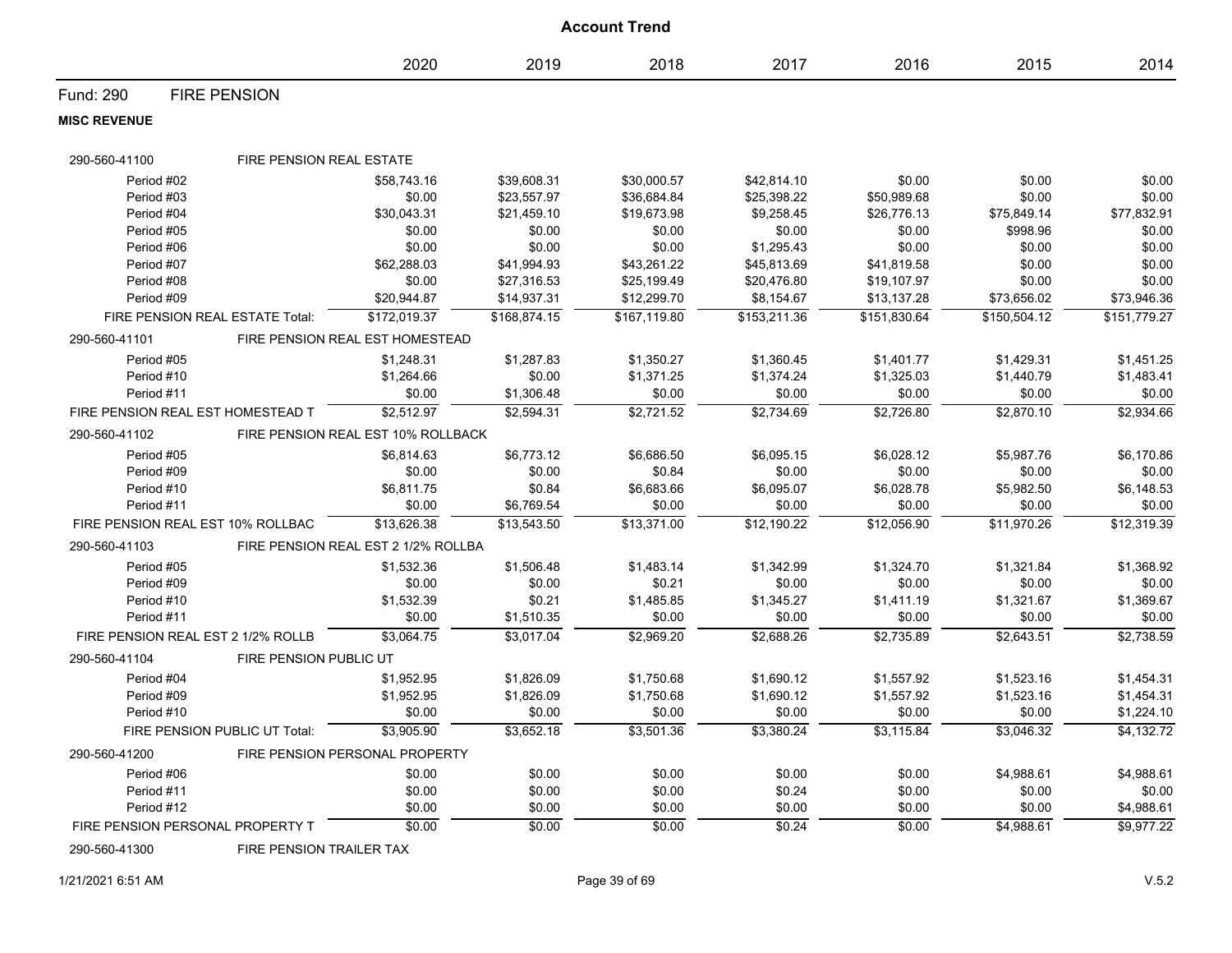# Account Trend

| | 2020 | 2019 | 2018 | 2017 | 2016 | 2015 | 2014 |
|---|---|---|---|---|---|---|---|
| **Fund: 290 FIRE PENSION** | | | | | | | |
| **MISC REVENUE** | | | | | | | |
| 290-560-41100 FIRE PENSION REAL ESTATE | | | | | | | |
| Period #02 | $58,743.16 | $39,608.31 | $30,000.57 | $42,814.10 | $0.00 | $0.00 | $0.00 |
| Period #03 | $0.00 | $23,557.97 | $36,684.84 | $25,398.22 | $50,989.68 | $0.00 | $0.00 |
| Period #04 | $30,043.31 | $21,459.10 | $19,673.98 | $9,258.45 | $26,776.13 | $75,849.14 | $77,832.91 |
| Period #05 | $0.00 | $0.00 | $0.00 | $0.00 | $0.00 | $998.96 | $0.00 |
| Period #06 | $0.00 | $0.00 | $0.00 | $1,295.43 | $0.00 | $0.00 | $0.00 |
| Period #07 | $62,288.03 | $41,994.93 | $43,261.22 | $45,813.69 | $41,819.58 | $0.00 | $0.00 |
| Period #08 | $0.00 | $27,316.53 | $25,199.49 | $20,476.80 | $19,107.97 | $0.00 | $0.00 |
| Period #09 | $20,944.87 | $14,937.31 | $12,299.70 | $8,154.67 | $13,137.28 | $73,656.02 | $73,946.36 |
| FIRE PENSION REAL ESTATE Total: | $172,019.37 | $168,874.15 | $167,119.80 | $153,211.36 | $151,830.64 | $150,504.12 | $151,779.27 |
| 290-560-41101 FIRE PENSION REAL EST HOMESTEAD | | | | | | | |
| Period #05 | $1,248.31 | $1,287.83 | $1,350.27 | $1,360.45 | $1,401.77 | $1,429.31 | $1,451.25 |
| Period #10 | $1,264.66 | $0.00 | $1,371.25 | $1,374.24 | $1,325.03 | $1,440.79 | $1,483.41 |
| Period #11 | $0.00 | $1,306.48 | $0.00 | $0.00 | $0.00 | $0.00 | $0.00 |
| FIRE PENSION REAL EST HOMESTEAD T | $2,512.97 | $2,594.31 | $2,721.52 | $2,734.69 | $2,726.80 | $2,870.10 | $2,934.66 |
| 290-560-41102 FIRE PENSION REAL EST 10% ROLLBACK | | | | | | | |
| Period #05 | $6,814.63 | $6,773.12 | $6,686.50 | $6,095.15 | $6,028.12 | $5,987.76 | $6,170.86 |
| Period #09 | $0.00 | $0.00 | $0.84 | $0.00 | $0.00 | $0.00 | $0.00 |
| Period #10 | $6,811.75 | $0.84 | $6,683.66 | $6,095.07 | $6,028.78 | $5,982.50 | $6,148.53 |
| Period #11 | $0.00 | $6,769.54 | $0.00 | $0.00 | $0.00 | $0.00 | $0.00 |
| FIRE PENSION REAL EST 10% ROLLBAC | $13,626.38 | $13,543.50 | $13,371.00 | $12,190.22 | $12,056.90 | $11,970.26 | $12,319.39 |
| 290-560-41103 FIRE PENSION REAL EST 2 1/2% ROLLBA | | | | | | | |
| Period #05 | $1,532.36 | $1,506.48 | $1,483.14 | $1,342.99 | $1,324.70 | $1,321.84 | $1,368.92 |
| Period #09 | $0.00 | $0.00 | $0.21 | $0.00 | $0.00 | $0.00 | $0.00 |
| Period #10 | $1,532.39 | $0.21 | $1,485.85 | $1,345.27 | $1,411.19 | $1,321.67 | $1,369.67 |
| Period #11 | $0.00 | $1,510.35 | $0.00 | $0.00 | $0.00 | $0.00 | $0.00 |
| FIRE PENSION REAL EST 2 1/2% ROLLB | $3,064.75 | $3,017.04 | $2,969.20 | $2,688.26 | $2,735.89 | $2,643.51 | $2,738.59 |
| 290-560-41104 FIRE PENSION PUBLIC UT | | | | | | | |
| Period #04 | $1,952.95 | $1,826.09 | $1,750.68 | $1,690.12 | $1,557.92 | $1,523.16 | $1,454.31 |
| Period #09 | $1,952.95 | $1,826.09 | $1,750.68 | $1,690.12 | $1,557.92 | $1,523.16 | $1,454.31 |
| Period #10 | $0.00 | $0.00 | $0.00 | $0.00 | $0.00 | $0.00 | $1,224.10 |
| FIRE PENSION PUBLIC UT Total: | $3,905.90 | $3,652.18 | $3,501.36 | $3,380.24 | $3,115.84 | $3,046.32 | $4,132.72 |
| 290-560-41200 FIRE PENSION PERSONAL PROPERTY | | | | | | | |
| Period #06 | $0.00 | $0.00 | $0.00 | $0.00 | $0.00 | $4,988.61 | $4,988.61 |
| Period #11 | $0.00 | $0.00 | $0.00 | $0.24 | $0.00 | $0.00 | $0.00 |
| Period #12 | $0.00 | $0.00 | $0.00 | $0.00 | $0.00 | $0.00 | $4,988.61 |
| FIRE PENSION PERSONAL PROPERTY T | $0.00 | $0.00 | $0.00 | $0.24 | $0.00 | $4,988.61 | $9,977.22 |
| 290-560-41300 FIRE PENSION TRAILER TAX | | | | | | | |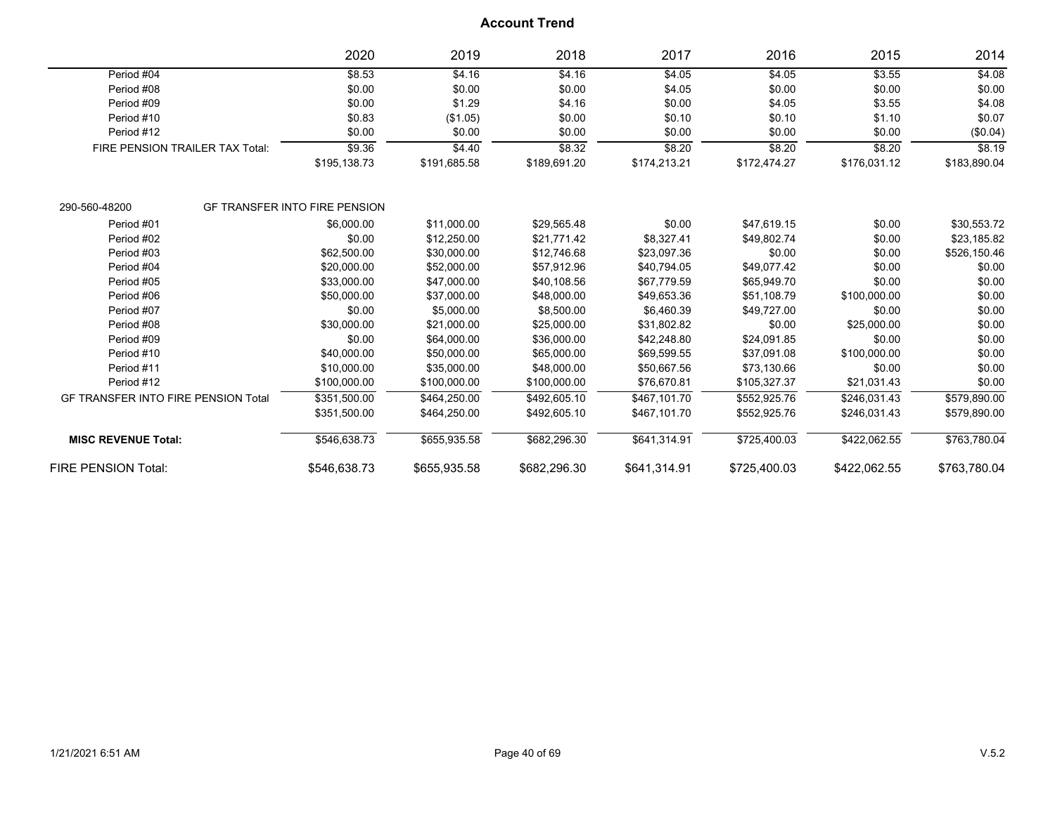## Account Trend

| | 2020 | 2019 | 2018 | 2017 | 2016 | 2015 | 2014 |
|---|---|---|---|---|---|---|---|
| Period #04 | $8.53 | $4.16 | $4.16 | $4.05 | $4.05 | $3.55 | $4.08 |
| Period #08 | $0.00 | $0.00 | $0.00 | $4.05 | $0.00 | $0.00 | $0.00 |
| Period #09 | $0.00 | $1.29 | $4.16 | $0.00 | $4.05 | $3.55 | $4.08 |
| Period #10 | $0.83 | ($1.05) | $0.00 | $0.10 | $0.10 | $1.10 | $0.07 |
| Period #12 | $0.00 | $0.00 | $0.00 | $0.00 | $0.00 | $0.00 | ($0.04) |
| FIRE PENSION TRAILER TAX Total: | $9.36 | $4.40 | $8.32 | $8.20 | $8.20 | $8.20 | $8.19 |
| | $195,138.73 | $191,685.58 | $189,691.20 | $174,213.21 | $172,474.27 | $176,031.12 | $183,890.04 |

290-560-48200 GF TRANSFER INTO FIRE PENSION

| | 2020 | 2019 | 2018 | 2017 | 2016 | 2015 | 2014 |
|---|---|---|---|---|---|---|---|
| Period #01 | $6,000.00 | $11,000.00 | $29,565.48 | $0.00 | $47,619.15 | $0.00 | $30,553.72 |
| Period #02 | $0.00 | $12,250.00 | $21,771.42 | $8,327.41 | $49,802.74 | $0.00 | $23,185.82 |
| Period #03 | $62,500.00 | $30,000.00 | $12,746.68 | $23,097.36 | $0.00 | $0.00 | $526,150.46 |
| Period #04 | $20,000.00 | $52,000.00 | $57,912.96 | $40,794.05 | $49,077.42 | $0.00 | $0.00 |
| Period #05 | $33,000.00 | $47,000.00 | $40,108.56 | $67,779.59 | $65,949.70 | $0.00 | $0.00 |
| Period #06 | $50,000.00 | $37,000.00 | $48,000.00 | $49,653.36 | $51,108.79 | $100,000.00 | $0.00 |
| Period #07 | $0.00 | $5,000.00 | $8,500.00 | $6,460.39 | $49,727.00 | $0.00 | $0.00 |
| Period #08 | $30,000.00 | $21,000.00 | $25,000.00 | $31,802.82 | $0.00 | $25,000.00 | $0.00 |
| Period #09 | $0.00 | $64,000.00 | $36,000.00 | $42,248.80 | $24,091.85 | $0.00 | $0.00 |
| Period #10 | $40,000.00 | $50,000.00 | $65,000.00 | $69,599.55 | $37,091.08 | $100,000.00 | $0.00 |
| Period #11 | $10,000.00 | $35,000.00 | $48,000.00 | $50,667.56 | $73,130.66 | $0.00 | $0.00 |
| Period #12 | $100,000.00 | $100,000.00 | $100,000.00 | $76,670.81 | $105,327.37 | $21,031.43 | $0.00 |
| GF TRANSFER INTO FIRE PENSION Total | $351,500.00 | $464,250.00 | $492,605.10 | $467,101.70 | $552,925.76 | $246,031.43 | $579,890.00 |
| | $351,500.00 | $464,250.00 | $492,605.10 | $467,101.70 | $552,925.76 | $246,031.43 | $579,890.00 |
| **MISC REVENUE Total:** | $546,638.73 | $655,935.58 | $682,296.30 | $641,314.91 | $725,400.03 | $422,062.55 | $763,780.04 |
| FIRE PENSION Total: | $546,638.73 | $655,935.58 | $682,296.30 | $641,314.91 | $725,400.03 | $422,062.55 | $763,780.04 |

1/21/2021 6:51 AM V.5.2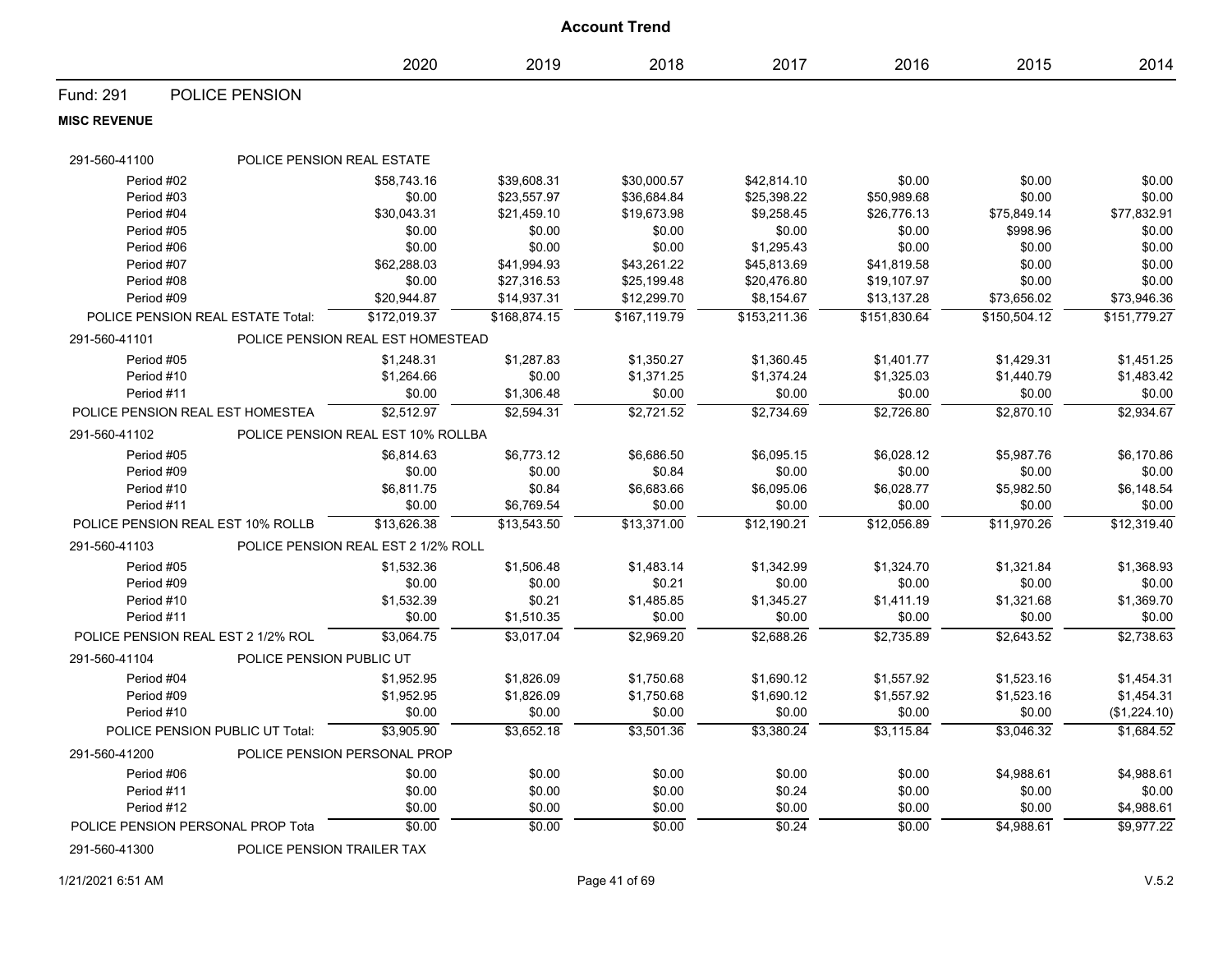# Account Trend

| | 2020 | 2019 | 2018 | 2017 | 2016 | 2015 | 2014 |
|---|---|---|---|---|---|---|---|

## Fund: 291 POLICE PENSION

**MISC REVENUE**

| | 2020 | 2019 | 2018 | 2017 | 2016 | 2015 | 2014 |
|---|---|---|---|---|---|---|---|
| **291-560-41100 POLICE PENSION REAL ESTATE** | | | | | | | |
| Period #02 | $58,743.16 | $39,608.31 | $30,000.57 | $42,814.10 | $0.00 | $0.00 | $0.00 |
| Period #03 | $0.00 | $23,557.97 | $36,684.84 | $25,398.22 | $50,989.68 | $0.00 | $0.00 |
| Period #04 | $30,043.31 | $21,459.10 | $19,673.98 | $9,258.45 | $26,776.13 | $75,849.14 | $77,832.91 |
| Period #05 | $0.00 | $0.00 | $0.00 | $0.00 | $0.00 | $998.96 | $0.00 |
| Period #06 | $0.00 | $0.00 | $0.00 | $1,295.43 | $0.00 | $0.00 | $0.00 |
| Period #07 | $62,288.03 | $41,994.93 | $43,261.22 | $45,813.69 | $41,819.58 | $0.00 | $0.00 |
| Period #08 | $0.00 | $27,316.53 | $25,199.48 | $20,476.80 | $19,107.97 | $0.00 | $0.00 |
| Period #09 | $20,944.87 | $14,937.31 | $12,299.70 | $8,154.67 | $13,137.28 | $73,656.02 | $73,946.36 |
| POLICE PENSION REAL ESTATE Total: | $172,019.37 | $168,874.15 | $167,119.79 | $153,211.36 | $151,830.64 | $150,504.12 | $151,779.27 |
| **291-560-41101 POLICE PENSION REAL EST HOMESTEAD** | | | | | | | |
| Period #05 | $1,248.31 | $1,287.83 | $1,350.27 | $1,360.45 | $1,401.77 | $1,429.31 | $1,451.25 |
| Period #10 | $1,264.66 | $0.00 | $1,371.25 | $1,374.24 | $1,325.03 | $1,440.79 | $1,483.42 |
| Period #11 | $0.00 | $1,306.48 | $0.00 | $0.00 | $0.00 | $0.00 | $0.00 |
| POLICE PENSION REAL EST HOMESTEA | $2,512.97 | $2,594.31 | $2,721.52 | $2,734.69 | $2,726.80 | $2,870.10 | $2,934.67 |
| **291-560-41102 POLICE PENSION REAL EST 10% ROLLBA** | | | | | | | |
| Period #05 | $6,814.63 | $6,773.12 | $6,686.50 | $6,095.15 | $6,028.12 | $5,987.76 | $6,170.86 |
| Period #09 | $0.00 | $0.00 | $0.84 | $0.00 | $0.00 | $0.00 | $0.00 |
| Period #10 | $6,811.75 | $0.84 | $6,683.66 | $6,095.06 | $6,028.77 | $5,982.50 | $6,148.54 |
| Period #11 | $0.00 | $6,769.54 | $0.00 | $0.00 | $0.00 | $0.00 | $0.00 |
| POLICE PENSION REAL EST 10% ROLLB | $13,626.38 | $13,543.50 | $13,371.00 | $12,190.21 | $12,056.89 | $11,970.26 | $12,319.40 |
| **291-560-41103 POLICE PENSION REAL EST 2 1/2% ROLL** | | | | | | | |
| Period #05 | $1,532.36 | $1,506.48 | $1,483.14 | $1,342.99 | $1,324.70 | $1,321.84 | $1,368.93 |
| Period #09 | $0.00 | $0.00 | $0.21 | $0.00 | $0.00 | $0.00 | $0.00 |
| Period #10 | $1,532.39 | $0.21 | $1,485.85 | $1,345.27 | $1,411.19 | $1,321.68 | $1,369.70 |
| Period #11 | $0.00 | $1,510.35 | $0.00 | $0.00 | $0.00 | $0.00 | $0.00 |
| POLICE PENSION REAL EST 2 1/2% ROL | $3,064.75 | $3,017.04 | $2,969.20 | $2,688.26 | $2,735.89 | $2,643.52 | $2,738.63 |
| **291-560-41104 POLICE PENSION PUBLIC UT** | | | | | | | |
| Period #04 | $1,952.95 | $1,826.09 | $1,750.68 | $1,690.12 | $1,557.92 | $1,523.16 | $1,454.31 |
| Period #09 | $1,952.95 | $1,826.09 | $1,750.68 | $1,690.12 | $1,557.92 | $1,523.16 | $1,454.31 |
| Period #10 | $0.00 | $0.00 | $0.00 | $0.00 | $0.00 | $0.00 | ($1,224.10) |
| POLICE PENSION PUBLIC UT Total: | $3,905.90 | $3,652.18 | $3,501.36 | $3,380.24 | $3,115.84 | $3,046.32 | $1,684.52 |
| **291-560-41200 POLICE PENSION PERSONAL PROP** | | | | | | | |
| Period #06 | $0.00 | $0.00 | $0.00 | $0.00 | $0.00 | $4,988.61 | $4,988.61 |
| Period #11 | $0.00 | $0.00 | $0.00 | $0.24 | $0.00 | $0.00 | $0.00 |
| Period #12 | $0.00 | $0.00 | $0.00 | $0.00 | $0.00 | $0.00 | $4,988.61 |
| POLICE PENSION PERSONAL PROP Tota | $0.00 | $0.00 | $0.00 | $0.24 | $0.00 | $4,988.61 | $9,977.22 |
| **291-560-41300 POLICE PENSION TRAILER TAX** | | | | | | | |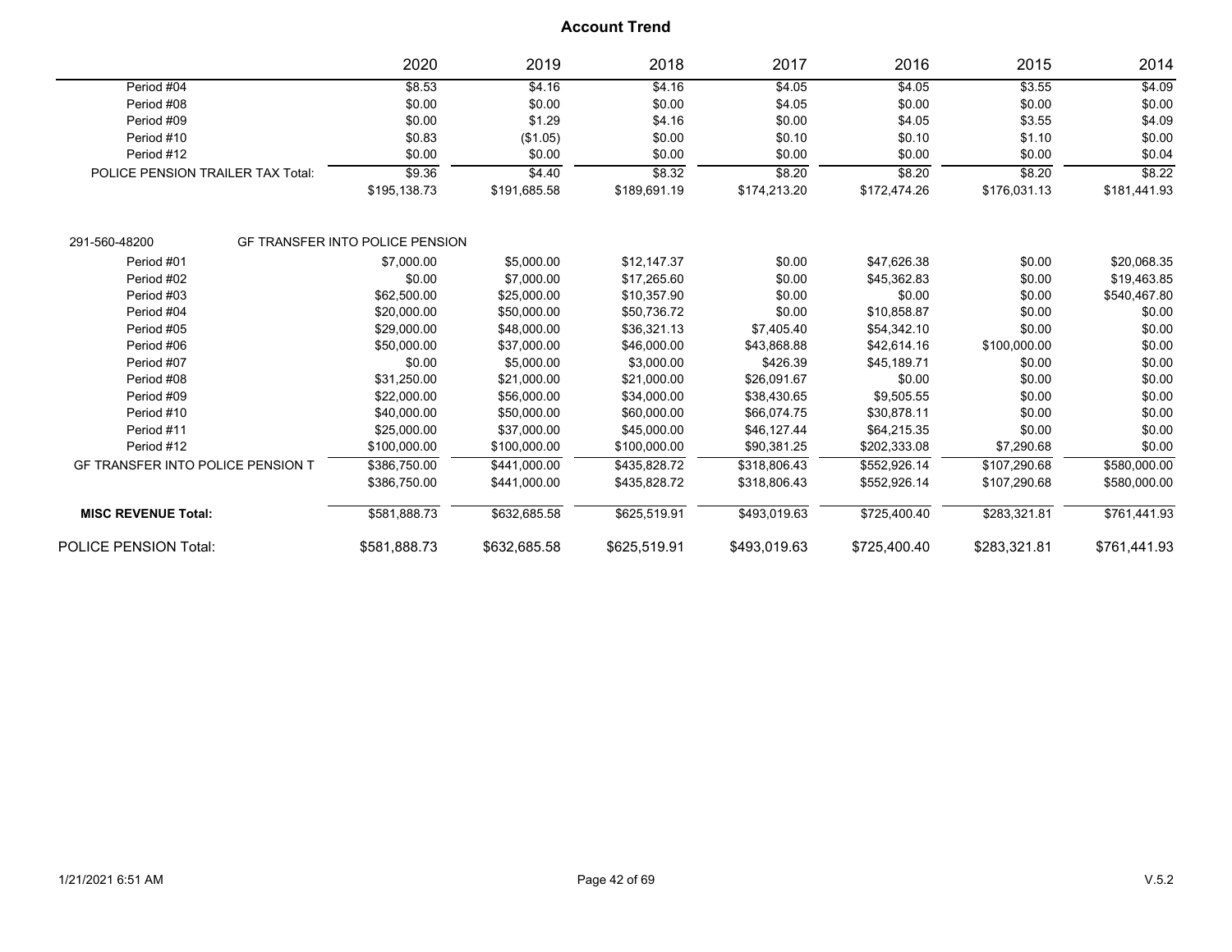## Account Trend

| | 2020 | 2019 | 2018 | 2017 | 2016 | 2015 | 2014 |
|---|---|---|---|---|---|---|---|
| Period #04 | $8.53 | $4.16 | $4.16 | $4.05 | $4.05 | $3.55 | $4.09 |
| Period #08 | $0.00 | $0.00 | $0.00 | $4.05 | $0.00 | $0.00 | $0.00 |
| Period #09 | $0.00 | $1.29 | $4.16 | $0.00 | $4.05 | $3.55 | $4.09 |
| Period #10 | $0.83 | ($1.05) | $0.00 | $0.10 | $0.10 | $1.10 | $0.00 |
| Period #12 | $0.00 | $0.00 | $0.00 | $0.00 | $0.00 | $0.00 | $0.04 |
| POLICE PENSION TRAILER TAX Total: | $9.36 | $4.40 | $8.32 | $8.20 | $8.20 | $8.20 | $8.22 |
| | $195,138.73 | $191,685.58 | $189,691.19 | $174,213.20 | $172,474.26 | $176,031.13 | $181,441.93 |

| 291-560-48200 GF TRANSFER INTO POLICE PENSION | 2020 | 2019 | 2018 | 2017 | 2016 | 2015 | 2014 |
|---|---|---|---|---|---|---|---|
| Period #01 | $7,000.00 | $5,000.00 | $12,147.37 | $0.00 | $47,626.38 | $0.00 | $20,068.35 |
| Period #02 | $0.00 | $7,000.00 | $17,265.60 | $0.00 | $45,362.83 | $0.00 | $19,463.85 |
| Period #03 | $62,500.00 | $25,000.00 | $10,357.90 | $0.00 | $0.00 | $0.00 | $540,467.80 |
| Period #04 | $20,000.00 | $50,000.00 | $50,736.72 | $0.00 | $10,858.87 | $0.00 | $0.00 |
| Period #05 | $29,000.00 | $48,000.00 | $36,321.13 | $7,405.40 | $54,342.10 | $0.00 | $0.00 |
| Period #06 | $50,000.00 | $37,000.00 | $46,000.00 | $43,868.88 | $42,614.16 | $100,000.00 | $0.00 |
| Period #07 | $0.00 | $5,000.00 | $3,000.00 | $426.39 | $45,189.71 | $0.00 | $0.00 |
| Period #08 | $31,250.00 | $21,000.00 | $21,000.00 | $26,091.67 | $0.00 | $0.00 | $0.00 |
| Period #09 | $22,000.00 | $56,000.00 | $34,000.00 | $38,430.65 | $9,505.55 | $0.00 | $0.00 |
| Period #10 | $40,000.00 | $50,000.00 | $60,000.00 | $66,074.75 | $30,878.11 | $0.00 | $0.00 |
| Period #11 | $25,000.00 | $37,000.00 | $45,000.00 | $46,127.44 | $64,215.35 | $0.00 | $0.00 |
| Period #12 | $100,000.00 | $100,000.00 | $100,000.00 | $90,381.25 | $202,333.08 | $7,290.68 | $0.00 |
| GF TRANSFER INTO POLICE PENSION T | $386,750.00 | $441,000.00 | $435,828.72 | $318,806.43 | $552,926.14 | $107,290.68 | $580,000.00 |
| | $386,750.00 | $441,000.00 | $435,828.72 | $318,806.43 | $552,926.14 | $107,290.68 | $580,000.00 |
| **MISC REVENUE Total:** | $581,888.73 | $632,685.58 | $625,519.91 | $493,019.63 | $725,400.40 | $283,321.81 | $761,441.93 |
| POLICE PENSION Total: | $581,888.73 | $632,685.58 | $625,519.91 | $493,019.63 | $725,400.40 | $283,321.81 | $761,441.93 |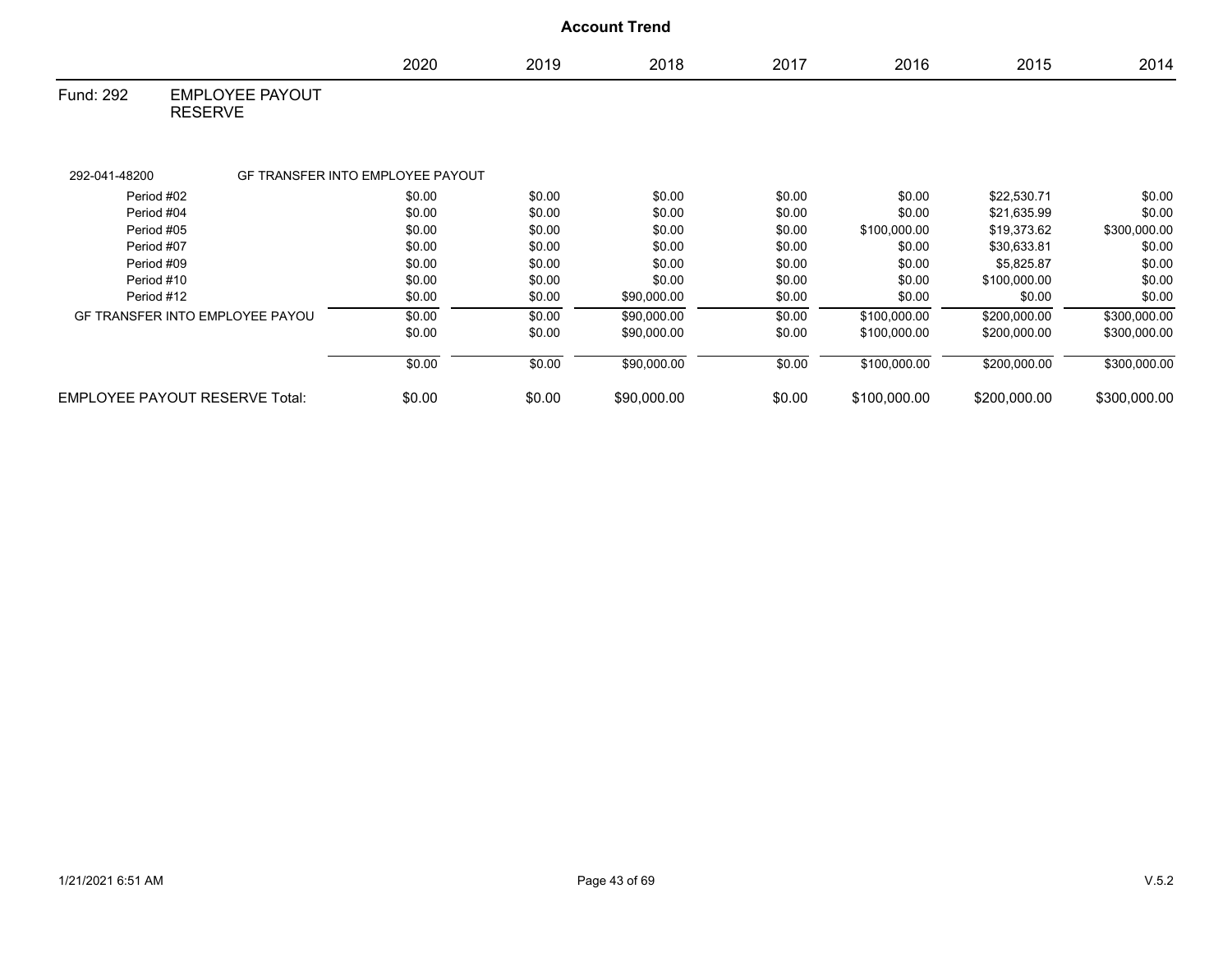# Account Trend

| | 2020 | 2019 | 2018 | 2017 | 2016 | 2015 | 2014 |
|---|---|---|---|---|---|---|---|
| **Fund: 292 EMPLOYEE PAYOUT RESERVE** | | | | | | | |
| 292-041-48200 GF TRANSFER INTO EMPLOYEE PAYOUT | | | | | | | |
| Period #02 | $0.00 | $0.00 | $0.00 | $0.00 | $0.00 | $22,530.71 | $0.00 |
| Period #04 | $0.00 | $0.00 | $0.00 | $0.00 | $0.00 | $21,635.99 | $0.00 |
| Period #05 | $0.00 | $0.00 | $0.00 | $0.00 | $100,000.00 | $19,373.62 | $300,000.00 |
| Period #07 | $0.00 | $0.00 | $0.00 | $0.00 | $0.00 | $30,633.81 | $0.00 |
| Period #09 | $0.00 | $0.00 | $0.00 | $0.00 | $0.00 | $5,825.87 | $0.00 |
| Period #10 | $0.00 | $0.00 | $0.00 | $0.00 | $0.00 | $100,000.00 | $0.00 |
| Period #12 | $0.00 | $0.00 | $90,000.00 | $0.00 | $0.00 | $0.00 | $0.00 |
| GF TRANSFER INTO EMPLOYEE PAYOU | $0.00 | $0.00 | $90,000.00 | $0.00 | $100,000.00 | $200,000.00 | $300,000.00 |
| | $0.00 | $0.00 | $90,000.00 | $0.00 | $100,000.00 | $200,000.00 | $300,000.00 |
| | $0.00 | $0.00 | $90,000.00 | $0.00 | $100,000.00 | $200,000.00 | $300,000.00 |
| **EMPLOYEE PAYOUT RESERVE Total:** | $0.00 | $0.00 | $90,000.00 | $0.00 | $100,000.00 | $200,000.00 | $300,000.00 |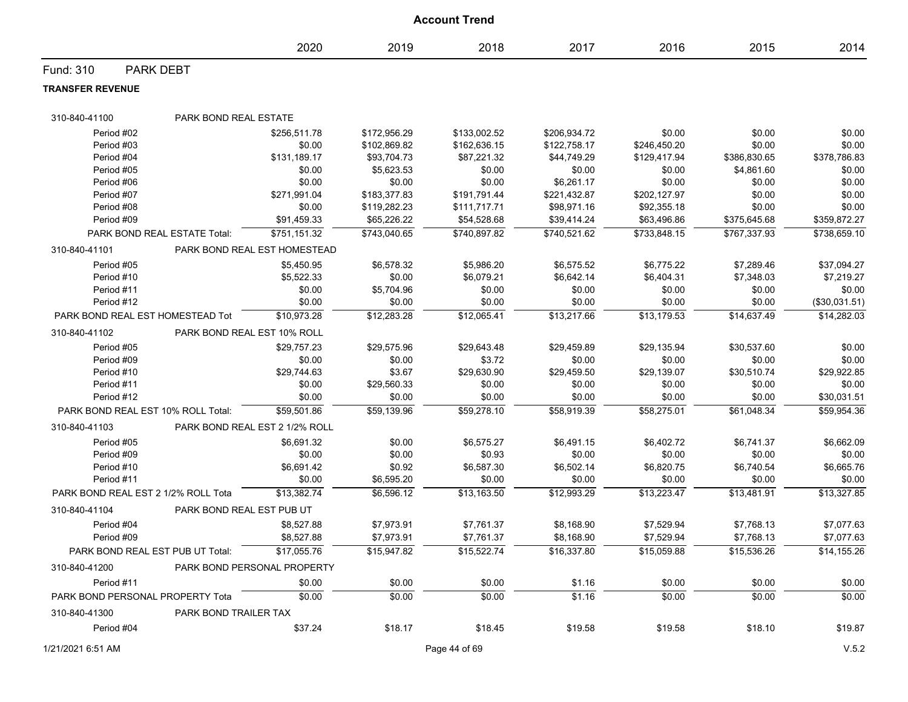# Account Trend

| | 2020 | 2019 | 2018 | 2017 | 2016 | 2015 | 2014 |
|---|---|---|---|---|---|---|---|
| **Fund: 310 PARK DEBT** | | | | | | | |
| **TRANSFER REVENUE** | | | | | | | |
| **310-840-41100 PARK BOND REAL ESTATE** | | | | | | | |
| Period #02 | $256,511.78 | $172,956.29 | $133,002.52 | $206,934.72 | $0.00 | $0.00 | $0.00 |
| Period #03 | $0.00 | $102,869.82 | $162,636.15 | $122,758.17 | $246,450.20 | $0.00 | $0.00 |
| Period #04 | $131,189.17 | $93,704.73 | $87,221.32 | $44,749.29 | $129,417.94 | $386,830.65 | $378,786.83 |
| Period #05 | $0.00 | $5,623.53 | $0.00 | $0.00 | $0.00 | $4,861.60 | $0.00 |
| Period #06 | $0.00 | $0.00 | $0.00 | $6,261.17 | $0.00 | $0.00 | $0.00 |
| Period #07 | $271,991.04 | $183,377.83 | $191,791.44 | $221,432.87 | $202,127.97 | $0.00 | $0.00 |
| Period #08 | $0.00 | $119,282.23 | $111,717.71 | $98,971.16 | $92,355.18 | $0.00 | $0.00 |
| Period #09 | $91,459.33 | $65,226.22 | $54,528.68 | $39,414.24 | $63,496.86 | $375,645.68 | $359,872.27 |
| PARK BOND REAL ESTATE Total: | $751,151.32 | $743,040.65 | $740,897.82 | $740,521.62 | $733,848.15 | $767,337.93 | $738,659.10 |
| **310-840-41101 PARK BOND REAL EST HOMESTEAD** | | | | | | | |
| Period #05 | $5,450.95 | $6,578.32 | $5,986.20 | $6,575.52 | $6,775.22 | $7,289.46 | $37,094.27 |
| Period #10 | $5,522.33 | $0.00 | $6,079.21 | $6,642.14 | $6,404.31 | $7,348.03 | $7,219.27 |
| Period #11 | $0.00 | $5,704.96 | $0.00 | $0.00 | $0.00 | $0.00 | $0.00 |
| Period #12 | $0.00 | $0.00 | $0.00 | $0.00 | $0.00 | $0.00 | ($30,031.51) |
| PARK BOND REAL EST HOMESTEAD Tot | $10,973.28 | $12,283.28 | $12,065.41 | $13,217.66 | $13,179.53 | $14,637.49 | $14,282.03 |
| **310-840-41102 PARK BOND REAL EST 10% ROLL** | | | | | | | |
| Period #05 | $29,757.23 | $29,575.96 | $29,643.48 | $29,459.89 | $29,135.94 | $30,537.60 | $0.00 |
| Period #09 | $0.00 | $0.00 | $3.72 | $0.00 | $0.00 | $0.00 | $0.00 |
| Period #10 | $29,744.63 | $3.67 | $29,630.90 | $29,459.50 | $29,139.07 | $30,510.74 | $29,922.85 |
| Period #11 | $0.00 | $29,560.33 | $0.00 | $0.00 | $0.00 | $0.00 | $0.00 |
| Period #12 | $0.00 | $0.00 | $0.00 | $0.00 | $0.00 | $0.00 | $30,031.51 |
| PARK BOND REAL EST 10% ROLL Total: | $59,501.86 | $59,139.96 | $59,278.10 | $58,919.39 | $58,275.01 | $61,048.34 | $59,954.36 |
| **310-840-41103 PARK BOND REAL EST 2 1/2% ROLL** | | | | | | | |
| Period #05 | $6,691.32 | $0.00 | $6,575.27 | $6,491.15 | $6,402.72 | $6,741.37 | $6,662.09 |
| Period #09 | $0.00 | $0.00 | $0.93 | $0.00 | $0.00 | $0.00 | $0.00 |
| Period #10 | $6,691.42 | $0.92 | $6,587.30 | $6,502.14 | $6,820.75 | $6,740.54 | $6,665.76 |
| Period #11 | $0.00 | $6,595.20 | $0.00 | $0.00 | $0.00 | $0.00 | $0.00 |
| PARK BOND REAL EST 2 1/2% ROLL Tota | $13,382.74 | $6,596.12 | $13,163.50 | $12,993.29 | $13,223.47 | $13,481.91 | $13,327.85 |
| **310-840-41104 PARK BOND REAL EST PUB UT** | | | | | | | |
| Period #04 | $8,527.88 | $7,973.91 | $7,761.37 | $8,168.90 | $7,529.94 | $7,768.13 | $7,077.63 |
| Period #09 | $8,527.88 | $7,973.91 | $7,761.37 | $8,168.90 | $7,529.94 | $7,768.13 | $7,077.63 |
| PARK BOND REAL EST PUB UT Total: | $17,055.76 | $15,947.82 | $15,522.74 | $16,337.80 | $15,059.88 | $15,536.26 | $14,155.26 |
| **310-840-41200 PARK BOND PERSONAL PROPERTY** | | | | | | | |
| Period #11 | $0.00 | $0.00 | $0.00 | $1.16 | $0.00 | $0.00 | $0.00 |
| PARK BOND PERSONAL PROPERTY Tota | $0.00 | $0.00 | $0.00 | $1.16 | $0.00 | $0.00 | $0.00 |
| **310-840-41300 PARK BOND TRAILER TAX** | | | | | | | |
| Period #04 | $37.24 | $18.17 | $18.45 | $19.58 | $19.58 | $18.10 | $19.87 |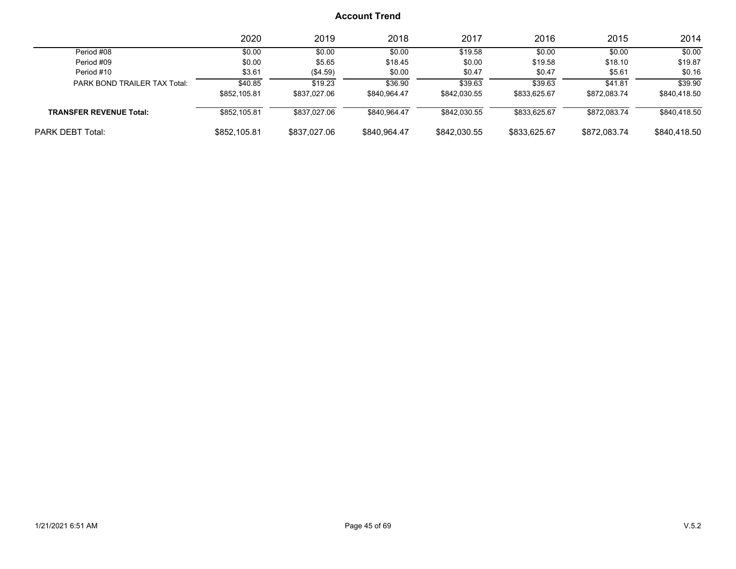## Account Trend

| | 2020 | 2019 | 2018 | 2017 | 2016 | 2015 | 2014 |
|---|---|---|---|---|---|---|---|
| Period #08 | $0.00 | $0.00 | $0.00 | $19.58 | $0.00 | $0.00 | $0.00 |
| Period #09 | $0.00 | $5.65 | $18.45 | $0.00 | $19.58 | $18.10 | $19.87 |
| Period #10 | $3.61 | ($4.59) | $0.00 | $0.47 | $0.47 | $5.61 | $0.16 |
| PARK BOND TRAILER TAX Total: | $40.85 | $19.23 | $36.90 | $39.63 | $39.63 | $41.81 | $39.90 |
| | $852,105.81 | $837,027.06 | $840,964.47 | $842,030.55 | $833,625.67 | $872,083.74 | $840,418.50 |
| **TRANSFER REVENUE Total:** | $852,105.81 | $837,027.06 | $840,964.47 | $842,030.55 | $833,625.67 | $872,083.74 | $840,418.50 |
| PARK DEBT Total: | $852,105.81 | $837,027.06 | $840,964.47 | $842,030.55 | $833,625.67 | $872,083.74 | $840,418.50 |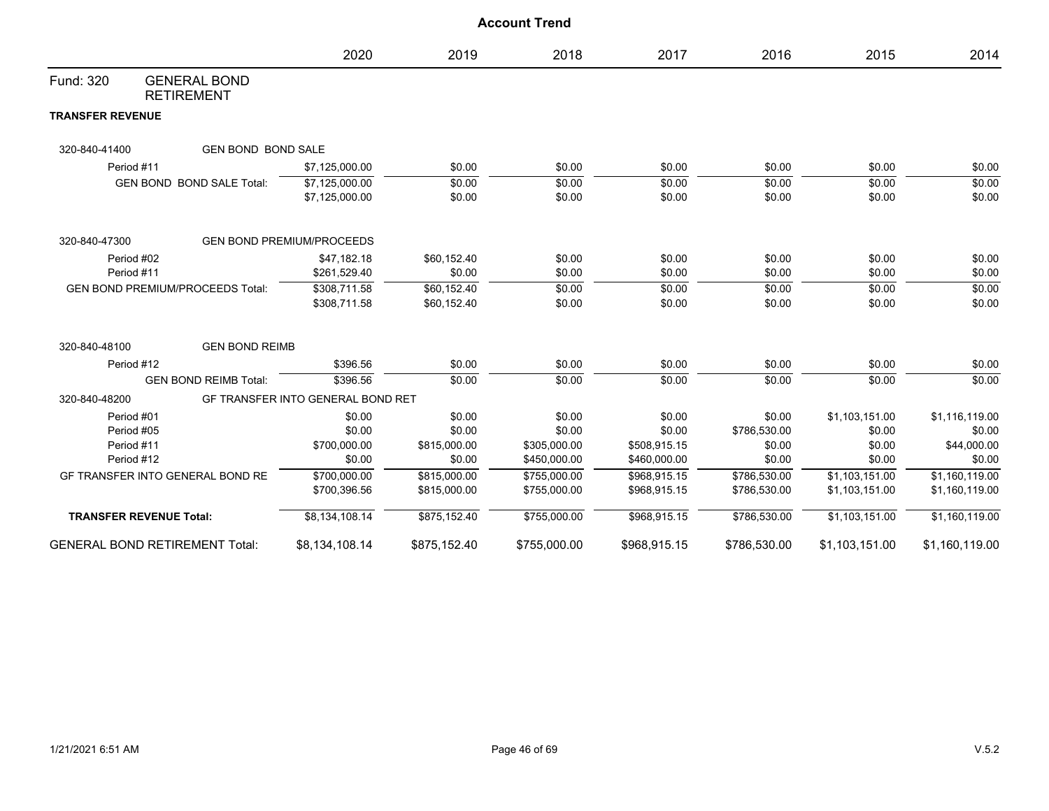## Account Trend

| | 2020 | 2019 | 2018 | 2017 | 2016 | 2015 | 2014 |
|---|---|---|---|---|---|---|---|
| **Fund: 320 GENERAL BOND RETIREMENT** | | | | | | | |
| **TRANSFER REVENUE** | | | | | | | |
| 320-840-41400 GEN BOND BOND SALE | | | | | | | |
| Period #11 | $7,125,000.00 | $0.00 | $0.00 | $0.00 | $0.00 | $0.00 | $0.00 |
| GEN BOND BOND SALE Total: | $7,125,000.00 | $0.00 | $0.00 | $0.00 | $0.00 | $0.00 | $0.00 |
| | $7,125,000.00 | $0.00 | $0.00 | $0.00 | $0.00 | $0.00 | $0.00 |
| 320-840-47300 GEN BOND PREMIUM/PROCEEDS | | | | | | | |
| Period #02 | $47,182.18 | $60,152.40 | $0.00 | $0.00 | $0.00 | $0.00 | $0.00 |
| Period #11 | $261,529.40 | $0.00 | $0.00 | $0.00 | $0.00 | $0.00 | $0.00 |
| GEN BOND PREMIUM/PROCEEDS Total: | $308,711.58 | $60,152.40 | $0.00 | $0.00 | $0.00 | $0.00 | $0.00 |
| | $308,711.58 | $60,152.40 | $0.00 | $0.00 | $0.00 | $0.00 | $0.00 |
| 320-840-48100 GEN BOND REIMB | | | | | | | |
| Period #12 | $396.56 | $0.00 | $0.00 | $0.00 | $0.00 | $0.00 | $0.00 |
| GEN BOND REIMB Total: | $396.56 | $0.00 | $0.00 | $0.00 | $0.00 | $0.00 | $0.00 |
| 320-840-48200 GF TRANSFER INTO GENERAL BOND RET | | | | | | | |
| Period #01 | $0.00 | $0.00 | $0.00 | $0.00 | $0.00 | $1,103,151.00 | $1,116,119.00 |
| Period #05 | $0.00 | $0.00 | $0.00 | $0.00 | $786,530.00 | $0.00 | $0.00 |
| Period #11 | $700,000.00 | $815,000.00 | $305,000.00 | $508,915.15 | $0.00 | $0.00 | $44,000.00 |
| Period #12 | $0.00 | $0.00 | $450,000.00 | $460,000.00 | $0.00 | $0.00 | $0.00 |
| GF TRANSFER INTO GENERAL BOND RE | $700,000.00 | $815,000.00 | $755,000.00 | $968,915.15 | $786,530.00 | $1,103,151.00 | $1,160,119.00 |
| | $700,396.56 | $815,000.00 | $755,000.00 | $968,915.15 | $786,530.00 | $1,103,151.00 | $1,160,119.00 |
| **TRANSFER REVENUE Total:** | $8,134,108.14 | $875,152.40 | $755,000.00 | $968,915.15 | $786,530.00 | $1,103,151.00 | $1,160,119.00 |
| **GENERAL BOND RETIREMENT Total:** | $8,134,108.14 | $875,152.40 | $755,000.00 | $968,915.15 | $786,530.00 | $1,103,151.00 | $1,160,119.00 |

1/21/2021 6:51 AM V.5.2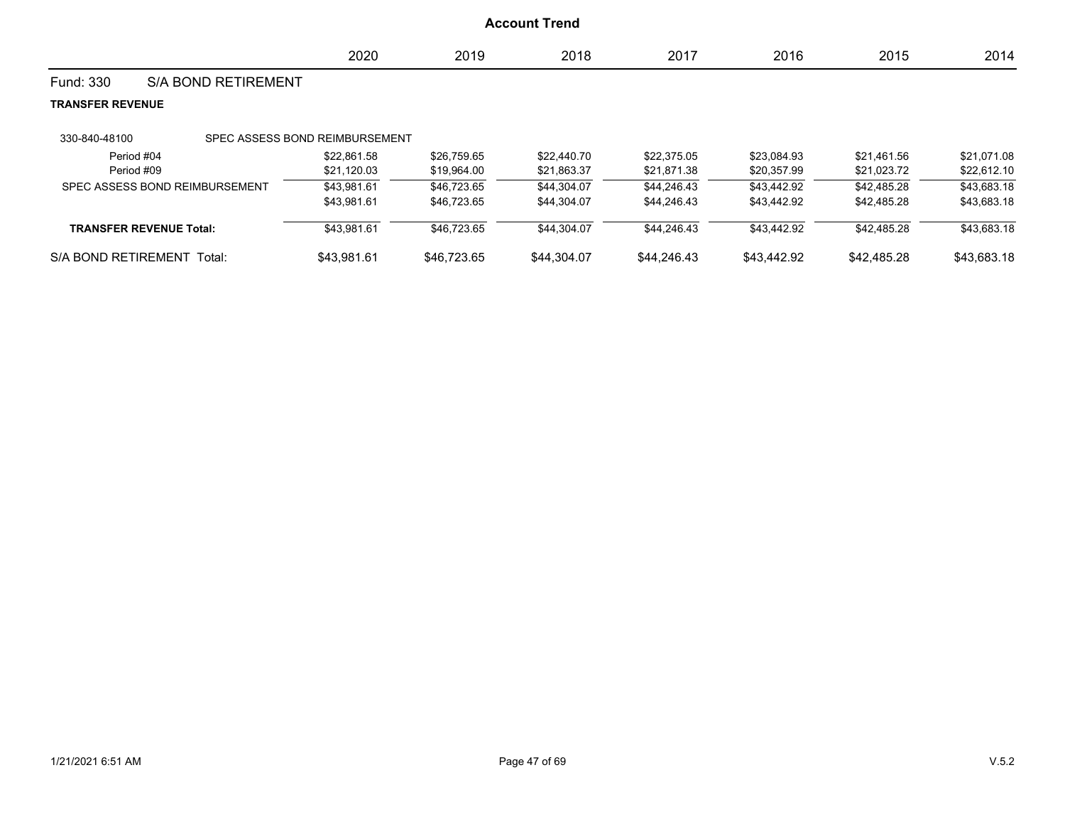# Account Trend

| | 2020 | 2019 | 2018 | 2017 | 2016 | 2015 | 2014 |
|---|---|---|---|---|---|---|---|
| **Fund: 330 S/A BOND RETIREMENT** | | | | | | | |
| **TRANSFER REVENUE** | | | | | | | |
| 330-840-48100 SPEC ASSESS BOND REIMBURSEMENT | | | | | | | |
| Period #04 | $22,861.58 | $26,759.65 | $22,440.70 | $22,375.05 | $23,084.93 | $21,461.56 | $21,071.08 |
| Period #09 | $21,120.03 | $19,964.00 | $21,863.37 | $21,871.38 | $20,357.99 | $21,023.72 | $22,612.10 |
| SPEC ASSESS BOND REIMBURSEMENT | $43,981.61 | $46,723.65 | $44,304.07 | $44,246.43 | $43,442.92 | $42,485.28 | $43,683.18 |
| | $43,981.61 | $46,723.65 | $44,304.07 | $44,246.43 | $43,442.92 | $42,485.28 | $43,683.18 |
| **TRANSFER REVENUE Total:** | $43,981.61 | $46,723.65 | $44,304.07 | $44,246.43 | $43,442.92 | $42,485.28 | $43,683.18 |
| S/A BOND RETIREMENT Total: | $43,981.61 | $46,723.65 | $44,304.07 | $44,246.43 | $43,442.92 | $42,485.28 | $43,683.18 |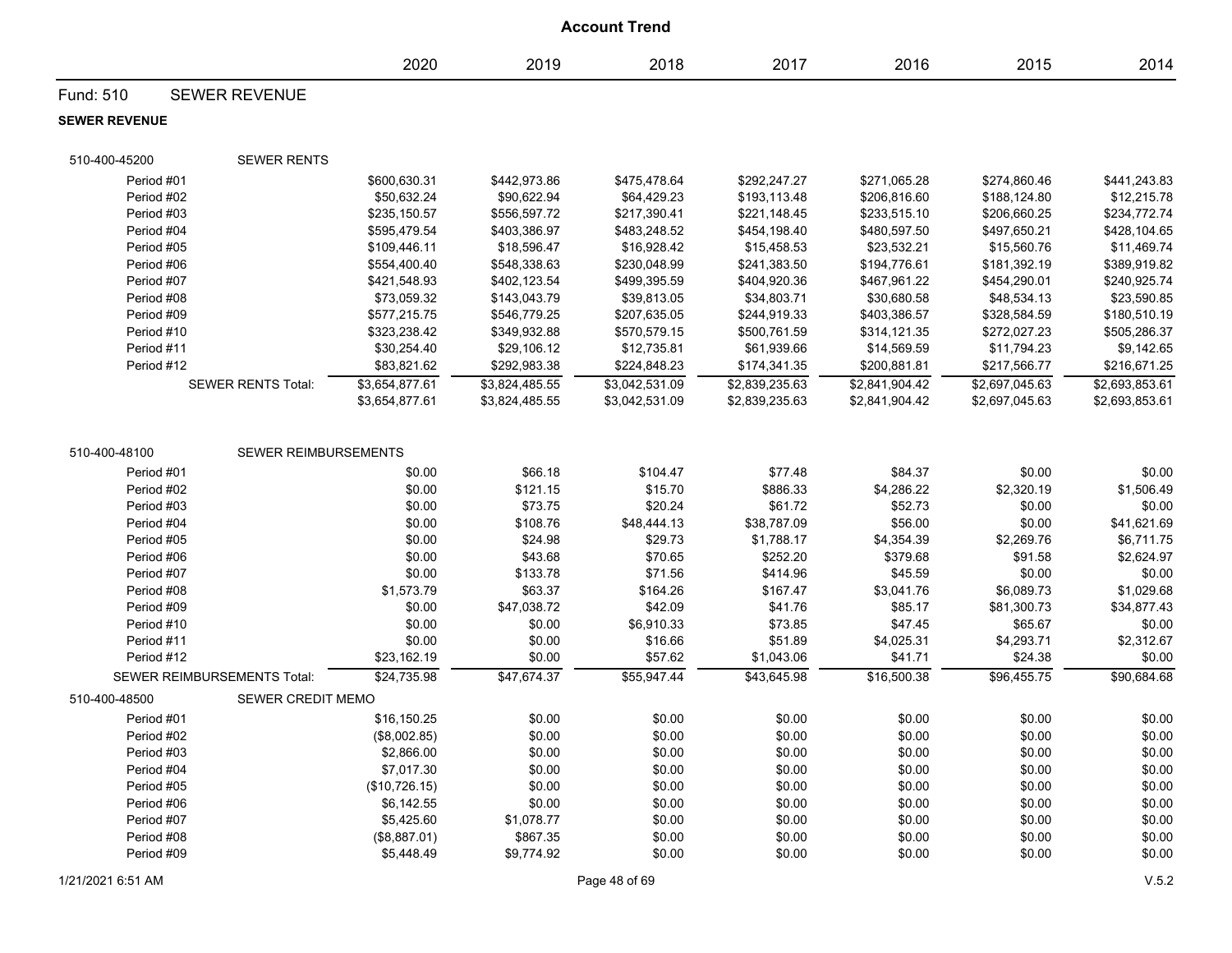# Account Trend

| | 2020 | 2019 | 2018 | 2017 | 2016 | 2015 | 2014 |
|---|---|---|---|---|---|---|---|

## Fund: 510 SEWER REVENUE

### SEWER REVENUE

| 510-400-45200 SEWER RENTS | 2020 | 2019 | 2018 | 2017 | 2016 | 2015 | 2014 |
|---|---|---|---|---|---|---|---|
| Period #01 | $600,630.31 | $442,973.86 | $475,478.64 | $292,247.27 | $271,065.28 | $274,860.46 | $441,243.83 |
| Period #02 | $50,632.24 | $90,622.94 | $64,429.23 | $193,113.48 | $206,816.60 | $188,124.80 | $12,215.78 |
| Period #03 | $235,150.57 | $556,597.72 | $217,390.41 | $221,148.45 | $233,515.10 | $206,660.25 | $234,772.74 |
| Period #04 | $595,479.54 | $403,386.97 | $483,248.52 | $454,198.40 | $480,597.50 | $497,650.21 | $428,104.65 |
| Period #05 | $109,446.11 | $18,596.47 | $16,928.42 | $15,458.53 | $23,532.21 | $15,560.76 | $11,469.74 |
| Period #06 | $554,400.40 | $548,338.63 | $230,048.99 | $241,383.50 | $194,776.61 | $181,392.19 | $389,919.82 |
| Period #07 | $421,548.93 | $402,123.54 | $499,395.59 | $404,920.36 | $467,961.22 | $454,290.01 | $240,925.74 |
| Period #08 | $73,059.32 | $143,043.79 | $39,813.05 | $34,803.71 | $30,680.58 | $48,534.13 | $23,590.85 |
| Period #09 | $577,215.75 | $546,779.25 | $207,635.05 | $244,919.33 | $403,386.57 | $328,584.59 | $180,510.19 |
| Period #10 | $323,238.42 | $349,932.88 | $570,579.15 | $500,761.59 | $314,121.35 | $272,027.23 | $505,286.37 |
| Period #11 | $30,254.40 | $29,106.12 | $12,735.81 | $61,939.66 | $14,569.59 | $11,794.23 | $9,142.65 |
| Period #12 | $83,821.62 | $292,983.38 | $224,848.23 | $174,341.35 | $200,881.81 | $217,566.77 | $216,671.25 |
| SEWER RENTS Total: | $3,654,877.61 | $3,824,485.55 | $3,042,531.09 | $2,839,235.63 | $2,841,904.42 | $2,697,045.63 | $2,693,853.61 |
| | $3,654,877.61 | $3,824,485.55 | $3,042,531.09 | $2,839,235.63 | $2,841,904.42 | $2,697,045.63 | $2,693,853.61 |

| 510-400-48100 SEWER REIMBURSEMENTS | 2020 | 2019 | 2018 | 2017 | 2016 | 2015 | 2014 |
|---|---|---|---|---|---|---|---|
| Period #01 | $0.00 | $66.18 | $104.47 | $77.48 | $84.37 | $0.00 | $0.00 |
| Period #02 | $0.00 | $121.15 | $15.70 | $886.33 | $4,286.22 | $2,320.19 | $1,506.49 |
| Period #03 | $0.00 | $73.75 | $20.24 | $61.72 | $52.73 | $0.00 | $0.00 |
| Period #04 | $0.00 | $108.76 | $48,444.13 | $38,787.09 | $56.00 | $0.00 | $41,621.69 |
| Period #05 | $0.00 | $24.98 | $29.73 | $1,788.17 | $4,354.39 | $2,269.76 | $6,711.75 |
| Period #06 | $0.00 | $43.68 | $70.65 | $252.20 | $379.68 | $91.58 | $2,624.97 |
| Period #07 | $0.00 | $133.78 | $71.56 | $414.96 | $45.59 | $0.00 | $0.00 |
| Period #08 | $1,573.79 | $63.37 | $164.26 | $167.47 | $3,041.76 | $6,089.73 | $1,029.68 |
| Period #09 | $0.00 | $47,038.72 | $42.09 | $41.76 | $85.17 | $81,300.73 | $34,877.43 |
| Period #10 | $0.00 | $0.00 | $6,910.33 | $73.85 | $47.45 | $65.67 | $0.00 |
| Period #11 | $0.00 | $0.00 | $16.66 | $51.89 | $4,025.31 | $4,293.71 | $2,312.67 |
| Period #12 | $23,162.19 | $0.00 | $57.62 | $1,043.06 | $41.71 | $24.38 | $0.00 |
| SEWER REIMBURSEMENTS Total: | $24,735.98 | $47,674.37 | $55,947.44 | $43,645.98 | $16,500.38 | $96,455.75 | $90,684.68 |

| 510-400-48500 SEWER CREDIT MEMO | 2020 | 2019 | 2018 | 2017 | 2016 | 2015 | 2014 |
|---|---|---|---|---|---|---|---|
| Period #01 | $16,150.25 | $0.00 | $0.00 | $0.00 | $0.00 | $0.00 | $0.00 |
| Period #02 | ($8,002.85) | $0.00 | $0.00 | $0.00 | $0.00 | $0.00 | $0.00 |
| Period #03 | $2,866.00 | $0.00 | $0.00 | $0.00 | $0.00 | $0.00 | $0.00 |
| Period #04 | $7,017.30 | $0.00 | $0.00 | $0.00 | $0.00 | $0.00 | $0.00 |
| Period #05 | ($10,726.15) | $0.00 | $0.00 | $0.00 | $0.00 | $0.00 | $0.00 |
| Period #06 | $6,142.55 | $0.00 | $0.00 | $0.00 | $0.00 | $0.00 | $0.00 |
| Period #07 | $5,425.60 | $1,078.77 | $0.00 | $0.00 | $0.00 | $0.00 | $0.00 |
| Period #08 | ($8,887.01) | $867.35 | $0.00 | $0.00 | $0.00 | $0.00 | $0.00 |
| Period #09 | $5,448.49 | $9,774.92 | $0.00 | $0.00 | $0.00 | $0.00 | $0.00 |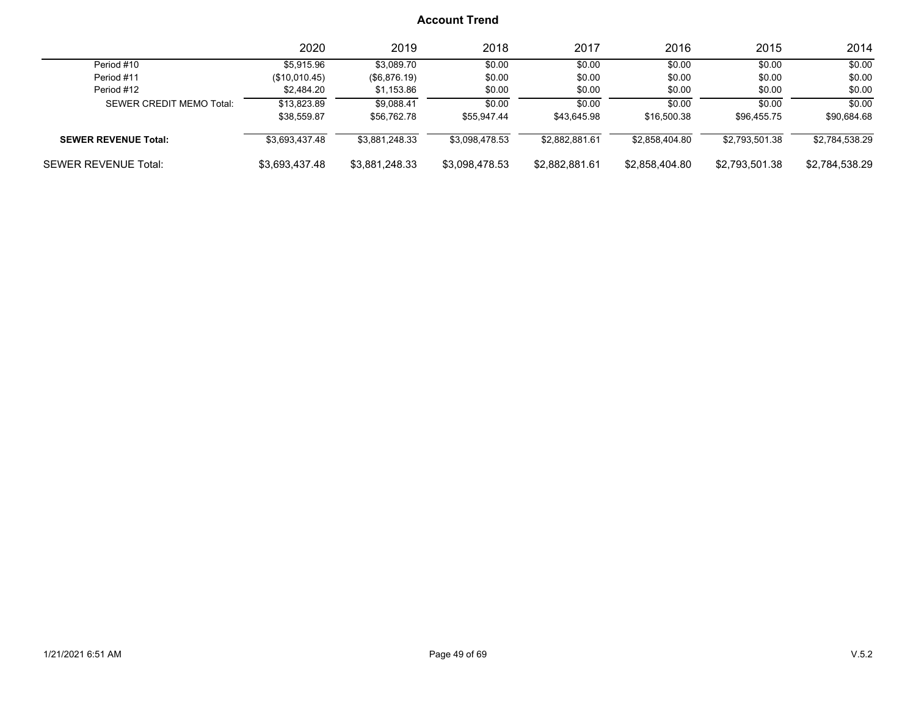**Account Trend**

| | 2020 | 2019 | 2018 | 2017 | 2016 | 2015 | 2014 |
|---|---|---|---|---|---|---|---|
| Period #10 | $5,915.96 | $3,089.70 | $0.00 | $0.00 | $0.00 | $0.00 | $0.00 |
| Period #11 | ($10,010.45) | ($6,876.19) | $0.00 | $0.00 | $0.00 | $0.00 | $0.00 |
| Period #12 | $2,484.20 | $1,153.86 | $0.00 | $0.00 | $0.00 | $0.00 | $0.00 |
| SEWER CREDIT MEMO Total: | $13,823.89 | $9,088.41 | $0.00 | $0.00 | $0.00 | $0.00 | $0.00 |
| | $38,559.87 | $56,762.78 | $55,947.44 | $43,645.98 | $16,500.38 | $96,455.75 | $90,684.68 |
| **SEWER REVENUE Total:** | $3,693,437.48 | $3,881,248.33 | $3,098,478.53 | $2,882,881.61 | $2,858,404.80 | $2,793,501.38 | $2,784,538.29 |
| SEWER REVENUE Total: | $3,693,437.48 | $3,881,248.33 | $3,098,478.53 | $2,882,881.61 | $2,858,404.80 | $2,793,501.38 | $2,784,538.29 |

1/21/2021 6:51 AM

V.5.2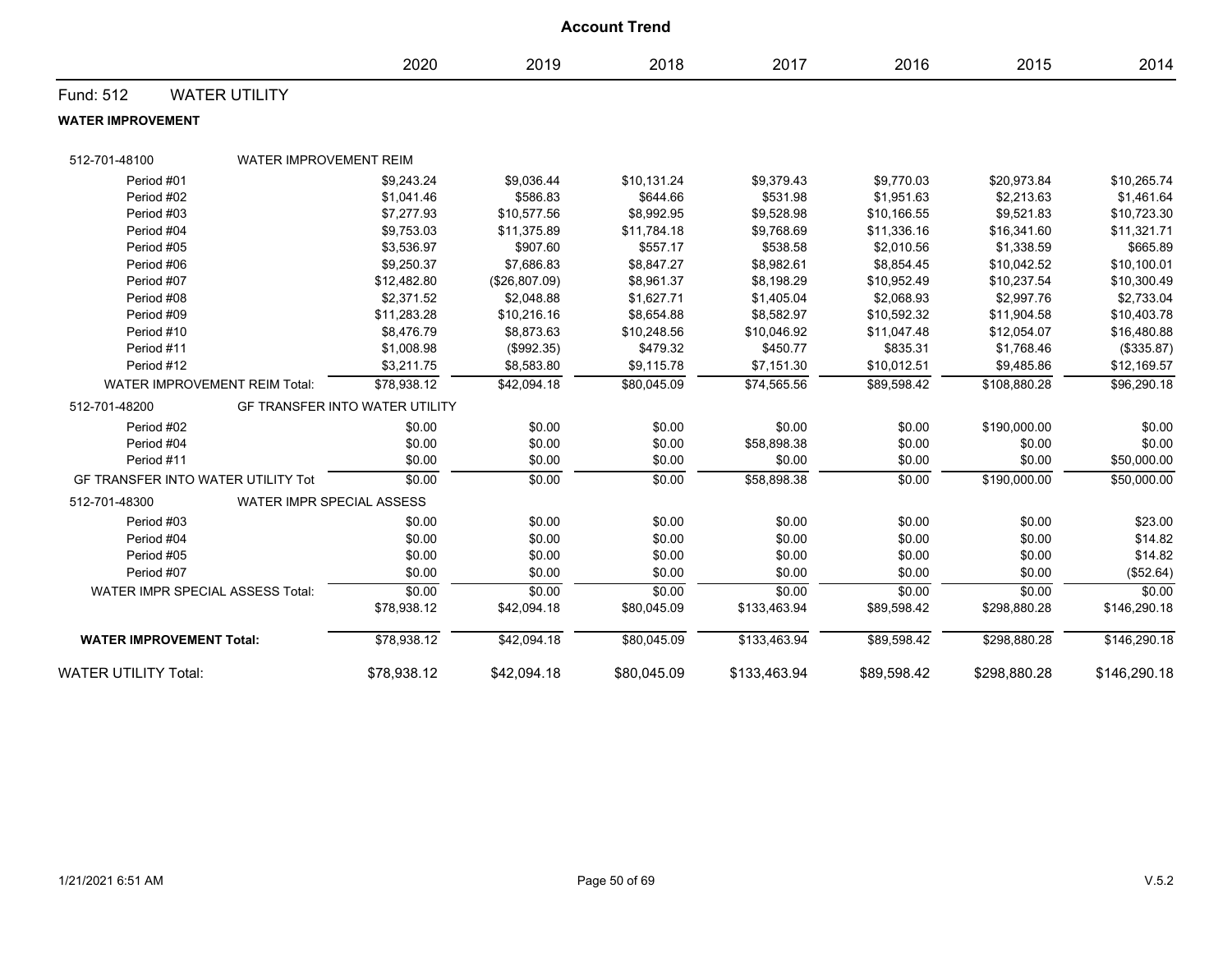# Account Trend

| | 2020 | 2019 | 2018 | 2017 | 2016 | 2015 | 2014 |
|---|---|---|---|---|---|---|---|
| **Fund: 512 WATER UTILITY** | | | | | | | |
| **WATER IMPROVEMENT** | | | | | | | |
| 512-701-48100 WATER IMPROVEMENT REIM | | | | | | | |
| Period #01 | $9,243.24 | $9,036.44 | $10,131.24 | $9,379.43 | $9,770.03 | $20,973.84 | $10,265.74 |
| Period #02 | $1,041.46 | $586.83 | $644.66 | $531.98 | $1,951.63 | $2,213.63 | $1,461.64 |
| Period #03 | $7,277.93 | $10,577.56 | $8,992.95 | $9,528.98 | $10,166.55 | $9,521.83 | $10,723.30 |
| Period #04 | $9,753.03 | $11,375.89 | $11,784.18 | $9,768.69 | $11,336.16 | $16,341.60 | $11,321.71 |
| Period #05 | $3,536.97 | $907.60 | $557.17 | $538.58 | $2,010.56 | $1,338.59 | $665.89 |
| Period #06 | $9,250.37 | $7,686.83 | $8,847.27 | $8,982.61 | $8,854.45 | $10,042.52 | $10,100.01 |
| Period #07 | $12,482.80 | ($26,807.09) | $8,961.37 | $8,198.29 | $10,952.49 | $10,237.54 | $10,300.49 |
| Period #08 | $2,371.52 | $2,048.88 | $1,627.71 | $1,405.04 | $2,068.93 | $2,997.76 | $2,733.04 |
| Period #09 | $11,283.28 | $10,216.16 | $8,654.88 | $8,582.97 | $10,592.32 | $11,904.58 | $10,403.78 |
| Period #10 | $8,476.79 | $8,873.63 | $10,248.56 | $10,046.92 | $11,047.48 | $12,054.07 | $16,480.88 |
| Period #11 | $1,008.98 | ($992.35) | $479.32 | $450.77 | $835.31 | $1,768.46 | ($335.87) |
| Period #12 | $3,211.75 | $8,583.80 | $9,115.78 | $7,151.30 | $10,012.51 | $9,485.86 | $12,169.57 |
| WATER IMPROVEMENT REIM Total: | $78,938.12 | $42,094.18 | $80,045.09 | $74,565.56 | $89,598.42 | $108,880.28 | $96,290.18 |
| 512-701-48200 GF TRANSFER INTO WATER UTILITY | | | | | | | |
| Period #02 | $0.00 | $0.00 | $0.00 | $0.00 | $0.00 | $190,000.00 | $0.00 |
| Period #04 | $0.00 | $0.00 | $0.00 | $58,898.38 | $0.00 | $0.00 | $0.00 |
| Period #11 | $0.00 | $0.00 | $0.00 | $0.00 | $0.00 | $0.00 | $50,000.00 |
| GF TRANSFER INTO WATER UTILITY Tot | $0.00 | $0.00 | $0.00 | $58,898.38 | $0.00 | $190,000.00 | $50,000.00 |
| 512-701-48300 WATER IMPR SPECIAL ASSESS | | | | | | | |
| Period #03 | $0.00 | $0.00 | $0.00 | $0.00 | $0.00 | $0.00 | $23.00 |
| Period #04 | $0.00 | $0.00 | $0.00 | $0.00 | $0.00 | $0.00 | $14.82 |
| Period #05 | $0.00 | $0.00 | $0.00 | $0.00 | $0.00 | $0.00 | $14.82 |
| Period #07 | $0.00 | $0.00 | $0.00 | $0.00 | $0.00 | $0.00 | ($52.64) |
| WATER IMPR SPECIAL ASSESS Total: | $0.00 | $0.00 | $0.00 | $0.00 | $0.00 | $0.00 | $0.00 |
| | $78,938.12 | $42,094.18 | $80,045.09 | $133,463.94 | $89,598.42 | $298,880.28 | $146,290.18 |
| **WATER IMPROVEMENT Total:** | $78,938.12 | $42,094.18 | $80,045.09 | $133,463.94 | $89,598.42 | $298,880.28 | $146,290.18 |
| WATER UTILITY Total: | $78,938.12 | $42,094.18 | $80,045.09 | $133,463.94 | $89,598.42 | $298,880.28 | $146,290.18 |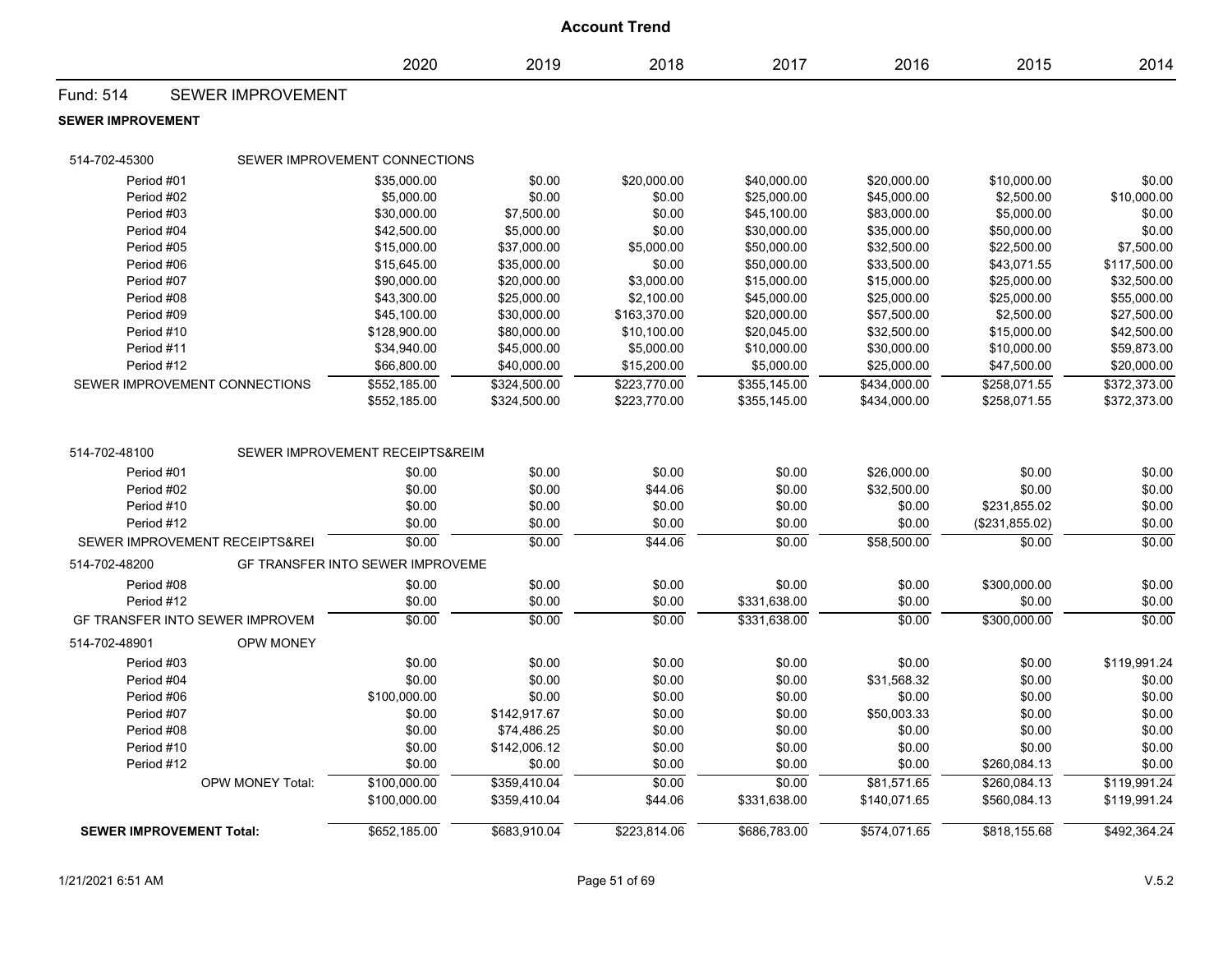# Account Trend

| | 2020 | 2019 | 2018 | 2017 | 2016 | 2015 | 2014 |
|---|---|---|---|---|---|---|---|
| **Fund: 514 SEWER IMPROVEMENT** | | | | | | | |
| **SEWER IMPROVEMENT** | | | | | | | |
| 514-702-45300 SEWER IMPROVEMENT CONNECTIONS | | | | | | | |
| Period #01 | $35,000.00 | $0.00 | $20,000.00 | $40,000.00 | $20,000.00 | $10,000.00 | $0.00 |
| Period #02 | $5,000.00 | $0.00 | $0.00 | $25,000.00 | $45,000.00 | $2,500.00 | $10,000.00 |
| Period #03 | $30,000.00 | $7,500.00 | $0.00 | $45,100.00 | $83,000.00 | $5,000.00 | $0.00 |
| Period #04 | $42,500.00 | $5,000.00 | $0.00 | $30,000.00 | $35,000.00 | $50,000.00 | $0.00 |
| Period #05 | $15,000.00 | $37,000.00 | $5,000.00 | $50,000.00 | $32,500.00 | $22,500.00 | $7,500.00 |
| Period #06 | $15,645.00 | $35,000.00 | $0.00 | $50,000.00 | $33,500.00 | $43,071.55 | $117,500.00 |
| Period #07 | $90,000.00 | $20,000.00 | $3,000.00 | $15,000.00 | $15,000.00 | $25,000.00 | $32,500.00 |
| Period #08 | $43,300.00 | $25,000.00 | $2,100.00 | $45,000.00 | $25,000.00 | $25,000.00 | $55,000.00 |
| Period #09 | $45,100.00 | $30,000.00 | $163,370.00 | $20,000.00 | $57,500.00 | $2,500.00 | $27,500.00 |
| Period #10 | $128,900.00 | $80,000.00 | $10,100.00 | $20,045.00 | $32,500.00 | $15,000.00 | $42,500.00 |
| Period #11 | $34,940.00 | $45,000.00 | $5,000.00 | $10,000.00 | $30,000.00 | $10,000.00 | $59,873.00 |
| Period #12 | $66,800.00 | $40,000.00 | $15,200.00 | $5,000.00 | $25,000.00 | $47,500.00 | $20,000.00 |
| SEWER IMPROVEMENT CONNECTIONS | $552,185.00 | $324,500.00 | $223,770.00 | $355,145.00 | $434,000.00 | $258,071.55 | $372,373.00 |
| | $552,185.00 | $324,500.00 | $223,770.00 | $355,145.00 | $434,000.00 | $258,071.55 | $372,373.00 |
| 514-702-48100 SEWER IMPROVEMENT RECEIPTS&REIM | | | | | | | |
| Period #01 | $0.00 | $0.00 | $0.00 | $0.00 | $26,000.00 | $0.00 | $0.00 |
| Period #02 | $0.00 | $0.00 | $44.06 | $0.00 | $32,500.00 | $0.00 | $0.00 |
| Period #10 | $0.00 | $0.00 | $0.00 | $0.00 | $0.00 | $231,855.02 | $0.00 |
| Period #12 | $0.00 | $0.00 | $0.00 | $0.00 | $0.00 | ($231,855.02) | $0.00 |
| SEWER IMPROVEMENT RECEIPTS&REI | $0.00 | $0.00 | $44.06 | $0.00 | $58,500.00 | $0.00 | $0.00 |
| 514-702-48200 GF TRANSFER INTO SEWER IMPROVEME | | | | | | | |
| Period #08 | $0.00 | $0.00 | $0.00 | $0.00 | $0.00 | $300,000.00 | $0.00 |
| Period #12 | $0.00 | $0.00 | $0.00 | $331,638.00 | $0.00 | $0.00 | $0.00 |
| GF TRANSFER INTO SEWER IMPROVEM | $0.00 | $0.00 | $0.00 | $331,638.00 | $0.00 | $300,000.00 | $0.00 |
| 514-702-48901 OPW MONEY | | | | | | | |
| Period #03 | $0.00 | $0.00 | $0.00 | $0.00 | $0.00 | $0.00 | $119,991.24 |
| Period #04 | $0.00 | $0.00 | $0.00 | $0.00 | $31,568.32 | $0.00 | $0.00 |
| Period #06 | $100,000.00 | $0.00 | $0.00 | $0.00 | $0.00 | $0.00 | $0.00 |
| Period #07 | $0.00 | $142,917.67 | $0.00 | $0.00 | $50,003.33 | $0.00 | $0.00 |
| Period #08 | $0.00 | $74,486.25 | $0.00 | $0.00 | $0.00 | $0.00 | $0.00 |
| Period #10 | $0.00 | $142,006.12 | $0.00 | $0.00 | $0.00 | $0.00 | $0.00 |
| Period #12 | $0.00 | $0.00 | $0.00 | $0.00 | $0.00 | $260,084.13 | $0.00 |
| OPW MONEY Total: | $100,000.00 | $359,410.04 | $0.00 | $0.00 | $81,571.65 | $260,084.13 | $119,991.24 |
| | $100,000.00 | $359,410.04 | $44.06 | $331,638.00 | $140,071.65 | $560,084.13 | $119,991.24 |
| **SEWER IMPROVEMENT Total:** | $652,185.00 | $683,910.04 | $223,814.06 | $686,783.00 | $574,071.65 | $818,155.68 | $492,364.24 |

1/21/2021 6:51 AM V.5.2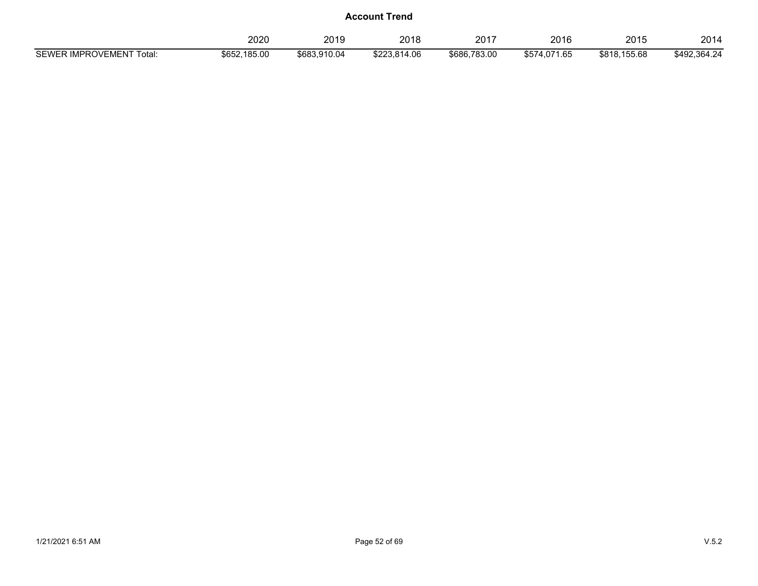**Account Trend**

| | 2020 | 2019 | 2018 | 2017 | 2016 | 2015 | 2014 |
|---|---|---|---|---|---|---|---|
| SEWER IMPROVEMENT Total: | $652,185.00 | $683,910.04 | $223,814.06 | $686,783.00 | $574,071.65 | $818,155.68 | $492,364.24 |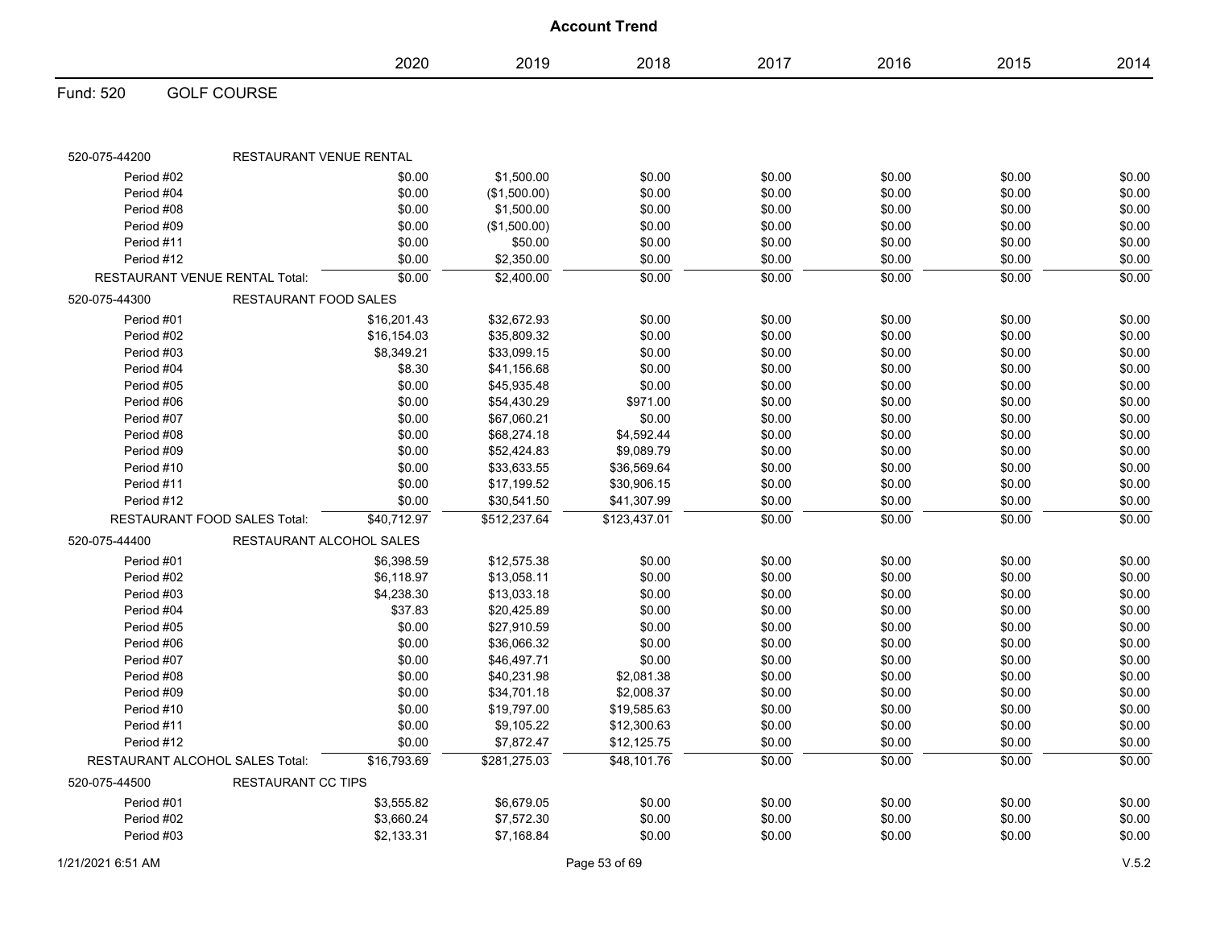# Account Trend

## Fund: 520 GOLF COURSE

| | 2020 | 2019 | 2018 | 2017 | 2016 | 2015 | 2014 |
|---|---|---|---|---|---|---|---|
| **520-075-44200 RESTAURANT VENUE RENTAL** | | | | | | | |
| Period #02 | $0.00 | $1,500.00 | $0.00 | $0.00 | $0.00 | $0.00 | $0.00 |
| Period #04 | $0.00 | ($1,500.00) | $0.00 | $0.00 | $0.00 | $0.00 | $0.00 |
| Period #08 | $0.00 | $1,500.00 | $0.00 | $0.00 | $0.00 | $0.00 | $0.00 |
| Period #09 | $0.00 | ($1,500.00) | $0.00 | $0.00 | $0.00 | $0.00 | $0.00 |
| Period #11 | $0.00 | $50.00 | $0.00 | $0.00 | $0.00 | $0.00 | $0.00 |
| Period #12 | $0.00 | $2,350.00 | $0.00 | $0.00 | $0.00 | $0.00 | $0.00 |
| RESTAURANT VENUE RENTAL Total: | $0.00 | $2,400.00 | $0.00 | $0.00 | $0.00 | $0.00 | $0.00 |
| **520-075-44300 RESTAURANT FOOD SALES** | | | | | | | |
| Period #01 | $16,201.43 | $32,672.93 | $0.00 | $0.00 | $0.00 | $0.00 | $0.00 |
| Period #02 | $16,154.03 | $35,809.32 | $0.00 | $0.00 | $0.00 | $0.00 | $0.00 |
| Period #03 | $8,349.21 | $33,099.15 | $0.00 | $0.00 | $0.00 | $0.00 | $0.00 |
| Period #04 | $8.30 | $41,156.68 | $0.00 | $0.00 | $0.00 | $0.00 | $0.00 |
| Period #05 | $0.00 | $45,935.48 | $0.00 | $0.00 | $0.00 | $0.00 | $0.00 |
| Period #06 | $0.00 | $54,430.29 | $971.00 | $0.00 | $0.00 | $0.00 | $0.00 |
| Period #07 | $0.00 | $67,060.21 | $0.00 | $0.00 | $0.00 | $0.00 | $0.00 |
| Period #08 | $0.00 | $68,274.18 | $4,592.44 | $0.00 | $0.00 | $0.00 | $0.00 |
| Period #09 | $0.00 | $52,424.83 | $9,089.79 | $0.00 | $0.00 | $0.00 | $0.00 |
| Period #10 | $0.00 | $33,633.55 | $36,569.64 | $0.00 | $0.00 | $0.00 | $0.00 |
| Period #11 | $0.00 | $17,199.52 | $30,906.15 | $0.00 | $0.00 | $0.00 | $0.00 |
| Period #12 | $0.00 | $30,541.50 | $41,307.99 | $0.00 | $0.00 | $0.00 | $0.00 |
| RESTAURANT FOOD SALES Total: | $40,712.97 | $512,237.64 | $123,437.01 | $0.00 | $0.00 | $0.00 | $0.00 |
| **520-075-44400 RESTAURANT ALCOHOL SALES** | | | | | | | |
| Period #01 | $6,398.59 | $12,575.38 | $0.00 | $0.00 | $0.00 | $0.00 | $0.00 |
| Period #02 | $6,118.97 | $13,058.11 | $0.00 | $0.00 | $0.00 | $0.00 | $0.00 |
| Period #03 | $4,238.30 | $13,033.18 | $0.00 | $0.00 | $0.00 | $0.00 | $0.00 |
| Period #04 | $37.83 | $20,425.89 | $0.00 | $0.00 | $0.00 | $0.00 | $0.00 |
| Period #05 | $0.00 | $27,910.59 | $0.00 | $0.00 | $0.00 | $0.00 | $0.00 |
| Period #06 | $0.00 | $36,066.32 | $0.00 | $0.00 | $0.00 | $0.00 | $0.00 |
| Period #07 | $0.00 | $46,497.71 | $0.00 | $0.00 | $0.00 | $0.00 | $0.00 |
| Period #08 | $0.00 | $40,231.98 | $2,081.38 | $0.00 | $0.00 | $0.00 | $0.00 |
| Period #09 | $0.00 | $34,701.18 | $2,008.37 | $0.00 | $0.00 | $0.00 | $0.00 |
| Period #10 | $0.00 | $19,797.00 | $19,585.63 | $0.00 | $0.00 | $0.00 | $0.00 |
| Period #11 | $0.00 | $9,105.22 | $12,300.63 | $0.00 | $0.00 | $0.00 | $0.00 |
| Period #12 | $0.00 | $7,872.47 | $12,125.75 | $0.00 | $0.00 | $0.00 | $0.00 |
| RESTAURANT ALCOHOL SALES Total: | $16,793.69 | $281,275.03 | $48,101.76 | $0.00 | $0.00 | $0.00 | $0.00 |
| **520-075-44500 RESTAURANT CC TIPS** | | | | | | | |
| Period #01 | $3,555.82 | $6,679.05 | $0.00 | $0.00 | $0.00 | $0.00 | $0.00 |
| Period #02 | $3,660.24 | $7,572.30 | $0.00 | $0.00 | $0.00 | $0.00 | $0.00 |
| Period #03 | $2,133.31 | $7,168.84 | $0.00 | $0.00 | $0.00 | $0.00 | $0.00 |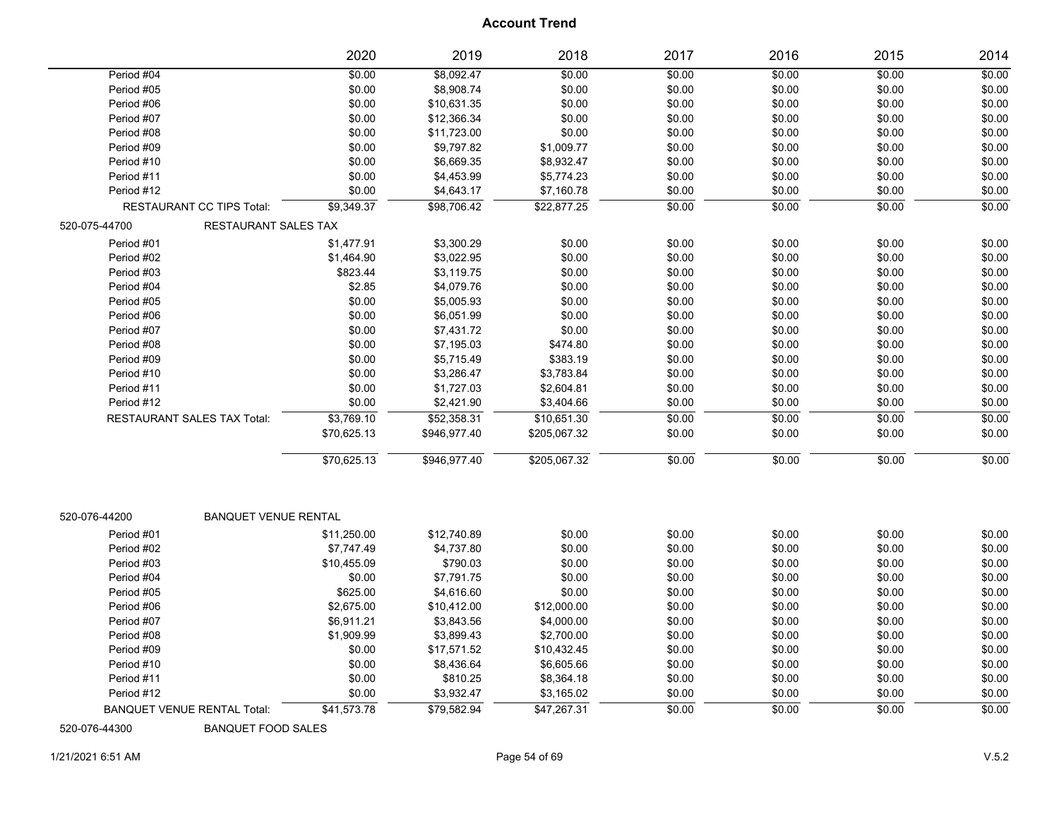# Account Trend

| | 2020 | 2019 | 2018 | 2017 | 2016 | 2015 | 2014 |
|---|---|---|---|---|---|---|---|
| Period #04 | $0.00 | $8,092.47 | $0.00 | $0.00 | $0.00 | $0.00 | $0.00 |
| Period #05 | $0.00 | $8,908.74 | $0.00 | $0.00 | $0.00 | $0.00 | $0.00 |
| Period #06 | $0.00 | $10,631.35 | $0.00 | $0.00 | $0.00 | $0.00 | $0.00 |
| Period #07 | $0.00 | $12,366.34 | $0.00 | $0.00 | $0.00 | $0.00 | $0.00 |
| Period #08 | $0.00 | $11,723.00 | $0.00 | $0.00 | $0.00 | $0.00 | $0.00 |
| Period #09 | $0.00 | $9,797.82 | $1,009.77 | $0.00 | $0.00 | $0.00 | $0.00 |
| Period #10 | $0.00 | $6,669.35 | $8,932.47 | $0.00 | $0.00 | $0.00 | $0.00 |
| Period #11 | $0.00 | $4,453.99 | $5,774.23 | $0.00 | $0.00 | $0.00 | $0.00 |
| Period #12 | $0.00 | $4,643.17 | $7,160.78 | $0.00 | $0.00 | $0.00 | $0.00 |
| RESTAURANT CC TIPS Total: | $9,349.37 | $98,706.42 | $22,877.25 | $0.00 | $0.00 | $0.00 | $0.00 |
| **520-075-44700 RESTAURANT SALES TAX** | | | | | | | |
| Period #01 | $1,477.91 | $3,300.29 | $0.00 | $0.00 | $0.00 | $0.00 | $0.00 |
| Period #02 | $1,464.90 | $3,022.95 | $0.00 | $0.00 | $0.00 | $0.00 | $0.00 |
| Period #03 | $823.44 | $3,119.75 | $0.00 | $0.00 | $0.00 | $0.00 | $0.00 |
| Period #04 | $2.85 | $4,079.76 | $0.00 | $0.00 | $0.00 | $0.00 | $0.00 |
| Period #05 | $0.00 | $5,005.93 | $0.00 | $0.00 | $0.00 | $0.00 | $0.00 |
| Period #06 | $0.00 | $6,051.99 | $0.00 | $0.00 | $0.00 | $0.00 | $0.00 |
| Period #07 | $0.00 | $7,431.72 | $0.00 | $0.00 | $0.00 | $0.00 | $0.00 |
| Period #08 | $0.00 | $7,195.03 | $474.80 | $0.00 | $0.00 | $0.00 | $0.00 |
| Period #09 | $0.00 | $5,715.49 | $383.19 | $0.00 | $0.00 | $0.00 | $0.00 |
| Period #10 | $0.00 | $3,286.47 | $3,783.84 | $0.00 | $0.00 | $0.00 | $0.00 |
| Period #11 | $0.00 | $1,727.03 | $2,604.81 | $0.00 | $0.00 | $0.00 | $0.00 |
| Period #12 | $0.00 | $2,421.90 | $3,404.66 | $0.00 | $0.00 | $0.00 | $0.00 |
| RESTAURANT SALES TAX Total: | $3,769.10 | $52,358.31 | $10,651.30 | $0.00 | $0.00 | $0.00 | $0.00 |
| | $70,625.13 | $946,977.40 | $205,067.32 | $0.00 | $0.00 | $0.00 | $0.00 |
| | $70,625.13 | $946,977.40 | $205,067.32 | $0.00 | $0.00 | $0.00 | $0.00 |
| **520-076-44200 BANQUET VENUE RENTAL** | | | | | | | |
| Period #01 | $11,250.00 | $12,740.89 | $0.00 | $0.00 | $0.00 | $0.00 | $0.00 |
| Period #02 | $7,747.49 | $4,737.80 | $0.00 | $0.00 | $0.00 | $0.00 | $0.00 |
| Period #03 | $10,455.09 | $790.03 | $0.00 | $0.00 | $0.00 | $0.00 | $0.00 |
| Period #04 | $0.00 | $7,791.75 | $0.00 | $0.00 | $0.00 | $0.00 | $0.00 |
| Period #05 | $625.00 | $4,616.60 | $0.00 | $0.00 | $0.00 | $0.00 | $0.00 |
| Period #06 | $2,675.00 | $10,412.00 | $12,000.00 | $0.00 | $0.00 | $0.00 | $0.00 |
| Period #07 | $6,911.21 | $3,843.56 | $4,000.00 | $0.00 | $0.00 | $0.00 | $0.00 |
| Period #08 | $1,909.99 | $3,899.43 | $2,700.00 | $0.00 | $0.00 | $0.00 | $0.00 |
| Period #09 | $0.00 | $17,571.52 | $10,432.45 | $0.00 | $0.00 | $0.00 | $0.00 |
| Period #10 | $0.00 | $8,436.64 | $6,605.66 | $0.00 | $0.00 | $0.00 | $0.00 |
| Period #11 | $0.00 | $810.25 | $8,364.18 | $0.00 | $0.00 | $0.00 | $0.00 |
| Period #12 | $0.00 | $3,932.47 | $3,165.02 | $0.00 | $0.00 | $0.00 | $0.00 |
| BANQUET VENUE RENTAL Total: | $41,573.78 | $79,582.94 | $47,267.31 | $0.00 | $0.00 | $0.00 | $0.00 |
| **520-076-44300 BANQUET FOOD SALES** | | | | | | | |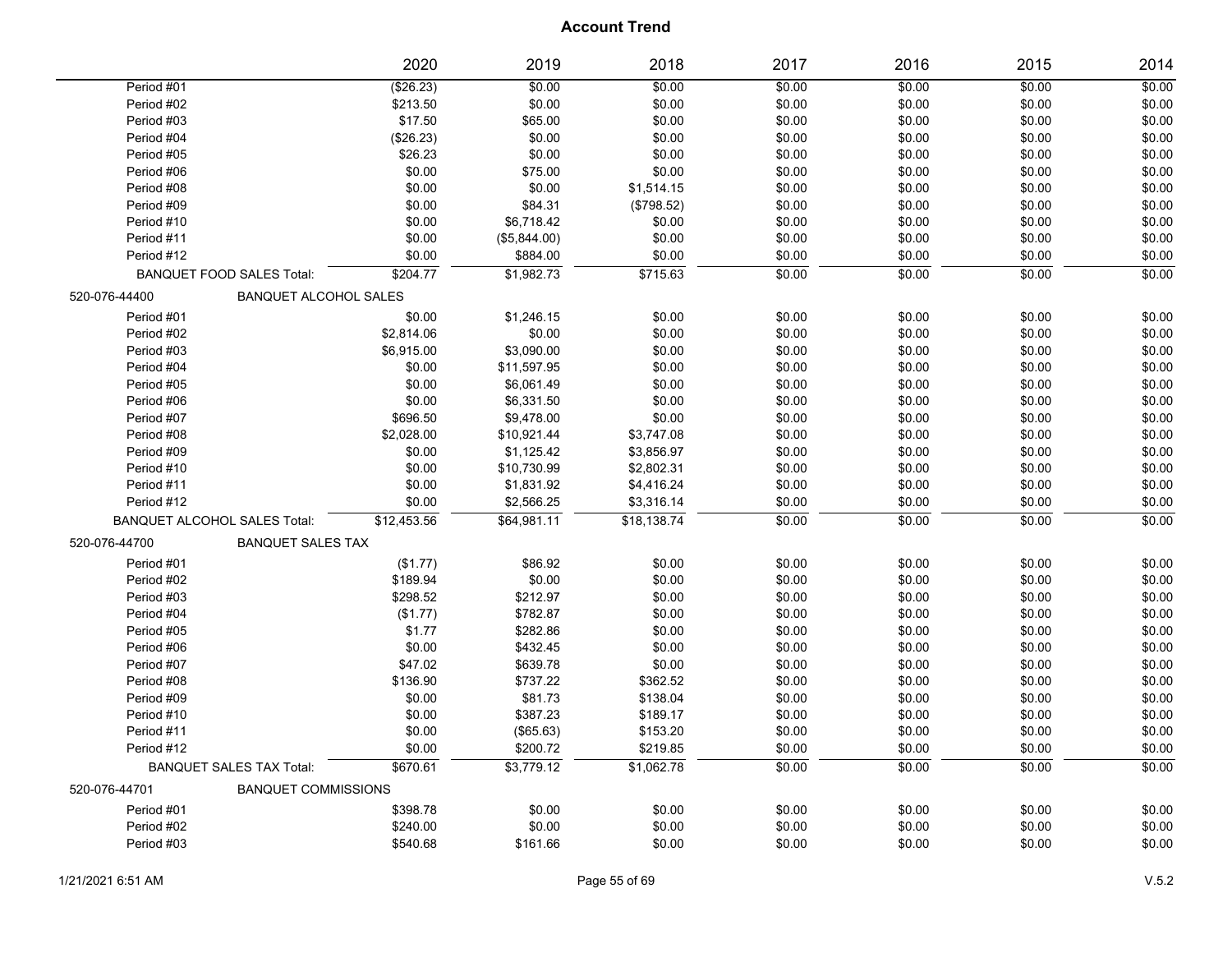# Account Trend

| | 2020 | 2019 | 2018 | 2017 | 2016 | 2015 | 2014 |
|---|---|---|---|---|---|---|---|
| Period #01 | ($26.23) | $0.00 | $0.00 | $0.00 | $0.00 | $0.00 | $0.00 |
| Period #02 | $213.50 | $0.00 | $0.00 | $0.00 | $0.00 | $0.00 | $0.00 |
| Period #03 | $17.50 | $65.00 | $0.00 | $0.00 | $0.00 | $0.00 | $0.00 |
| Period #04 | ($26.23) | $0.00 | $0.00 | $0.00 | $0.00 | $0.00 | $0.00 |
| Period #05 | $26.23 | $0.00 | $0.00 | $0.00 | $0.00 | $0.00 | $0.00 |
| Period #06 | $0.00 | $75.00 | $0.00 | $0.00 | $0.00 | $0.00 | $0.00 |
| Period #08 | $0.00 | $0.00 | $1,514.15 | $0.00 | $0.00 | $0.00 | $0.00 |
| Period #09 | $0.00 | $84.31 | ($798.52) | $0.00 | $0.00 | $0.00 | $0.00 |
| Period #10 | $0.00 | $6,718.42 | $0.00 | $0.00 | $0.00 | $0.00 | $0.00 |
| Period #11 | $0.00 | ($5,844.00) | $0.00 | $0.00 | $0.00 | $0.00 | $0.00 |
| Period #12 | $0.00 | $884.00 | $0.00 | $0.00 | $0.00 | $0.00 | $0.00 |
| BANQUET FOOD SALES Total: | $204.77 | $1,982.73 | $715.63 | $0.00 | $0.00 | $0.00 | $0.00 |
| **520-076-44400 BANQUET ALCOHOL SALES** | | | | | | | |
| Period #01 | $0.00 | $1,246.15 | $0.00 | $0.00 | $0.00 | $0.00 | $0.00 |
| Period #02 | $2,814.06 | $0.00 | $0.00 | $0.00 | $0.00 | $0.00 | $0.00 |
| Period #03 | $6,915.00 | $3,090.00 | $0.00 | $0.00 | $0.00 | $0.00 | $0.00 |
| Period #04 | $0.00 | $11,597.95 | $0.00 | $0.00 | $0.00 | $0.00 | $0.00 |
| Period #05 | $0.00 | $6,061.49 | $0.00 | $0.00 | $0.00 | $0.00 | $0.00 |
| Period #06 | $0.00 | $6,331.50 | $0.00 | $0.00 | $0.00 | $0.00 | $0.00 |
| Period #07 | $696.50 | $9,478.00 | $0.00 | $0.00 | $0.00 | $0.00 | $0.00 |
| Period #08 | $2,028.00 | $10,921.44 | $3,747.08 | $0.00 | $0.00 | $0.00 | $0.00 |
| Period #09 | $0.00 | $1,125.42 | $3,856.97 | $0.00 | $0.00 | $0.00 | $0.00 |
| Period #10 | $0.00 | $10,730.99 | $2,802.31 | $0.00 | $0.00 | $0.00 | $0.00 |
| Period #11 | $0.00 | $1,831.92 | $4,416.24 | $0.00 | $0.00 | $0.00 | $0.00 |
| Period #12 | $0.00 | $2,566.25 | $3,316.14 | $0.00 | $0.00 | $0.00 | $0.00 |
| BANQUET ALCOHOL SALES Total: | $12,453.56 | $64,981.11 | $18,138.74 | $0.00 | $0.00 | $0.00 | $0.00 |
| **520-076-44700 BANQUET SALES TAX** | | | | | | | |
| Period #01 | ($1.77) | $86.92 | $0.00 | $0.00 | $0.00 | $0.00 | $0.00 |
| Period #02 | $189.94 | $0.00 | $0.00 | $0.00 | $0.00 | $0.00 | $0.00 |
| Period #03 | $298.52 | $212.97 | $0.00 | $0.00 | $0.00 | $0.00 | $0.00 |
| Period #04 | ($1.77) | $782.87 | $0.00 | $0.00 | $0.00 | $0.00 | $0.00 |
| Period #05 | $1.77 | $282.86 | $0.00 | $0.00 | $0.00 | $0.00 | $0.00 |
| Period #06 | $0.00 | $432.45 | $0.00 | $0.00 | $0.00 | $0.00 | $0.00 |
| Period #07 | $47.02 | $639.78 | $0.00 | $0.00 | $0.00 | $0.00 | $0.00 |
| Period #08 | $136.90 | $737.22 | $362.52 | $0.00 | $0.00 | $0.00 | $0.00 |
| Period #09 | $0.00 | $81.73 | $138.04 | $0.00 | $0.00 | $0.00 | $0.00 |
| Period #10 | $0.00 | $387.23 | $189.17 | $0.00 | $0.00 | $0.00 | $0.00 |
| Period #11 | $0.00 | ($65.63) | $153.20 | $0.00 | $0.00 | $0.00 | $0.00 |
| Period #12 | $0.00 | $200.72 | $219.85 | $0.00 | $0.00 | $0.00 | $0.00 |
| BANQUET SALES TAX Total: | $670.61 | $3,779.12 | $1,062.78 | $0.00 | $0.00 | $0.00 | $0.00 |
| **520-076-44701 BANQUET COMMISSIONS** | | | | | | | |
| Period #01 | $398.78 | $0.00 | $0.00 | $0.00 | $0.00 | $0.00 | $0.00 |
| Period #02 | $240.00 | $0.00 | $0.00 | $0.00 | $0.00 | $0.00 | $0.00 |
| Period #03 | $540.68 | $161.66 | $0.00 | $0.00 | $0.00 | $0.00 | $0.00 |

1/21/2021 6:51 AM V.5.2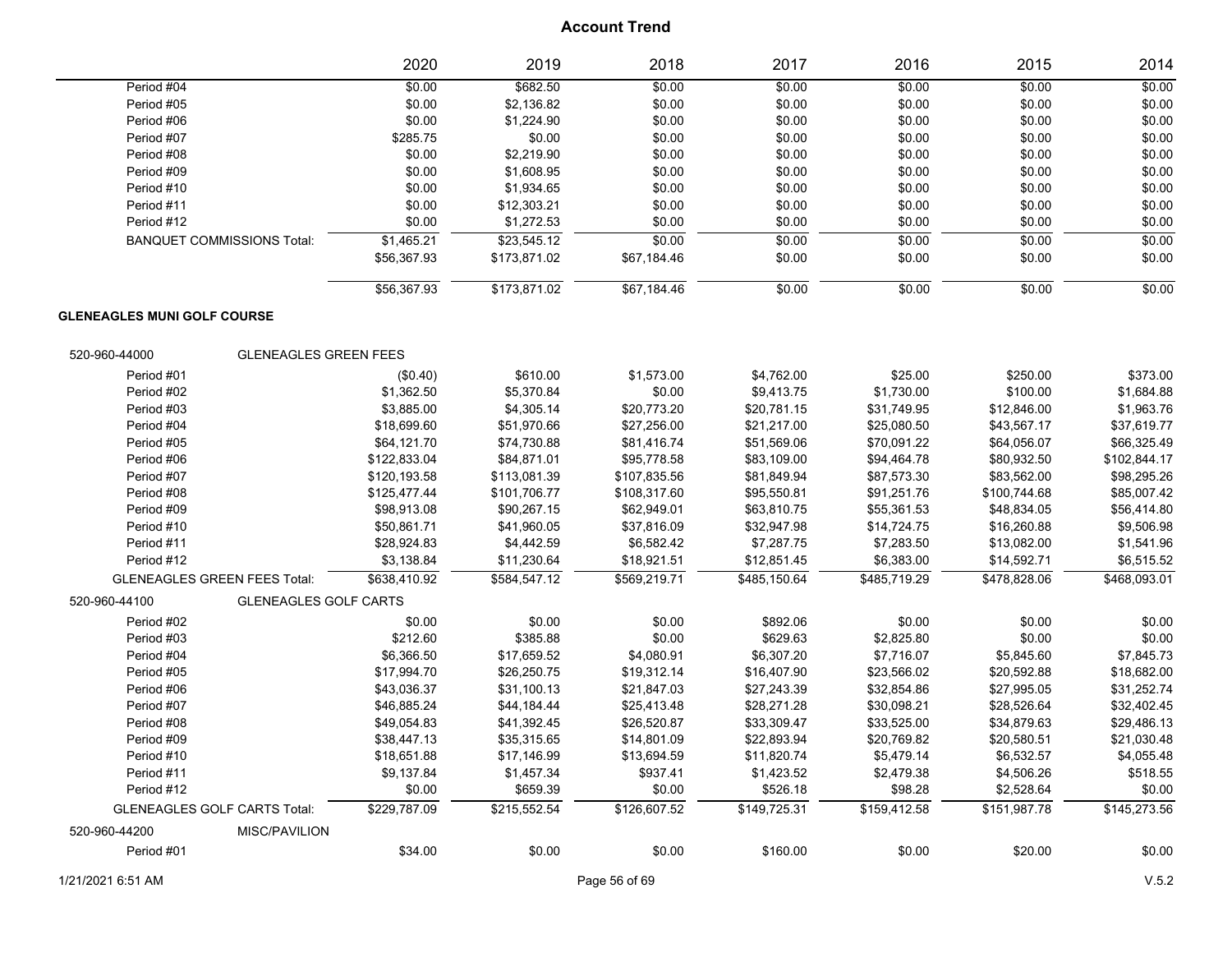# Account Trend

| | 2020 | 2019 | 2018 | 2017 | 2016 | 2015 | 2014 |
|---|---|---|---|---|---|---|---|
| Period #04 | $0.00 | $682.50 | $0.00 | $0.00 | $0.00 | $0.00 | $0.00 |
| Period #05 | $0.00 | $2,136.82 | $0.00 | $0.00 | $0.00 | $0.00 | $0.00 |
| Period #06 | $0.00 | $1,224.90 | $0.00 | $0.00 | $0.00 | $0.00 | $0.00 |
| Period #07 | $285.75 | $0.00 | $0.00 | $0.00 | $0.00 | $0.00 | $0.00 |
| Period #08 | $0.00 | $2,219.90 | $0.00 | $0.00 | $0.00 | $0.00 | $0.00 |
| Period #09 | $0.00 | $1,608.95 | $0.00 | $0.00 | $0.00 | $0.00 | $0.00 |
| Period #10 | $0.00 | $1,934.65 | $0.00 | $0.00 | $0.00 | $0.00 | $0.00 |
| Period #11 | $0.00 | $12,303.21 | $0.00 | $0.00 | $0.00 | $0.00 | $0.00 |
| Period #12 | $0.00 | $1,272.53 | $0.00 | $0.00 | $0.00 | $0.00 | $0.00 |
| BANQUET COMMISSIONS Total: | $1,465.21 | $23,545.12 | $0.00 | $0.00 | $0.00 | $0.00 | $0.00 |
| | $56,367.93 | $173,871.02 | $67,184.46 | $0.00 | $0.00 | $0.00 | $0.00 |
| | $56,367.93 | $173,871.02 | $67,184.46 | $0.00 | $0.00 | $0.00 | $0.00 |

**GLENEAGLES MUNI GOLF COURSE**

| 520-960-44000 GLENEAGLES GREEN FEES | 2020 | 2019 | 2018 | 2017 | 2016 | 2015 | 2014 |
|---|---|---|---|---|---|---|---|
| Period #01 | ($0.40) | $610.00 | $1,573.00 | $4,762.00 | $25.00 | $250.00 | $373.00 |
| Period #02 | $1,362.50 | $5,370.84 | $0.00 | $9,413.75 | $1,730.00 | $100.00 | $1,684.88 |
| Period #03 | $3,885.00 | $4,305.14 | $20,773.20 | $20,781.15 | $31,749.95 | $12,846.00 | $1,963.76 |
| Period #04 | $18,699.60 | $51,970.66 | $27,256.00 | $21,217.00 | $25,080.50 | $43,567.17 | $37,619.77 |
| Period #05 | $64,121.70 | $74,730.88 | $81,416.74 | $51,569.06 | $70,091.22 | $64,056.07 | $66,325.49 |
| Period #06 | $122,833.04 | $84,871.01 | $95,778.58 | $83,109.00 | $94,464.78 | $80,932.50 | $102,844.17 |
| Period #07 | $120,193.58 | $113,081.39 | $107,835.56 | $81,849.94 | $87,573.30 | $83,562.00 | $98,295.26 |
| Period #08 | $125,477.44 | $101,706.77 | $108,317.60 | $95,550.81 | $91,251.76 | $100,744.68 | $85,007.42 |
| Period #09 | $98,913.08 | $90,267.15 | $62,949.01 | $63,810.75 | $55,361.53 | $48,834.05 | $56,414.80 |
| Period #10 | $50,861.71 | $41,960.05 | $37,816.09 | $32,947.98 | $14,724.75 | $16,260.88 | $9,506.98 |
| Period #11 | $28,924.83 | $4,442.59 | $6,582.42 | $7,287.75 | $7,283.50 | $13,082.00 | $1,541.96 |
| Period #12 | $3,138.84 | $11,230.64 | $18,921.51 | $12,851.45 | $6,383.00 | $14,592.71 | $6,515.52 |
| GLENEAGLES GREEN FEES Total: | $638,410.92 | $584,547.12 | $569,219.71 | $485,150.64 | $485,719.29 | $478,828.06 | $468,093.01 |

| 520-960-44100 GLENEAGLES GOLF CARTS | 2020 | 2019 | 2018 | 2017 | 2016 | 2015 | 2014 |
|---|---|---|---|---|---|---|---|
| Period #02 | $0.00 | $0.00 | $0.00 | $892.06 | $0.00 | $0.00 | $0.00 |
| Period #03 | $212.60 | $385.88 | $0.00 | $629.63 | $2,825.80 | $0.00 | $0.00 |
| Period #04 | $6,366.50 | $17,659.52 | $4,080.91 | $6,307.20 | $7,716.07 | $5,845.60 | $7,845.73 |
| Period #05 | $17,994.70 | $26,250.75 | $19,312.14 | $16,407.90 | $23,566.02 | $20,592.88 | $18,682.00 |
| Period #06 | $43,036.37 | $31,100.13 | $21,847.03 | $27,243.39 | $32,854.86 | $27,995.05 | $31,252.74 |
| Period #07 | $46,885.24 | $44,184.44 | $25,413.48 | $28,271.28 | $30,098.21 | $28,526.64 | $32,402.45 |
| Period #08 | $49,054.83 | $41,392.45 | $26,520.87 | $33,309.47 | $33,525.00 | $34,879.63 | $29,486.13 |
| Period #09 | $38,447.13 | $35,315.65 | $14,801.09 | $22,893.94 | $20,769.82 | $20,580.51 | $21,030.48 |
| Period #10 | $18,651.88 | $17,146.99 | $13,694.59 | $11,820.74 | $5,479.14 | $6,532.57 | $4,055.48 |
| Period #11 | $9,137.84 | $1,457.34 | $937.41 | $1,423.52 | $2,479.38 | $4,506.26 | $518.55 |
| Period #12 | $0.00 | $659.39 | $0.00 | $526.18 | $98.28 | $2,528.64 | $0.00 |
| GLENEAGLES GOLF CARTS Total: | $229,787.09 | $215,552.54 | $126,607.52 | $149,725.31 | $159,412.58 | $151,987.78 | $145,273.56 |

| 520-960-44200 MISC/PAVILION | 2020 | 2019 | 2018 | 2017 | 2016 | 2015 | 2014 |
|---|---|---|---|---|---|---|---|
| Period #01 | $34.00 | $0.00 | $0.00 | $160.00 | $0.00 | $20.00 | $0.00 |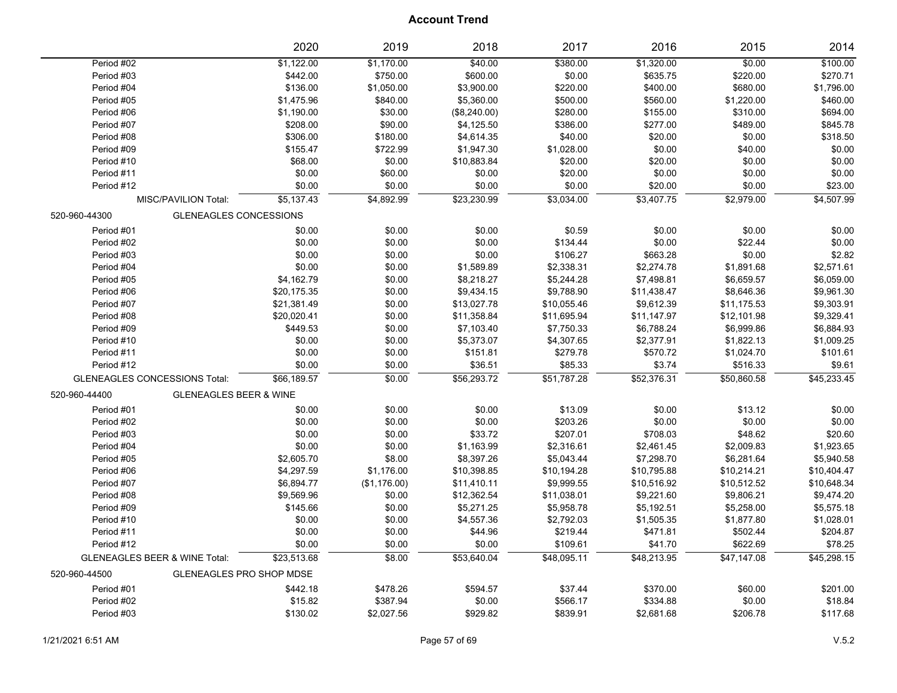## Account Trend

| | | 2020 | 2019 | 2018 | 2017 | 2016 | 2015 | 2014 |
|---|---|---|---|---|---|---|---|---|
| | Period #02 | $1,122.00 | $1,170.00 | $40.00 | $380.00 | $1,320.00 | $0.00 | $100.00 |
| | Period #03 | $442.00 | $750.00 | $600.00 | $0.00 | $635.75 | $220.00 | $270.71 |
| | Period #04 | $136.00 | $1,050.00 | $3,900.00 | $220.00 | $400.00 | $680.00 | $1,796.00 |
| | Period #05 | $1,475.96 | $840.00 | $5,360.00 | $500.00 | $560.00 | $1,220.00 | $460.00 |
| | Period #06 | $1,190.00 | $30.00 | ($8,240.00) | $280.00 | $155.00 | $310.00 | $694.00 |
| | Period #07 | $208.00 | $90.00 | $4,125.50 | $386.00 | $277.00 | $489.00 | $845.78 |
| | Period #08 | $306.00 | $180.00 | $4,614.35 | $40.00 | $20.00 | $0.00 | $318.50 |
| | Period #09 | $155.47 | $722.99 | $1,947.30 | $1,028.00 | $0.00 | $40.00 | $0.00 |
| | Period #10 | $68.00 | $0.00 | $10,883.84 | $20.00 | $20.00 | $0.00 | $0.00 |
| | Period #11 | $0.00 | $60.00 | $0.00 | $20.00 | $20.00 | $0.00 | $0.00 |
| | Period #12 | $0.00 | $0.00 | $0.00 | $0.00 | $20.00 | $0.00 | $23.00 |
| | MISC/PAVILION Total: | $5,137.43 | $4,892.99 | $23,230.99 | $3,034.00 | $3,407.75 | $2,979.00 | $4,507.99 |
| 520-960-44300 | GLENEAGLES CONCESSIONS | | | | | | | |
| | Period #01 | $0.00 | $0.00 | $0.00 | $0.59 | $0.00 | $0.00 | $0.00 |
| | Period #02 | $0.00 | $0.00 | $0.00 | $134.44 | $0.00 | $22.44 | $0.00 |
| | Period #03 | $0.00 | $0.00 | $0.00 | $106.27 | $663.28 | $0.00 | $2.82 |
| | Period #04 | $0.00 | $0.00 | $1,589.89 | $2,338.31 | $2,274.78 | $1,891.68 | $2,571.61 |
| | Period #05 | $4,162.79 | $0.00 | $8,218.27 | $5,244.28 | $7,498.81 | $6,659.57 | $6,059.00 |
| | Period #06 | $20,175.35 | $0.00 | $9,434.15 | $9,788.90 | $11,438.47 | $8,646.36 | $9,961.30 |
| | Period #07 | $21,381.49 | $0.00 | $13,027.78 | $10,055.46 | $9,612.39 | $11,175.53 | $9,303.91 |
| | Period #08 | $20,020.41 | $0.00 | $11,358.84 | $11,695.94 | $11,147.97 | $12,101.98 | $9,329.41 |
| | Period #09 | $449.53 | $0.00 | $7,103.40 | $7,750.33 | $6,788.24 | $6,999.86 | $6,884.93 |
| | Period #10 | $0.00 | $0.00 | $5,373.07 | $4,307.65 | $2,377.91 | $1,822.13 | $1,009.25 |
| | Period #11 | $0.00 | $0.00 | $151.81 | $279.78 | $570.72 | $1,024.70 | $101.61 |
| | Period #12 | $0.00 | $0.00 | $36.51 | $85.33 | $3.74 | $516.33 | $9.61 |
| | GLENEAGLES CONCESSIONS Total: | $66,189.57 | $0.00 | $56,293.72 | $51,787.28 | $52,376.31 | $50,860.58 | $45,233.45 |
| 520-960-44400 | GLENEAGLES BEER & WINE | | | | | | | |
| | Period #01 | $0.00 | $0.00 | $0.00 | $13.09 | $0.00 | $13.12 | $0.00 |
| | Period #02 | $0.00 | $0.00 | $0.00 | $203.26 | $0.00 | $0.00 | $0.00 |
| | Period #03 | $0.00 | $0.00 | $33.72 | $207.01 | $708.03 | $48.62 | $20.60 |
| | Period #04 | $0.00 | $0.00 | $1,163.99 | $2,316.61 | $2,461.45 | $2,009.83 | $1,923.65 |
| | Period #05 | $2,605.70 | $8.00 | $8,397.26 | $5,043.44 | $7,298.70 | $6,281.64 | $5,940.58 |
| | Period #06 | $4,297.59 | $1,176.00 | $10,398.85 | $10,194.28 | $10,795.88 | $10,214.21 | $10,404.47 |
| | Period #07 | $6,894.77 | ($1,176.00) | $11,410.11 | $9,999.55 | $10,516.92 | $10,512.52 | $10,648.34 |
| | Period #08 | $9,569.96 | $0.00 | $12,362.54 | $11,038.01 | $9,221.60 | $9,806.21 | $9,474.20 |
| | Period #09 | $145.66 | $0.00 | $5,271.25 | $5,958.78 | $5,192.51 | $5,258.00 | $5,575.18 |
| | Period #10 | $0.00 | $0.00 | $4,557.36 | $2,792.03 | $1,505.35 | $1,877.80 | $1,028.01 |
| | Period #11 | $0.00 | $0.00 | $44.96 | $219.44 | $471.81 | $502.44 | $204.87 |
| | Period #12 | $0.00 | $0.00 | $0.00 | $109.61 | $41.70 | $622.69 | $78.25 |
| | GLENEAGLES BEER & WINE Total: | $23,513.68 | $8.00 | $53,640.04 | $48,095.11 | $48,213.95 | $47,147.08 | $45,298.15 |
| 520-960-44500 | GLENEAGLES PRO SHOP MDSE | | | | | | | |
| | Period #01 | $442.18 | $478.26 | $594.57 | $37.44 | $370.00 | $60.00 | $201.00 |
| | Period #02 | $15.82 | $387.94 | $0.00 | $566.17 | $334.88 | $0.00 | $18.84 |
| | Period #03 | $130.02 | $2,027.56 | $929.82 | $839.91 | $2,681.68 | $206.78 | $117.68 |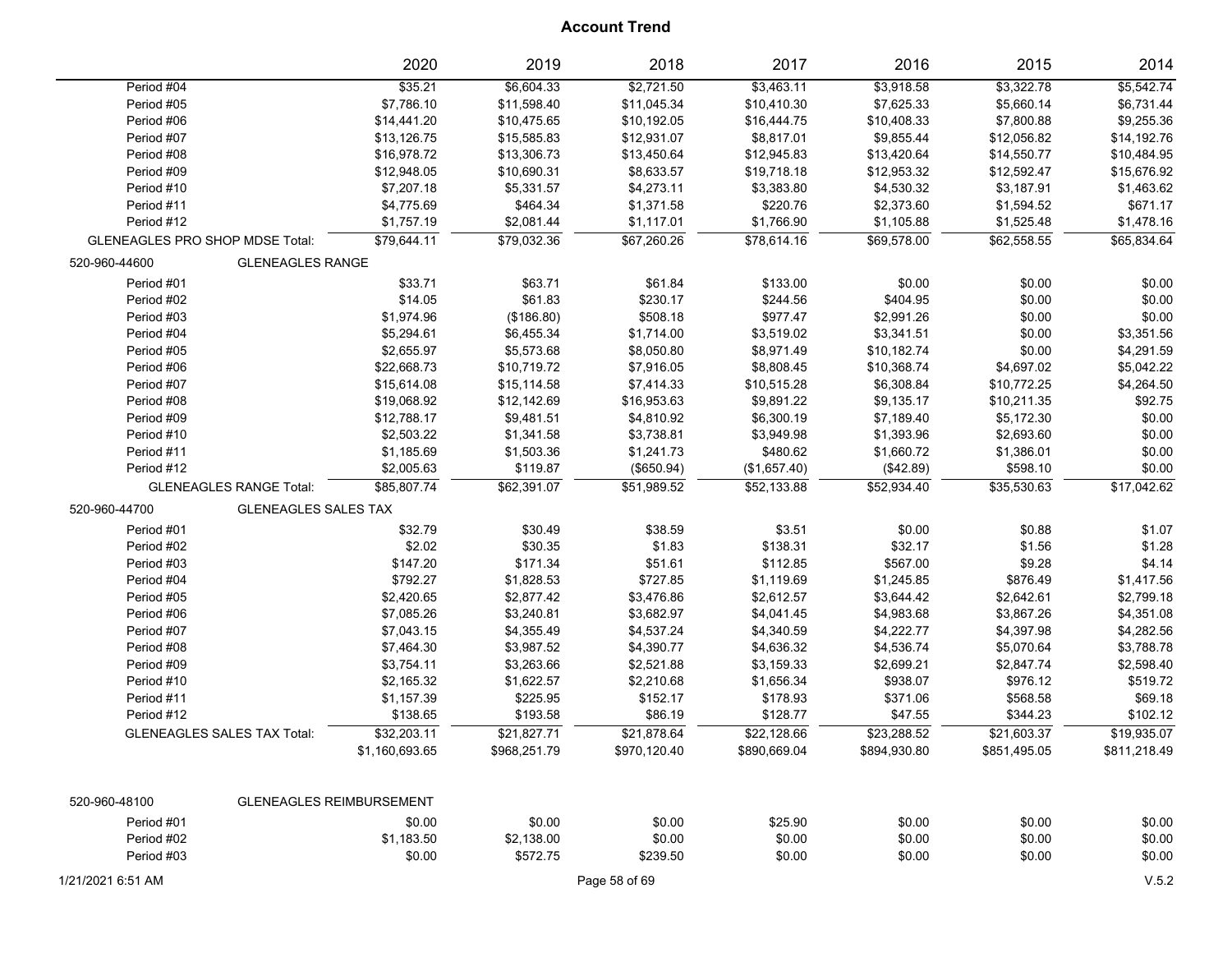## Account Trend

| | 2020 | 2019 | 2018 | 2017 | 2016 | 2015 | 2014 |
|---|---|---|---|---|---|---|---|
| Period #04 | $35.21 | $6,604.33 | $2,721.50 | $3,463.11 | $3,918.58 | $3,322.78 | $5,542.74 |
| Period #05 | $7,786.10 | $11,598.40 | $11,045.34 | $10,410.30 | $7,625.33 | $5,660.14 | $6,731.44 |
| Period #06 | $14,441.20 | $10,475.65 | $10,192.05 | $16,444.75 | $10,408.33 | $7,800.88 | $9,255.36 |
| Period #07 | $13,126.75 | $15,585.83 | $12,931.07 | $8,817.01 | $9,855.44 | $12,056.82 | $14,192.76 |
| Period #08 | $16,978.72 | $13,306.73 | $13,450.64 | $12,945.83 | $13,420.64 | $14,550.77 | $10,484.95 |
| Period #09 | $12,948.05 | $10,690.31 | $8,633.57 | $19,718.18 | $12,953.32 | $12,592.47 | $15,676.92 |
| Period #10 | $7,207.18 | $5,331.57 | $4,273.11 | $3,383.80 | $4,530.32 | $3,187.91 | $1,463.62 |
| Period #11 | $4,775.69 | $464.34 | $1,371.58 | $220.76 | $2,373.60 | $1,594.52 | $671.17 |
| Period #12 | $1,757.19 | $2,081.44 | $1,117.01 | $1,766.90 | $1,105.88 | $1,525.48 | $1,478.16 |
| GLENEAGLES PRO SHOP MDSE Total: | $79,644.11 | $79,032.36 | $67,260.26 | $78,614.16 | $69,578.00 | $62,558.55 | $65,834.64 |
| **520-960-44600 GLENEAGLES RANGE** | | | | | | | |
| Period #01 | $33.71 | $63.71 | $61.84 | $133.00 | $0.00 | $0.00 | $0.00 |
| Period #02 | $14.05 | $61.83 | $230.17 | $244.56 | $404.95 | $0.00 | $0.00 |
| Period #03 | $1,974.96 | ($186.80) | $508.18 | $977.47 | $2,991.26 | $0.00 | $0.00 |
| Period #04 | $5,294.61 | $6,455.34 | $1,714.00 | $3,519.02 | $3,341.51 | $0.00 | $3,351.56 |
| Period #05 | $2,655.97 | $5,573.68 | $8,050.80 | $8,971.49 | $10,182.74 | $0.00 | $4,291.59 |
| Period #06 | $22,668.73 | $10,719.72 | $7,916.05 | $8,808.45 | $10,368.74 | $4,697.02 | $5,042.22 |
| Period #07 | $15,614.08 | $15,114.58 | $7,414.33 | $10,515.28 | $6,308.84 | $10,772.25 | $4,264.50 |
| Period #08 | $19,068.92 | $12,142.69 | $16,953.63 | $9,891.22 | $9,135.17 | $10,211.35 | $92.75 |
| Period #09 | $12,788.17 | $9,481.51 | $4,810.92 | $6,300.19 | $7,189.40 | $5,172.30 | $0.00 |
| Period #10 | $2,503.22 | $1,341.58 | $3,738.81 | $3,949.98 | $1,393.96 | $2,693.60 | $0.00 |
| Period #11 | $1,185.69 | $1,503.36 | $1,241.73 | $480.62 | $1,660.72 | $1,386.01 | $0.00 |
| Period #12 | $2,005.63 | $119.87 | ($650.94) | ($1,657.40) | ($42.89) | $598.10 | $0.00 |
| GLENEAGLES RANGE Total: | $85,807.74 | $62,391.07 | $51,989.52 | $52,133.88 | $52,934.40 | $35,530.63 | $17,042.62 |
| **520-960-44700 GLENEAGLES SALES TAX** | | | | | | | |
| Period #01 | $32.79 | $30.49 | $38.59 | $3.51 | $0.00 | $0.88 | $1.07 |
| Period #02 | $2.02 | $30.35 | $1.83 | $138.31 | $32.17 | $1.56 | $1.28 |
| Period #03 | $147.20 | $171.34 | $51.61 | $112.85 | $567.00 | $9.28 | $4.14 |
| Period #04 | $792.27 | $1,828.53 | $727.85 | $1,119.69 | $1,245.85 | $876.49 | $1,417.56 |
| Period #05 | $2,420.65 | $2,877.42 | $3,476.86 | $2,612.57 | $3,644.42 | $2,642.61 | $2,799.18 |
| Period #06 | $7,085.26 | $3,240.81 | $3,682.97 | $4,041.45 | $4,983.68 | $3,867.26 | $4,351.08 |
| Period #07 | $7,043.15 | $4,355.49 | $4,537.24 | $4,340.59 | $4,222.77 | $4,397.98 | $4,282.56 |
| Period #08 | $7,464.30 | $3,987.52 | $4,390.77 | $4,636.32 | $4,536.74 | $5,070.64 | $3,788.78 |
| Period #09 | $3,754.11 | $3,263.66 | $2,521.88 | $3,159.33 | $2,699.21 | $2,847.74 | $2,598.40 |
| Period #10 | $2,165.32 | $1,622.57 | $2,210.68 | $1,656.34 | $938.07 | $976.12 | $519.72 |
| Period #11 | $1,157.39 | $225.95 | $152.17 | $178.93 | $371.06 | $568.58 | $69.18 |
| Period #12 | $138.65 | $193.58 | $86.19 | $128.77 | $47.55 | $344.23 | $102.12 |
| GLENEAGLES SALES TAX Total: | $32,203.11 | $21,827.71 | $21,878.64 | $22,128.66 | $23,288.52 | $21,603.37 | $19,935.07 |
| | $1,160,693.65 | $968,251.79 | $970,120.40 | $890,669.04 | $894,930.80 | $851,495.05 | $811,218.49 |
| **520-960-48100 GLENEAGLES REIMBURSEMENT** | | | | | | | |
| Period #01 | $0.00 | $0.00 | $0.00 | $25.90 | $0.00 | $0.00 | $0.00 |
| Period #02 | $1,183.50 | $2,138.00 | $0.00 | $0.00 | $0.00 | $0.00 | $0.00 |
| Period #03 | $0.00 | $572.75 | $239.50 | $0.00 | $0.00 | $0.00 | $0.00 |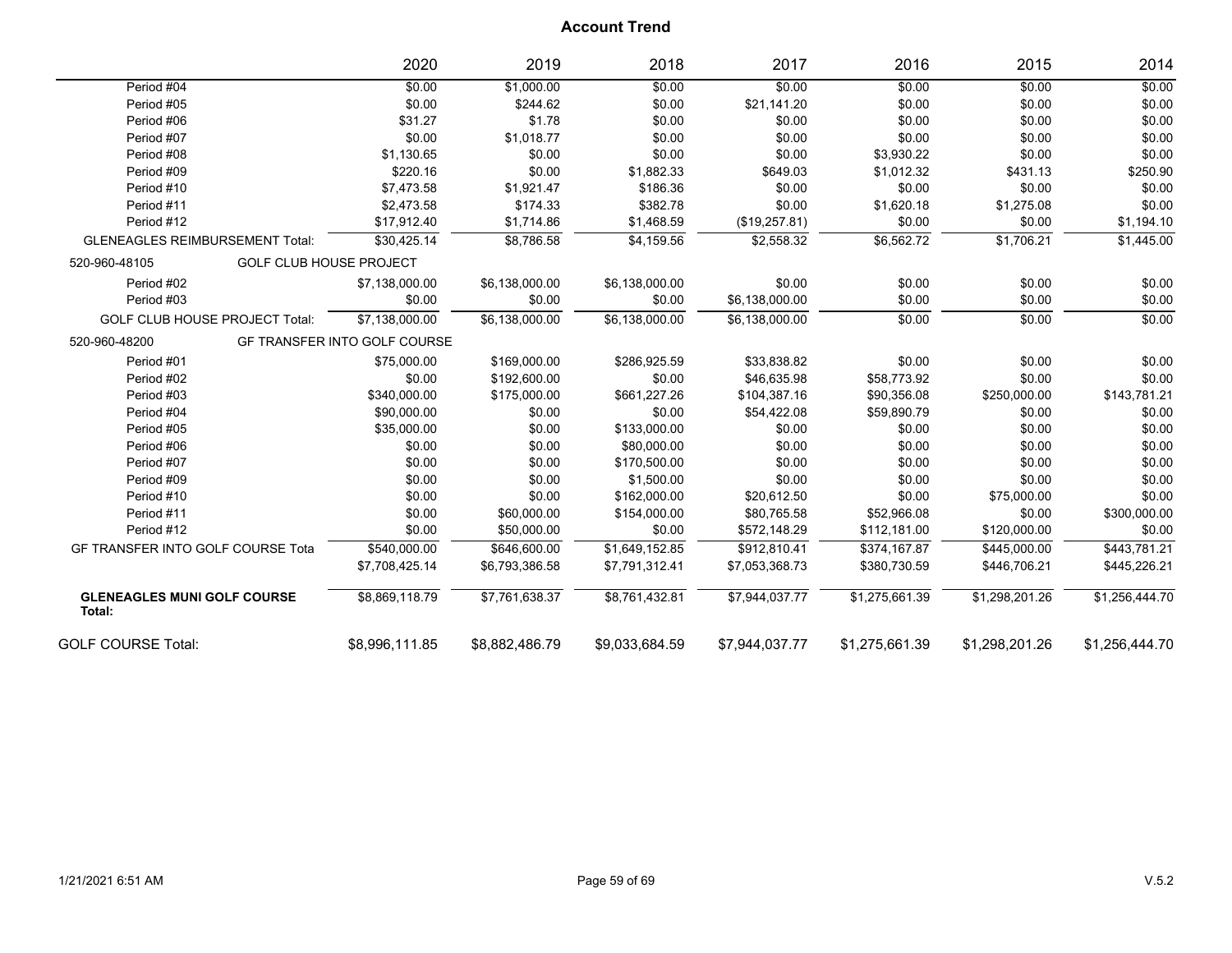## Account Trend

| | 2020 | 2019 | 2018 | 2017 | 2016 | 2015 | 2014 |
|---|---|---|---|---|---|---|---|
| Period #04 | $0.00 | $1,000.00 | $0.00 | $0.00 | $0.00 | $0.00 | $0.00 |
| Period #05 | $0.00 | $244.62 | $0.00 | $21,141.20 | $0.00 | $0.00 | $0.00 |
| Period #06 | $31.27 | $1.78 | $0.00 | $0.00 | $0.00 | $0.00 | $0.00 |
| Period #07 | $0.00 | $1,018.77 | $0.00 | $0.00 | $0.00 | $0.00 | $0.00 |
| Period #08 | $1,130.65 | $0.00 | $0.00 | $0.00 | $3,930.22 | $0.00 | $0.00 |
| Period #09 | $220.16 | $0.00 | $1,882.33 | $649.03 | $1,012.32 | $431.13 | $250.90 |
| Period #10 | $7,473.58 | $1,921.47 | $186.36 | $0.00 | $0.00 | $0.00 | $0.00 |
| Period #11 | $2,473.58 | $174.33 | $382.78 | $0.00 | $1,620.18 | $1,275.08 | $0.00 |
| Period #12 | $17,912.40 | $1,714.86 | $1,468.59 | ($19,257.81) | $0.00 | $0.00 | $1,194.10 |
| GLENEAGLES REIMBURSEMENT Total: | $30,425.14 | $8,786.58 | $4,159.56 | $2,558.32 | $6,562.72 | $1,706.21 | $1,445.00 |
| 520-960-48105 GOLF CLUB HOUSE PROJECT | | | | | | | |
| Period #02 | $7,138,000.00 | $6,138,000.00 | $6,138,000.00 | $0.00 | $0.00 | $0.00 | $0.00 |
| Period #03 | $0.00 | $0.00 | $0.00 | $6,138,000.00 | $0.00 | $0.00 | $0.00 |
| GOLF CLUB HOUSE PROJECT Total: | $7,138,000.00 | $6,138,000.00 | $6,138,000.00 | $6,138,000.00 | $0.00 | $0.00 | $0.00 |
| 520-960-48200 GF TRANSFER INTO GOLF COURSE | | | | | | | |
| Period #01 | $75,000.00 | $169,000.00 | $286,925.59 | $33,838.82 | $0.00 | $0.00 | $0.00 |
| Period #02 | $0.00 | $192,600.00 | $0.00 | $46,635.98 | $58,773.92 | $0.00 | $0.00 |
| Period #03 | $340,000.00 | $175,000.00 | $661,227.26 | $104,387.16 | $90,356.08 | $250,000.00 | $143,781.21 |
| Period #04 | $90,000.00 | $0.00 | $0.00 | $54,422.08 | $59,890.79 | $0.00 | $0.00 |
| Period #05 | $35,000.00 | $0.00 | $133,000.00 | $0.00 | $0.00 | $0.00 | $0.00 |
| Period #06 | $0.00 | $0.00 | $80,000.00 | $0.00 | $0.00 | $0.00 | $0.00 |
| Period #07 | $0.00 | $0.00 | $170,500.00 | $0.00 | $0.00 | $0.00 | $0.00 |
| Period #09 | $0.00 | $0.00 | $1,500.00 | $0.00 | $0.00 | $0.00 | $0.00 |
| Period #10 | $0.00 | $0.00 | $162,000.00 | $20,612.50 | $0.00 | $75,000.00 | $0.00 |
| Period #11 | $0.00 | $60,000.00 | $154,000.00 | $80,765.58 | $52,966.08 | $0.00 | $300,000.00 |
| Period #12 | $0.00 | $50,000.00 | $0.00 | $572,148.29 | $112,181.00 | $120,000.00 | $0.00 |
| GF TRANSFER INTO GOLF COURSE Tota | $540,000.00 | $646,600.00 | $1,649,152.85 | $912,810.41 | $374,167.87 | $445,000.00 | $443,781.21 |
| | $7,708,425.14 | $6,793,386.58 | $7,791,312.41 | $7,053,368.73 | $380,730.59 | $446,706.21 | $445,226.21 |
| **GLENEAGLES MUNI GOLF COURSE Total:** | $8,869,118.79 | $7,761,638.37 | $8,761,432.81 | $7,944,037.77 | $1,275,661.39 | $1,298,201.26 | $1,256,444.70 |
| GOLF COURSE Total: | $8,996,111.85 | $8,882,486.79 | $9,033,684.59 | $7,944,037.77 | $1,275,661.39 | $1,298,201.26 | $1,256,444.70 |

1/21/2021 6:51 AM

V.5.2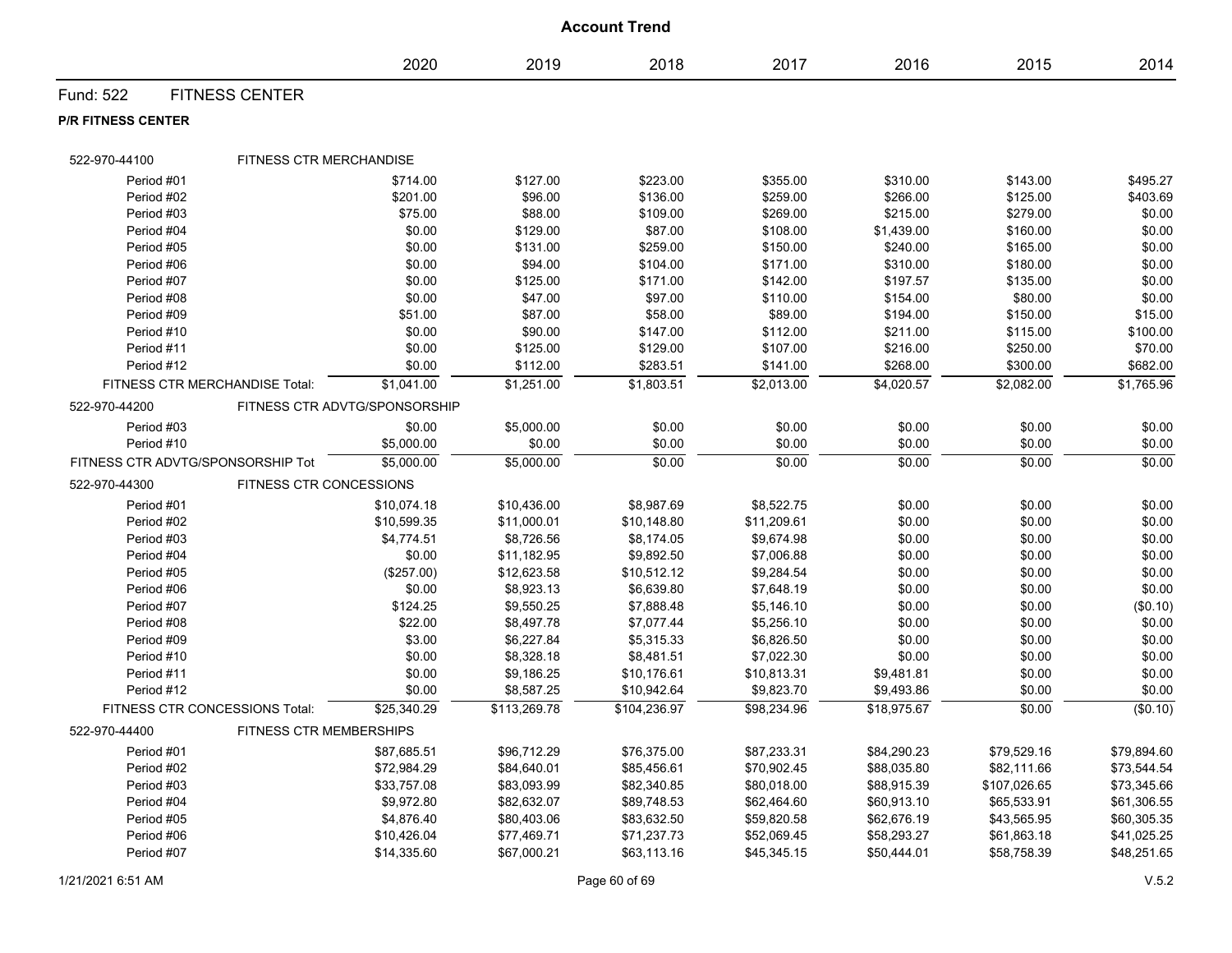# Account Trend

| | 2020 | 2019 | 2018 | 2017 | 2016 | 2015 | 2014 |
|---|---|---|---|---|---|---|---|

## Fund: 522 FITNESS CENTER

### P/R FITNESS CENTER

| | 2020 | 2019 | 2018 | 2017 | 2016 | 2015 | 2014 |
|---|---|---|---|---|---|---|---|
| **522-970-44100 FITNESS CTR MERCHANDISE** | | | | | | | |
| Period #01 | $714.00 | $127.00 | $223.00 | $355.00 | $310.00 | $143.00 | $495.27 |
| Period #02 | $201.00 | $96.00 | $136.00 | $259.00 | $266.00 | $125.00 | $403.69 |
| Period #03 | $75.00 | $88.00 | $109.00 | $269.00 | $215.00 | $279.00 | $0.00 |
| Period #04 | $0.00 | $129.00 | $87.00 | $108.00 | $1,439.00 | $160.00 | $0.00 |
| Period #05 | $0.00 | $131.00 | $259.00 | $150.00 | $240.00 | $165.00 | $0.00 |
| Period #06 | $0.00 | $94.00 | $104.00 | $171.00 | $310.00 | $180.00 | $0.00 |
| Period #07 | $0.00 | $125.00 | $171.00 | $142.00 | $197.57 | $135.00 | $0.00 |
| Period #08 | $0.00 | $47.00 | $97.00 | $110.00 | $154.00 | $80.00 | $0.00 |
| Period #09 | $51.00 | $87.00 | $58.00 | $89.00 | $194.00 | $150.00 | $15.00 |
| Period #10 | $0.00 | $90.00 | $147.00 | $112.00 | $211.00 | $115.00 | $100.00 |
| Period #11 | $0.00 | $125.00 | $129.00 | $107.00 | $216.00 | $250.00 | $70.00 |
| Period #12 | $0.00 | $112.00 | $283.51 | $141.00 | $268.00 | $300.00 | $682.00 |
| FITNESS CTR MERCHANDISE Total: | $1,041.00 | $1,251.00 | $1,803.51 | $2,013.00 | $4,020.57 | $2,082.00 | $1,765.96 |
| **522-970-44200 FITNESS CTR ADVTG/SPONSORSHIP** | | | | | | | |
| Period #03 | $0.00 | $5,000.00 | $0.00 | $0.00 | $0.00 | $0.00 | $0.00 |
| Period #10 | $5,000.00 | $0.00 | $0.00 | $0.00 | $0.00 | $0.00 | $0.00 |
| FITNESS CTR ADVTG/SPONSORSHIP Tot | $5,000.00 | $5,000.00 | $0.00 | $0.00 | $0.00 | $0.00 | $0.00 |
| **522-970-44300 FITNESS CTR CONCESSIONS** | | | | | | | |
| Period #01 | $10,074.18 | $10,436.00 | $8,987.69 | $8,522.75 | $0.00 | $0.00 | $0.00 |
| Period #02 | $10,599.35 | $11,000.01 | $10,148.80 | $11,209.61 | $0.00 | $0.00 | $0.00 |
| Period #03 | $4,774.51 | $8,726.56 | $8,174.05 | $9,674.98 | $0.00 | $0.00 | $0.00 |
| Period #04 | $0.00 | $11,182.95 | $9,892.50 | $7,006.88 | $0.00 | $0.00 | $0.00 |
| Period #05 | ($257.00) | $12,623.58 | $10,512.12 | $9,284.54 | $0.00 | $0.00 | $0.00 |
| Period #06 | $0.00 | $8,923.13 | $6,639.80 | $7,648.19 | $0.00 | $0.00 | $0.00 |
| Period #07 | $124.25 | $9,550.25 | $7,888.48 | $5,146.10 | $0.00 | $0.00 | ($0.10) |
| Period #08 | $22.00 | $8,497.78 | $7,077.44 | $5,256.10 | $0.00 | $0.00 | $0.00 |
| Period #09 | $3.00 | $6,227.84 | $5,315.33 | $6,826.50 | $0.00 | $0.00 | $0.00 |
| Period #10 | $0.00 | $8,328.18 | $8,481.51 | $7,022.30 | $0.00 | $0.00 | $0.00 |
| Period #11 | $0.00 | $9,186.25 | $10,176.61 | $10,813.31 | $9,481.81 | $0.00 | $0.00 |
| Period #12 | $0.00 | $8,587.25 | $10,942.64 | $9,823.70 | $9,493.86 | $0.00 | $0.00 |
| FITNESS CTR CONCESSIONS Total: | $25,340.29 | $113,269.78 | $104,236.97 | $98,234.96 | $18,975.67 | $0.00 | ($0.10) |
| **522-970-44400 FITNESS CTR MEMBERSHIPS** | | | | | | | |
| Period #01 | $87,685.51 | $96,712.29 | $76,375.00 | $87,233.31 | $84,290.23 | $79,529.16 | $79,894.60 |
| Period #02 | $72,984.29 | $84,640.01 | $85,456.61 | $70,902.45 | $88,035.80 | $82,111.66 | $73,344.54 |
| Period #03 | $33,757.08 | $83,093.99 | $82,340.85 | $80,018.00 | $88,915.39 | $107,026.65 | $73,345.66 |
| Period #04 | $9,972.80 | $82,632.07 | $89,748.53 | $62,464.60 | $60,913.10 | $65,533.91 | $61,306.55 |
| Period #05 | $4,876.40 | $80,403.06 | $83,632.50 | $59,820.58 | $62,676.19 | $43,565.95 | $60,305.35 |
| Period #06 | $10,426.04 | $77,469.71 | $71,237.73 | $52,069.45 | $58,293.27 | $61,863.18 | $41,025.25 |
| Period #07 | $14,335.60 | $67,000.21 | $63,113.16 | $45,345.15 | $50,444.01 | $58,758.39 | $48,251.65 |

1/21/2021 6:51 AM V.5.2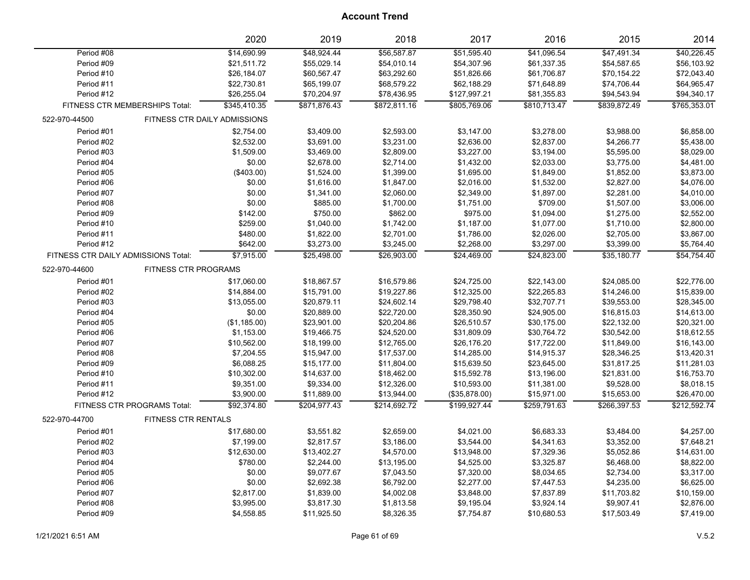## Account Trend

| | 2020 | 2019 | 2018 | 2017 | 2016 | 2015 | 2014 |
|---|---|---|---|---|---|---|---|
| Period #08 | $14,690.99 | $48,924.44 | $56,587.87 | $51,595.40 | $41,096.54 | $47,491.34 | $40,226.45 |
| Period #09 | $21,511.72 | $55,029.14 | $54,010.14 | $54,307.96 | $61,337.35 | $54,587.65 | $56,103.92 |
| Period #10 | $26,184.07 | $60,567.47 | $63,292.60 | $51,826.66 | $61,706.87 | $70,154.22 | $72,043.40 |
| Period #11 | $22,730.81 | $65,199.07 | $68,579.22 | $62,188.29 | $71,648.89 | $74,706.44 | $64,965.47 |
| Period #12 | $26,255.04 | $70,204.97 | $78,436.95 | $127,997.21 | $81,355.83 | $94,543.94 | $94,340.17 |
| FITNESS CTR MEMBERSHIPS Total: | $345,410.35 | $871,876.43 | $872,811.16 | $805,769.06 | $810,713.47 | $839,872.49 | $765,353.01 |
| **522-970-44500 FITNESS CTR DAILY ADMISSIONS** | | | | | | | |
| Period #01 | $2,754.00 | $3,409.00 | $2,593.00 | $3,147.00 | $3,278.00 | $3,988.00 | $6,858.00 |
| Period #02 | $2,532.00 | $3,691.00 | $3,231.00 | $2,636.00 | $2,837.00 | $4,266.77 | $5,438.00 |
| Period #03 | $1,509.00 | $3,469.00 | $2,809.00 | $3,227.00 | $3,194.00 | $5,595.00 | $8,029.00 |
| Period #04 | $0.00 | $2,678.00 | $2,714.00 | $1,432.00 | $2,033.00 | $3,775.00 | $4,481.00 |
| Period #05 | ($403.00) | $1,524.00 | $1,399.00 | $1,695.00 | $1,849.00 | $1,852.00 | $3,873.00 |
| Period #06 | $0.00 | $1,616.00 | $1,847.00 | $2,016.00 | $1,532.00 | $2,827.00 | $4,076.00 |
| Period #07 | $0.00 | $1,341.00 | $2,060.00 | $2,349.00 | $1,897.00 | $2,281.00 | $4,010.00 |
| Period #08 | $0.00 | $885.00 | $1,700.00 | $1,751.00 | $709.00 | $1,507.00 | $3,006.00 |
| Period #09 | $142.00 | $750.00 | $862.00 | $975.00 | $1,094.00 | $1,275.00 | $2,552.00 |
| Period #10 | $259.00 | $1,040.00 | $1,742.00 | $1,187.00 | $1,077.00 | $1,710.00 | $2,800.00 |
| Period #11 | $480.00 | $1,822.00 | $2,701.00 | $1,786.00 | $2,026.00 | $2,705.00 | $3,867.00 |
| Period #12 | $642.00 | $3,273.00 | $3,245.00 | $2,268.00 | $3,297.00 | $3,399.00 | $5,764.40 |
| FITNESS CTR DAILY ADMISSIONS Total: | $7,915.00 | $25,498.00 | $26,903.00 | $24,469.00 | $24,823.00 | $35,180.77 | $54,754.40 |
| **522-970-44600 FITNESS CTR PROGRAMS** | | | | | | | |
| Period #01 | $17,060.00 | $18,867.57 | $16,579.86 | $24,725.00 | $22,143.00 | $24,085.00 | $22,776.00 |
| Period #02 | $14,884.00 | $15,791.00 | $19,227.86 | $12,325.00 | $22,265.83 | $14,246.00 | $15,839.00 |
| Period #03 | $13,055.00 | $20,879.11 | $24,602.14 | $29,798.40 | $32,707.71 | $39,553.00 | $28,345.00 |
| Period #04 | $0.00 | $20,889.00 | $22,720.00 | $28,350.90 | $24,905.00 | $16,815.03 | $14,613.00 |
| Period #05 | ($1,185.00) | $23,901.00 | $20,204.86 | $26,510.57 | $30,175.00 | $22,132.00 | $20,321.00 |
| Period #06 | $1,153.00 | $19,466.75 | $24,520.00 | $31,809.09 | $30,764.72 | $30,542.00 | $18,612.55 |
| Period #07 | $10,562.00 | $18,199.00 | $12,765.00 | $26,176.20 | $17,722.00 | $11,849.00 | $16,143.00 |
| Period #08 | $7,204.55 | $15,947.00 | $17,537.00 | $14,285.00 | $14,915.37 | $28,346.25 | $13,420.31 |
| Period #09 | $6,088.25 | $15,177.00 | $11,804.00 | $15,639.50 | $23,645.00 | $31,817.25 | $11,281.03 |
| Period #10 | $10,302.00 | $14,637.00 | $18,462.00 | $15,592.78 | $13,196.00 | $21,831.00 | $16,753.70 |
| Period #11 | $9,351.00 | $9,334.00 | $12,326.00 | $10,593.00 | $11,381.00 | $9,528.00 | $8,018.15 |
| Period #12 | $3,900.00 | $11,889.00 | $13,944.00 | ($35,878.00) | $15,971.00 | $15,653.00 | $26,470.00 |
| FITNESS CTR PROGRAMS Total: | $92,374.80 | $204,977.43 | $214,692.72 | $199,927.44 | $259,791.63 | $266,397.53 | $212,592.74 |
| **522-970-44700 FITNESS CTR RENTALS** | | | | | | | |
| Period #01 | $17,680.00 | $3,551.82 | $2,659.00 | $4,021.00 | $6,683.33 | $3,484.00 | $4,257.00 |
| Period #02 | $7,199.00 | $2,817.57 | $3,186.00 | $3,544.00 | $4,341.63 | $3,352.00 | $7,648.21 |
| Period #03 | $12,630.00 | $13,402.27 | $4,570.00 | $13,948.00 | $7,329.36 | $5,052.86 | $14,631.00 |
| Period #04 | $780.00 | $2,244.00 | $13,195.00 | $4,525.00 | $3,325.87 | $6,468.00 | $8,822.00 |
| Period #05 | $0.00 | $9,077.67 | $7,043.50 | $7,320.00 | $8,034.65 | $2,734.00 | $3,317.00 |
| Period #06 | $0.00 | $2,692.38 | $6,792.00 | $2,277.00 | $7,447.53 | $4,235.00 | $6,625.00 |
| Period #07 | $2,817.00 | $1,839.00 | $4,002.08 | $3,848.00 | $7,837.89 | $11,703.82 | $10,159.00 |
| Period #08 | $3,995.00 | $3,817.30 | $1,813.58 | $9,195.04 | $3,924.14 | $9,907.41 | $2,876.00 |
| Period #09 | $4,558.85 | $11,925.50 | $8,326.35 | $7,754.87 | $10,680.53 | $17,503.49 | $7,419.00 |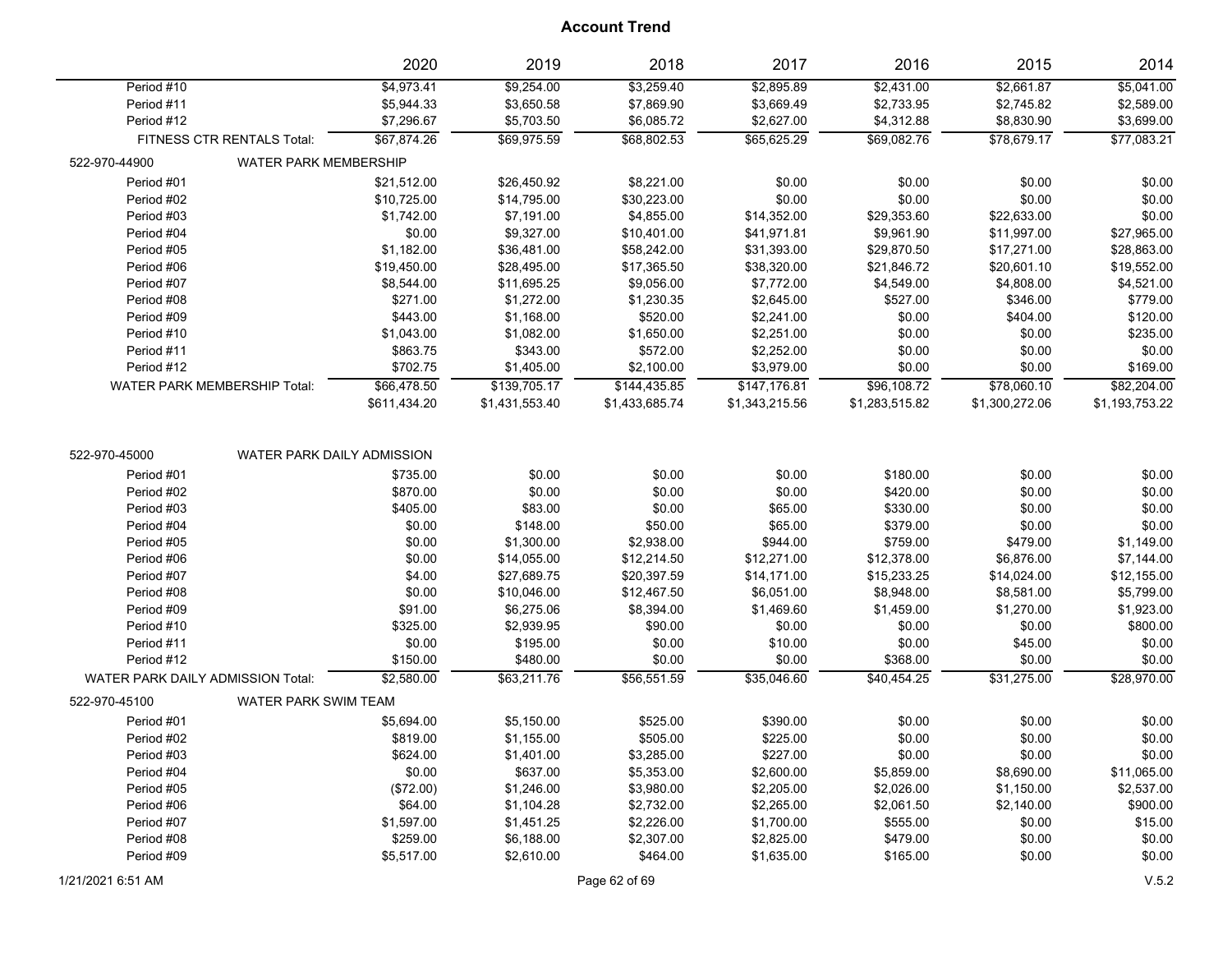# Account Trend

| | 2020 | 2019 | 2018 | 2017 | 2016 | 2015 | 2014 |
|---|---|---|---|---|---|---|---|
| Period #10 | $4,973.41 | $9,254.00 | $3,259.40 | $2,895.89 | $2,431.00 | $2,661.87 | $5,041.00 |
| Period #11 | $5,944.33 | $3,650.58 | $7,869.90 | $3,669.49 | $2,733.95 | $2,745.82 | $2,589.00 |
| Period #12 | $7,296.67 | $5,703.50 | $6,085.72 | $2,627.00 | $4,312.88 | $8,830.90 | $3,699.00 |
| FITNESS CTR RENTALS Total: | $67,874.26 | $69,975.59 | $68,802.53 | $65,625.29 | $69,082.76 | $78,679.17 | $77,083.21 |
| **522-970-44900 WATER PARK MEMBERSHIP** | | | | | | | |
| Period #01 | $21,512.00 | $26,450.92 | $8,221.00 | $0.00 | $0.00 | $0.00 | $0.00 |
| Period #02 | $10,725.00 | $14,795.00 | $30,223.00 | $0.00 | $0.00 | $0.00 | $0.00 |
| Period #03 | $1,742.00 | $7,191.00 | $4,855.00 | $14,352.00 | $29,353.60 | $22,633.00 | $0.00 |
| Period #04 | $0.00 | $9,327.00 | $10,401.00 | $41,971.81 | $9,961.90 | $11,997.00 | $27,965.00 |
| Period #05 | $1,182.00 | $36,481.00 | $58,242.00 | $31,393.00 | $29,870.50 | $17,271.00 | $28,863.00 |
| Period #06 | $19,450.00 | $28,495.00 | $17,365.50 | $38,320.00 | $21,846.72 | $20,601.10 | $19,552.00 |
| Period #07 | $8,544.00 | $11,695.25 | $9,056.00 | $7,772.00 | $4,549.00 | $4,808.00 | $4,521.00 |
| Period #08 | $271.00 | $1,272.00 | $1,230.35 | $2,645.00 | $527.00 | $346.00 | $779.00 |
| Period #09 | $443.00 | $1,168.00 | $520.00 | $2,241.00 | $0.00 | $404.00 | $120.00 |
| Period #10 | $1,043.00 | $1,082.00 | $1,650.00 | $2,251.00 | $0.00 | $0.00 | $235.00 |
| Period #11 | $863.75 | $343.00 | $572.00 | $2,252.00 | $0.00 | $0.00 | $0.00 |
| Period #12 | $702.75 | $1,405.00 | $2,100.00 | $3,979.00 | $0.00 | $0.00 | $169.00 |
| WATER PARK MEMBERSHIP Total: | $66,478.50 | $139,705.17 | $144,435.85 | $147,176.81 | $96,108.72 | $78,060.10 | $82,204.00 |
| | $611,434.20 | $1,431,553.40 | $1,433,685.74 | $1,343,215.56 | $1,283,515.82 | $1,300,272.06 | $1,193,753.22 |
| **522-970-45000 WATER PARK DAILY ADMISSION** | | | | | | | |
| Period #01 | $735.00 | $0.00 | $0.00 | $0.00 | $180.00 | $0.00 | $0.00 |
| Period #02 | $870.00 | $0.00 | $0.00 | $0.00 | $420.00 | $0.00 | $0.00 |
| Period #03 | $405.00 | $83.00 | $0.00 | $65.00 | $330.00 | $0.00 | $0.00 |
| Period #04 | $0.00 | $148.00 | $50.00 | $65.00 | $379.00 | $0.00 | $0.00 |
| Period #05 | $0.00 | $1,300.00 | $2,938.00 | $944.00 | $759.00 | $479.00 | $1,149.00 |
| Period #06 | $0.00 | $14,055.00 | $12,214.50 | $12,271.00 | $12,378.00 | $6,876.00 | $7,144.00 |
| Period #07 | $4.00 | $27,689.75 | $20,397.59 | $14,171.00 | $15,233.25 | $14,024.00 | $12,155.00 |
| Period #08 | $0.00 | $10,046.00 | $12,467.50 | $6,051.00 | $8,948.00 | $8,581.00 | $5,799.00 |
| Period #09 | $91.00 | $6,275.06 | $8,394.00 | $1,469.60 | $1,459.00 | $1,270.00 | $1,923.00 |
| Period #10 | $325.00 | $2,939.95 | $90.00 | $0.00 | $0.00 | $0.00 | $800.00 |
| Period #11 | $0.00 | $195.00 | $0.00 | $10.00 | $0.00 | $45.00 | $0.00 |
| Period #12 | $150.00 | $480.00 | $0.00 | $0.00 | $368.00 | $0.00 | $0.00 |
| WATER PARK DAILY ADMISSION Total: | $2,580.00 | $63,211.76 | $56,551.59 | $35,046.60 | $40,454.25 | $31,275.00 | $28,970.00 |
| **522-970-45100 WATER PARK SWIM TEAM** | | | | | | | |
| Period #01 | $5,694.00 | $5,150.00 | $525.00 | $390.00 | $0.00 | $0.00 | $0.00 |
| Period #02 | $819.00 | $1,155.00 | $505.00 | $225.00 | $0.00 | $0.00 | $0.00 |
| Period #03 | $624.00 | $1,401.00 | $3,285.00 | $227.00 | $0.00 | $0.00 | $0.00 |
| Period #04 | $0.00 | $637.00 | $5,353.00 | $2,600.00 | $5,859.00 | $8,690.00 | $11,065.00 |
| Period #05 | ($72.00) | $1,246.00 | $3,980.00 | $2,205.00 | $2,026.00 | $1,150.00 | $2,537.00 |
| Period #06 | $64.00 | $1,104.28 | $2,732.00 | $2,265.00 | $2,061.50 | $2,140.00 | $900.00 |
| Period #07 | $1,597.00 | $1,451.25 | $2,226.00 | $1,700.00 | $555.00 | $0.00 | $15.00 |
| Period #08 | $259.00 | $6,188.00 | $2,307.00 | $2,825.00 | $479.00 | $0.00 | $0.00 |
| Period #09 | $5,517.00 | $2,610.00 | $464.00 | $1,635.00 | $165.00 | $0.00 | $0.00 |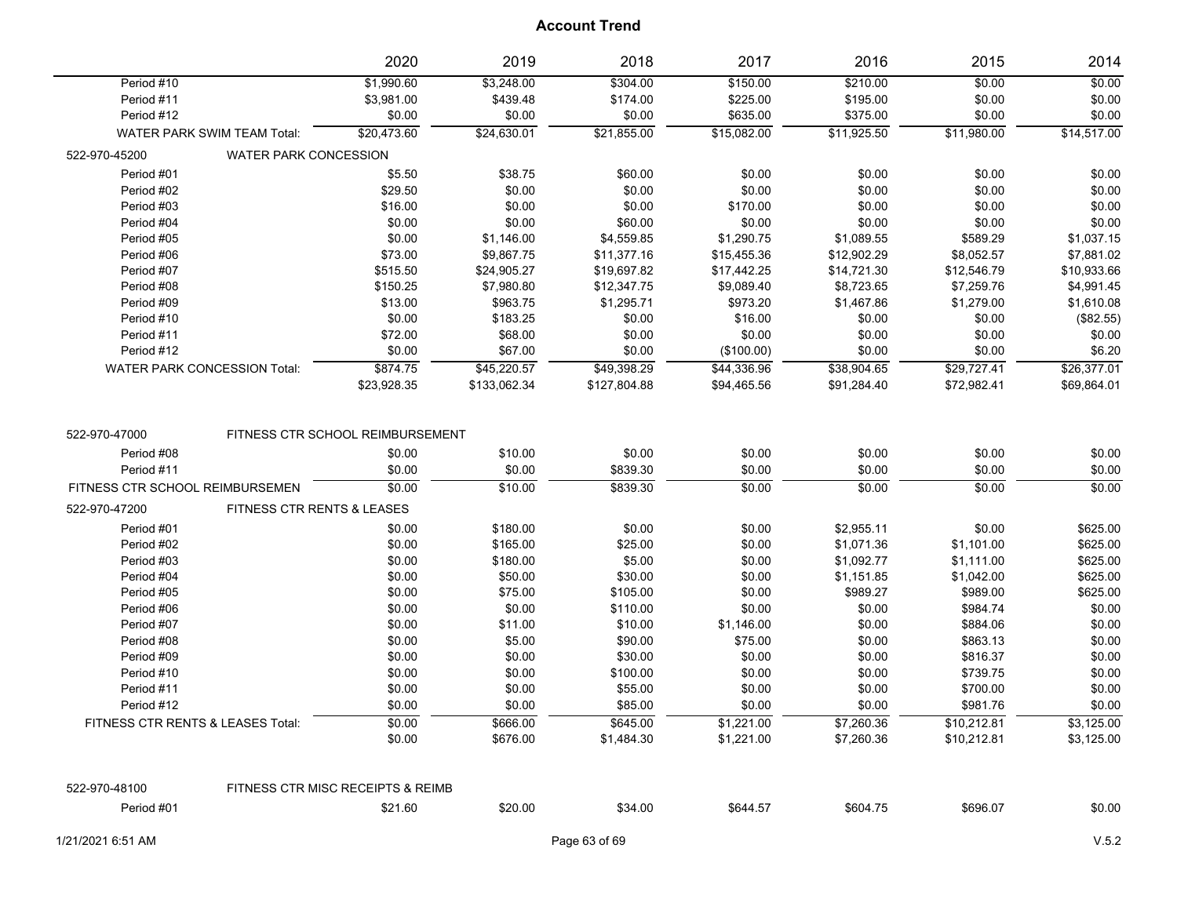# Account Trend

| | 2020 | 2019 | 2018 | 2017 | 2016 | 2015 | 2014 |
|---|---|---|---|---|---|---|---|
| Period #10 | $1,990.60 | $3,248.00 | $304.00 | $150.00 | $210.00 | $0.00 | $0.00 |
| Period #11 | $3,981.00 | $439.48 | $174.00 | $225.00 | $195.00 | $0.00 | $0.00 |
| Period #12 | $0.00 | $0.00 | $0.00 | $635.00 | $375.00 | $0.00 | $0.00 |
| WATER PARK SWIM TEAM Total: | $20,473.60 | $24,630.01 | $21,855.00 | $15,082.00 | $11,925.50 | $11,980.00 | $14,517.00 |
| 522-970-45200 WATER PARK CONCESSION | | | | | | | |
| Period #01 | $5.50 | $38.75 | $60.00 | $0.00 | $0.00 | $0.00 | $0.00 |
| Period #02 | $29.50 | $0.00 | $0.00 | $0.00 | $0.00 | $0.00 | $0.00 |
| Period #03 | $16.00 | $0.00 | $0.00 | $170.00 | $0.00 | $0.00 | $0.00 |
| Period #04 | $0.00 | $0.00 | $60.00 | $0.00 | $0.00 | $0.00 | $0.00 |
| Period #05 | $0.00 | $1,146.00 | $4,559.85 | $1,290.75 | $1,089.55 | $589.29 | $1,037.15 |
| Period #06 | $73.00 | $9,867.75 | $11,377.16 | $15,455.36 | $12,902.29 | $8,052.57 | $7,881.02 |
| Period #07 | $515.50 | $24,905.27 | $19,697.82 | $17,442.25 | $14,721.30 | $12,546.79 | $10,933.66 |
| Period #08 | $150.25 | $7,980.80 | $12,347.75 | $9,089.40 | $8,723.65 | $7,259.76 | $4,991.45 |
| Period #09 | $13.00 | $963.75 | $1,295.71 | $973.20 | $1,467.86 | $1,279.00 | $1,610.08 |
| Period #10 | $0.00 | $183.25 | $0.00 | $16.00 | $0.00 | $0.00 | ($82.55) |
| Period #11 | $72.00 | $68.00 | $0.00 | $0.00 | $0.00 | $0.00 | $0.00 |
| Period #12 | $0.00 | $67.00 | $0.00 | ($100.00) | $0.00 | $0.00 | $6.20 |
| WATER PARK CONCESSION Total: | $874.75 | $45,220.57 | $49,398.29 | $44,336.96 | $38,904.65 | $29,727.41 | $26,377.01 |
| | $23,928.35 | $133,062.34 | $127,804.88 | $94,465.56 | $91,284.40 | $72,982.41 | $69,864.01 |
| 522-970-47000 FITNESS CTR SCHOOL REIMBURSEMENT | | | | | | | |
| Period #08 | $0.00 | $10.00 | $0.00 | $0.00 | $0.00 | $0.00 | $0.00 |
| Period #11 | $0.00 | $0.00 | $839.30 | $0.00 | $0.00 | $0.00 | $0.00 |
| FITNESS CTR SCHOOL REIMBURSEMEN | $0.00 | $10.00 | $839.30 | $0.00 | $0.00 | $0.00 | $0.00 |
| 522-970-47200 FITNESS CTR RENTS & LEASES | | | | | | | |
| Period #01 | $0.00 | $180.00 | $0.00 | $0.00 | $2,955.11 | $0.00 | $625.00 |
| Period #02 | $0.00 | $165.00 | $25.00 | $0.00 | $1,071.36 | $1,101.00 | $625.00 |
| Period #03 | $0.00 | $180.00 | $5.00 | $0.00 | $1,092.77 | $1,111.00 | $625.00 |
| Period #04 | $0.00 | $50.00 | $30.00 | $0.00 | $1,151.85 | $1,042.00 | $625.00 |
| Period #05 | $0.00 | $75.00 | $105.00 | $0.00 | $989.27 | $989.00 | $625.00 |
| Period #06 | $0.00 | $0.00 | $110.00 | $0.00 | $0.00 | $984.74 | $0.00 |
| Period #07 | $0.00 | $11.00 | $10.00 | $1,146.00 | $0.00 | $884.06 | $0.00 |
| Period #08 | $0.00 | $5.00 | $90.00 | $75.00 | $0.00 | $863.13 | $0.00 |
| Period #09 | $0.00 | $0.00 | $30.00 | $0.00 | $0.00 | $816.37 | $0.00 |
| Period #10 | $0.00 | $0.00 | $100.00 | $0.00 | $0.00 | $739.75 | $0.00 |
| Period #11 | $0.00 | $0.00 | $55.00 | $0.00 | $0.00 | $700.00 | $0.00 |
| Period #12 | $0.00 | $0.00 | $85.00 | $0.00 | $0.00 | $981.76 | $0.00 |
| FITNESS CTR RENTS & LEASES Total: | $0.00 | $666.00 | $645.00 | $1,221.00 | $7,260.36 | $10,212.81 | $3,125.00 |
| | $0.00 | $676.00 | $1,484.30 | $1,221.00 | $7,260.36 | $10,212.81 | $3,125.00 |
| 522-970-48100 FITNESS CTR MISC RECEIPTS & REIMB | | | | | | | |
| Period #01 | $21.60 | $20.00 | $34.00 | $644.57 | $604.75 | $696.07 | $0.00 |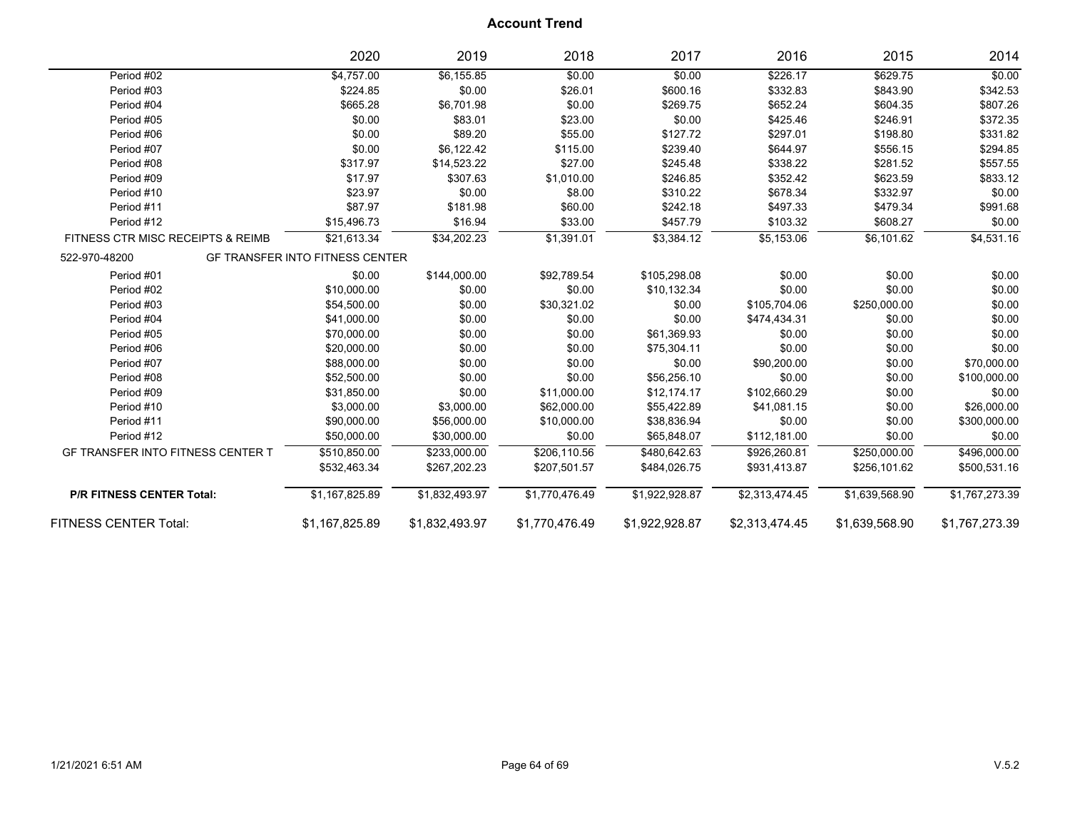# Account Trend

| | 2020 | 2019 | 2018 | 2017 | 2016 | 2015 | 2014 |
|---|---|---|---|---|---|---|---|
| Period #02 | $4,757.00 | $6,155.85 | $0.00 | $0.00 | $226.17 | $629.75 | $0.00 |
| Period #03 | $224.85 | $0.00 | $26.01 | $600.16 | $332.83 | $843.90 | $342.53 |
| Period #04 | $665.28 | $6,701.98 | $0.00 | $269.75 | $652.24 | $604.35 | $807.26 |
| Period #05 | $0.00 | $83.01 | $23.00 | $0.00 | $425.46 | $246.91 | $372.35 |
| Period #06 | $0.00 | $89.20 | $55.00 | $127.72 | $297.01 | $198.80 | $331.82 |
| Period #07 | $0.00 | $6,122.42 | $115.00 | $239.40 | $644.97 | $556.15 | $294.85 |
| Period #08 | $317.97 | $14,523.22 | $27.00 | $245.48 | $338.22 | $281.52 | $557.55 |
| Period #09 | $17.97 | $307.63 | $1,010.00 | $246.85 | $352.42 | $623.59 | $833.12 |
| Period #10 | $23.97 | $0.00 | $8.00 | $310.22 | $678.34 | $332.97 | $0.00 |
| Period #11 | $87.97 | $181.98 | $60.00 | $242.18 | $497.33 | $479.34 | $991.68 |
| Period #12 | $15,496.73 | $16.94 | $33.00 | $457.79 | $103.32 | $608.27 | $0.00 |
| FITNESS CTR MISC RECEIPTS & REIMB | $21,613.34 | $34,202.23 | $1,391.01 | $3,384.12 | $5,153.06 | $6,101.62 | $4,531.16 |
| 522-970-48200 GF TRANSFER INTO FITNESS CENTER | | | | | | | |
| Period #01 | $0.00 | $144,000.00 | $92,789.54 | $105,298.08 | $0.00 | $0.00 | $0.00 |
| Period #02 | $10,000.00 | $0.00 | $0.00 | $10,132.34 | $0.00 | $0.00 | $0.00 |
| Period #03 | $54,500.00 | $0.00 | $30,321.02 | $0.00 | $105,704.06 | $250,000.00 | $0.00 |
| Period #04 | $41,000.00 | $0.00 | $0.00 | $0.00 | $474,434.31 | $0.00 | $0.00 |
| Period #05 | $70,000.00 | $0.00 | $0.00 | $61,369.93 | $0.00 | $0.00 | $0.00 |
| Period #06 | $20,000.00 | $0.00 | $0.00 | $75,304.11 | $0.00 | $0.00 | $0.00 |
| Period #07 | $88,000.00 | $0.00 | $0.00 | $0.00 | $90,200.00 | $0.00 | $70,000.00 |
| Period #08 | $52,500.00 | $0.00 | $0.00 | $56,256.10 | $0.00 | $0.00 | $100,000.00 |
| Period #09 | $31,850.00 | $0.00 | $11,000.00 | $12,174.17 | $102,660.29 | $0.00 | $0.00 |
| Period #10 | $3,000.00 | $3,000.00 | $62,000.00 | $55,422.89 | $41,081.15 | $0.00 | $26,000.00 |
| Period #11 | $90,000.00 | $56,000.00 | $10,000.00 | $38,836.94 | $0.00 | $0.00 | $300,000.00 |
| Period #12 | $50,000.00 | $30,000.00 | $0.00 | $65,848.07 | $112,181.00 | $0.00 | $0.00 |
| GF TRANSFER INTO FITNESS CENTER T | $510,850.00 | $233,000.00 | $206,110.56 | $480,642.63 | $926,260.81 | $250,000.00 | $496,000.00 |
| | $532,463.34 | $267,202.23 | $207,501.57 | $484,026.75 | $931,413.87 | $256,101.62 | $500,531.16 |
| **P/R FITNESS CENTER Total:** | $1,167,825.89 | $1,832,493.97 | $1,770,476.49 | $1,922,928.87 | $2,313,474.45 | $1,639,568.90 | $1,767,273.39 |
| FITNESS CENTER Total: | $1,167,825.89 | $1,832,493.97 | $1,770,476.49 | $1,922,928.87 | $2,313,474.45 | $1,639,568.90 | $1,767,273.39 |

1/21/2021 6:51 AM V.5.2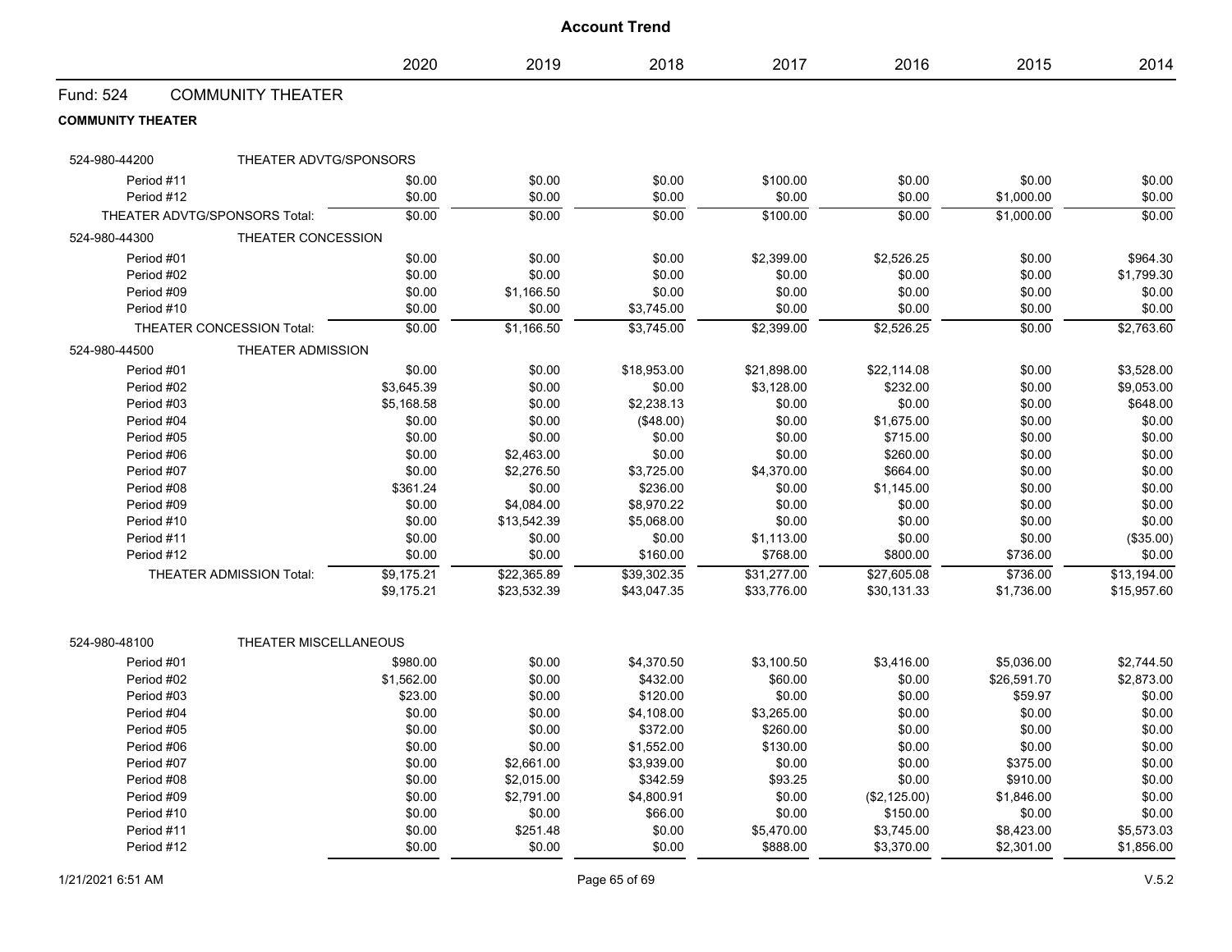# Account Trend

| | 2020 | 2019 | 2018 | 2017 | 2016 | 2015 | 2014 |
|---|---|---|---|---|---|---|---|

## Fund: 524 COMMUNITY THEATER

**COMMUNITY THEATER**

| | 2020 | 2019 | 2018 | 2017 | 2016 | 2015 | 2014 |
|---|---|---|---|---|---|---|---|
| **524-980-44200 THEATER ADVTG/SPONSORS** | | | | | | | |
| Period #11 | $0.00 | $0.00 | $0.00 | $100.00 | $0.00 | $0.00 | $0.00 |
| Period #12 | $0.00 | $0.00 | $0.00 | $0.00 | $0.00 | $1,000.00 | $0.00 |
| THEATER ADVTG/SPONSORS Total: | $0.00 | $0.00 | $0.00 | $100.00 | $0.00 | $1,000.00 | $0.00 |
| **524-980-44300 THEATER CONCESSION** | | | | | | | |
| Period #01 | $0.00 | $0.00 | $0.00 | $2,399.00 | $2,526.25 | $0.00 | $964.30 |
| Period #02 | $0.00 | $0.00 | $0.00 | $0.00 | $0.00 | $0.00 | $1,799.30 |
| Period #09 | $0.00 | $1,166.50 | $0.00 | $0.00 | $0.00 | $0.00 | $0.00 |
| Period #10 | $0.00 | $0.00 | $3,745.00 | $0.00 | $0.00 | $0.00 | $0.00 |
| THEATER CONCESSION Total: | $0.00 | $1,166.50 | $3,745.00 | $2,399.00 | $2,526.25 | $0.00 | $2,763.60 |
| **524-980-44500 THEATER ADMISSION** | | | | | | | |
| Period #01 | $0.00 | $0.00 | $18,953.00 | $21,898.00 | $22,114.08 | $0.00 | $3,528.00 |
| Period #02 | $3,645.39 | $0.00 | $0.00 | $3,128.00 | $232.00 | $0.00 | $9,053.00 |
| Period #03 | $5,168.58 | $0.00 | $2,238.13 | $0.00 | $0.00 | $0.00 | $648.00 |
| Period #04 | $0.00 | $0.00 | ($48.00) | $0.00 | $1,675.00 | $0.00 | $0.00 |
| Period #05 | $0.00 | $0.00 | $0.00 | $0.00 | $715.00 | $0.00 | $0.00 |
| Period #06 | $0.00 | $2,463.00 | $0.00 | $0.00 | $260.00 | $0.00 | $0.00 |
| Period #07 | $0.00 | $2,276.50 | $3,725.00 | $4,370.00 | $664.00 | $0.00 | $0.00 |
| Period #08 | $361.24 | $0.00 | $236.00 | $0.00 | $1,145.00 | $0.00 | $0.00 |
| Period #09 | $0.00 | $4,084.00 | $8,970.22 | $0.00 | $0.00 | $0.00 | $0.00 |
| Period #10 | $0.00 | $13,542.39 | $5,068.00 | $0.00 | $0.00 | $0.00 | $0.00 |
| Period #11 | $0.00 | $0.00 | $0.00 | $1,113.00 | $0.00 | $0.00 | ($35.00) |
| Period #12 | $0.00 | $0.00 | $160.00 | $768.00 | $800.00 | $736.00 | $0.00 |
| THEATER ADMISSION Total: | $9,175.21 | $22,365.89 | $39,302.35 | $31,277.00 | $27,605.08 | $736.00 | $13,194.00 |
| | $9,175.21 | $23,532.39 | $43,047.35 | $33,776.00 | $30,131.33 | $1,736.00 | $15,957.60 |
| **524-980-48100 THEATER MISCELLANEOUS** | | | | | | | |
| Period #01 | $980.00 | $0.00 | $4,370.50 | $3,100.50 | $3,416.00 | $5,036.00 | $2,744.50 |
| Period #02 | $1,562.00 | $0.00 | $432.00 | $60.00 | $0.00 | $26,591.70 | $2,873.00 |
| Period #03 | $23.00 | $0.00 | $120.00 | $0.00 | $0.00 | $59.97 | $0.00 |
| Period #04 | $0.00 | $0.00 | $4,108.00 | $3,265.00 | $0.00 | $0.00 | $0.00 |
| Period #05 | $0.00 | $0.00 | $372.00 | $260.00 | $0.00 | $0.00 | $0.00 |
| Period #06 | $0.00 | $0.00 | $1,552.00 | $130.00 | $0.00 | $0.00 | $0.00 |
| Period #07 | $0.00 | $2,661.00 | $3,939.00 | $0.00 | $0.00 | $375.00 | $0.00 |
| Period #08 | $0.00 | $2,015.00 | $342.59 | $93.25 | $0.00 | $910.00 | $0.00 |
| Period #09 | $0.00 | $2,791.00 | $4,800.91 | $0.00 | ($2,125.00) | $1,846.00 | $0.00 |
| Period #10 | $0.00 | $0.00 | $66.00 | $0.00 | $150.00 | $0.00 | $0.00 |
| Period #11 | $0.00 | $251.48 | $0.00 | $5,470.00 | $3,745.00 | $8,423.00 | $5,573.03 |
| Period #12 | $0.00 | $0.00 | $0.00 | $888.00 | $3,370.00 | $2,301.00 | $1,856.00 |

1/21/2021 6:51 AM V.5.2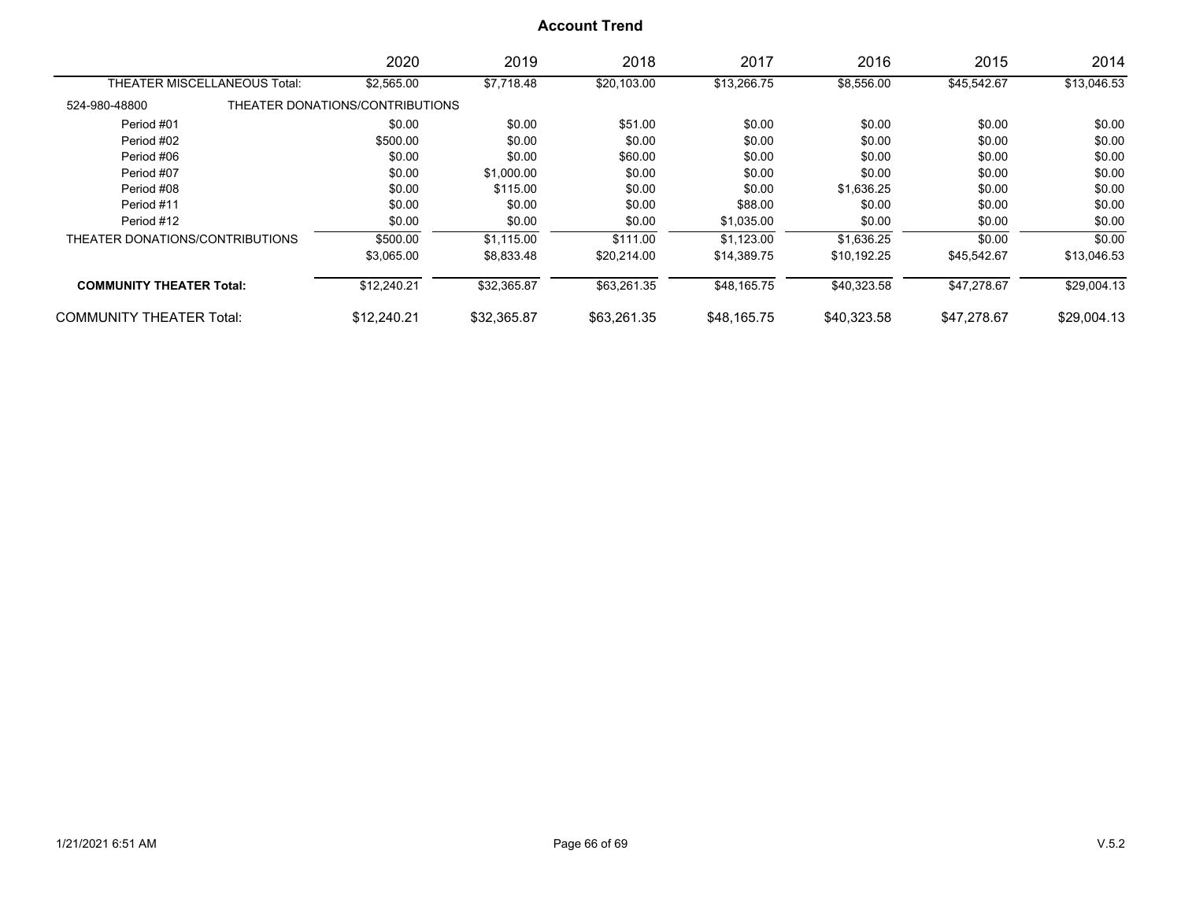## Account Trend

| | 2020 | 2019 | 2018 | 2017 | 2016 | 2015 | 2014 |
|---|---|---|---|---|---|---|---|
| THEATER MISCELLANEOUS Total: | $2,565.00 | $7,718.48 | $20,103.00 | $13,266.75 | $8,556.00 | $45,542.67 | $13,046.53 |
| 524-980-48800 THEATER DONATIONS/CONTRIBUTIONS | | | | | | | |
| Period #01 | $0.00 | $0.00 | $51.00 | $0.00 | $0.00 | $0.00 | $0.00 |
| Period #02 | $500.00 | $0.00 | $0.00 | $0.00 | $0.00 | $0.00 | $0.00 |
| Period #06 | $0.00 | $0.00 | $60.00 | $0.00 | $0.00 | $0.00 | $0.00 |
| Period #07 | $0.00 | $1,000.00 | $0.00 | $0.00 | $0.00 | $0.00 | $0.00 |
| Period #08 | $0.00 | $115.00 | $0.00 | $0.00 | $1,636.25 | $0.00 | $0.00 |
| Period #11 | $0.00 | $0.00 | $0.00 | $88.00 | $0.00 | $0.00 | $0.00 |
| Period #12 | $0.00 | $0.00 | $0.00 | $1,035.00 | $0.00 | $0.00 | $0.00 |
| THEATER DONATIONS/CONTRIBUTIONS | $500.00 | $1,115.00 | $111.00 | $1,123.00 | $1,636.25 | $0.00 | $0.00 |
| | $3,065.00 | $8,833.48 | $20,214.00 | $14,389.75 | $10,192.25 | $45,542.67 | $13,046.53 |
| **COMMUNITY THEATER Total:** | $12,240.21 | $32,365.87 | $63,261.35 | $48,165.75 | $40,323.58 | $47,278.67 | $29,004.13 |
| COMMUNITY THEATER Total: | $12,240.21 | $32,365.87 | $63,261.35 | $48,165.75 | $40,323.58 | $47,278.67 | $29,004.13 |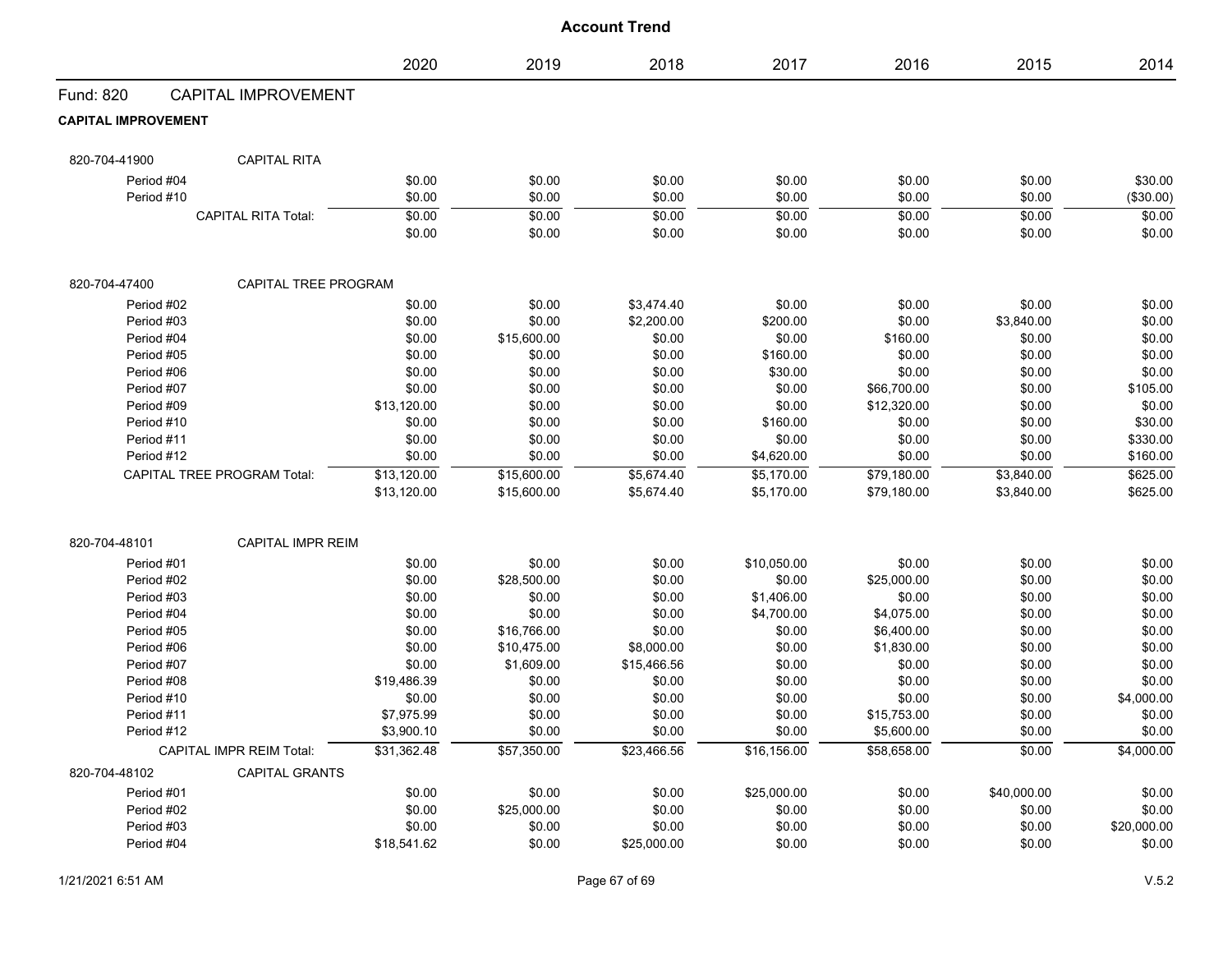# Account Trend

| | 2020 | 2019 | 2018 | 2017 | 2016 | 2015 | 2014 |
|---|---|---|---|---|---|---|---|

## Fund: 820 CAPITAL IMPROVEMENT

### CAPITAL IMPROVEMENT

**820-704-41900 CAPITAL RITA**

| | 2020 | 2019 | 2018 | 2017 | 2016 | 2015 | 2014 |
|---|---|---|---|---|---|---|---|
| Period #04 | $0.00 | $0.00 | $0.00 | $0.00 | $0.00 | $0.00 | $30.00 |
| Period #10 | $0.00 | $0.00 | $0.00 | $0.00 | $0.00 | $0.00 | ($30.00) |
| CAPITAL RITA Total: | $0.00 | $0.00 | $0.00 | $0.00 | $0.00 | $0.00 | $0.00 |
| | $0.00 | $0.00 | $0.00 | $0.00 | $0.00 | $0.00 | $0.00 |

**820-704-47400 CAPITAL TREE PROGRAM**

| | 2020 | 2019 | 2018 | 2017 | 2016 | 2015 | 2014 |
|---|---|---|---|---|---|---|---|
| Period #02 | $0.00 | $0.00 | $3,474.40 | $0.00 | $0.00 | $0.00 | $0.00 |
| Period #03 | $0.00 | $0.00 | $2,200.00 | $200.00 | $0.00 | $3,840.00 | $0.00 |
| Period #04 | $0.00 | $15,600.00 | $0.00 | $0.00 | $160.00 | $0.00 | $0.00 |
| Period #05 | $0.00 | $0.00 | $0.00 | $160.00 | $0.00 | $0.00 | $0.00 |
| Period #06 | $0.00 | $0.00 | $0.00 | $30.00 | $0.00 | $0.00 | $0.00 |
| Period #07 | $0.00 | $0.00 | $0.00 | $0.00 | $66,700.00 | $0.00 | $105.00 |
| Period #09 | $13,120.00 | $0.00 | $0.00 | $0.00 | $12,320.00 | $0.00 | $0.00 |
| Period #10 | $0.00 | $0.00 | $0.00 | $160.00 | $0.00 | $0.00 | $30.00 |
| Period #11 | $0.00 | $0.00 | $0.00 | $0.00 | $0.00 | $0.00 | $330.00 |
| Period #12 | $0.00 | $0.00 | $0.00 | $4,620.00 | $0.00 | $0.00 | $160.00 |
| CAPITAL TREE PROGRAM Total: | $13,120.00 | $15,600.00 | $5,674.40 | $5,170.00 | $79,180.00 | $3,840.00 | $625.00 |
| | $13,120.00 | $15,600.00 | $5,674.40 | $5,170.00 | $79,180.00 | $3,840.00 | $625.00 |

**820-704-48101 CAPITAL IMPR REIM**

| | 2020 | 2019 | 2018 | 2017 | 2016 | 2015 | 2014 |
|---|---|---|---|---|---|---|---|
| Period #01 | $0.00 | $0.00 | $0.00 | $10,050.00 | $0.00 | $0.00 | $0.00 |
| Period #02 | $0.00 | $28,500.00 | $0.00 | $0.00 | $25,000.00 | $0.00 | $0.00 |
| Period #03 | $0.00 | $0.00 | $0.00 | $1,406.00 | $0.00 | $0.00 | $0.00 |
| Period #04 | $0.00 | $0.00 | $0.00 | $4,700.00 | $4,075.00 | $0.00 | $0.00 |
| Period #05 | $0.00 | $16,766.00 | $0.00 | $0.00 | $6,400.00 | $0.00 | $0.00 |
| Period #06 | $0.00 | $10,475.00 | $8,000.00 | $0.00 | $1,830.00 | $0.00 | $0.00 |
| Period #07 | $0.00 | $1,609.00 | $15,466.56 | $0.00 | $0.00 | $0.00 | $0.00 |
| Period #08 | $19,486.39 | $0.00 | $0.00 | $0.00 | $0.00 | $0.00 | $0.00 |
| Period #10 | $0.00 | $0.00 | $0.00 | $0.00 | $0.00 | $0.00 | $4,000.00 |
| Period #11 | $7,975.99 | $0.00 | $0.00 | $0.00 | $15,753.00 | $0.00 | $0.00 |
| Period #12 | $3,900.10 | $0.00 | $0.00 | $0.00 | $5,600.00 | $0.00 | $0.00 |
| CAPITAL IMPR REIM Total: | $31,362.48 | $57,350.00 | $23,466.56 | $16,156.00 | $58,658.00 | $0.00 | $4,000.00 |

**820-704-48102 CAPITAL GRANTS**

| | 2020 | 2019 | 2018 | 2017 | 2016 | 2015 | 2014 |
|---|---|---|---|---|---|---|---|
| Period #01 | $0.00 | $0.00 | $0.00 | $25,000.00 | $0.00 | $40,000.00 | $0.00 |
| Period #02 | $0.00 | $25,000.00 | $0.00 | $0.00 | $0.00 | $0.00 | $0.00 |
| Period #03 | $0.00 | $0.00 | $0.00 | $0.00 | $0.00 | $0.00 | $20,000.00 |
| Period #04 | $18,541.62 | $0.00 | $25,000.00 | $0.00 | $0.00 | $0.00 | $0.00 |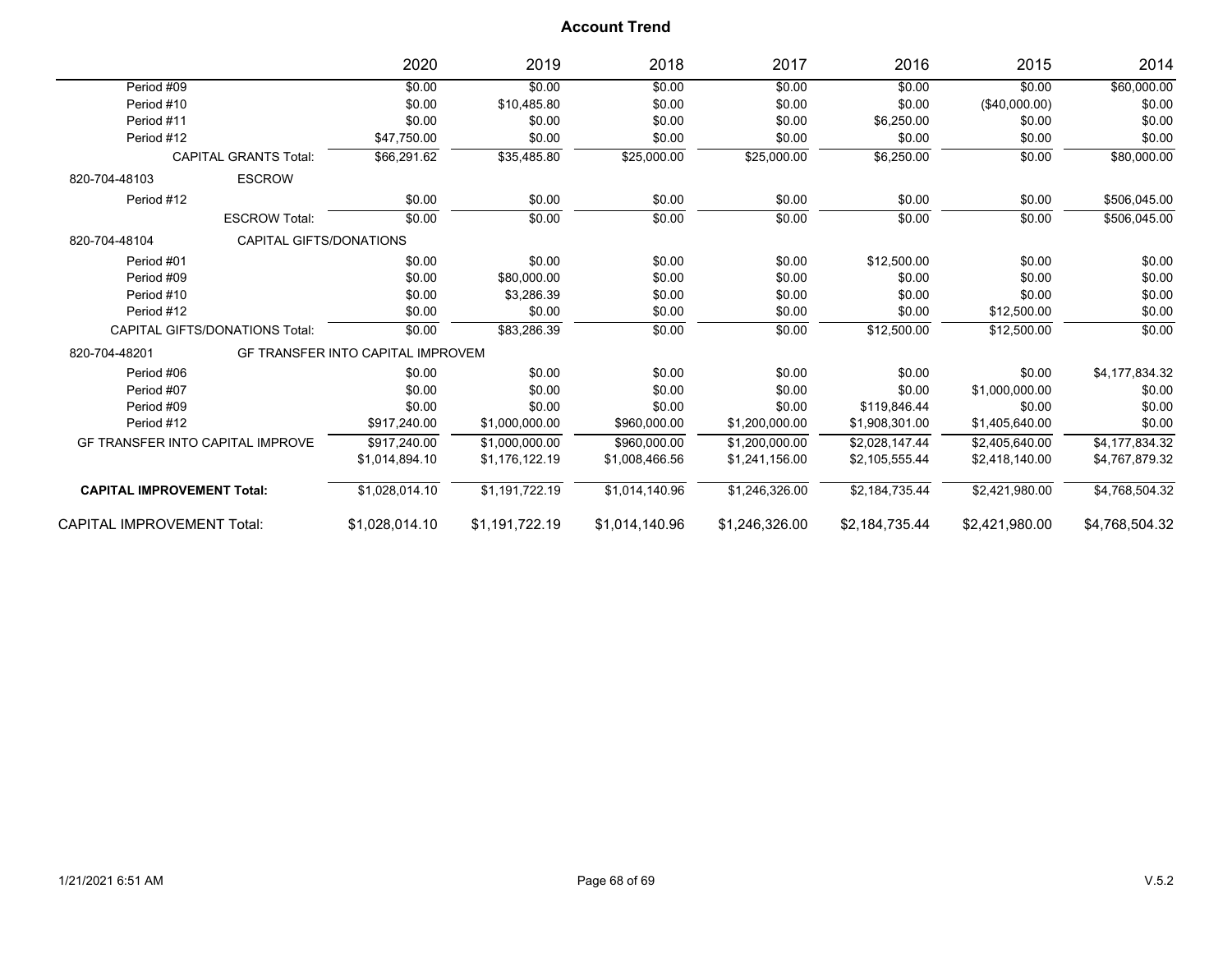# Account Trend

| | 2020 | 2019 | 2018 | 2017 | 2016 | 2015 | 2014 |
|---|---|---|---|---|---|---|---|
| Period #09 | $0.00 | $0.00 | $0.00 | $0.00 | $0.00 | $0.00 | $60,000.00 |
| Period #10 | $0.00 | $10,485.80 | $0.00 | $0.00 | $0.00 | ($40,000.00) | $0.00 |
| Period #11 | $0.00 | $0.00 | $0.00 | $0.00 | $6,250.00 | $0.00 | $0.00 |
| Period #12 | $47,750.00 | $0.00 | $0.00 | $0.00 | $0.00 | $0.00 | $0.00 |
| CAPITAL GRANTS Total: | $66,291.62 | $35,485.80 | $25,000.00 | $25,000.00 | $6,250.00 | $0.00 | $80,000.00 |
| 820-704-48103 ESCROW | | | | | | | |
| Period #12 | $0.00 | $0.00 | $0.00 | $0.00 | $0.00 | $0.00 | $506,045.00 |
| ESCROW Total: | $0.00 | $0.00 | $0.00 | $0.00 | $0.00 | $0.00 | $506,045.00 |
| 820-704-48104 CAPITAL GIFTS/DONATIONS | | | | | | | |
| Period #01 | $0.00 | $0.00 | $0.00 | $0.00 | $12,500.00 | $0.00 | $0.00 |
| Period #09 | $0.00 | $80,000.00 | $0.00 | $0.00 | $0.00 | $0.00 | $0.00 |
| Period #10 | $0.00 | $3,286.39 | $0.00 | $0.00 | $0.00 | $0.00 | $0.00 |
| Period #12 | $0.00 | $0.00 | $0.00 | $0.00 | $0.00 | $12,500.00 | $0.00 |
| CAPITAL GIFTS/DONATIONS Total: | $0.00 | $83,286.39 | $0.00 | $0.00 | $12,500.00 | $12,500.00 | $0.00 |
| 820-704-48201 GF TRANSFER INTO CAPITAL IMPROVEM | | | | | | | |
| Period #06 | $0.00 | $0.00 | $0.00 | $0.00 | $0.00 | $0.00 | $4,177,834.32 |
| Period #07 | $0.00 | $0.00 | $0.00 | $0.00 | $0.00 | $1,000,000.00 | $0.00 |
| Period #09 | $0.00 | $0.00 | $0.00 | $0.00 | $119,846.44 | $0.00 | $0.00 |
| Period #12 | $917,240.00 | $1,000,000.00 | $960,000.00 | $1,200,000.00 | $1,908,301.00 | $1,405,640.00 | $0.00 |
| GF TRANSFER INTO CAPITAL IMPROVE | $917,240.00 | $1,000,000.00 | $960,000.00 | $1,200,000.00 | $2,028,147.44 | $2,405,640.00 | $4,177,834.32 |
| | $1,014,894.10 | $1,176,122.19 | $1,008,466.56 | $1,241,156.00 | $2,105,555.44 | $2,418,140.00 | $4,767,879.32 |
| **CAPITAL IMPROVEMENT Total:** | $1,028,014.10 | $1,191,722.19 | $1,014,140.96 | $1,246,326.00 | $2,184,735.44 | $2,421,980.00 | $4,768,504.32 |
| CAPITAL IMPROVEMENT Total: | $1,028,014.10 | $1,191,722.19 | $1,014,140.96 | $1,246,326.00 | $2,184,735.44 | $2,421,980.00 | $4,768,504.32 |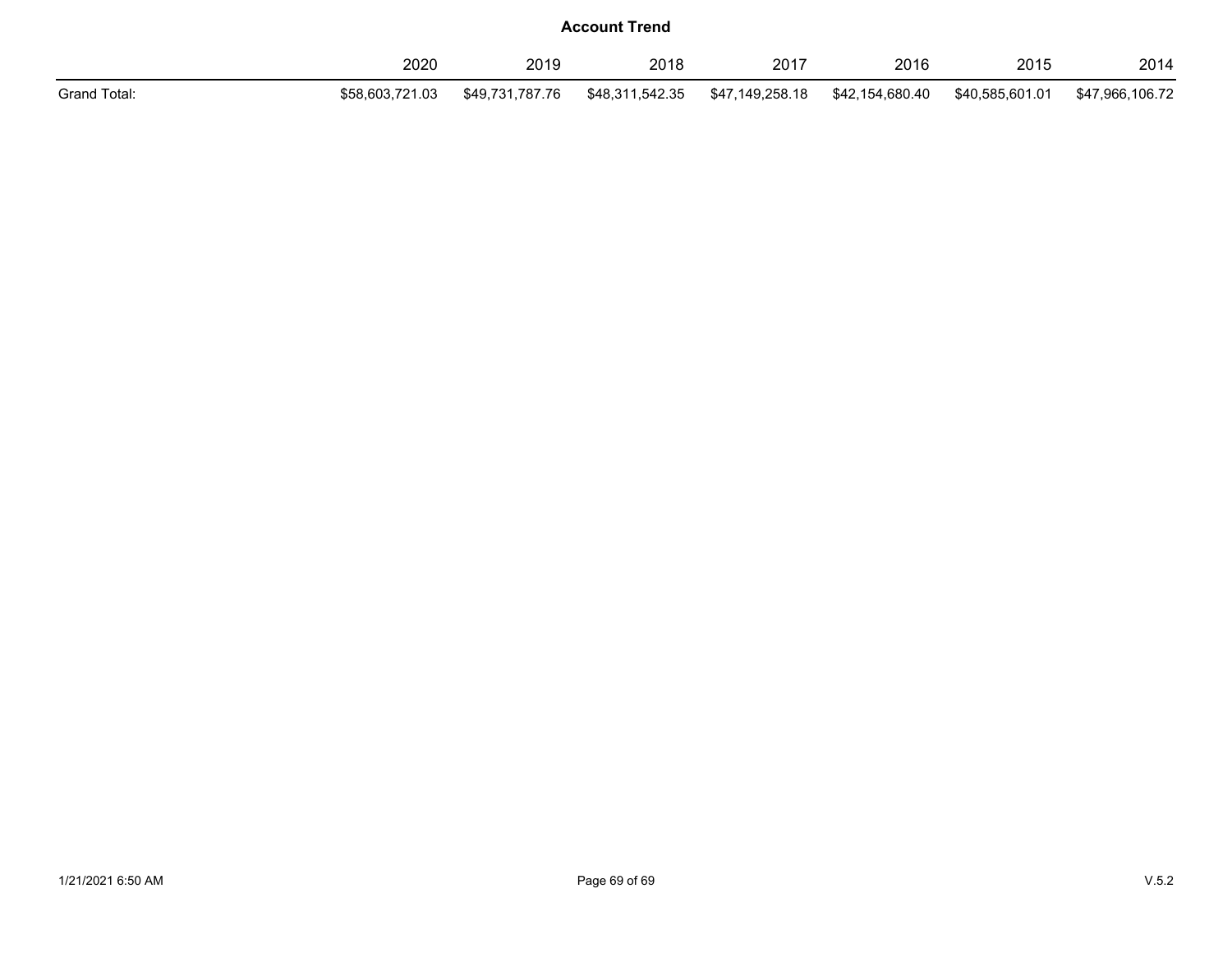**Account Trend**

| | 2020 | 2019 | 2018 | 2017 | 2016 | 2015 | 2014 |
|---|---|---|---|---|---|---|---|
| Grand Total: | $58,603,721.03 | $49,731,787.76 | $48,311,542.35 | $47,149,258.18 | $42,154,680.40 | $40,585,601.01 | $47,966,106.72 |

1/21/2021 6:50 AM

V.5.2